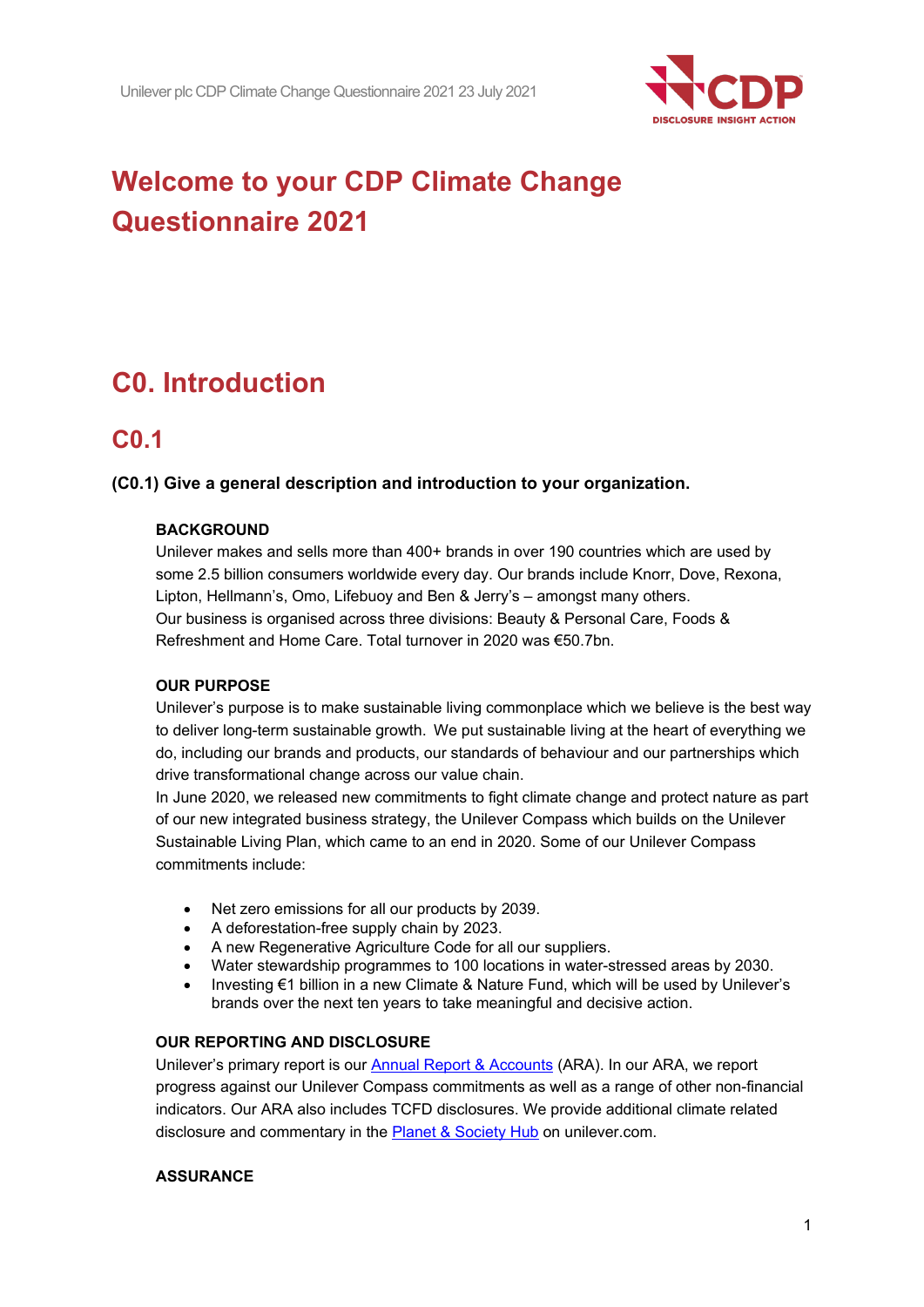# Welcome to your CDP Climate Change Questionnaire 2021

# C0. Introduction

## C0.1

**(C0.1) Give a general description and introduction to your organization.**

**BACKGROUND**

Unilever makes and sells more than 400+ brands in over 190 countries which are used by some 2.5 billion consumers worldwide every day. Our brands include Knorr, Dove, Rexona, Lipton, Hellmann's, Omo, Lifebuoy and Ben & Jerry's – amongst many others.
Our business is organised across three divisions: Beauty & Personal Care, Foods & Refreshment and Home Care. Total turnover in 2020 was €50.7bn.

**OUR PURPOSE**

Unilever's purpose is to make sustainable living commonplace which we believe is the best way to deliver long-term sustainable growth. We put sustainable living at the heart of everything we do, including our brands and products, our standards of behaviour and our partnerships which drive transformational change across our value chain.
In June 2020, we released new commitments to fight climate change and protect nature as part of our new integrated business strategy, the Unilever Compass which builds on the Unilever Sustainable Living Plan, which came to an end in 2020. Some of our Unilever Compass commitments include:

- Net zero emissions for all our products by 2039.
- A deforestation-free supply chain by 2023.
- A new Regenerative Agriculture Code for all our suppliers.
- Water stewardship programmes to 100 locations in water-stressed areas by 2030.
- Investing €1 billion in a new Climate & Nature Fund, which will be used by Unilever's brands over the next ten years to take meaningful and decisive action.

**OUR REPORTING AND DISCLOSURE**

Unilever's primary report is our Annual Report & Accounts (ARA). In our ARA, we report progress against our Unilever Compass commitments as well as a range of other non-financial indicators. Our ARA also includes TCFD disclosures. We provide additional climate related disclosure and commentary in the Planet & Society Hub on unilever.com.

**ASSURANCE**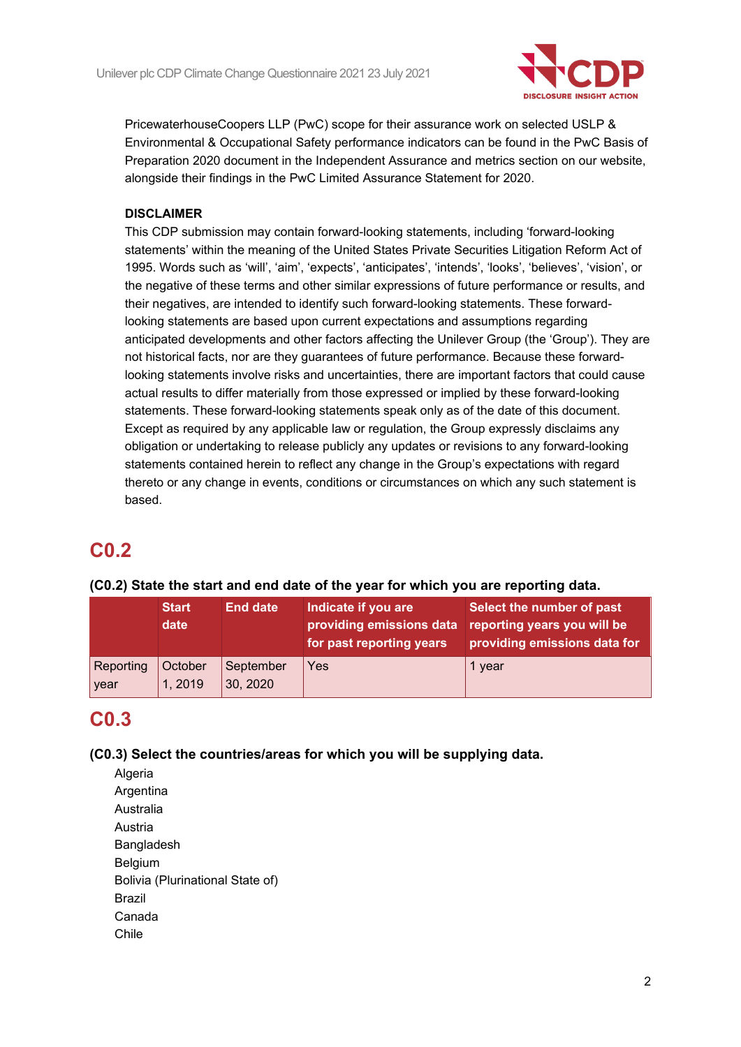PricewaterhouseCoopers LLP (PwC) scope for their assurance work on selected USLP & Environmental & Occupational Safety performance indicators can be found in the PwC Basis of Preparation 2020 document in the Independent Assurance and metrics section on our website, alongside their findings in the PwC Limited Assurance Statement for 2020.

**DISCLAIMER**

This CDP submission may contain forward-looking statements, including 'forward-looking statements' within the meaning of the United States Private Securities Litigation Reform Act of 1995. Words such as 'will', 'aim', 'expects', 'anticipates', 'intends', 'looks', 'believes', 'vision', or the negative of these terms and other similar expressions of future performance or results, and their negatives, are intended to identify such forward-looking statements. These forward-looking statements are based upon current expectations and assumptions regarding anticipated developments and other factors affecting the Unilever Group (the 'Group'). They are not historical facts, nor are they guarantees of future performance. Because these forward-looking statements involve risks and uncertainties, there are important factors that could cause actual results to differ materially from those expressed or implied by these forward-looking statements. These forward-looking statements speak only as of the date of this document. Except as required by any applicable law or regulation, the Group expressly disclaims any obligation or undertaking to release publicly any updates or revisions to any forward-looking statements contained herein to reflect any change in the Group's expectations with regard thereto or any change in events, conditions or circumstances on which any such statement is based.

## C0.2

**(C0.2) State the start and end date of the year for which you are reporting data.**

| | Start date | End date | Indicate if you are providing emissions data for past reporting years | Select the number of past reporting years you will be providing emissions data for |
|---|---|---|---|---|
| Reporting year | October 1, 2019 | September 30, 2020 | Yes | 1 year |

## C0.3

**(C0.3) Select the countries/areas for which you will be supplying data.**

Algeria
Argentina
Australia
Austria
Bangladesh
Belgium
Bolivia (Plurinational State of)
Brazil
Canada
Chile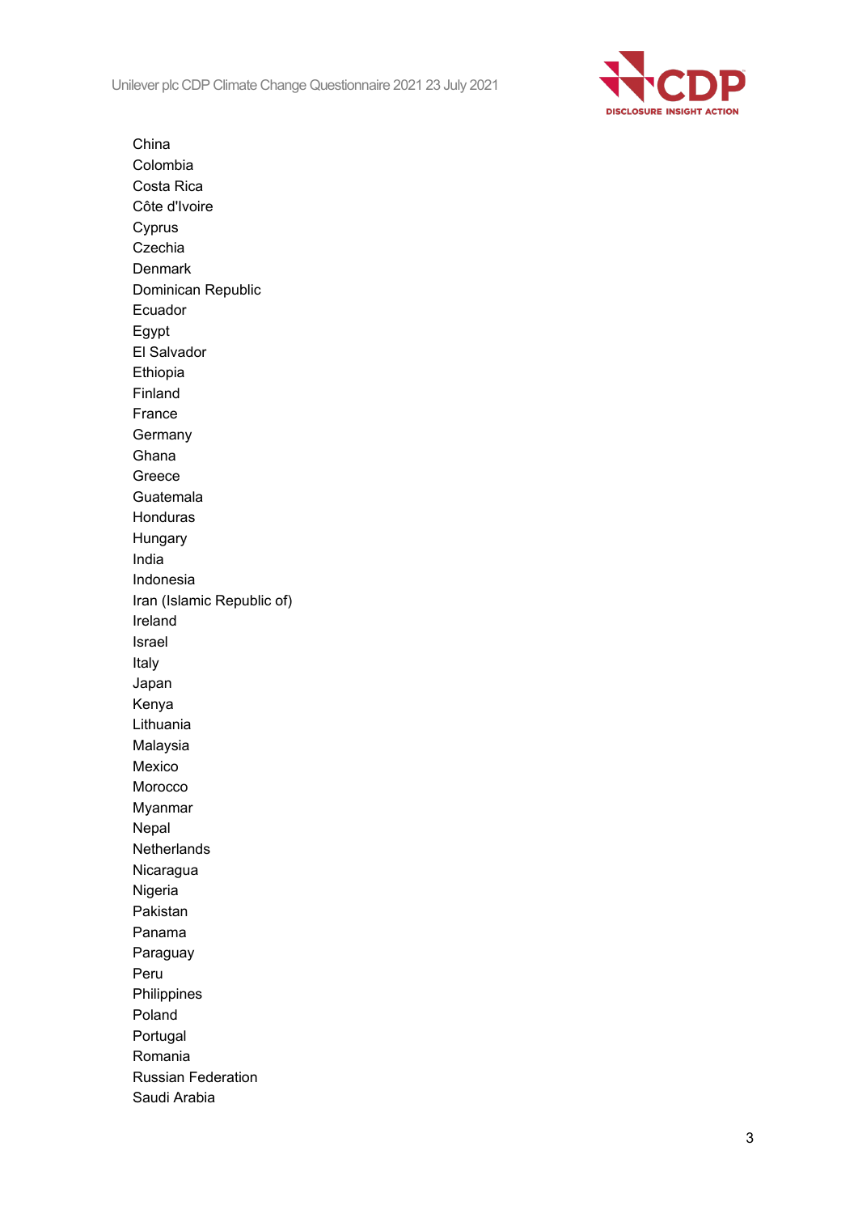China
Colombia
Costa Rica
Côte d'Ivoire
Cyprus
Czechia
Denmark
Dominican Republic
Ecuador
Egypt
El Salvador
Ethiopia
Finland
France
Germany
Ghana
Greece
Guatemala
Honduras
Hungary
India
Indonesia
Iran (Islamic Republic of)
Ireland
Israel
Italy
Japan
Kenya
Lithuania
Malaysia
Mexico
Morocco
Myanmar
Nepal
Netherlands
Nicaragua
Nigeria
Pakistan
Panama
Paraguay
Peru
Philippines
Poland
Portugal
Romania
Russian Federation
Saudi Arabia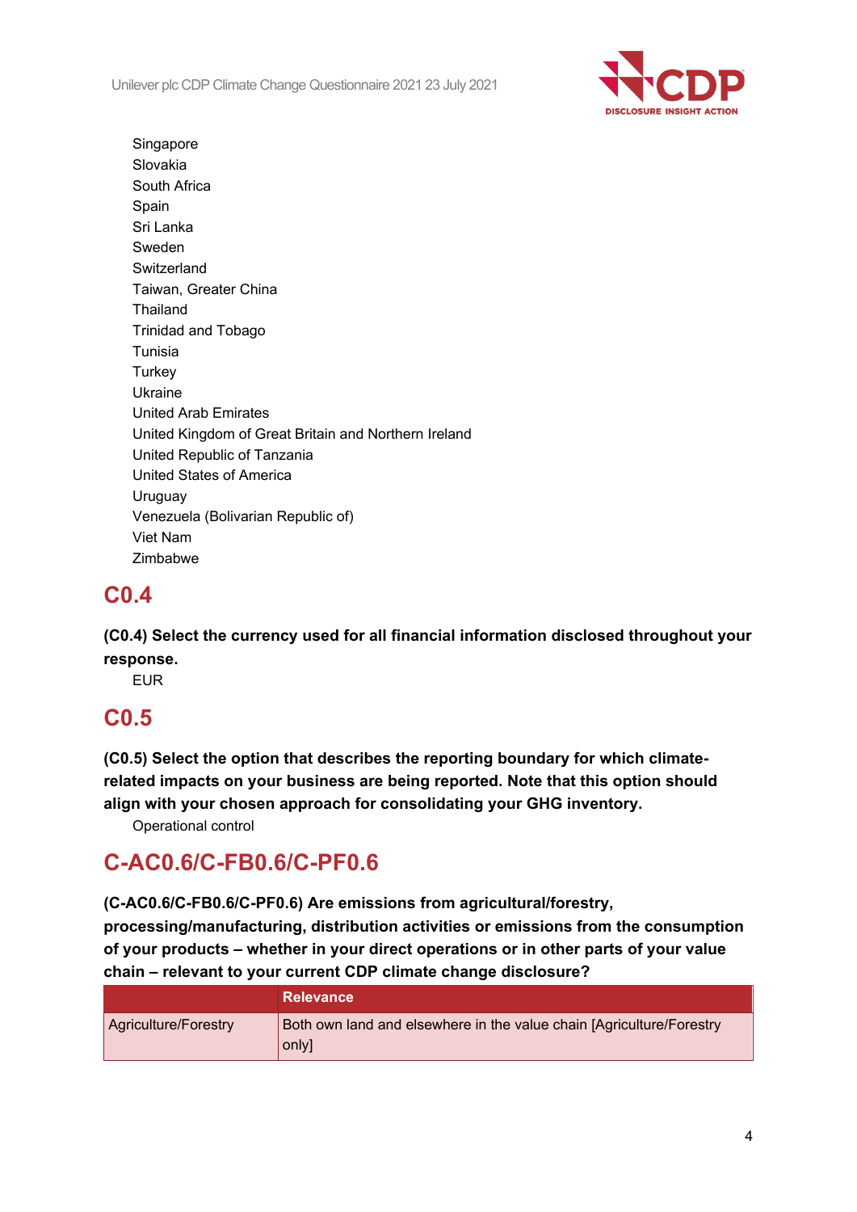Singapore
Slovakia
South Africa
Spain
Sri Lanka
Sweden
Switzerland
Taiwan, Greater China
Thailand
Trinidad and Tobago
Tunisia
Turkey
Ukraine
United Arab Emirates
United Kingdom of Great Britain and Northern Ireland
United Republic of Tanzania
United States of America
Uruguay
Venezuela (Bolivarian Republic of)
Viet Nam
Zimbabwe

## C0.4

**(C0.4) Select the currency used for all financial information disclosed throughout your response.**

EUR

## C0.5

**(C0.5) Select the option that describes the reporting boundary for which climate-related impacts on your business are being reported. Note that this option should align with your chosen approach for consolidating your GHG inventory.**

Operational control

## C-AC0.6/C-FB0.6/C-PF0.6

**(C-AC0.6/C-FB0.6/C-PF0.6) Are emissions from agricultural/forestry, processing/manufacturing, distribution activities or emissions from the consumption of your products – whether in your direct operations or in other parts of your value chain – relevant to your current CDP climate change disclosure?**

| | Relevance |
|---|---|
| Agriculture/Forestry | Both own land and elsewhere in the value chain [Agriculture/Forestry only] |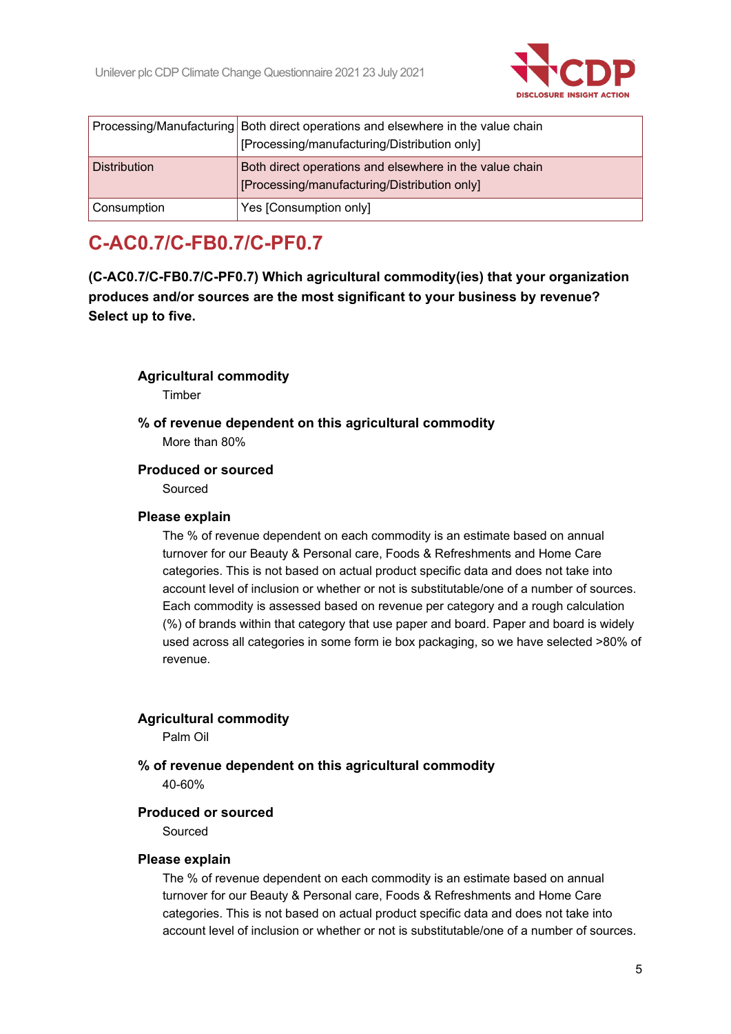| | |
|---|---|
| Processing/Manufacturing | Both direct operations and elsewhere in the value chain [Processing/manufacturing/Distribution only] |
| Distribution | Both direct operations and elsewhere in the value chain [Processing/manufacturing/Distribution only] |
| Consumption | Yes [Consumption only] |

## C-AC0.7/C-FB0.7/C-PF0.7

**(C-AC0.7/C-FB0.7/C-PF0.7) Which agricultural commodity(ies) that your organization produces and/or sources are the most significant to your business by revenue? Select up to five.**

**Agricultural commodity**

Timber

**% of revenue dependent on this agricultural commodity**

More than 80%

**Produced or sourced**

Sourced

**Please explain**

The % of revenue dependent on each commodity is an estimate based on annual turnover for our Beauty & Personal care, Foods & Refreshments and Home Care categories. This is not based on actual product specific data and does not take into account level of inclusion or whether or not is substitutable/one of a number of sources. Each commodity is assessed based on revenue per category and a rough calculation (%) of brands within that category that use paper and board. Paper and board is widely used across all categories in some form ie box packaging, so we have selected >80% of revenue.

**Agricultural commodity**

Palm Oil

**% of revenue dependent on this agricultural commodity**

40-60%

**Produced or sourced**

Sourced

**Please explain**

The % of revenue dependent on each commodity is an estimate based on annual turnover for our Beauty & Personal care, Foods & Refreshments and Home Care categories. This is not based on actual product specific data and does not take into account level of inclusion or whether or not is substitutable/one of a number of sources.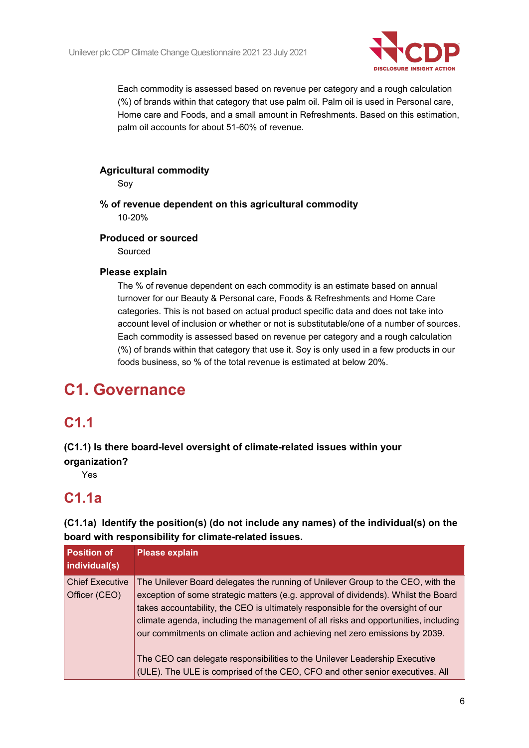Each commodity is assessed based on revenue per category and a rough calculation (%) of brands within that category that use palm oil. Palm oil is used in Personal care, Home care and Foods, and a small amount in Refreshments. Based on this estimation, palm oil accounts for about 51-60% of revenue.

**Agricultural commodity**

Soy

**% of revenue dependent on this agricultural commodity**

10-20%

**Produced or sourced**

Sourced

**Please explain**

The % of revenue dependent on each commodity is an estimate based on annual turnover for our Beauty & Personal care, Foods & Refreshments and Home Care categories. This is not based on actual product specific data and does not take into account level of inclusion or whether or not is substitutable/one of a number of sources. Each commodity is assessed based on revenue per category and a rough calculation (%) of brands within that category that use it. Soy is only used in a few products in our foods business, so % of the total revenue is estimated at below 20%.

# C1. Governance

## C1.1

**(C1.1) Is there board-level oversight of climate-related issues within your organization?**

Yes

## C1.1a

**(C1.1a) Identify the position(s) (do not include any names) of the individual(s) on the board with responsibility for climate-related issues.**

| Position of individual(s) | Please explain |
| --- | --- |
| Chief Executive Officer (CEO) | The Unilever Board delegates the running of Unilever Group to the CEO, with the exception of some strategic matters (e.g. approval of dividends). Whilst the Board takes accountability, the CEO is ultimately responsible for the oversight of our climate agenda, including the management of all risks and opportunities, including our commitments on climate action and achieving net zero emissions by 2039.<br><br>The CEO can delegate responsibilities to the Unilever Leadership Executive (ULE). The ULE is comprised of the CEO, CFO and other senior executives. All |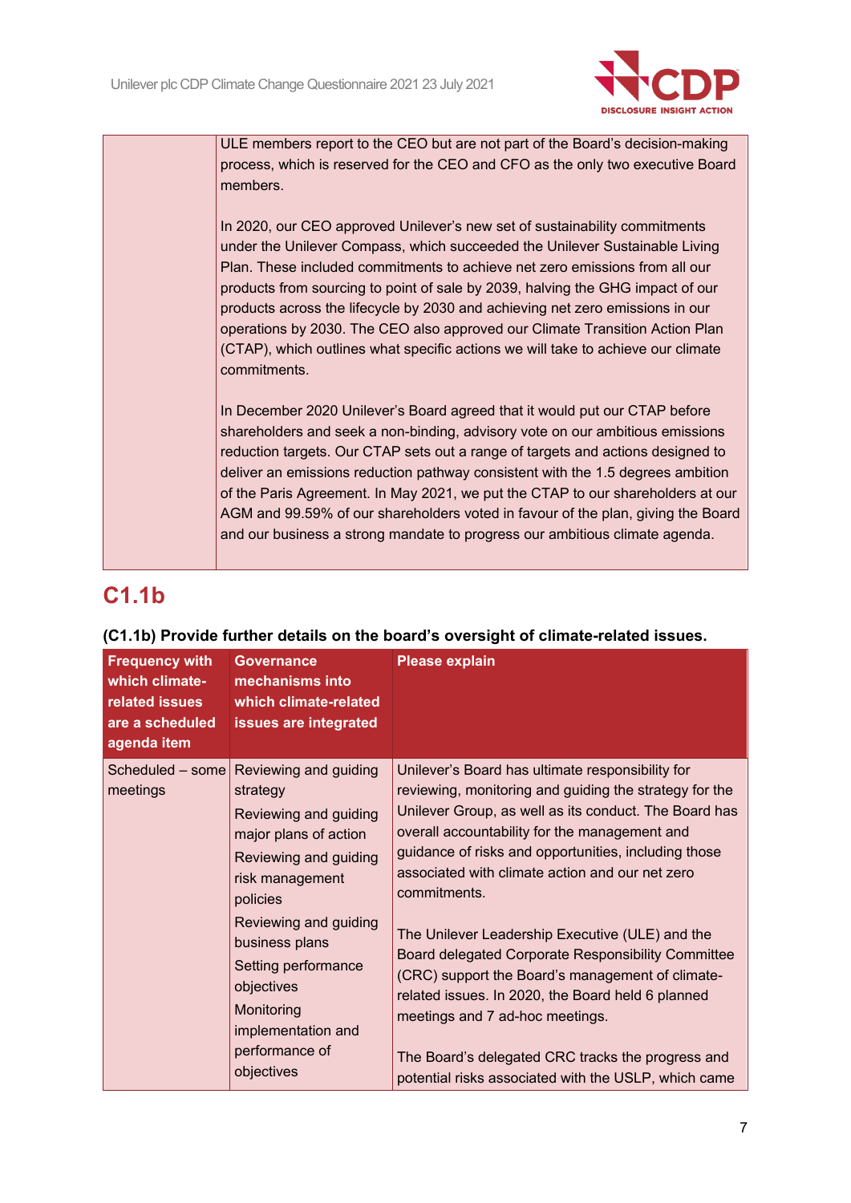| | |
|---|---|
| | ULE members report to the CEO but are not part of the Board's decision-making process, which is reserved for the CEO and CFO as the only two executive Board members.<br><br>In 2020, our CEO approved Unilever's new set of sustainability commitments under the Unilever Compass, which succeeded the Unilever Sustainable Living Plan. These included commitments to achieve net zero emissions from all our products from sourcing to point of sale by 2039, halving the GHG impact of our products across the lifecycle by 2030 and achieving net zero emissions in our operations by 2030. The CEO also approved our Climate Transition Action Plan (CTAP), which outlines what specific actions we will take to achieve our climate commitments.<br><br>In December 2020 Unilever's Board agreed that it would put our CTAP before shareholders and seek a non-binding, advisory vote on our ambitious emissions reduction targets. Our CTAP sets out a range of targets and actions designed to deliver an emissions reduction pathway consistent with the 1.5 degrees ambition of the Paris Agreement. In May 2021, we put the CTAP to our shareholders at our AGM and 99.59% of our shareholders voted in favour of the plan, giving the Board and our business a strong mandate to progress our ambitious climate agenda. |

## C1.1b

**(C1.1b) Provide further details on the board's oversight of climate-related issues.**

| Frequency with which climate-related issues are a scheduled agenda item | Governance mechanisms into which climate-related issues are integrated | Please explain |
|---|---|---|
| Scheduled – some meetings | Reviewing and guiding strategy<br>Reviewing and guiding major plans of action<br>Reviewing and guiding risk management policies<br>Reviewing and guiding business plans<br>Setting performance objectives<br>Monitoring implementation and performance of objectives | Unilever's Board has ultimate responsibility for reviewing, monitoring and guiding the strategy for the Unilever Group, as well as its conduct. The Board has overall accountability for the management and guidance of risks and opportunities, including those associated with climate action and our net zero commitments.<br><br>The Unilever Leadership Executive (ULE) and the Board delegated Corporate Responsibility Committee (CRC) support the Board's management of climate-related issues. In 2020, the Board held 6 planned meetings and 7 ad-hoc meetings.<br><br>The Board's delegated CRC tracks the progress and potential risks associated with the USLP, which came |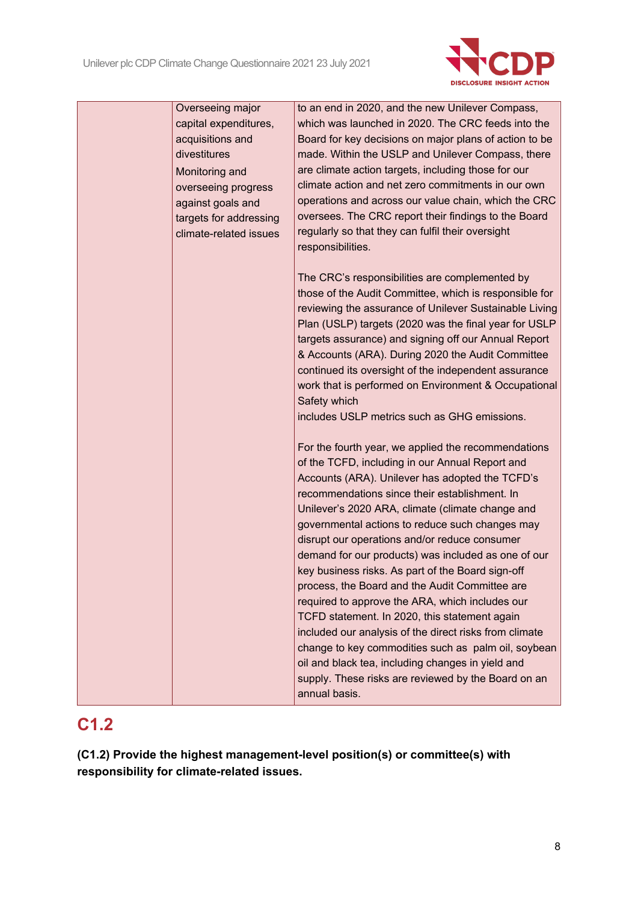| | | |
|---|---|---|
| | Overseeing major capital expenditures, acquisitions and divestitures<br>Monitoring and overseeing progress against goals and targets for addressing climate-related issues | to an end in 2020, and the new Unilever Compass, which was launched in 2020. The CRC feeds into the Board for key decisions on major plans of action to be made. Within the USLP and Unilever Compass, there are climate action targets, including those for our climate action and net zero commitments in our own operations and across our value chain, which the CRC oversees. The CRC report their findings to the Board regularly so that they can fulfil their oversight responsibilities.<br><br>The CRC's responsibilities are complemented by those of the Audit Committee, which is responsible for reviewing the assurance of Unilever Sustainable Living Plan (USLP) targets (2020 was the final year for USLP targets assurance) and signing off our Annual Report & Accounts (ARA). During 2020 the Audit Committee continued its oversight of the independent assurance work that is performed on Environment & Occupational Safety which includes USLP metrics such as GHG emissions.<br><br>For the fourth year, we applied the recommendations of the TCFD, including in our Annual Report and Accounts (ARA). Unilever has adopted the TCFD's recommendations since their establishment. In Unilever's 2020 ARA, climate (climate change and governmental actions to reduce such changes may disrupt our operations and/or reduce consumer demand for our products) was included as one of our key business risks. As part of the Board sign-off process, the Board and the Audit Committee are required to approve the ARA, which includes our TCFD statement. In 2020, this statement again included our analysis of the direct risks from climate change to key commodities such as palm oil, soybean oil and black tea, including changes in yield and supply. These risks are reviewed by the Board on an annual basis. |

## C1.2

**(C1.2) Provide the highest management-level position(s) or committee(s) with responsibility for climate-related issues.**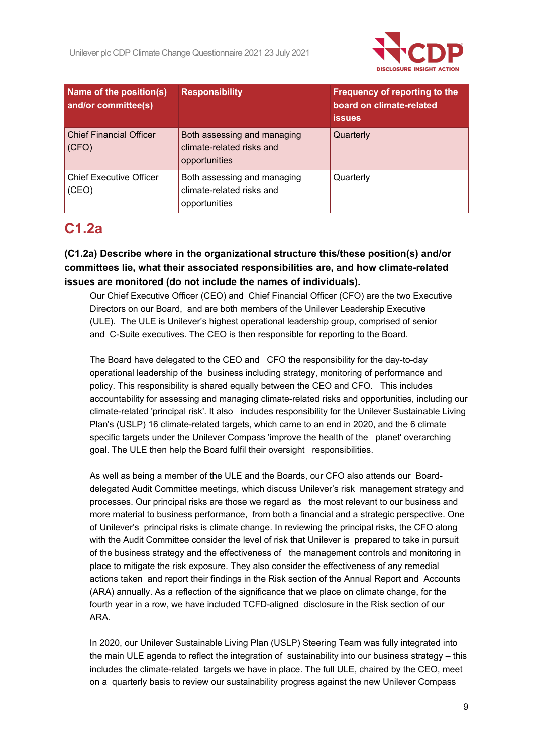| Name of the position(s) and/or committee(s) | Responsibility | Frequency of reporting to the board on climate-related issues |
|---|---|---|
| Chief Financial Officer (CFO) | Both assessing and managing climate-related risks and opportunities | Quarterly |
| Chief Executive Officer (CEO) | Both assessing and managing climate-related risks and opportunities | Quarterly |

## C1.2a

**(C1.2a) Describe where in the organizational structure this/these position(s) and/or committees lie, what their associated responsibilities are, and how climate-related issues are monitored (do not include the names of individuals).**

Our Chief Executive Officer (CEO) and Chief Financial Officer (CFO) are the two Executive Directors on our Board, and are both members of the Unilever Leadership Executive (ULE). The ULE is Unilever's highest operational leadership group, comprised of senior and C-Suite executives. The CEO is then responsible for reporting to the Board.

The Board have delegated to the CEO and CFO the responsibility for the day-to-day operational leadership of the business including strategy, monitoring of performance and policy. This responsibility is shared equally between the CEO and CFO. This includes accountability for assessing and managing climate-related risks and opportunities, including our climate-related 'principal risk'. It also includes responsibility for the Unilever Sustainable Living Plan's (USLP) 16 climate-related targets, which came to an end in 2020, and the 6 climate specific targets under the Unilever Compass 'improve the health of the planet' overarching goal. The ULE then help the Board fulfil their oversight responsibilities.

As well as being a member of the ULE and the Boards, our CFO also attends our Board-delegated Audit Committee meetings, which discuss Unilever's risk management strategy and processes. Our principal risks are those we regard as the most relevant to our business and more material to business performance, from both a financial and a strategic perspective. One of Unilever's principal risks is climate change. In reviewing the principal risks, the CFO along with the Audit Committee consider the level of risk that Unilever is prepared to take in pursuit of the business strategy and the effectiveness of the management controls and monitoring in place to mitigate the risk exposure. They also consider the effectiveness of any remedial actions taken and report their findings in the Risk section of the Annual Report and Accounts (ARA) annually. As a reflection of the significance that we place on climate change, for the fourth year in a row, we have included TCFD-aligned disclosure in the Risk section of our ARA.

In 2020, our Unilever Sustainable Living Plan (USLP) Steering Team was fully integrated into the main ULE agenda to reflect the integration of sustainability into our business strategy – this includes the climate-related targets we have in place. The full ULE, chaired by the CEO, meet on a quarterly basis to review our sustainability progress against the new Unilever Compass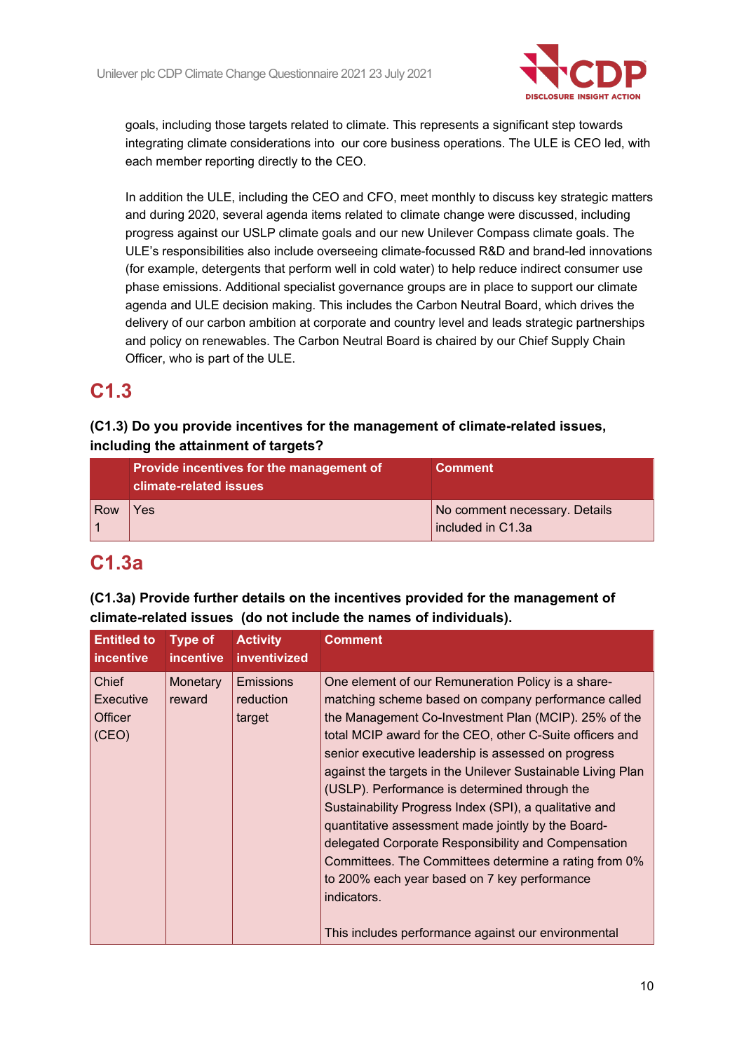goals, including those targets related to climate. This represents a significant step towards integrating climate considerations into our core business operations. The ULE is CEO led, with each member reporting directly to the CEO.

In addition the ULE, including the CEO and CFO, meet monthly to discuss key strategic matters and during 2020, several agenda items related to climate change were discussed, including progress against our USLP climate goals and our new Unilever Compass climate goals. The ULE's responsibilities also include overseeing climate-focussed R&D and brand-led innovations (for example, detergents that perform well in cold water) to help reduce indirect consumer use phase emissions. Additional specialist governance groups are in place to support our climate agenda and ULE decision making. This includes the Carbon Neutral Board, which drives the delivery of our carbon ambition at corporate and country level and leads strategic partnerships and policy on renewables. The Carbon Neutral Board is chaired by our Chief Supply Chain Officer, who is part of the ULE.

## C1.3

### (C1.3) Do you provide incentives for the management of climate-related issues, including the attainment of targets?

| | Provide incentives for the management of climate-related issues | Comment |
|---|---|---|
| Row 1 | Yes | No comment necessary. Details included in C1.3a |

## C1.3a

### (C1.3a) Provide further details on the incentives provided for the management of climate-related issues (do not include the names of individuals).

| Entitled to incentive | Type of incentive | Activity inventivized | Comment |
|---|---|---|---|
| Chief Executive Officer (CEO) | Monetary reward | Emissions reduction target | One element of our Remuneration Policy is a share-matching scheme based on company performance called the Management Co-Investment Plan (MCIP). 25% of the total MCIP award for the CEO, other C-Suite officers and senior executive leadership is assessed on progress against the targets in the Unilever Sustainable Living Plan (USLP). Performance is determined through the Sustainability Progress Index (SPI), a qualitative and quantitative assessment made jointly by the Board-delegated Corporate Responsibility and Compensation Committees. The Committees determine a rating from 0% to 200% each year based on 7 key performance indicators.<br><br>This includes performance against our environmental |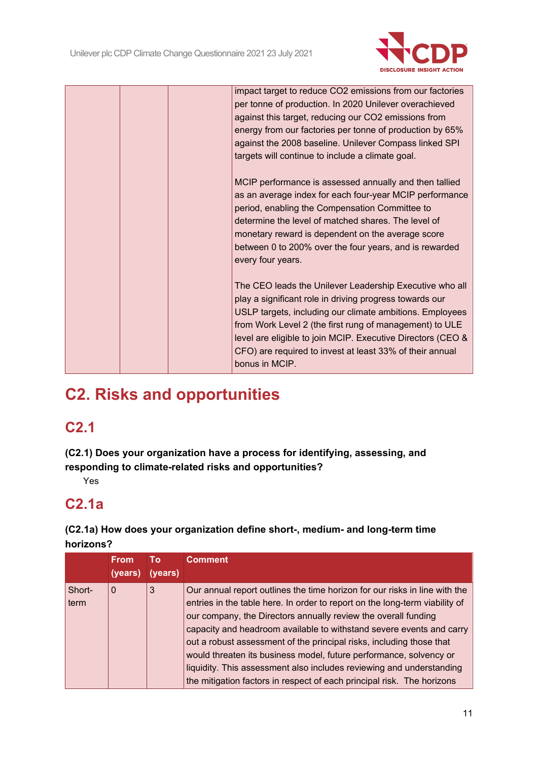| | | | |
|---|---|---|---|
| | | | impact target to reduce $CO_2$ emissions from our factories per tonne of production. In 2020 Unilever overachieved against this target, reducing our $CO_2$ emissions from energy from our factories per tonne of production by 65% against the 2008 baseline. Unilever Compass linked SPI targets will continue to include a climate goal.<br><br>MCIP performance is assessed annually and then tallied as an average index for each four-year MCIP performance period, enabling the Compensation Committee to determine the level of matched shares. The level of monetary reward is dependent on the average score between 0 to 200% over the four years, and is rewarded every four years.<br><br>The CEO leads the Unilever Leadership Executive who all play a significant role in driving progress towards our USLP targets, including our climate ambitions. Employees from Work Level 2 (the first rung of management) to ULE level are eligible to join MCIP. Executive Directors (CEO & CFO) are required to invest at least 33% of their annual bonus in MCIP. |

# C2. Risks and opportunities

## C2.1

**(C2.1) Does your organization have a process for identifying, assessing, and responding to climate-related risks and opportunities?**

Yes

## C2.1a

**(C2.1a) How does your organization define short-, medium- and long-term time horizons?**

| | From (years) | To (years) | Comment |
|---|---|---|---|
| Short-term | 0 | 3 | Our annual report outlines the time horizon for our risks in line with the entries in the table here. In order to report on the long-term viability of our company, the Directors annually review the overall funding capacity and headroom available to withstand severe events and carry out a robust assessment of the principal risks, including those that would threaten its business model, future performance, solvency or liquidity. This assessment also includes reviewing and understanding the mitigation factors in respect of each principal risk. The horizons |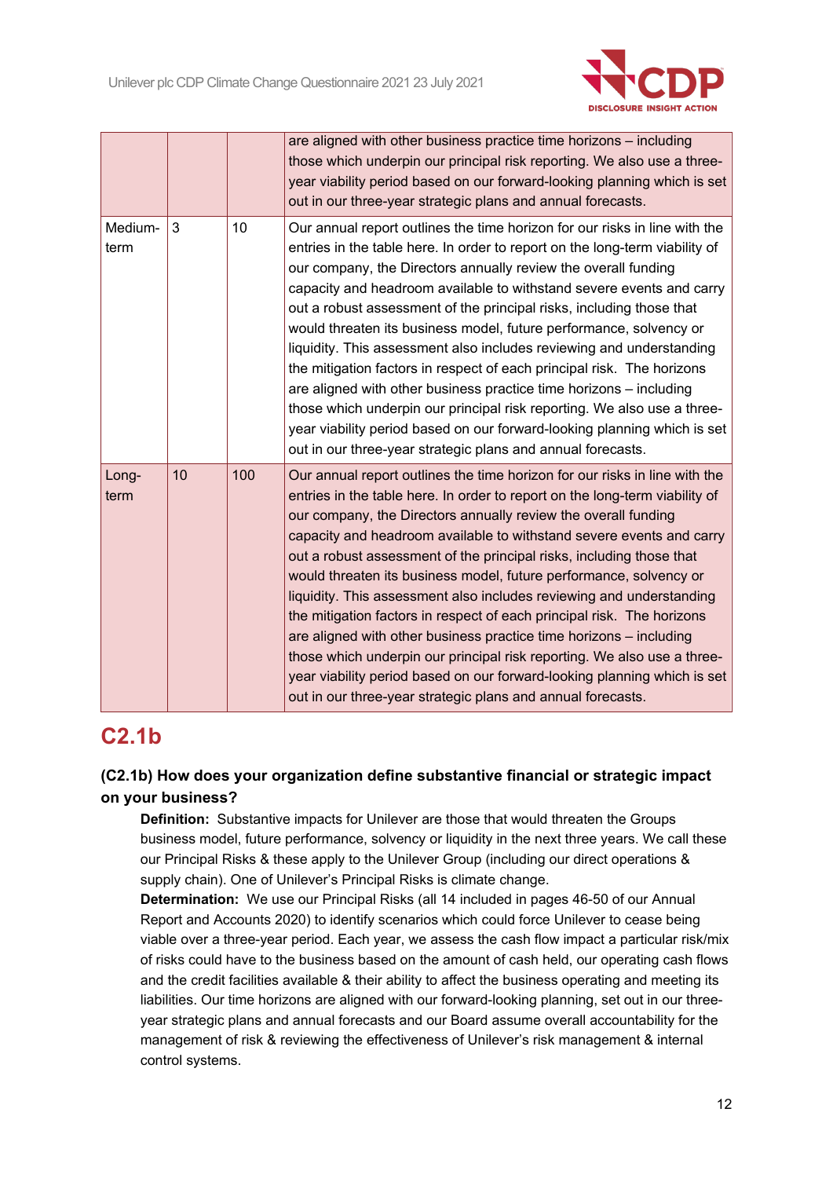| | | | |
|---|---|---|---|
| | | | are aligned with other business practice time horizons – including those which underpin our principal risk reporting. We also use a three-year viability period based on our forward-looking planning which is set out in our three-year strategic plans and annual forecasts. |
| Medium-term | 3 | 10 | Our annual report outlines the time horizon for our risks in line with the entries in the table here. In order to report on the long-term viability of our company, the Directors annually review the overall funding capacity and headroom available to withstand severe events and carry out a robust assessment of the principal risks, including those that would threaten its business model, future performance, solvency or liquidity. This assessment also includes reviewing and understanding the mitigation factors in respect of each principal risk. The horizons are aligned with other business practice time horizons – including those which underpin our principal risk reporting. We also use a three-year viability period based on our forward-looking planning which is set out in our three-year strategic plans and annual forecasts. |
| Long-term | 10 | 100 | Our annual report outlines the time horizon for our risks in line with the entries in the table here. In order to report on the long-term viability of our company, the Directors annually review the overall funding capacity and headroom available to withstand severe events and carry out a robust assessment of the principal risks, including those that would threaten its business model, future performance, solvency or liquidity. This assessment also includes reviewing and understanding the mitigation factors in respect of each principal risk. The horizons are aligned with other business practice time horizons – including those which underpin our principal risk reporting. We also use a three-year viability period based on our forward-looking planning which is set out in our three-year strategic plans and annual forecasts. |

## C2.1b

### (C2.1b) How does your organization define substantive financial or strategic impact on your business?

**Definition:** Substantive impacts for Unilever are those that would threaten the Groups business model, future performance, solvency or liquidity in the next three years. We call these our Principal Risks & these apply to the Unilever Group (including our direct operations & supply chain). One of Unilever's Principal Risks is climate change.

**Determination:** We use our Principal Risks (all 14 included in pages 46-50 of our Annual Report and Accounts 2020) to identify scenarios which could force Unilever to cease being viable over a three-year period. Each year, we assess the cash flow impact a particular risk/mix of risks could have to the business based on the amount of cash held, our operating cash flows and the credit facilities available & their ability to affect the business operating and meeting its liabilities. Our time horizons are aligned with our forward-looking planning, set out in our three-year strategic plans and annual forecasts and our Board assume overall accountability for the management of risk & reviewing the effectiveness of Unilever's risk management & internal control systems.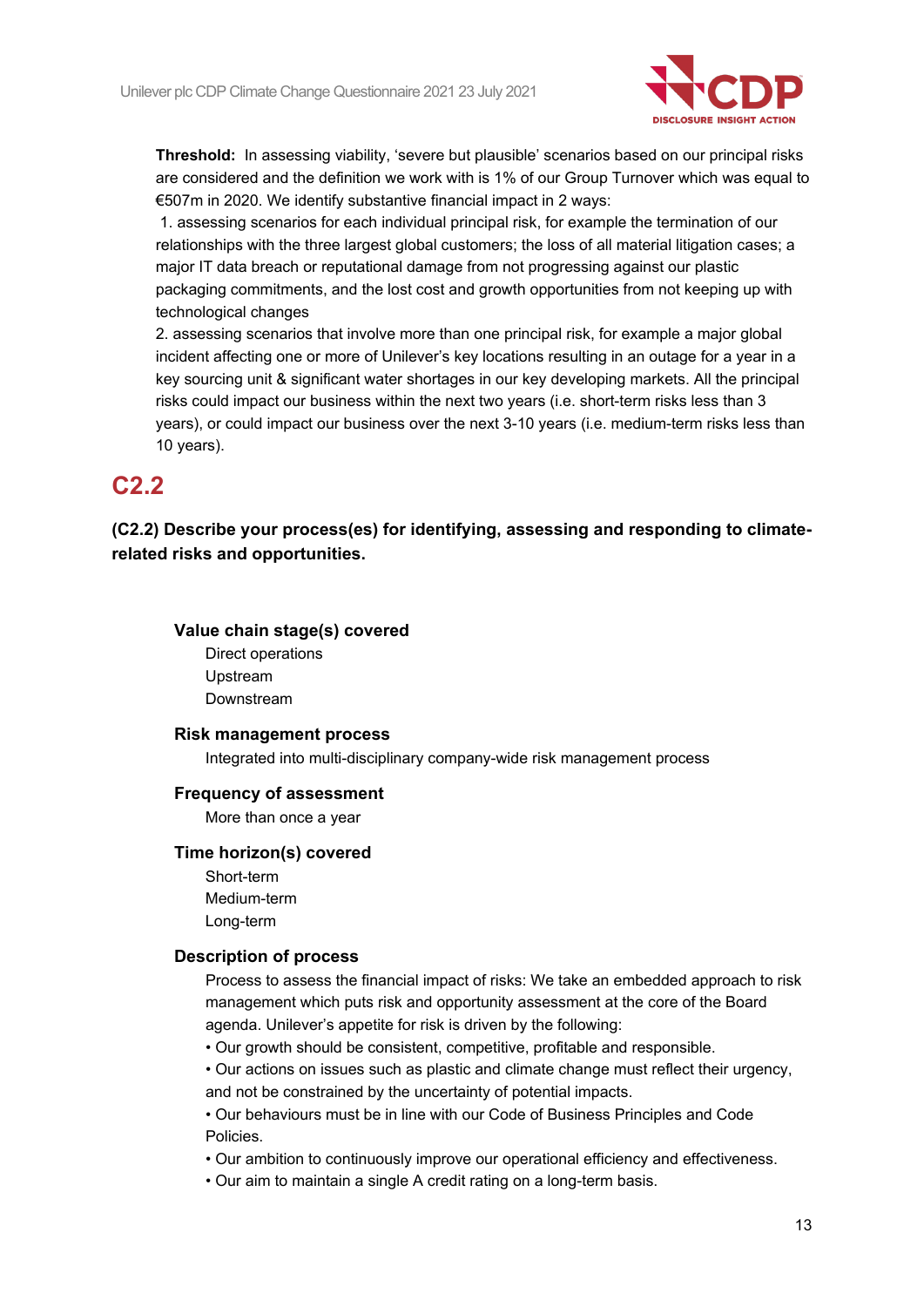**Threshold:** In assessing viability, 'severe but plausible' scenarios based on our principal risks are considered and the definition we work with is 1% of our Group Turnover which was equal to €507m in 2020. We identify substantive financial impact in 2 ways:

1. assessing scenarios for each individual principal risk, for example the termination of our relationships with the three largest global customers; the loss of all material litigation cases; a major IT data breach or reputational damage from not progressing against our plastic packaging commitments, and the lost cost and growth opportunities from not keeping up with technological changes
2. assessing scenarios that involve more than one principal risk, for example a major global incident affecting one or more of Unilever's key locations resulting in an outage for a year in a key sourcing unit & significant water shortages in our key developing markets. All the principal risks could impact our business within the next two years (i.e. short-term risks less than 3 years), or could impact our business over the next 3-10 years (i.e. medium-term risks less than 10 years).

## C2.2

**(C2.2) Describe your process(es) for identifying, assessing and responding to climate-related risks and opportunities.**

**Value chain stage(s) covered**

Direct operations
Upstream
Downstream

**Risk management process**

Integrated into multi-disciplinary company-wide risk management process

**Frequency of assessment**

More than once a year

**Time horizon(s) covered**

Short-term
Medium-term
Long-term

**Description of process**

Process to assess the financial impact of risks: We take an embedded approach to risk management which puts risk and opportunity assessment at the core of the Board agenda. Unilever's appetite for risk is driven by the following:

- Our growth should be consistent, competitive, profitable and responsible.
- Our actions on issues such as plastic and climate change must reflect their urgency, and not be constrained by the uncertainty of potential impacts.
- Our behaviours must be in line with our Code of Business Principles and Code Policies.
- Our ambition to continuously improve our operational efficiency and effectiveness.
- Our aim to maintain a single A credit rating on a long-term basis.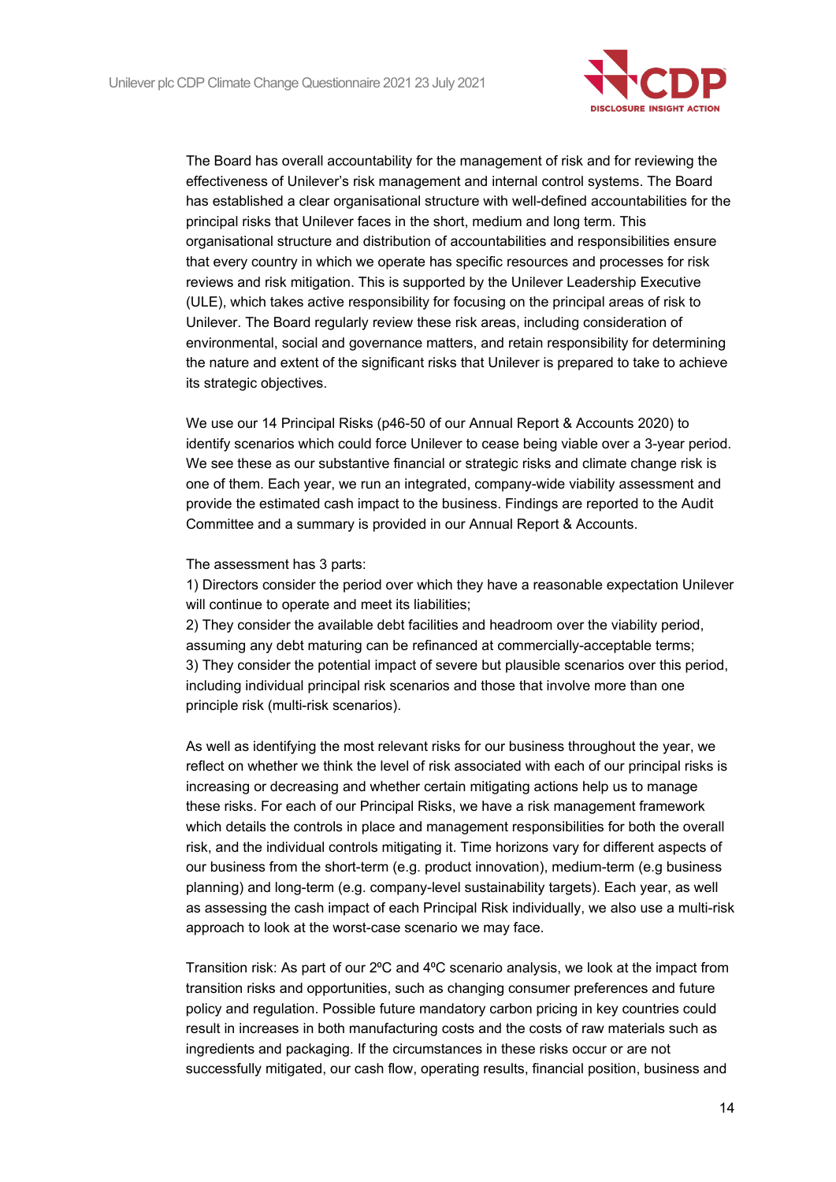The Board has overall accountability for the management of risk and for reviewing the effectiveness of Unilever's risk management and internal control systems. The Board has established a clear organisational structure with well-defined accountabilities for the principal risks that Unilever faces in the short, medium and long term. This organisational structure and distribution of accountabilities and responsibilities ensure that every country in which we operate has specific resources and processes for risk reviews and risk mitigation. This is supported by the Unilever Leadership Executive (ULE), which takes active responsibility for focusing on the principal areas of risk to Unilever. The Board regularly review these risk areas, including consideration of environmental, social and governance matters, and retain responsibility for determining the nature and extent of the significant risks that Unilever is prepared to take to achieve its strategic objectives.

We use our 14 Principal Risks (p46-50 of our Annual Report & Accounts 2020) to identify scenarios which could force Unilever to cease being viable over a 3-year period. We see these as our substantive financial or strategic risks and climate change risk is one of them. Each year, we run an integrated, company-wide viability assessment and provide the estimated cash impact to the business. Findings are reported to the Audit Committee and a summary is provided in our Annual Report & Accounts.

The assessment has 3 parts:

1) Directors consider the period over which they have a reasonable expectation Unilever will continue to operate and meet its liabilities;

2) They consider the available debt facilities and headroom over the viability period, assuming any debt maturing can be refinanced at commercially-acceptable terms;

3) They consider the potential impact of severe but plausible scenarios over this period, including individual principal risk scenarios and those that involve more than one principle risk (multi-risk scenarios).

As well as identifying the most relevant risks for our business throughout the year, we reflect on whether we think the level of risk associated with each of our principal risks is increasing or decreasing and whether certain mitigating actions help us to manage these risks. For each of our Principal Risks, we have a risk management framework which details the controls in place and management responsibilities for both the overall risk, and the individual controls mitigating it. Time horizons vary for different aspects of our business from the short-term (e.g. product innovation), medium-term (e.g business planning) and long-term (e.g. company-level sustainability targets). Each year, as well as assessing the cash impact of each Principal Risk individually, we also use a multi-risk approach to look at the worst-case scenario we may face.

Transition risk: As part of our 2ºC and 4ºC scenario analysis, we look at the impact from transition risks and opportunities, such as changing consumer preferences and future policy and regulation. Possible future mandatory carbon pricing in key countries could result in increases in both manufacturing costs and the costs of raw materials such as ingredients and packaging. If the circumstances in these risks occur or are not successfully mitigated, our cash flow, operating results, financial position, business and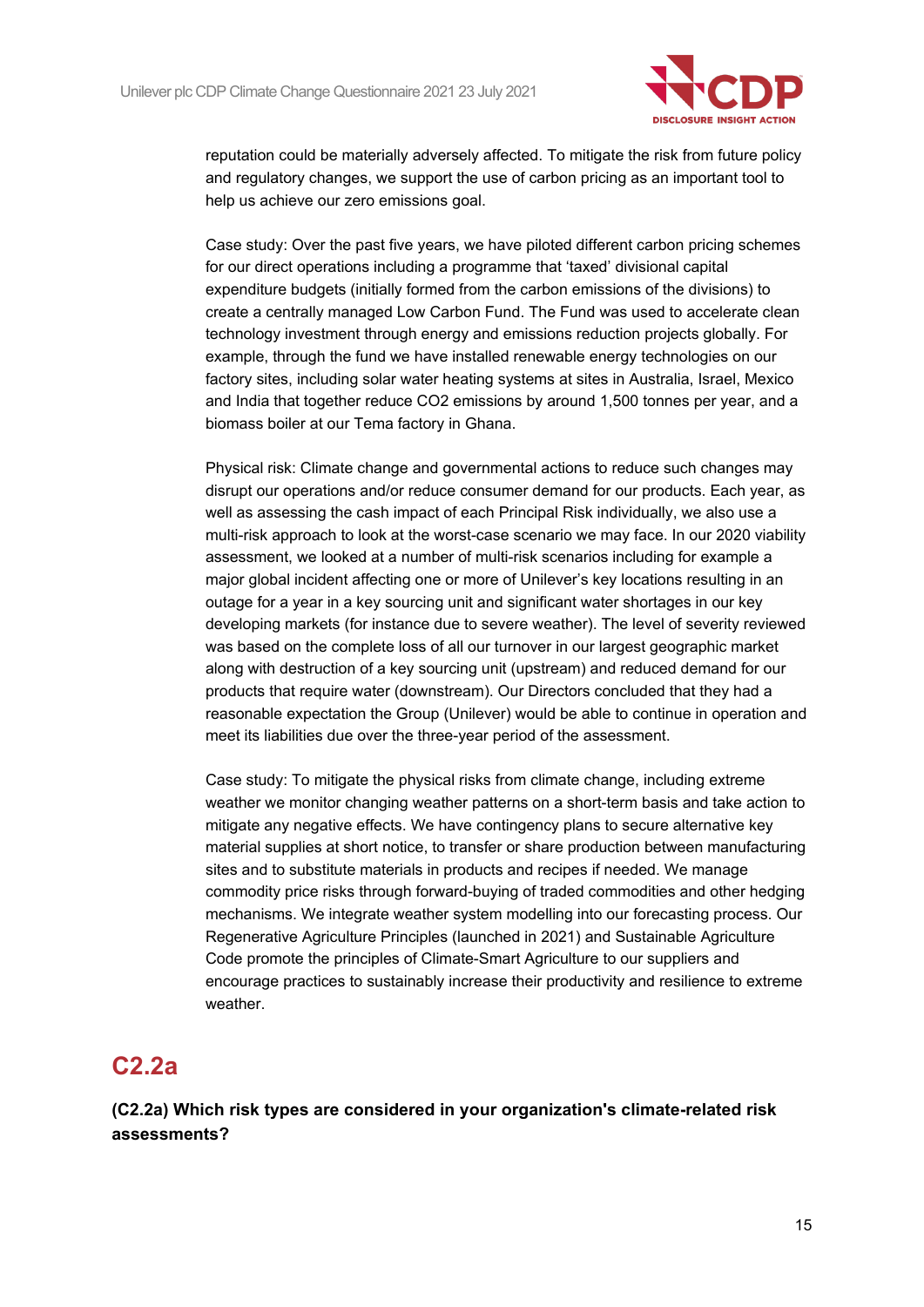reputation could be materially adversely affected. To mitigate the risk from future policy and regulatory changes, we support the use of carbon pricing as an important tool to help us achieve our zero emissions goal.

Case study: Over the past five years, we have piloted different carbon pricing schemes for our direct operations including a programme that 'taxed' divisional capital expenditure budgets (initially formed from the carbon emissions of the divisions) to create a centrally managed Low Carbon Fund. The Fund was used to accelerate clean technology investment through energy and emissions reduction projects globally. For example, through the fund we have installed renewable energy technologies on our factory sites, including solar water heating systems at sites in Australia, Israel, Mexico and India that together reduce $CO_2$ emissions by around 1,500 tonnes per year, and a biomass boiler at our Tema factory in Ghana.

Physical risk: Climate change and governmental actions to reduce such changes may disrupt our operations and/or reduce consumer demand for our products. Each year, as well as assessing the cash impact of each Principal Risk individually, we also use a multi-risk approach to look at the worst-case scenario we may face. In our 2020 viability assessment, we looked at a number of multi-risk scenarios including for example a major global incident affecting one or more of Unilever's key locations resulting in an outage for a year in a key sourcing unit and significant water shortages in our key developing markets (for instance due to severe weather). The level of severity reviewed was based on the complete loss of all our turnover in our largest geographic market along with destruction of a key sourcing unit (upstream) and reduced demand for our products that require water (downstream). Our Directors concluded that they had a reasonable expectation the Group (Unilever) would be able to continue in operation and meet its liabilities due over the three-year period of the assessment.

Case study: To mitigate the physical risks from climate change, including extreme weather we monitor changing weather patterns on a short-term basis and take action to mitigate any negative effects. We have contingency plans to secure alternative key material supplies at short notice, to transfer or share production between manufacturing sites and to substitute materials in products and recipes if needed. We manage commodity price risks through forward-buying of traded commodities and other hedging mechanisms. We integrate weather system modelling into our forecasting process. Our Regenerative Agriculture Principles (launched in 2021) and Sustainable Agriculture Code promote the principles of Climate-Smart Agriculture to our suppliers and encourage practices to sustainably increase their productivity and resilience to extreme weather.

## C2.2a

**(C2.2a) Which risk types are considered in your organization's climate-related risk assessments?**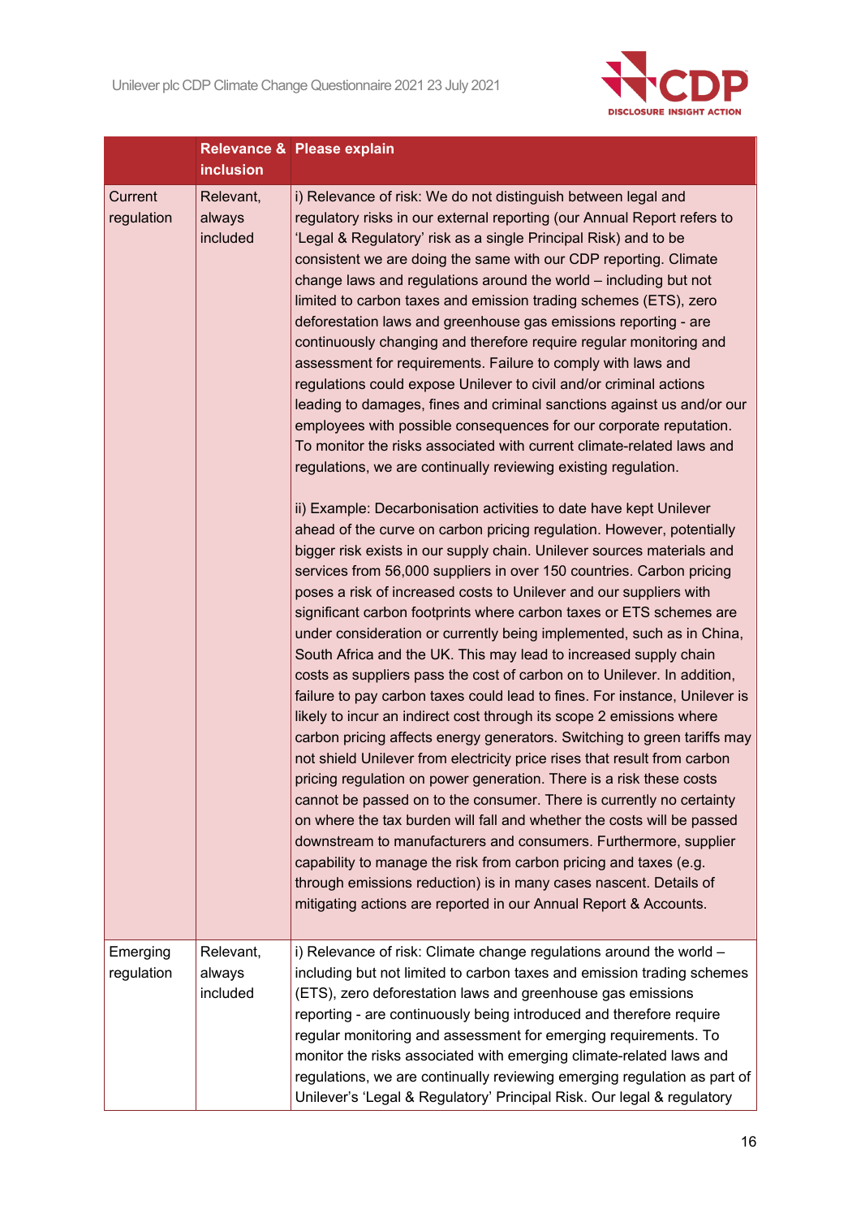| | Relevance & inclusion | Please explain |
|---|---|---|
| Current regulation | Relevant, always included | i) Relevance of risk: We do not distinguish between legal and regulatory risks in our external reporting (our Annual Report refers to 'Legal & Regulatory' risk as a single Principal Risk) and to be consistent we are doing the same with our CDP reporting. Climate change laws and regulations around the world – including but not limited to carbon taxes and emission trading schemes (ETS), zero deforestation laws and greenhouse gas emissions reporting - are continuously changing and therefore require regular monitoring and assessment for requirements. Failure to comply with laws and regulations could expose Unilever to civil and/or criminal actions leading to damages, fines and criminal sanctions against us and/or our employees with possible consequences for our corporate reputation. To monitor the risks associated with current climate-related laws and regulations, we are continually reviewing existing regulation.<br><br>ii) Example: Decarbonisation activities to date have kept Unilever ahead of the curve on carbon pricing regulation. However, potentially bigger risk exists in our supply chain. Unilever sources materials and services from 56,000 suppliers in over 150 countries. Carbon pricing poses a risk of increased costs to Unilever and our suppliers with significant carbon footprints where carbon taxes or ETS schemes are under consideration or currently being implemented, such as in China, South Africa and the UK. This may lead to increased supply chain costs as suppliers pass the cost of carbon on to Unilever. In addition, failure to pay carbon taxes could lead to fines. For instance, Unilever is likely to incur an indirect cost through its scope 2 emissions where carbon pricing affects energy generators. Switching to green tariffs may not shield Unilever from electricity price rises that result from carbon pricing regulation on power generation. There is a risk these costs cannot be passed on to the consumer. There is currently no certainty on where the tax burden will fall and whether the costs will be passed downstream to manufacturers and consumers. Furthermore, supplier capability to manage the risk from carbon pricing and taxes (e.g. through emissions reduction) is in many cases nascent. Details of mitigating actions are reported in our Annual Report & Accounts. |
| Emerging regulation | Relevant, always included | i) Relevance of risk: Climate change regulations around the world – including but not limited to carbon taxes and emission trading schemes (ETS), zero deforestation laws and greenhouse gas emissions reporting - are continuously being introduced and therefore require regular monitoring and assessment for emerging requirements. To monitor the risks associated with emerging climate-related laws and regulations, we are continually reviewing emerging regulation as part of Unilever's 'Legal & Regulatory' Principal Risk. Our legal & regulatory |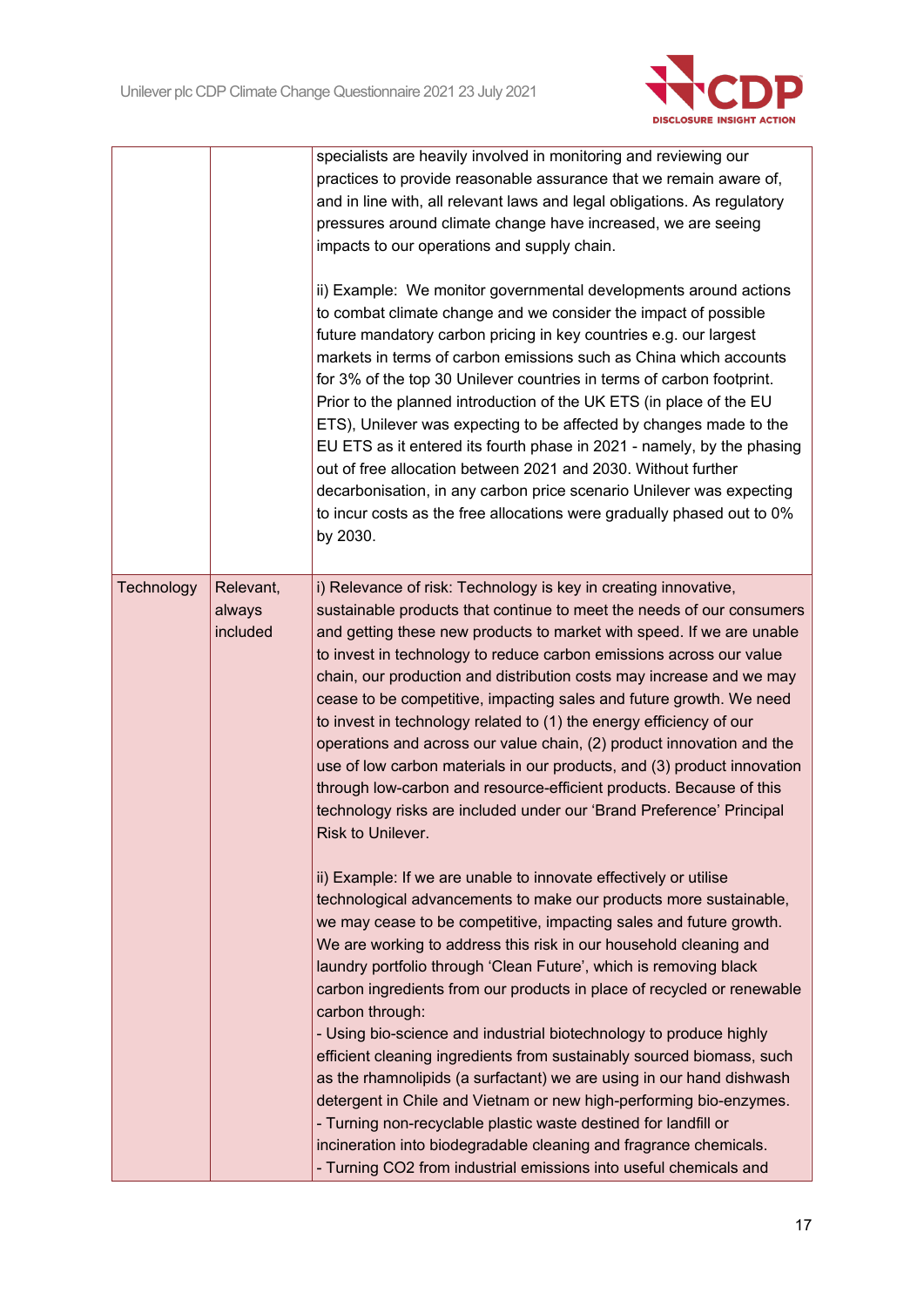| | | |
|---|---|---|
| | | specialists are heavily involved in monitoring and reviewing our practices to provide reasonable assurance that we remain aware of, and in line with, all relevant laws and legal obligations. As regulatory pressures around climate change have increased, we are seeing impacts to our operations and supply chain.<br><br>ii) Example: We monitor governmental developments around actions to combat climate change and we consider the impact of possible future mandatory carbon pricing in key countries e.g. our largest markets in terms of carbon emissions such as China which accounts for 3% of the top 30 Unilever countries in terms of carbon footprint. Prior to the planned introduction of the UK ETS (in place of the EU ETS), Unilever was expecting to be affected by changes made to the EU ETS as it entered its fourth phase in 2021 - namely, by the phasing out of free allocation between 2021 and 2030. Without further decarbonisation, in any carbon price scenario Unilever was expecting to incur costs as the free allocations were gradually phased out to 0% by 2030. |
| Technology | Relevant, always included | i) Relevance of risk: Technology is key in creating innovative, sustainable products that continue to meet the needs of our consumers and getting these new products to market with speed. If we are unable to invest in technology to reduce carbon emissions across our value chain, our production and distribution costs may increase and we may cease to be competitive, impacting sales and future growth. We need to invest in technology related to (1) the energy efficiency of our operations and across our value chain, (2) product innovation and the use of low carbon materials in our products, and (3) product innovation through low-carbon and resource-efficient products. Because of this technology risks are included under our 'Brand Preference' Principal Risk to Unilever.<br><br>ii) Example: If we are unable to innovate effectively or utilise technological advancements to make our products more sustainable, we may cease to be competitive, impacting sales and future growth. We are working to address this risk in our household cleaning and laundry portfolio through 'Clean Future', which is removing black carbon ingredients from our products in place of recycled or renewable carbon through:<br>- Using bio-science and industrial biotechnology to produce highly efficient cleaning ingredients from sustainably sourced biomass, such as the rhamnolipids (a surfactant) we are using in our hand dishwash detergent in Chile and Vietnam or new high-performing bio-enzymes.<br>- Turning non-recyclable plastic waste destined for landfill or incineration into biodegradable cleaning and fragrance chemicals.<br>- Turning $CO_2$ from industrial emissions into useful chemicals and |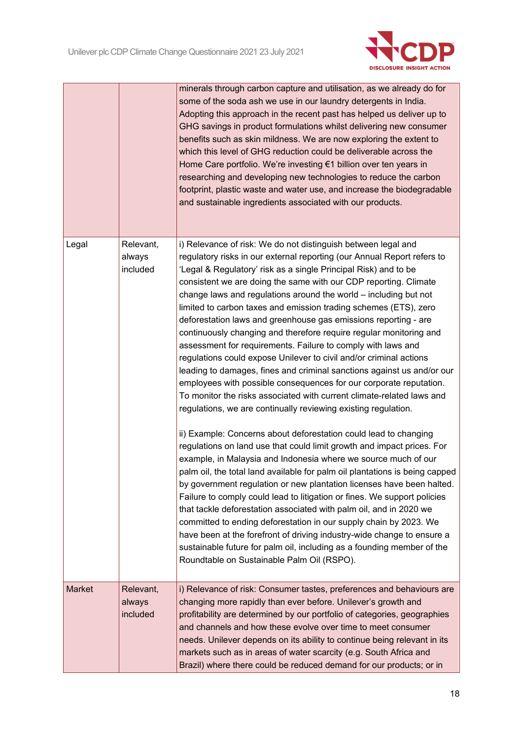| | | |
|---|---|---|
| | | minerals through carbon capture and utilisation, as we already do for some of the soda ash we use in our laundry detergents in India. Adopting this approach in the recent past has helped us deliver up to GHG savings in product formulations whilst delivering new consumer benefits such as skin mildness. We are now exploring the extent to which this level of GHG reduction could be deliverable across the Home Care portfolio. We're investing €1 billion over ten years in researching and developing new technologies to reduce the carbon footprint, plastic waste and water use, and increase the biodegradable and sustainable ingredients associated with our products. |
| Legal | Relevant, always included | i) Relevance of risk: We do not distinguish between legal and regulatory risks in our external reporting (our Annual Report refers to 'Legal & Regulatory' risk as a single Principal Risk) and to be consistent we are doing the same with our CDP reporting. Climate change laws and regulations around the world – including but not limited to carbon taxes and emission trading schemes (ETS), zero deforestation laws and greenhouse gas emissions reporting - are continuously changing and therefore require regular monitoring and assessment for requirements. Failure to comply with laws and regulations could expose Unilever to civil and/or criminal actions leading to damages, fines and criminal sanctions against us and/or our employees with possible consequences for our corporate reputation. To monitor the risks associated with current climate-related laws and regulations, we are continually reviewing existing regulation.<br><br>ii) Example: Concerns about deforestation could lead to changing regulations on land use that could limit growth and impact prices. For example, in Malaysia and Indonesia where we source much of our palm oil, the total land available for palm oil plantations is being capped by government regulation or new plantation licenses have been halted. Failure to comply could lead to litigation or fines. We support policies that tackle deforestation associated with palm oil, and in 2020 we committed to ending deforestation in our supply chain by 2023. We have been at the forefront of driving industry-wide change to ensure a sustainable future for palm oil, including as a founding member of the Roundtable on Sustainable Palm Oil (RSPO). |
| Market | Relevant, always included | i) Relevance of risk: Consumer tastes, preferences and behaviours are changing more rapidly than ever before. Unilever's growth and profitability are determined by our portfolio of categories, geographies and channels and how these evolve over time to meet consumer needs. Unilever depends on its ability to continue being relevant in its markets such as in areas of water scarcity (e.g. South Africa and Brazil) where there could be reduced demand for our products; or in |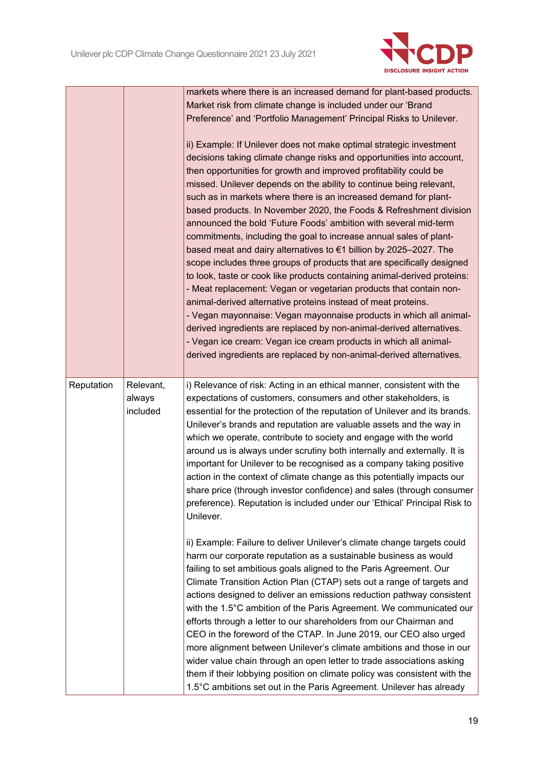| | | |
|---|---|---|
| | | markets where there is an increased demand for plant-based products. Market risk from climate change is included under our 'Brand Preference' and 'Portfolio Management' Principal Risks to Unilever.<br><br>ii) Example: If Unilever does not make optimal strategic investment decisions taking climate change risks and opportunities into account, then opportunities for growth and improved profitability could be missed. Unilever depends on the ability to continue being relevant, such as in markets where there is an increased demand for plant-based products. In November 2020, the Foods & Refreshment division announced the bold 'Future Foods' ambition with several mid-term commitments, including the goal to increase annual sales of plant-based meat and dairy alternatives to €1 billion by 2025–2027. The scope includes three groups of products that are specifically designed to look, taste or cook like products containing animal-derived proteins:<br>- Meat replacement: Vegan or vegetarian products that contain non-animal-derived alternative proteins instead of meat proteins.<br>- Vegan mayonnaise: Vegan mayonnaise products in which all animal-derived ingredients are replaced by non-animal-derived alternatives.<br>- Vegan ice cream: Vegan ice cream products in which all animal-derived ingredients are replaced by non-animal-derived alternatives. |
| Reputation | Relevant, always included | i) Relevance of risk: Acting in an ethical manner, consistent with the expectations of customers, consumers and other stakeholders, is essential for the protection of the reputation of Unilever and its brands. Unilever's brands and reputation are valuable assets and the way in which we operate, contribute to society and engage with the world around us is always under scrutiny both internally and externally. It is important for Unilever to be recognised as a company taking positive action in the context of climate change as this potentially impacts our share price (through investor confidence) and sales (through consumer preference). Reputation is included under our 'Ethical' Principal Risk to Unilever.<br><br>ii) Example: Failure to deliver Unilever's climate change targets could harm our corporate reputation as a sustainable business as would failing to set ambitious goals aligned to the Paris Agreement. Our Climate Transition Action Plan (CTAP) sets out a range of targets and actions designed to deliver an emissions reduction pathway consistent with the 1.5°C ambition of the Paris Agreement. We communicated our efforts through a letter to our shareholders from our Chairman and CEO in the foreword of the CTAP. In June 2019, our CEO also urged more alignment between Unilever's climate ambitions and those in our wider value chain through an open letter to trade associations asking them if their lobbying position on climate policy was consistent with the 1.5°C ambitions set out in the Paris Agreement. Unilever has already |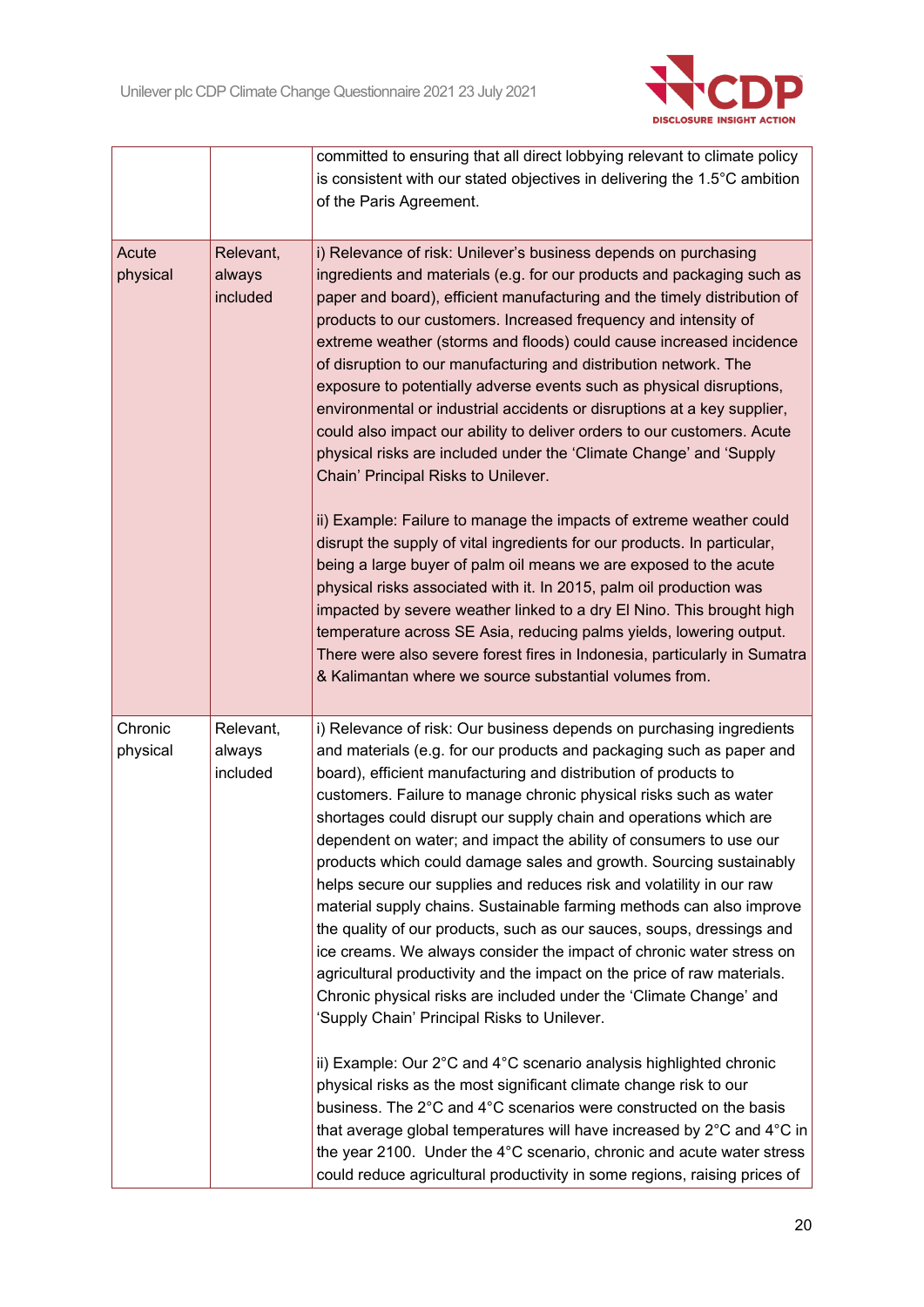| | | |
|---|---|---|
| | | committed to ensuring that all direct lobbying relevant to climate policy is consistent with our stated objectives in delivering the 1.5°C ambition of the Paris Agreement. |
| Acute physical | Relevant, always included | i) Relevance of risk: Unilever's business depends on purchasing ingredients and materials (e.g. for our products and packaging such as paper and board), efficient manufacturing and the timely distribution of products to our customers. Increased frequency and intensity of extreme weather (storms and floods) could cause increased incidence of disruption to our manufacturing and distribution network. The exposure to potentially adverse events such as physical disruptions, environmental or industrial accidents or disruptions at a key supplier, could also impact our ability to deliver orders to our customers. Acute physical risks are included under the 'Climate Change' and 'Supply Chain' Principal Risks to Unilever.<br><br>ii) Example: Failure to manage the impacts of extreme weather could disrupt the supply of vital ingredients for our products. In particular, being a large buyer of palm oil means we are exposed to the acute physical risks associated with it. In 2015, palm oil production was impacted by severe weather linked to a dry El Nino. This brought high temperature across SE Asia, reducing palms yields, lowering output. There were also severe forest fires in Indonesia, particularly in Sumatra & Kalimantan where we source substantial volumes from. |
| Chronic physical | Relevant, always included | i) Relevance of risk: Our business depends on purchasing ingredients and materials (e.g. for our products and packaging such as paper and board), efficient manufacturing and distribution of products to customers. Failure to manage chronic physical risks such as water shortages could disrupt our supply chain and operations which are dependent on water; and impact the ability of consumers to use our products which could damage sales and growth. Sourcing sustainably helps secure our supplies and reduces risk and volatility in our raw material supply chains. Sustainable farming methods can also improve the quality of our products, such as our sauces, soups, dressings and ice creams. We always consider the impact of chronic water stress on agricultural productivity and the impact on the price of raw materials. Chronic physical risks are included under the 'Climate Change' and 'Supply Chain' Principal Risks to Unilever.<br><br>ii) Example: Our 2°C and 4°C scenario analysis highlighted chronic physical risks as the most significant climate change risk to our business. The 2°C and 4°C scenarios were constructed on the basis that average global temperatures will have increased by 2°C and 4°C in the year 2100. Under the 4°C scenario, chronic and acute water stress could reduce agricultural productivity in some regions, raising prices of |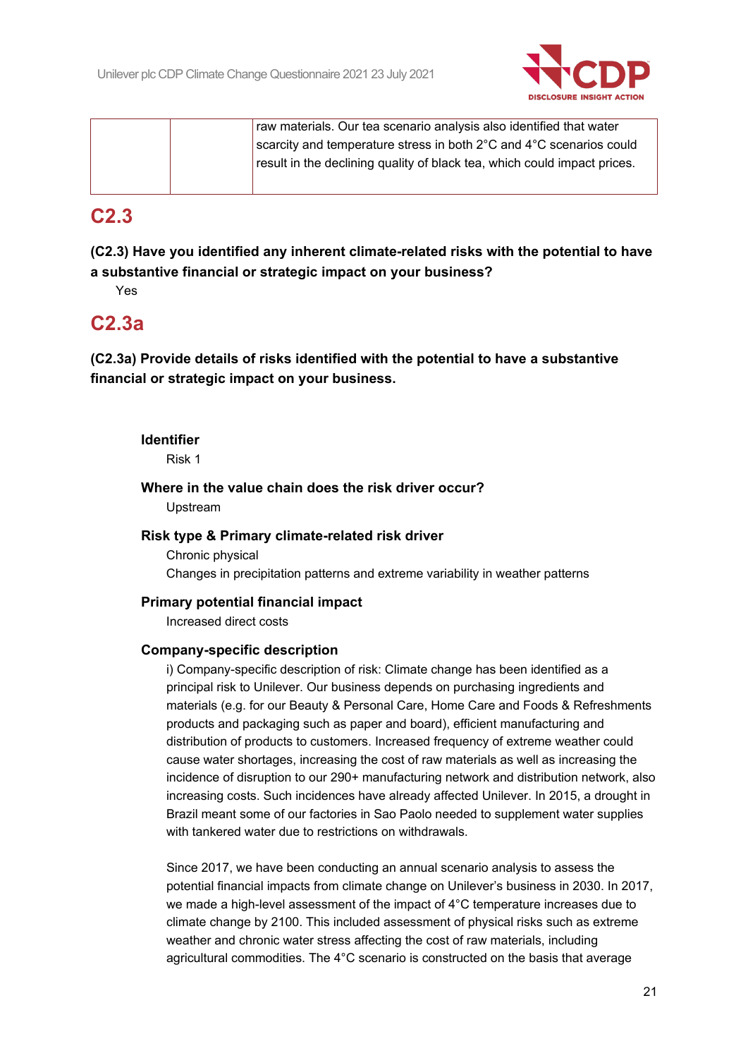| | | |
|---|---|---|
| | | raw materials. Our tea scenario analysis also identified that water scarcity and temperature stress in both 2°C and 4°C scenarios could result in the declining quality of black tea, which could impact prices. |

## C2.3

**(C2.3) Have you identified any inherent climate-related risks with the potential to have a substantive financial or strategic impact on your business?**

Yes

## C2.3a

**(C2.3a) Provide details of risks identified with the potential to have a substantive financial or strategic impact on your business.**

**Identifier**

Risk 1

**Where in the value chain does the risk driver occur?**

Upstream

**Risk type & Primary climate-related risk driver**

Chronic physical

Changes in precipitation patterns and extreme variability in weather patterns

**Primary potential financial impact**

Increased direct costs

**Company-specific description**

i) Company-specific description of risk: Climate change has been identified as a principal risk to Unilever. Our business depends on purchasing ingredients and materials (e.g. for our Beauty & Personal Care, Home Care and Foods & Refreshments products and packaging such as paper and board), efficient manufacturing and distribution of products to customers. Increased frequency of extreme weather could cause water shortages, increasing the cost of raw materials as well as increasing the incidence of disruption to our 290+ manufacturing network and distribution network, also increasing costs. Such incidences have already affected Unilever. In 2015, a drought in Brazil meant some of our factories in Sao Paolo needed to supplement water supplies with tankered water due to restrictions on withdrawals.

Since 2017, we have been conducting an annual scenario analysis to assess the potential financial impacts from climate change on Unilever's business in 2030. In 2017, we made a high-level assessment of the impact of 4°C temperature increases due to climate change by 2100. This included assessment of physical risks such as extreme weather and chronic water stress affecting the cost of raw materials, including agricultural commodities. The 4°C scenario is constructed on the basis that average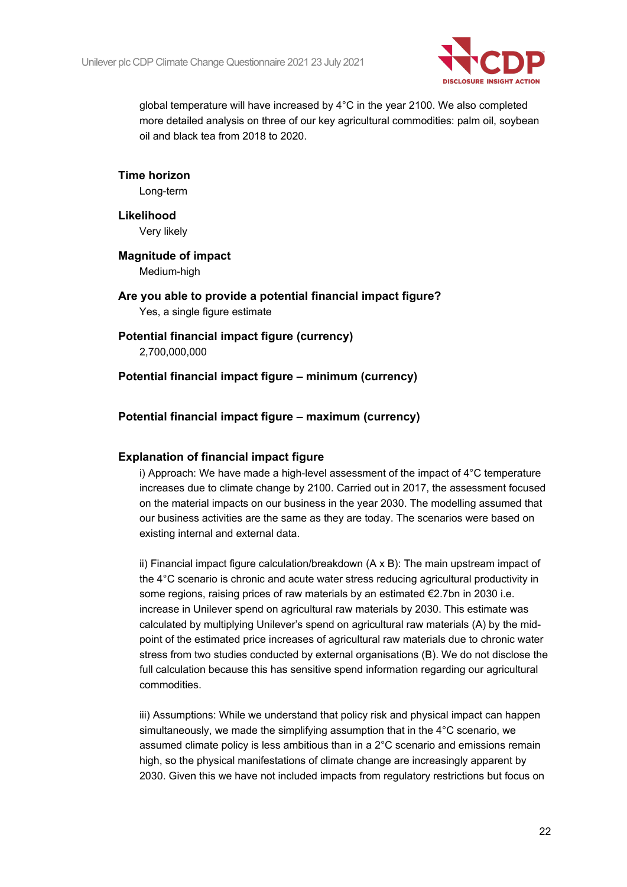global temperature will have increased by 4°C in the year 2100. We also completed more detailed analysis on three of our key agricultural commodities: palm oil, soybean oil and black tea from 2018 to 2020.

**Time horizon**
Long-term

**Likelihood**
Very likely

**Magnitude of impact**
Medium-high

**Are you able to provide a potential financial impact figure?**
Yes, a single figure estimate

**Potential financial impact figure (currency)**
2,700,000,000

**Potential financial impact figure – minimum (currency)**

**Potential financial impact figure – maximum (currency)**

**Explanation of financial impact figure**

i) Approach: We have made a high-level assessment of the impact of 4°C temperature increases due to climate change by 2100. Carried out in 2017, the assessment focused on the material impacts on our business in the year 2030. The modelling assumed that our business activities are the same as they are today. The scenarios were based on existing internal and external data.

ii) Financial impact figure calculation/breakdown (A x B): The main upstream impact of the 4°C scenario is chronic and acute water stress reducing agricultural productivity in some regions, raising prices of raw materials by an estimated €2.7bn in 2030 i.e. increase in Unilever spend on agricultural raw materials by 2030. This estimate was calculated by multiplying Unilever's spend on agricultural raw materials (A) by the mid-point of the estimated price increases of agricultural raw materials due to chronic water stress from two studies conducted by external organisations (B). We do not disclose the full calculation because this has sensitive spend information regarding our agricultural commodities.

iii) Assumptions: While we understand that policy risk and physical impact can happen simultaneously, we made the simplifying assumption that in the 4°C scenario, we assumed climate policy is less ambitious than in a 2°C scenario and emissions remain high, so the physical manifestations of climate change are increasingly apparent by 2030. Given this we have not included impacts from regulatory restrictions but focus on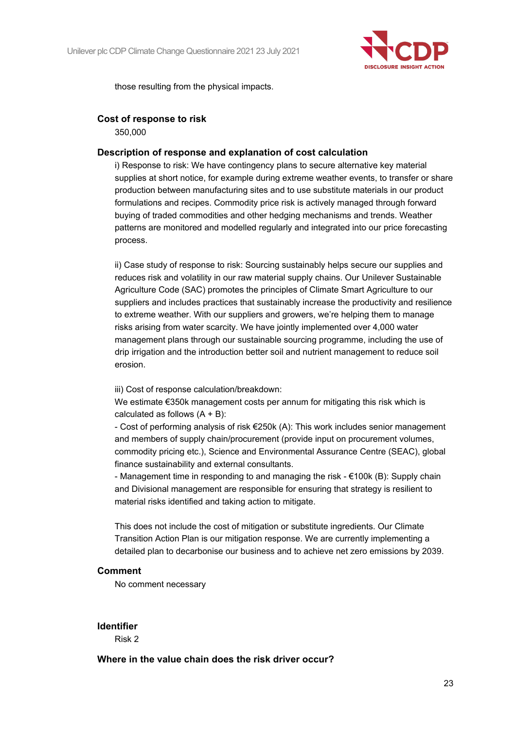those resulting from the physical impacts.

**Cost of response to risk**

350,000

**Description of response and explanation of cost calculation**

i) Response to risk: We have contingency plans to secure alternative key material supplies at short notice, for example during extreme weather events, to transfer or share production between manufacturing sites and to use substitute materials in our product formulations and recipes. Commodity price risk is actively managed through forward buying of traded commodities and other hedging mechanisms and trends. Weather patterns are monitored and modelled regularly and integrated into our price forecasting process.

ii) Case study of response to risk: Sourcing sustainably helps secure our supplies and reduces risk and volatility in our raw material supply chains. Our Unilever Sustainable Agriculture Code (SAC) promotes the principles of Climate Smart Agriculture to our suppliers and includes practices that sustainably increase the productivity and resilience to extreme weather. With our suppliers and growers, we're helping them to manage risks arising from water scarcity. We have jointly implemented over 4,000 water management plans through our sustainable sourcing programme, including the use of drip irrigation and the introduction better soil and nutrient management to reduce soil erosion.

iii) Cost of response calculation/breakdown:
We estimate €350k management costs per annum for mitigating this risk which is calculated as follows (A + B):
- Cost of performing analysis of risk €250k (A): This work includes senior management and members of supply chain/procurement (provide input on procurement volumes, commodity pricing etc.), Science and Environmental Assurance Centre (SEAC), global finance sustainability and external consultants.
- Management time in responding to and managing the risk - €100k (B): Supply chain and Divisional management are responsible for ensuring that strategy is resilient to material risks identified and taking action to mitigate.

This does not include the cost of mitigation or substitute ingredients. Our Climate Transition Action Plan is our mitigation response. We are currently implementing a detailed plan to decarbonise our business and to achieve net zero emissions by 2039.

**Comment**

No comment necessary

**Identifier**

Risk 2

**Where in the value chain does the risk driver occur?**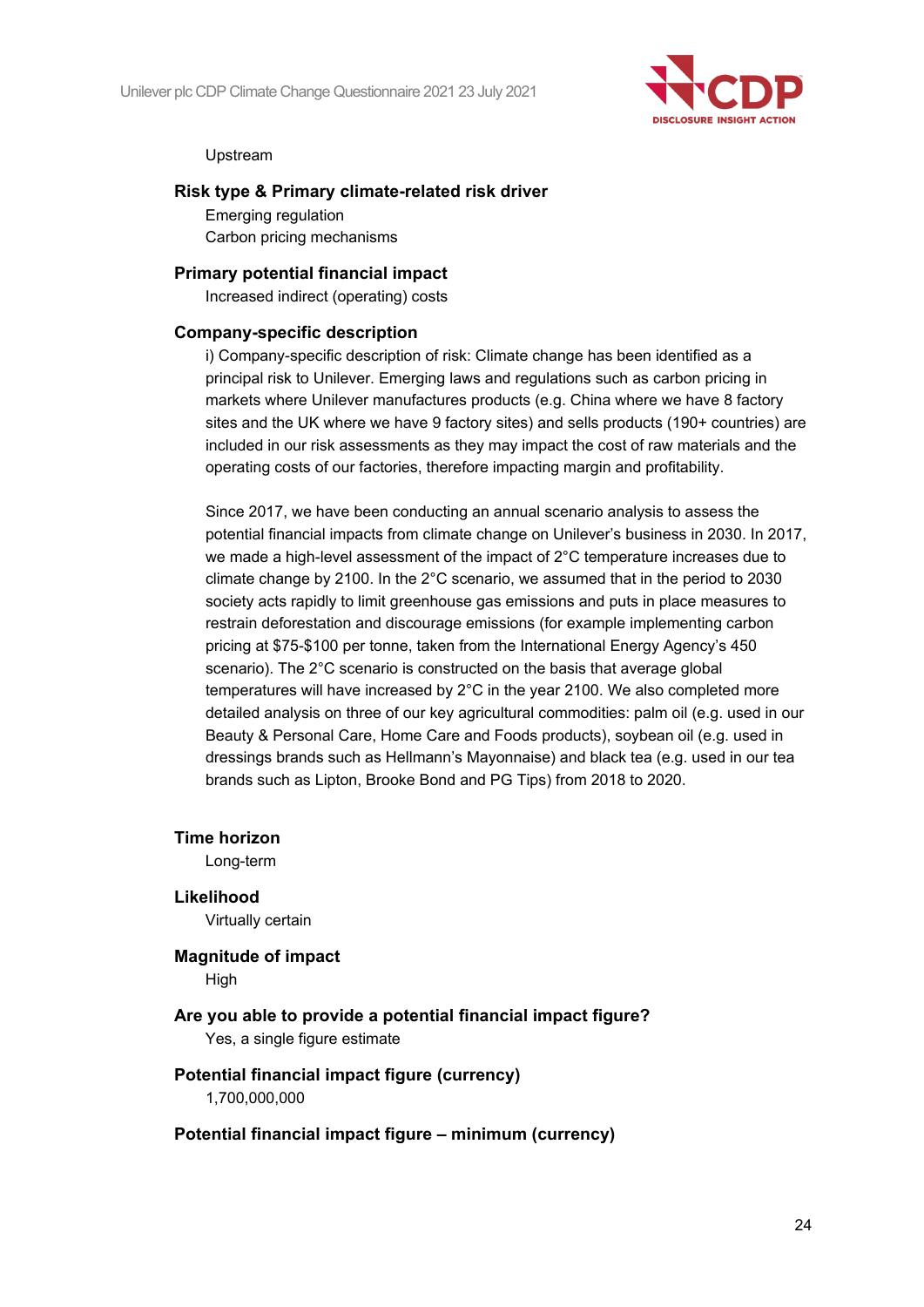Upstream

**Risk type & Primary climate-related risk driver**

Emerging regulation
Carbon pricing mechanisms

**Primary potential financial impact**

Increased indirect (operating) costs

**Company-specific description**

i) Company-specific description of risk: Climate change has been identified as a principal risk to Unilever. Emerging laws and regulations such as carbon pricing in markets where Unilever manufactures products (e.g. China where we have 8 factory sites and the UK where we have 9 factory sites) and sells products (190+ countries) are included in our risk assessments as they may impact the cost of raw materials and the operating costs of our factories, therefore impacting margin and profitability.

Since 2017, we have been conducting an annual scenario analysis to assess the potential financial impacts from climate change on Unilever's business in 2030. In 2017, we made a high-level assessment of the impact of 2°C temperature increases due to climate change by 2100. In the 2°C scenario, we assumed that in the period to 2030 society acts rapidly to limit greenhouse gas emissions and puts in place measures to restrain deforestation and discourage emissions (for example implementing carbon pricing at $75-$100 per tonne, taken from the International Energy Agency's 450 scenario). The 2°C scenario is constructed on the basis that average global temperatures will have increased by 2°C in the year 2100. We also completed more detailed analysis on three of our key agricultural commodities: palm oil (e.g. used in our Beauty & Personal Care, Home Care and Foods products), soybean oil (e.g. used in dressings brands such as Hellmann's Mayonnaise) and black tea (e.g. used in our tea brands such as Lipton, Brooke Bond and PG Tips) from 2018 to 2020.

**Time horizon**

Long-term

**Likelihood**

Virtually certain

**Magnitude of impact**

High

**Are you able to provide a potential financial impact figure?**

Yes, a single figure estimate

**Potential financial impact figure (currency)**

1,700,000,000

**Potential financial impact figure – minimum (currency)**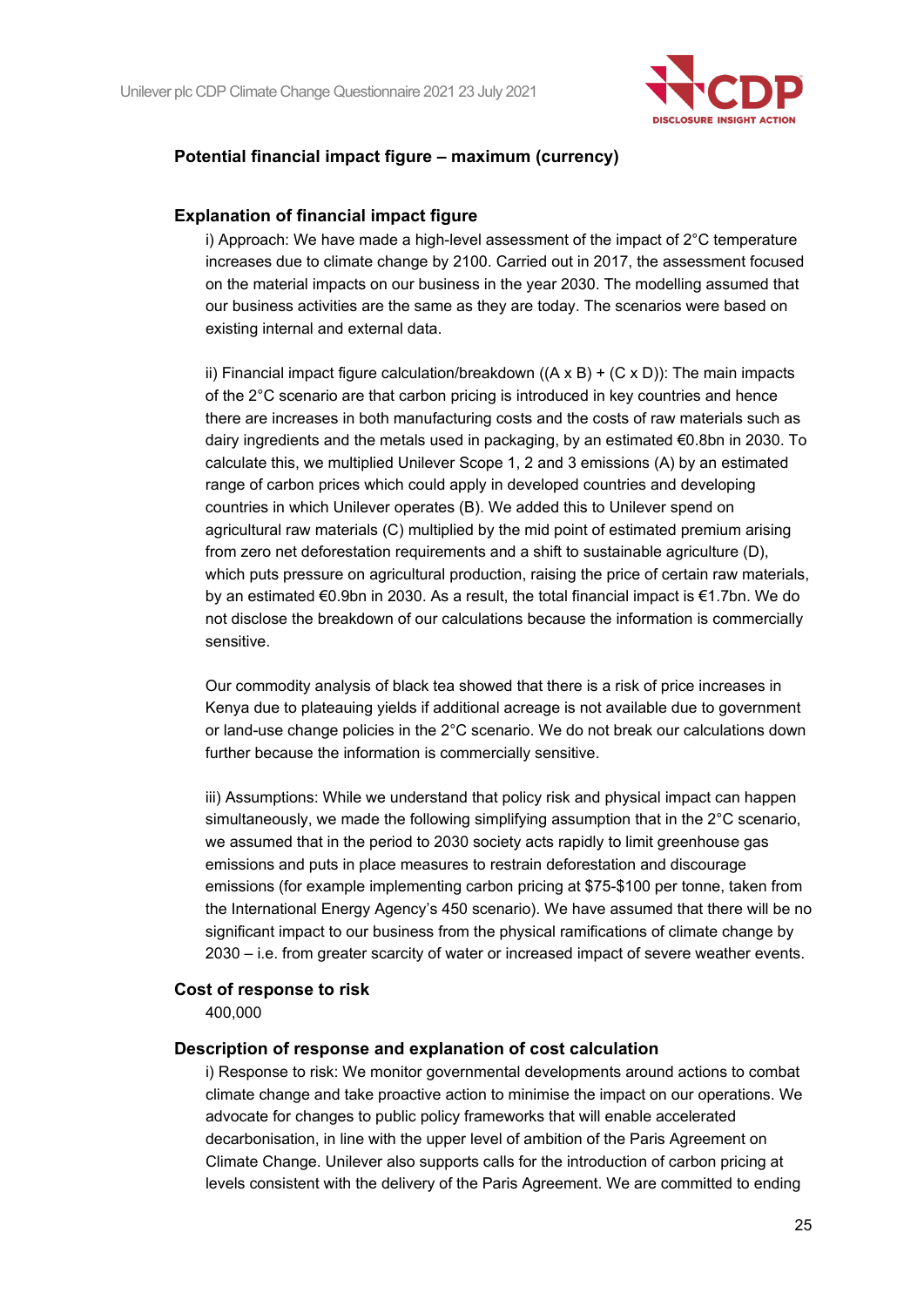**Potential financial impact figure – maximum (currency)**

**Explanation of financial impact figure**

i) Approach: We have made a high-level assessment of the impact of 2°C temperature increases due to climate change by 2100. Carried out in 2017, the assessment focused on the material impacts on our business in the year 2030. The modelling assumed that our business activities are the same as they are today. The scenarios were based on existing internal and external data.

ii) Financial impact figure calculation/breakdown ((A x B) + (C x D)): The main impacts of the 2°C scenario are that carbon pricing is introduced in key countries and hence there are increases in both manufacturing costs and the costs of raw materials such as dairy ingredients and the metals used in packaging, by an estimated €0.8bn in 2030. To calculate this, we multiplied Unilever Scope 1, 2 and 3 emissions (A) by an estimated range of carbon prices which could apply in developed countries and developing countries in which Unilever operates (B). We added this to Unilever spend on agricultural raw materials (C) multiplied by the mid point of estimated premium arising from zero net deforestation requirements and a shift to sustainable agriculture (D), which puts pressure on agricultural production, raising the price of certain raw materials, by an estimated €0.9bn in 2030. As a result, the total financial impact is €1.7bn. We do not disclose the breakdown of our calculations because the information is commercially sensitive.

Our commodity analysis of black tea showed that there is a risk of price increases in Kenya due to plateauing yields if additional acreage is not available due to government or land-use change policies in the 2°C scenario. We do not break our calculations down further because the information is commercially sensitive.

iii) Assumptions: While we understand that policy risk and physical impact can happen simultaneously, we made the following simplifying assumption that in the 2°C scenario, we assumed that in the period to 2030 society acts rapidly to limit greenhouse gas emissions and puts in place measures to restrain deforestation and discourage emissions (for example implementing carbon pricing at $75-$100 per tonne, taken from the International Energy Agency's 450 scenario). We have assumed that there will be no significant impact to our business from the physical ramifications of climate change by 2030 – i.e. from greater scarcity of water or increased impact of severe weather events.

**Cost of response to risk**

400,000

**Description of response and explanation of cost calculation**

i) Response to risk: We monitor governmental developments around actions to combat climate change and take proactive action to minimise the impact on our operations. We advocate for changes to public policy frameworks that will enable accelerated decarbonisation, in line with the upper level of ambition of the Paris Agreement on Climate Change. Unilever also supports calls for the introduction of carbon pricing at levels consistent with the delivery of the Paris Agreement. We are committed to ending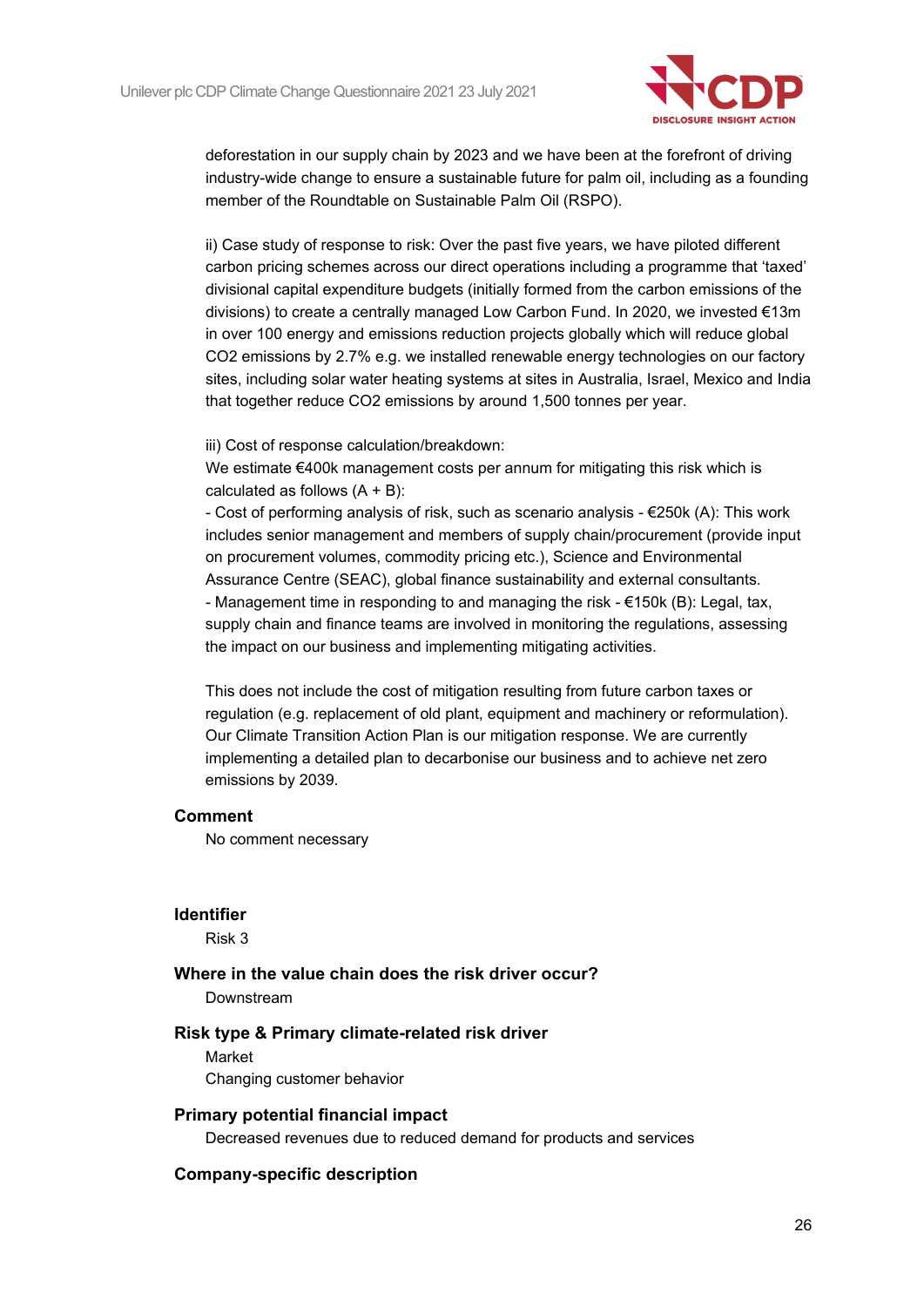deforestation in our supply chain by 2023 and we have been at the forefront of driving industry-wide change to ensure a sustainable future for palm oil, including as a founding member of the Roundtable on Sustainable Palm Oil (RSPO).

ii) Case study of response to risk: Over the past five years, we have piloted different carbon pricing schemes across our direct operations including a programme that 'taxed' divisional capital expenditure budgets (initially formed from the carbon emissions of the divisions) to create a centrally managed Low Carbon Fund. In 2020, we invested €13m in over 100 energy and emissions reduction projects globally which will reduce global $CO_2$ emissions by 2.7% e.g. we installed renewable energy technologies on our factory sites, including solar water heating systems at sites in Australia, Israel, Mexico and India that together reduce $CO_2$ emissions by around 1,500 tonnes per year.

iii) Cost of response calculation/breakdown:
We estimate €400k management costs per annum for mitigating this risk which is calculated as follows (A + B):
- Cost of performing analysis of risk, such as scenario analysis - €250k (A): This work includes senior management and members of supply chain/procurement (provide input on procurement volumes, commodity pricing etc.), Science and Environmental Assurance Centre (SEAC), global finance sustainability and external consultants.
- Management time in responding to and managing the risk - €150k (B): Legal, tax, supply chain and finance teams are involved in monitoring the regulations, assessing the impact on our business and implementing mitigating activities.

This does not include the cost of mitigation resulting from future carbon taxes or regulation (e.g. replacement of old plant, equipment and machinery or reformulation). Our Climate Transition Action Plan is our mitigation response. We are currently implementing a detailed plan to decarbonise our business and to achieve net zero emissions by 2039.

### Comment

No comment necessary

### Identifier

Risk 3

### Where in the value chain does the risk driver occur?

Downstream

### Risk type & Primary climate-related risk driver

Market
Changing customer behavior

### Primary potential financial impact

Decreased revenues due to reduced demand for products and services

### Company-specific description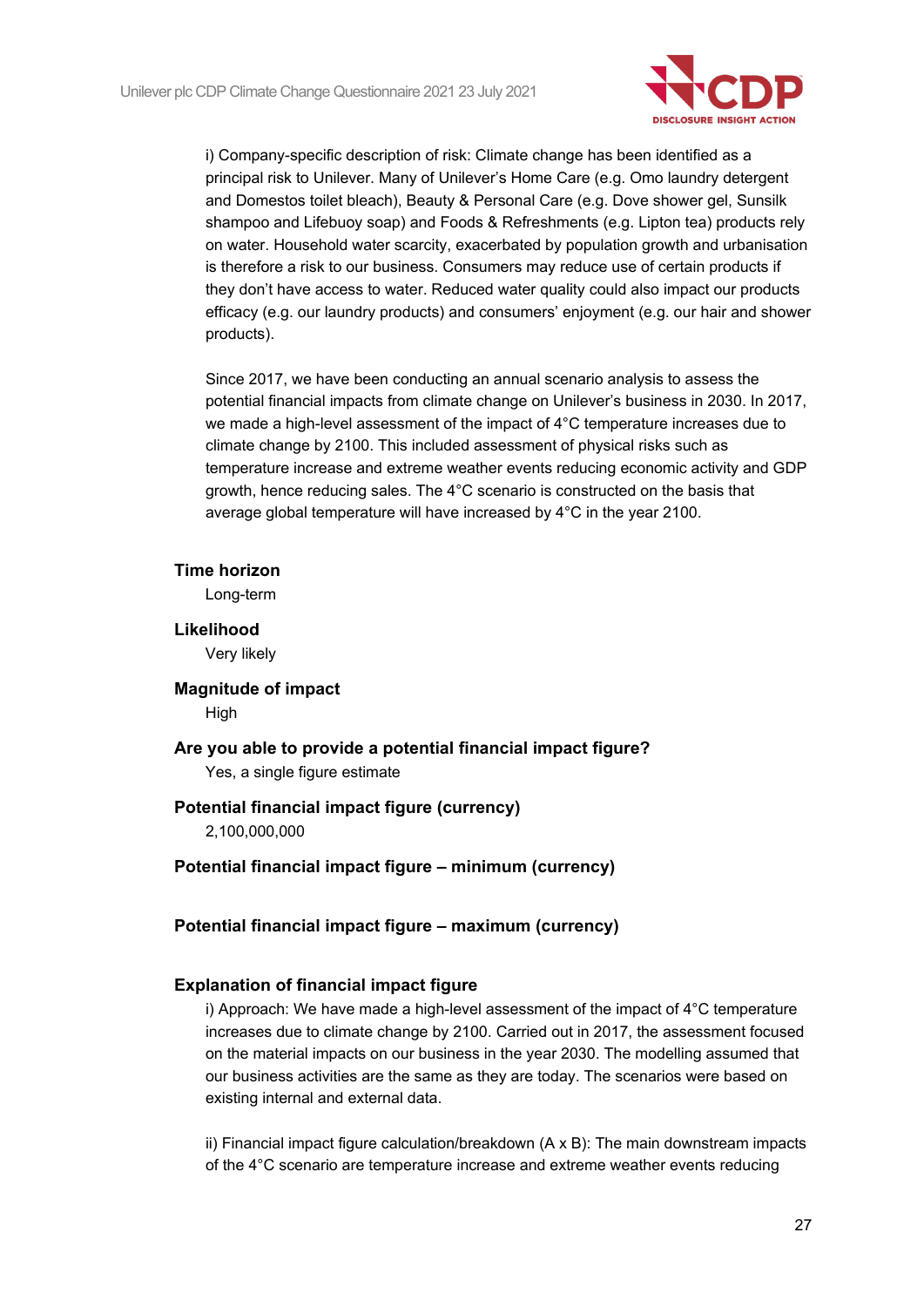i) Company-specific description of risk: Climate change has been identified as a principal risk to Unilever. Many of Unilever's Home Care (e.g. Omo laundry detergent and Domestos toilet bleach), Beauty & Personal Care (e.g. Dove shower gel, Sunsilk shampoo and Lifebuoy soap) and Foods & Refreshments (e.g. Lipton tea) products rely on water. Household water scarcity, exacerbated by population growth and urbanisation is therefore a risk to our business. Consumers may reduce use of certain products if they don't have access to water. Reduced water quality could also impact our products efficacy (e.g. our laundry products) and consumers' enjoyment (e.g. our hair and shower products).

Since 2017, we have been conducting an annual scenario analysis to assess the potential financial impacts from climate change on Unilever's business in 2030. In 2017, we made a high-level assessment of the impact of 4°C temperature increases due to climate change by 2100. This included assessment of physical risks such as temperature increase and extreme weather events reducing economic activity and GDP growth, hence reducing sales. The 4°C scenario is constructed on the basis that average global temperature will have increased by 4°C in the year 2100.

**Time horizon**

Long-term

**Likelihood**

Very likely

**Magnitude of impact**

High

**Are you able to provide a potential financial impact figure?**

Yes, a single figure estimate

**Potential financial impact figure (currency)**

2,100,000,000

**Potential financial impact figure – minimum (currency)**

**Potential financial impact figure – maximum (currency)**

**Explanation of financial impact figure**

i) Approach: We have made a high-level assessment of the impact of 4°C temperature increases due to climate change by 2100. Carried out in 2017, the assessment focused on the material impacts on our business in the year 2030. The modelling assumed that our business activities are the same as they are today. The scenarios were based on existing internal and external data.

ii) Financial impact figure calculation/breakdown (A x B): The main downstream impacts of the 4°C scenario are temperature increase and extreme weather events reducing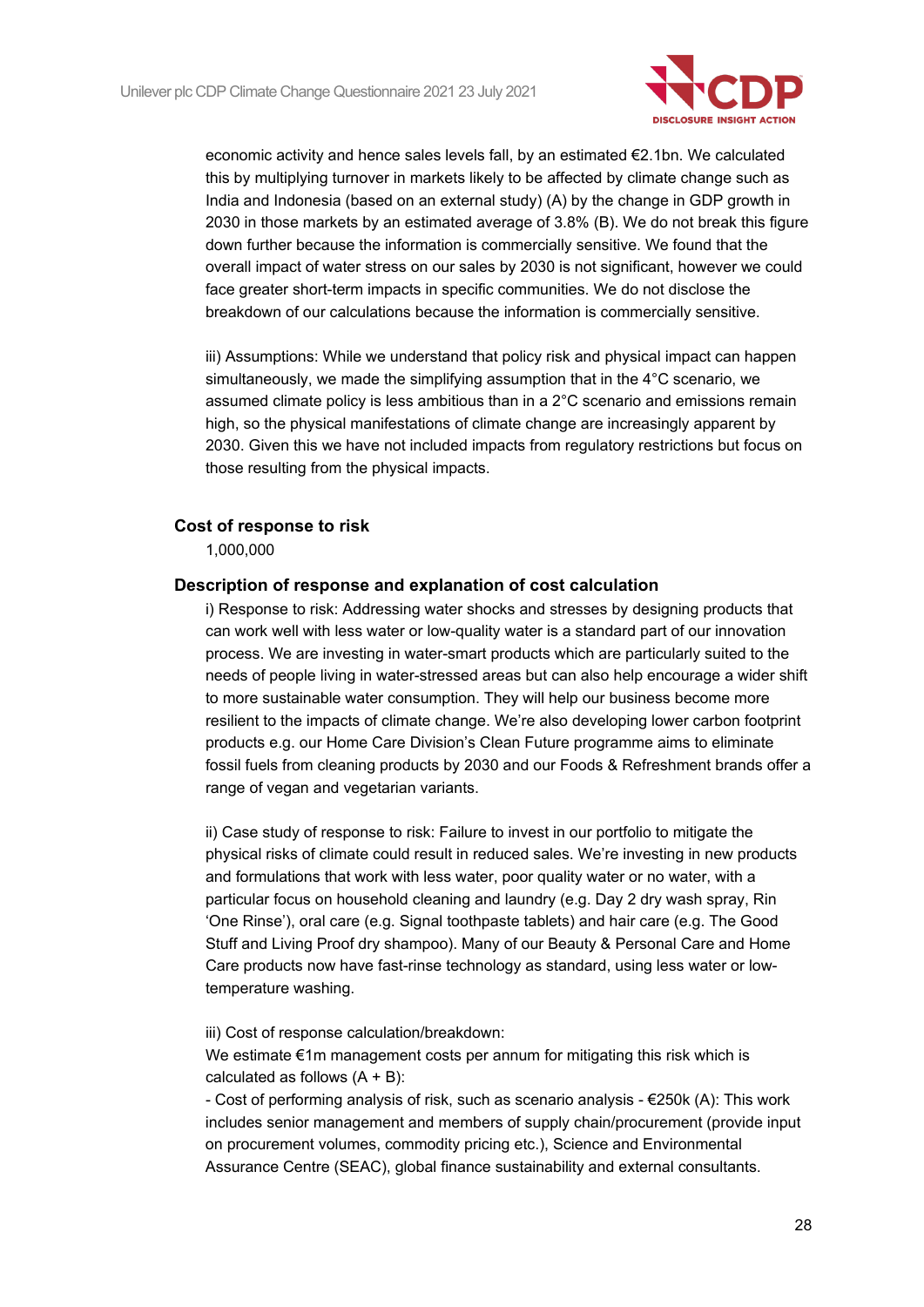economic activity and hence sales levels fall, by an estimated €2.1bn. We calculated this by multiplying turnover in markets likely to be affected by climate change such as India and Indonesia (based on an external study) (A) by the change in GDP growth in 2030 in those markets by an estimated average of 3.8% (B). We do not break this figure down further because the information is commercially sensitive. We found that the overall impact of water stress on our sales by 2030 is not significant, however we could face greater short-term impacts in specific communities. We do not disclose the breakdown of our calculations because the information is commercially sensitive.

iii) Assumptions: While we understand that policy risk and physical impact can happen simultaneously, we made the simplifying assumption that in the 4°C scenario, we assumed climate policy is less ambitious than in a 2°C scenario and emissions remain high, so the physical manifestations of climate change are increasingly apparent by 2030. Given this we have not included impacts from regulatory restrictions but focus on those resulting from the physical impacts.

**Cost of response to risk**

1,000,000

**Description of response and explanation of cost calculation**

i) Response to risk: Addressing water shocks and stresses by designing products that can work well with less water or low-quality water is a standard part of our innovation process. We are investing in water-smart products which are particularly suited to the needs of people living in water-stressed areas but can also help encourage a wider shift to more sustainable water consumption. They will help our business become more resilient to the impacts of climate change. We're also developing lower carbon footprint products e.g. our Home Care Division's Clean Future programme aims to eliminate fossil fuels from cleaning products by 2030 and our Foods & Refreshment brands offer a range of vegan and vegetarian variants.

ii) Case study of response to risk: Failure to invest in our portfolio to mitigate the physical risks of climate could result in reduced sales. We're investing in new products and formulations that work with less water, poor quality water or no water, with a particular focus on household cleaning and laundry (e.g. Day 2 dry wash spray, Rin 'One Rinse'), oral care (e.g. Signal toothpaste tablets) and hair care (e.g. The Good Stuff and Living Proof dry shampoo). Many of our Beauty & Personal Care and Home Care products now have fast-rinse technology as standard, using less water or low-temperature washing.

iii) Cost of response calculation/breakdown:
We estimate €1m management costs per annum for mitigating this risk which is calculated as follows (A + B):
- Cost of performing analysis of risk, such as scenario analysis - €250k (A): This work includes senior management and members of supply chain/procurement (provide input on procurement volumes, commodity pricing etc.), Science and Environmental Assurance Centre (SEAC), global finance sustainability and external consultants.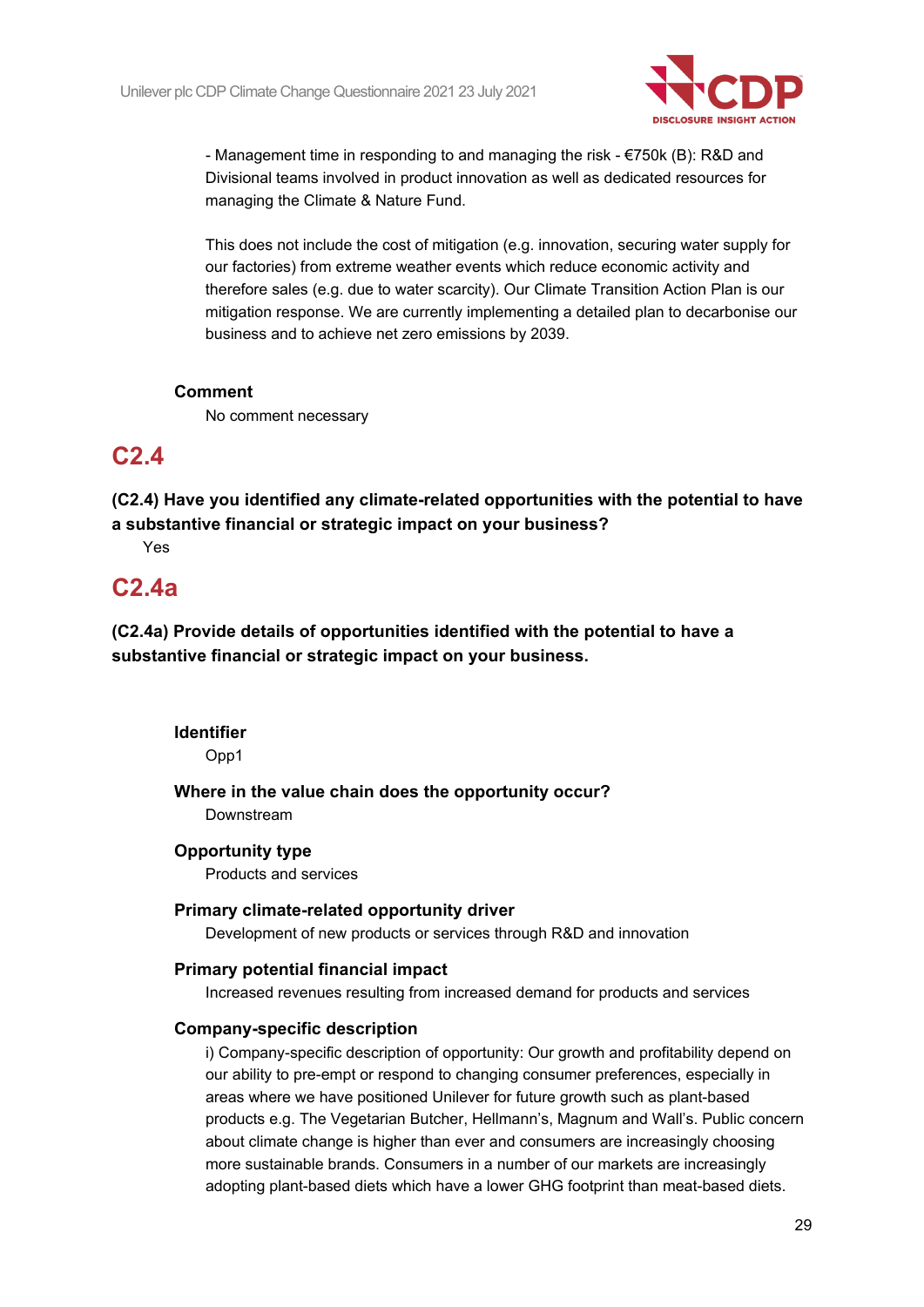- Management time in responding to and managing the risk - €750k (B): R&D and Divisional teams involved in product innovation as well as dedicated resources for managing the Climate & Nature Fund.

This does not include the cost of mitigation (e.g. innovation, securing water supply for our factories) from extreme weather events which reduce economic activity and therefore sales (e.g. due to water scarcity). Our Climate Transition Action Plan is our mitigation response. We are currently implementing a detailed plan to decarbonise our business and to achieve net zero emissions by 2039.

**Comment**

No comment necessary

## C2.4

**(C2.4) Have you identified any climate-related opportunities with the potential to have a substantive financial or strategic impact on your business?**

Yes

## C2.4a

**(C2.4a) Provide details of opportunities identified with the potential to have a substantive financial or strategic impact on your business.**

**Identifier**

Opp1

**Where in the value chain does the opportunity occur?**

Downstream

**Opportunity type**

Products and services

**Primary climate-related opportunity driver**

Development of new products or services through R&D and innovation

**Primary potential financial impact**

Increased revenues resulting from increased demand for products and services

**Company-specific description**

i) Company-specific description of opportunity: Our growth and profitability depend on our ability to pre-empt or respond to changing consumer preferences, especially in areas where we have positioned Unilever for future growth such as plant-based products e.g. The Vegetarian Butcher, Hellmann's, Magnum and Wall's. Public concern about climate change is higher than ever and consumers are increasingly choosing more sustainable brands. Consumers in a number of our markets are increasingly adopting plant-based diets which have a lower GHG footprint than meat-based diets.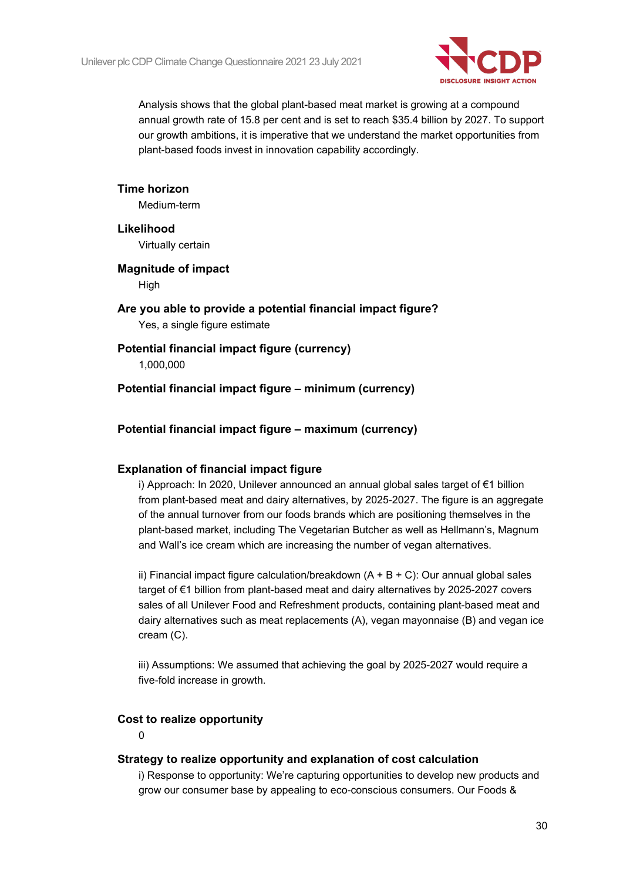Analysis shows that the global plant-based meat market is growing at a compound annual growth rate of 15.8 per cent and is set to reach $35.4 billion by 2027. To support our growth ambitions, it is imperative that we understand the market opportunities from plant-based foods invest in innovation capability accordingly.

**Time horizon**

Medium-term

**Likelihood**

Virtually certain

**Magnitude of impact**

High

**Are you able to provide a potential financial impact figure?**

Yes, a single figure estimate

**Potential financial impact figure (currency)**

1,000,000

**Potential financial impact figure – minimum (currency)**

**Potential financial impact figure – maximum (currency)**

**Explanation of financial impact figure**

i) Approach: In 2020, Unilever announced an annual global sales target of €1 billion from plant-based meat and dairy alternatives, by 2025-2027. The figure is an aggregate of the annual turnover from our foods brands which are positioning themselves in the plant-based market, including The Vegetarian Butcher as well as Hellmann's, Magnum and Wall's ice cream which are increasing the number of vegan alternatives.

ii) Financial impact figure calculation/breakdown (A + B + C): Our annual global sales target of €1 billion from plant-based meat and dairy alternatives by 2025-2027 covers sales of all Unilever Food and Refreshment products, containing plant-based meat and dairy alternatives such as meat replacements (A), vegan mayonnaise (B) and vegan ice cream (C).

iii) Assumptions: We assumed that achieving the goal by 2025-2027 would require a five-fold increase in growth.

**Cost to realize opportunity**

0

**Strategy to realize opportunity and explanation of cost calculation**

i) Response to opportunity: We're capturing opportunities to develop new products and grow our consumer base by appealing to eco-conscious consumers. Our Foods &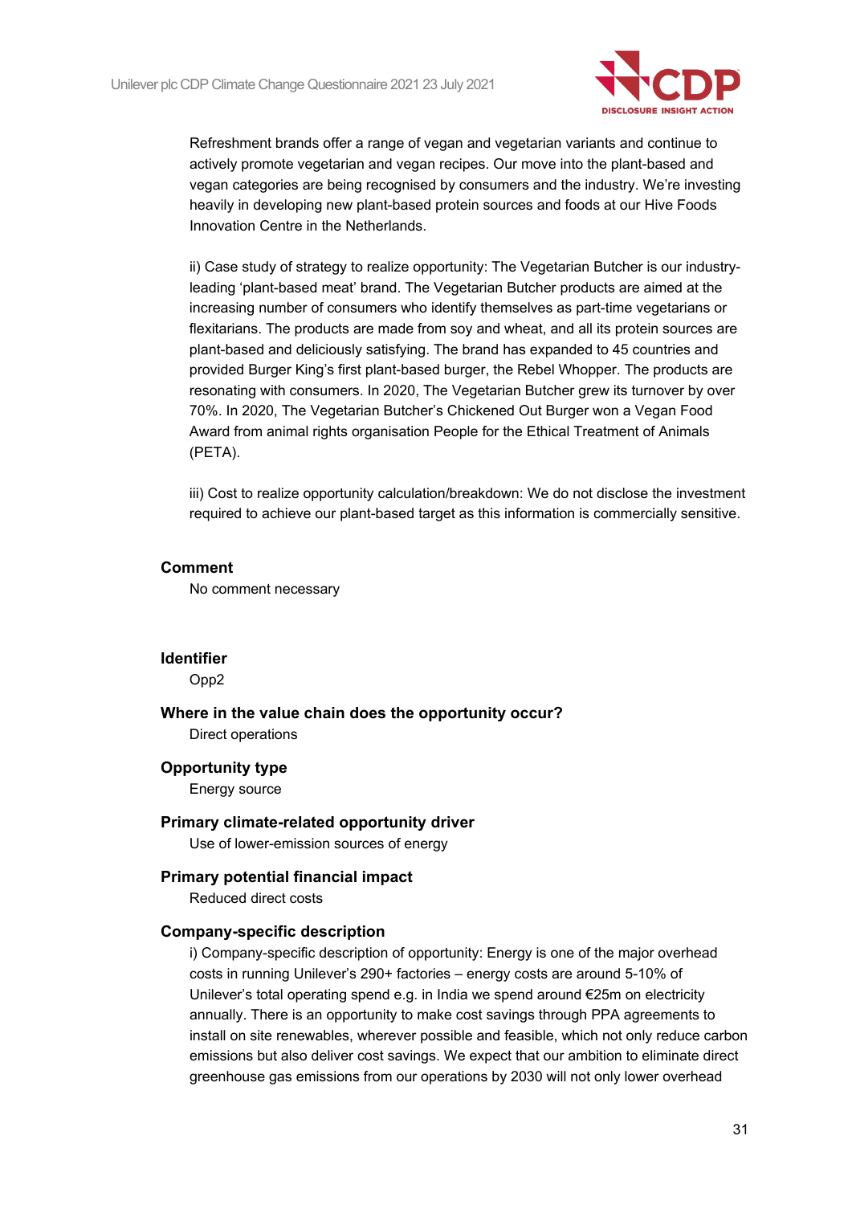Refreshment brands offer a range of vegan and vegetarian variants and continue to actively promote vegetarian and vegan recipes. Our move into the plant-based and vegan categories are being recognised by consumers and the industry. We're investing heavily in developing new plant-based protein sources and foods at our Hive Foods Innovation Centre in the Netherlands.

ii) Case study of strategy to realize opportunity: The Vegetarian Butcher is our industry-leading 'plant-based meat' brand. The Vegetarian Butcher products are aimed at the increasing number of consumers who identify themselves as part-time vegetarians or flexitarians. The products are made from soy and wheat, and all its protein sources are plant-based and deliciously satisfying. The brand has expanded to 45 countries and provided Burger King's first plant-based burger, the Rebel Whopper. The products are resonating with consumers. In 2020, The Vegetarian Butcher grew its turnover by over 70%. In 2020, The Vegetarian Butcher's Chickened Out Burger won a Vegan Food Award from animal rights organisation People for the Ethical Treatment of Animals (PETA).

iii) Cost to realize opportunity calculation/breakdown: We do not disclose the investment required to achieve our plant-based target as this information is commercially sensitive.

**Comment**

No comment necessary

**Identifier**

Opp2

**Where in the value chain does the opportunity occur?**

Direct operations

**Opportunity type**

Energy source

**Primary climate-related opportunity driver**

Use of lower-emission sources of energy

**Primary potential financial impact**

Reduced direct costs

**Company-specific description**

i) Company-specific description of opportunity: Energy is one of the major overhead costs in running Unilever's 290+ factories – energy costs are around 5-10% of Unilever's total operating spend e.g. in India we spend around €25m on electricity annually. There is an opportunity to make cost savings through PPA agreements to install on site renewables, wherever possible and feasible, which not only reduce carbon emissions but also deliver cost savings. We expect that our ambition to eliminate direct greenhouse gas emissions from our operations by 2030 will not only lower overhead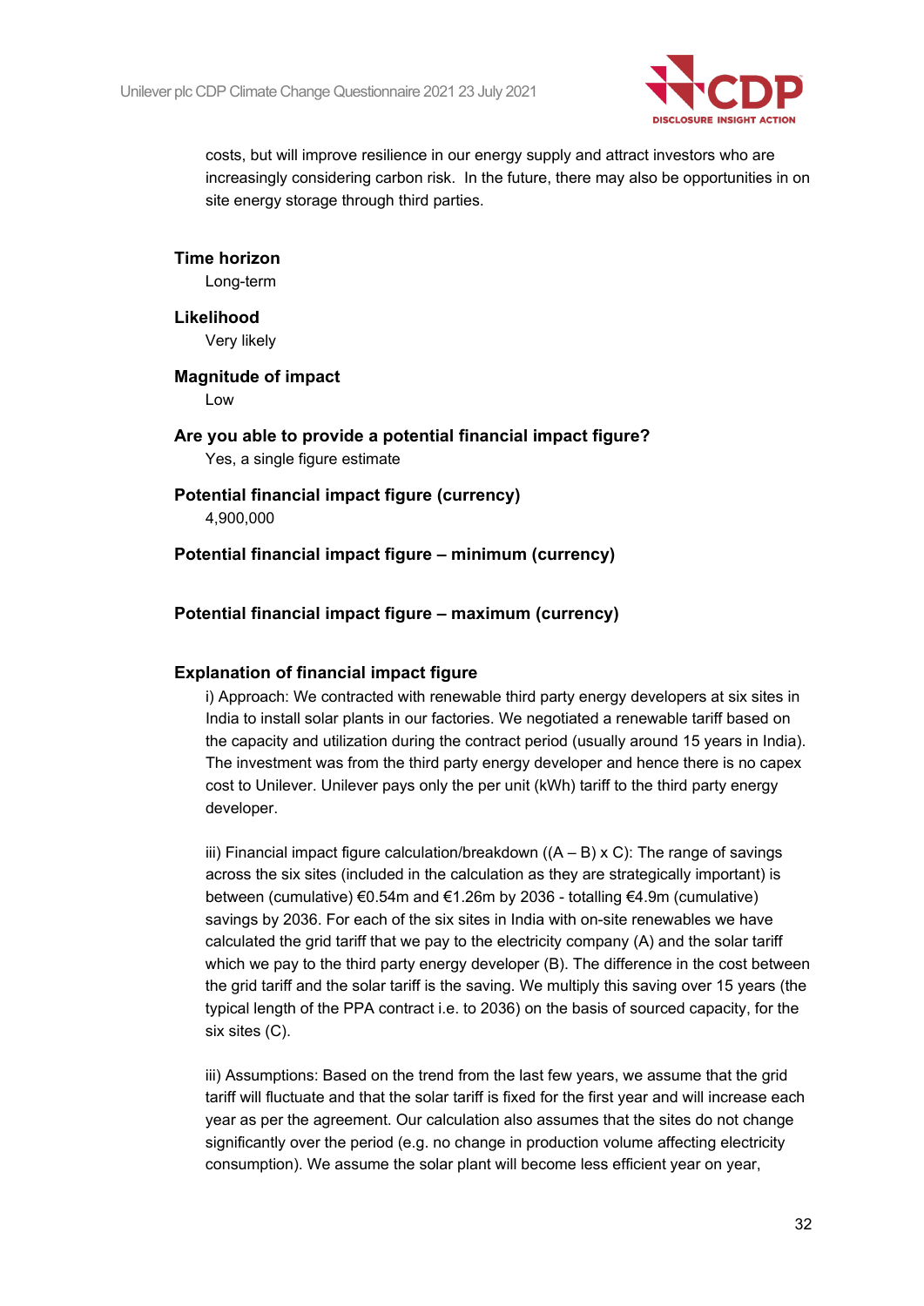costs, but will improve resilience in our energy supply and attract investors who are increasingly considering carbon risk. In the future, there may also be opportunities in on site energy storage through third parties.

**Time horizon**

Long-term

**Likelihood**

Very likely

**Magnitude of impact**

Low

**Are you able to provide a potential financial impact figure?**

Yes, a single figure estimate

**Potential financial impact figure (currency)**

4,900,000

**Potential financial impact figure – minimum (currency)**

**Potential financial impact figure – maximum (currency)**

**Explanation of financial impact figure**

i) Approach: We contracted with renewable third party energy developers at six sites in India to install solar plants in our factories. We negotiated a renewable tariff based on the capacity and utilization during the contract period (usually around 15 years in India). The investment was from the third party energy developer and hence there is no capex cost to Unilever. Unilever pays only the per unit (kWh) tariff to the third party energy developer.

iii) Financial impact figure calculation/breakdown ((A – B) x C): The range of savings across the six sites (included in the calculation as they are strategically important) is between (cumulative) €0.54m and €1.26m by 2036 - totalling €4.9m (cumulative) savings by 2036. For each of the six sites in India with on-site renewables we have calculated the grid tariff that we pay to the electricity company (A) and the solar tariff which we pay to the third party energy developer (B). The difference in the cost between the grid tariff and the solar tariff is the saving. We multiply this saving over 15 years (the typical length of the PPA contract i.e. to 2036) on the basis of sourced capacity, for the six sites (C).

iii) Assumptions: Based on the trend from the last few years, we assume that the grid tariff will fluctuate and that the solar tariff is fixed for the first year and will increase each year as per the agreement. Our calculation also assumes that the sites do not change significantly over the period (e.g. no change in production volume affecting electricity consumption). We assume the solar plant will become less efficient year on year,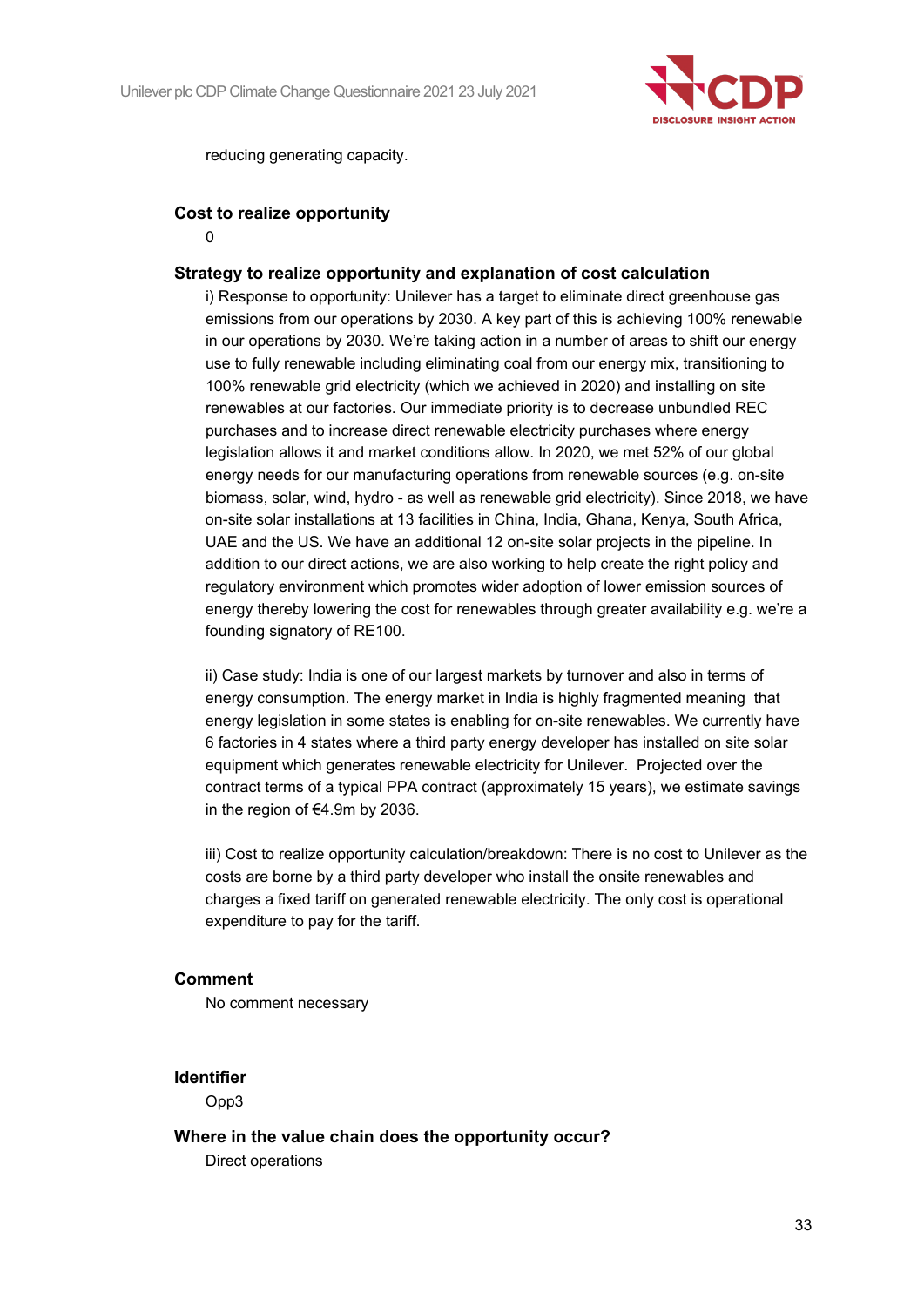reducing generating capacity.

**Cost to realize opportunity**

0

**Strategy to realize opportunity and explanation of cost calculation**

i) Response to opportunity: Unilever has a target to eliminate direct greenhouse gas emissions from our operations by 2030. A key part of this is achieving 100% renewable in our operations by 2030. We're taking action in a number of areas to shift our energy use to fully renewable including eliminating coal from our energy mix, transitioning to 100% renewable grid electricity (which we achieved in 2020) and installing on site renewables at our factories. Our immediate priority is to decrease unbundled REC purchases and to increase direct renewable electricity purchases where energy legislation allows it and market conditions allow. In 2020, we met 52% of our global energy needs for our manufacturing operations from renewable sources (e.g. on-site biomass, solar, wind, hydro - as well as renewable grid electricity). Since 2018, we have on-site solar installations at 13 facilities in China, India, Ghana, Kenya, South Africa, UAE and the US. We have an additional 12 on-site solar projects in the pipeline. In addition to our direct actions, we are also working to help create the right policy and regulatory environment which promotes wider adoption of lower emission sources of energy thereby lowering the cost for renewables through greater availability e.g. we're a founding signatory of RE100.

ii) Case study: India is one of our largest markets by turnover and also in terms of energy consumption. The energy market in India is highly fragmented meaning that energy legislation in some states is enabling for on-site renewables. We currently have 6 factories in 4 states where a third party energy developer has installed on site solar equipment which generates renewable electricity for Unilever. Projected over the contract terms of a typical PPA contract (approximately 15 years), we estimate savings in the region of €4.9m by 2036.

iii) Cost to realize opportunity calculation/breakdown: There is no cost to Unilever as the costs are borne by a third party developer who install the onsite renewables and charges a fixed tariff on generated renewable electricity. The only cost is operational expenditure to pay for the tariff.

**Comment**

No comment necessary

**Identifier**

Opp3

**Where in the value chain does the opportunity occur?**

Direct operations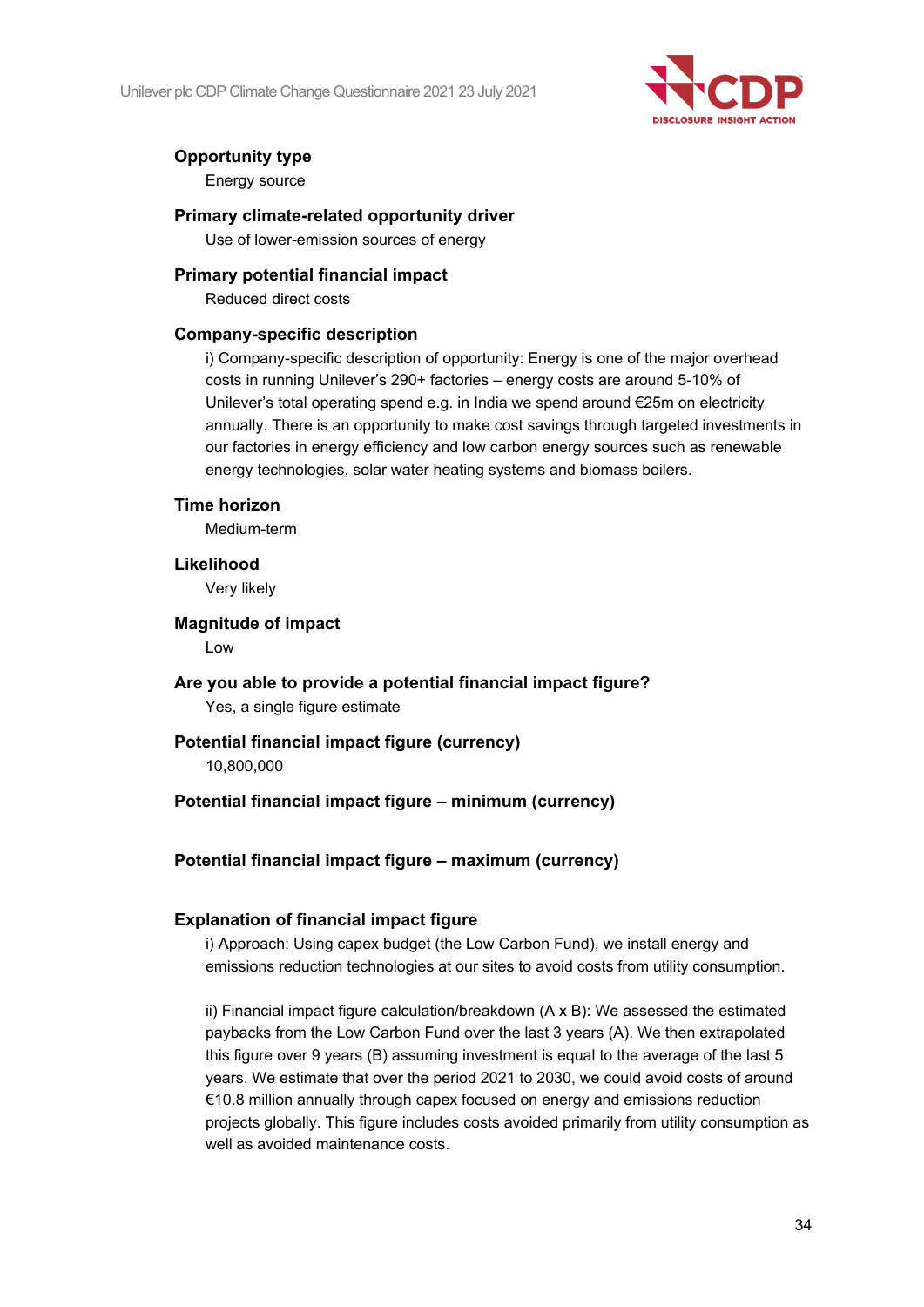### Opportunity type

Energy source

### Primary climate-related opportunity driver

Use of lower-emission sources of energy

### Primary potential financial impact

Reduced direct costs

### Company-specific description

i) Company-specific description of opportunity: Energy is one of the major overhead costs in running Unilever's 290+ factories – energy costs are around 5-10% of Unilever's total operating spend e.g. in India we spend around €25m on electricity annually. There is an opportunity to make cost savings through targeted investments in our factories in energy efficiency and low carbon energy sources such as renewable energy technologies, solar water heating systems and biomass boilers.

### Time horizon

Medium-term

### Likelihood

Very likely

### Magnitude of impact

Low

### Are you able to provide a potential financial impact figure?

Yes, a single figure estimate

### Potential financial impact figure (currency)

10,800,000

### Potential financial impact figure – minimum (currency)

### Potential financial impact figure – maximum (currency)

### Explanation of financial impact figure

i) Approach: Using capex budget (the Low Carbon Fund), we install energy and emissions reduction technologies at our sites to avoid costs from utility consumption.

ii) Financial impact figure calculation/breakdown (A x B): We assessed the estimated paybacks from the Low Carbon Fund over the last 3 years (A). We then extrapolated this figure over 9 years (B) assuming investment is equal to the average of the last 5 years. We estimate that over the period 2021 to 2030, we could avoid costs of around €10.8 million annually through capex focused on energy and emissions reduction projects globally. This figure includes costs avoided primarily from utility consumption as well as avoided maintenance costs.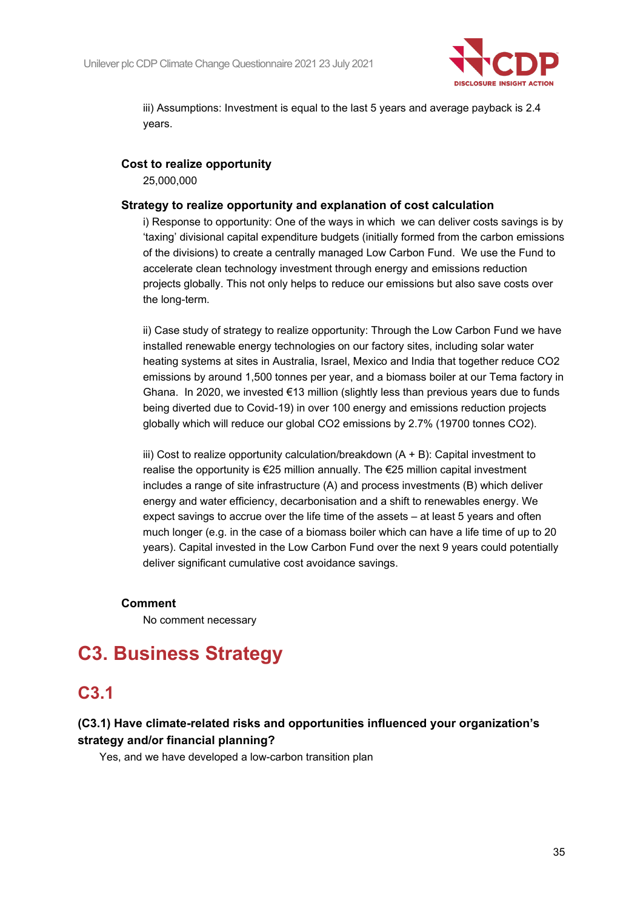iii) Assumptions: Investment is equal to the last 5 years and average payback is 2.4 years.

**Cost to realize opportunity**

25,000,000

**Strategy to realize opportunity and explanation of cost calculation**

i) Response to opportunity: One of the ways in which we can deliver costs savings is by 'taxing' divisional capital expenditure budgets (initially formed from the carbon emissions of the divisions) to create a centrally managed Low Carbon Fund. We use the Fund to accelerate clean technology investment through energy and emissions reduction projects globally. This not only helps to reduce our emissions but also save costs over the long-term.

ii) Case study of strategy to realize opportunity: Through the Low Carbon Fund we have installed renewable energy technologies on our factory sites, including solar water heating systems at sites in Australia, Israel, Mexico and India that together reduce $CO_2$ emissions by around 1,500 tonnes per year, and a biomass boiler at our Tema factory in Ghana. In 2020, we invested €13 million (slightly less than previous years due to funds being diverted due to Covid-19) in over 100 energy and emissions reduction projects globally which will reduce our global $CO_2$ emissions by 2.7% (19700 tonnes $CO_2$).

iii) Cost to realize opportunity calculation/breakdown (A + B): Capital investment to realise the opportunity is €25 million annually. The €25 million capital investment includes a range of site infrastructure (A) and process investments (B) which deliver energy and water efficiency, decarbonisation and a shift to renewables energy. We expect savings to accrue over the life time of the assets – at least 5 years and often much longer (e.g. in the case of a biomass boiler which can have a life time of up to 20 years). Capital invested in the Low Carbon Fund over the next 9 years could potentially deliver significant cumulative cost avoidance savings.

**Comment**

No comment necessary

# C3. Business Strategy

## C3.1

**(C3.1) Have climate-related risks and opportunities influenced your organization's strategy and/or financial planning?**

Yes, and we have developed a low-carbon transition plan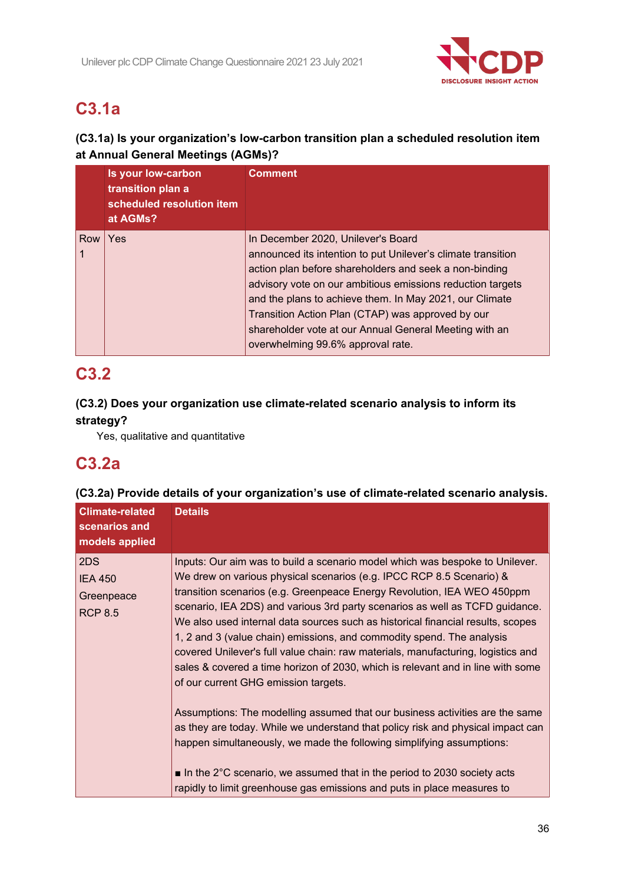## C3.1a

### (C3.1a) Is your organization's low-carbon transition plan a scheduled resolution item at Annual General Meetings (AGMs)?

| | Is your low-carbon transition plan a scheduled resolution item at AGMs? | Comment |
|---|---|---|
| Row 1 | Yes | In December 2020, Unilever's Board announced its intention to put Unilever's climate transition action plan before shareholders and seek a non-binding advisory vote on our ambitious emissions reduction targets and the plans to achieve them. In May 2021, our Climate Transition Action Plan (CTAP) was approved by our shareholder vote at our Annual General Meeting with an overwhelming 99.6% approval rate. |

## C3.2

### (C3.2) Does your organization use climate-related scenario analysis to inform its strategy?

Yes, qualitative and quantitative

## C3.2a

### (C3.2a) Provide details of your organization's use of climate-related scenario analysis.

| Climate-related scenarios and models applied | Details |
|---|---|
| 2DS<br>IEA 450<br>Greenpeace<br>RCP 8.5 | Inputs: Our aim was to build a scenario model which was bespoke to Unilever. We drew on various physical scenarios (e.g. IPCC RCP 8.5 Scenario) & transition scenarios (e.g. Greenpeace Energy Revolution, IEA WEO 450ppm scenario, IEA 2DS) and various 3rd party scenarios as well as TCFD guidance. We also used internal data sources such as historical financial results, scopes 1, 2 and 3 (value chain) emissions, and commodity spend. The analysis covered Unilever's full value chain: raw materials, manufacturing, logistics and sales & covered a time horizon of 2030, which is relevant and in line with some of our current GHG emission targets.<br><br>Assumptions: The modelling assumed that our business activities are the same as they are today. While we understand that policy risk and physical impact can happen simultaneously, we made the following simplifying assumptions:<br><br>■ In the 2°C scenario, we assumed that in the period to 2030 society acts rapidly to limit greenhouse gas emissions and puts in place measures to |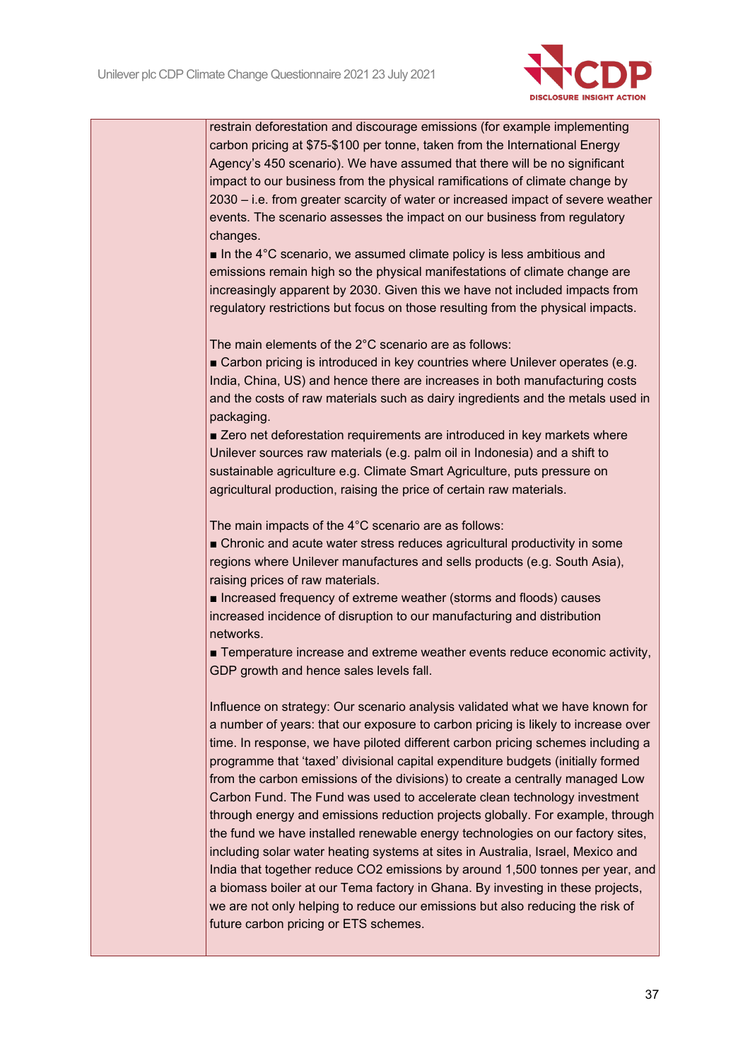| | |
|---|---|
| | restrain deforestation and discourage emissions (for example implementing carbon pricing at \$75-\$100 per tonne, taken from the International Energy Agency's 450 scenario). We have assumed that there will be no significant impact to our business from the physical ramifications of climate change by 2030 – i.e. from greater scarcity of water or increased impact of severe weather events. The scenario assesses the impact on our business from regulatory changes.<br>■ In the 4°C scenario, we assumed climate policy is less ambitious and emissions remain high so the physical manifestations of climate change are increasingly apparent by 2030. Given this we have not included impacts from regulatory restrictions but focus on those resulting from the physical impacts.<br><br>The main elements of the 2°C scenario are as follows:<br>■ Carbon pricing is introduced in key countries where Unilever operates (e.g. India, China, US) and hence there are increases in both manufacturing costs and the costs of raw materials such as dairy ingredients and the metals used in packaging.<br>■ Zero net deforestation requirements are introduced in key markets where Unilever sources raw materials (e.g. palm oil in Indonesia) and a shift to sustainable agriculture e.g. Climate Smart Agriculture, puts pressure on agricultural production, raising the price of certain raw materials.<br><br>The main impacts of the 4°C scenario are as follows:<br>■ Chronic and acute water stress reduces agricultural productivity in some regions where Unilever manufactures and sells products (e.g. South Asia), raising prices of raw materials.<br>■ Increased frequency of extreme weather (storms and floods) causes increased incidence of disruption to our manufacturing and distribution networks.<br>■ Temperature increase and extreme weather events reduce economic activity, GDP growth and hence sales levels fall.<br><br>Influence on strategy: Our scenario analysis validated what we have known for a number of years: that our exposure to carbon pricing is likely to increase over time. In response, we have piloted different carbon pricing schemes including a programme that 'taxed' divisional capital expenditure budgets (initially formed from the carbon emissions of the divisions) to create a centrally managed Low Carbon Fund. The Fund was used to accelerate clean technology investment through energy and emissions reduction projects globally. For example, through the fund we have installed renewable energy technologies on our factory sites, including solar water heating systems at sites in Australia, Israel, Mexico and India that together reduce $CO_2$ emissions by around 1,500 tonnes per year, and a biomass boiler at our Tema factory in Ghana. By investing in these projects, we are not only helping to reduce our emissions but also reducing the risk of future carbon pricing or ETS schemes. |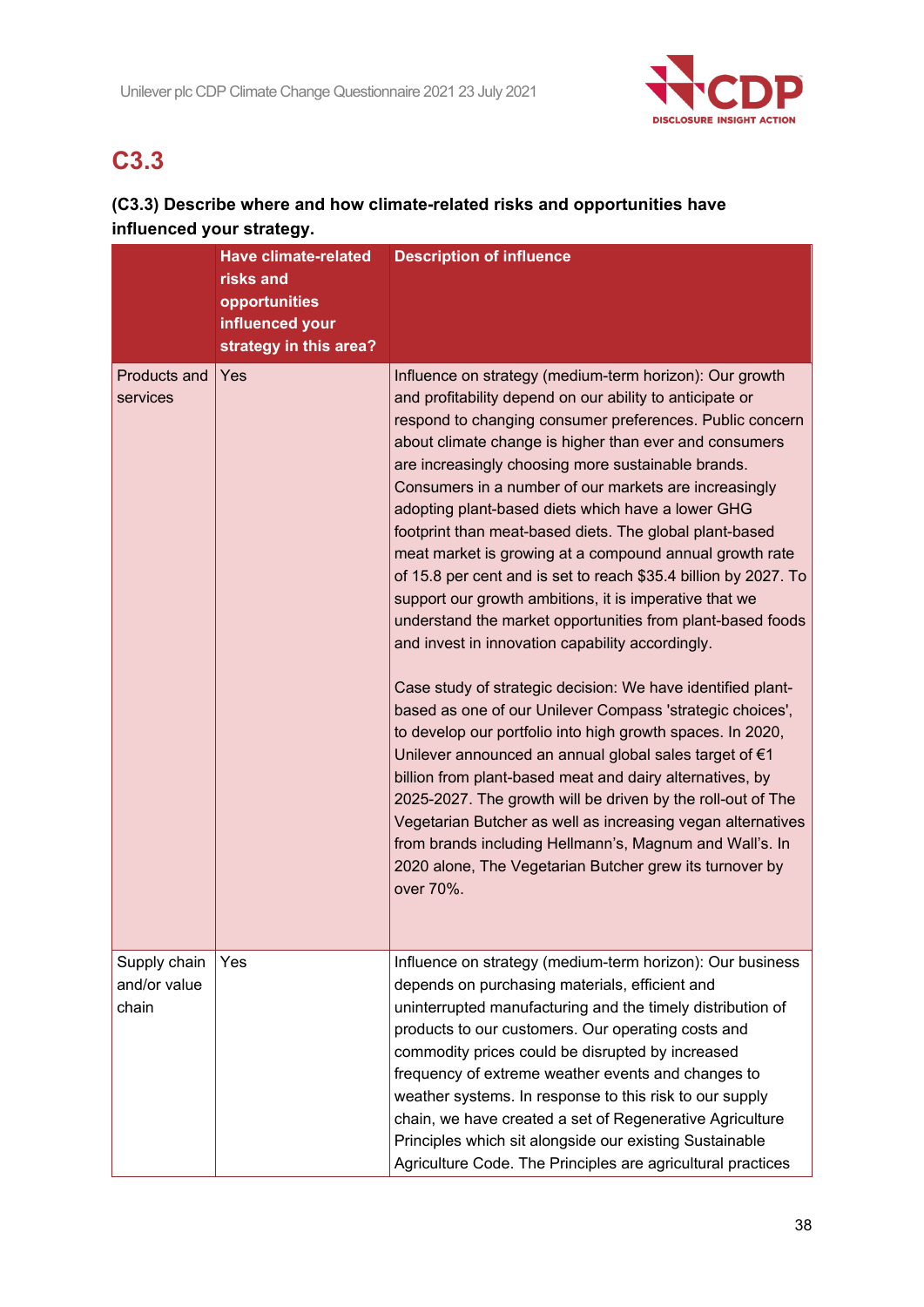## C3.3

### (C3.3) Describe where and how climate-related risks and opportunities have influenced your strategy.

| | Have climate-related risks and opportunities influenced your strategy in this area? | Description of influence |
|---|---|---|
| Products and services | Yes | Influence on strategy (medium-term horizon): Our growth and profitability depend on our ability to anticipate or respond to changing consumer preferences. Public concern about climate change is higher than ever and consumers are increasingly choosing more sustainable brands. Consumers in a number of our markets are increasingly adopting plant-based diets which have a lower GHG footprint than meat-based diets. The global plant-based meat market is growing at a compound annual growth rate of 15.8 per cent and is set to reach $35.4 billion by 2027. To support our growth ambitions, it is imperative that we understand the market opportunities from plant-based foods and invest in innovation capability accordingly.<br><br>Case study of strategic decision: We have identified plant-based as one of our Unilever Compass 'strategic choices', to develop our portfolio into high growth spaces. In 2020, Unilever announced an annual global sales target of €1 billion from plant-based meat and dairy alternatives, by 2025-2027. The growth will be driven by the roll-out of The Vegetarian Butcher as well as increasing vegan alternatives from brands including Hellmann's, Magnum and Wall's. In 2020 alone, The Vegetarian Butcher grew its turnover by over 70%. |
| Supply chain and/or value chain | Yes | Influence on strategy (medium-term horizon): Our business depends on purchasing materials, efficient and uninterrupted manufacturing and the timely distribution of products to our customers. Our operating costs and commodity prices could be disrupted by increased frequency of extreme weather events and changes to weather systems. In response to this risk to our supply chain, we have created a set of Regenerative Agriculture Principles which sit alongside our existing Sustainable Agriculture Code. The Principles are agricultural practices |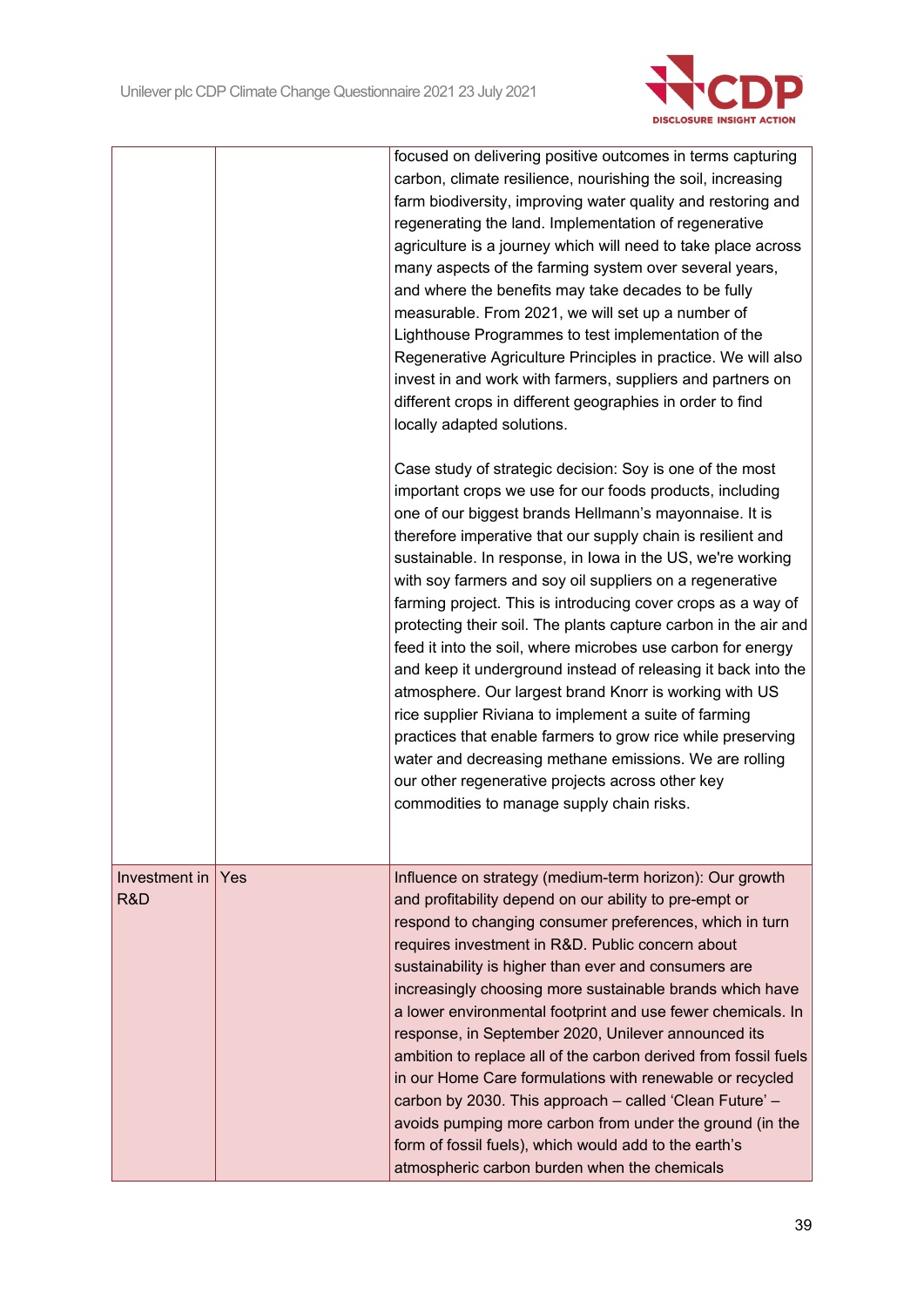| | | |
|---|---|---|
| | | focused on delivering positive outcomes in terms capturing carbon, climate resilience, nourishing the soil, increasing farm biodiversity, improving water quality and restoring and regenerating the land. Implementation of regenerative agriculture is a journey which will need to take place across many aspects of the farming system over several years, and where the benefits may take decades to be fully measurable. From 2021, we will set up a number of Lighthouse Programmes to test implementation of the Regenerative Agriculture Principles in practice. We will also invest in and work with farmers, suppliers and partners on different crops in different geographies in order to find locally adapted solutions.<br><br>Case study of strategic decision: Soy is one of the most important crops we use for our foods products, including one of our biggest brands Hellmann's mayonnaise. It is therefore imperative that our supply chain is resilient and sustainable. In response, in Iowa in the US, we're working with soy farmers and soy oil suppliers on a regenerative farming project. This is introducing cover crops as a way of protecting their soil. The plants capture carbon in the air and feed it into the soil, where microbes use carbon for energy and keep it underground instead of releasing it back into the atmosphere. Our largest brand Knorr is working with US rice supplier Riviana to implement a suite of farming practices that enable farmers to grow rice while preserving water and decreasing methane emissions. We are rolling our other regenerative projects across other key commodities to manage supply chain risks. |
| Investment in R&D | Yes | Influence on strategy (medium-term horizon): Our growth and profitability depend on our ability to pre-empt or respond to changing consumer preferences, which in turn requires investment in R&D. Public concern about sustainability is higher than ever and consumers are increasingly choosing more sustainable brands which have a lower environmental footprint and use fewer chemicals. In response, in September 2020, Unilever announced its ambition to replace all of the carbon derived from fossil fuels in our Home Care formulations with renewable or recycled carbon by 2030. This approach – called 'Clean Future' – avoids pumping more carbon from under the ground (in the form of fossil fuels), which would add to the earth's atmospheric carbon burden when the chemicals |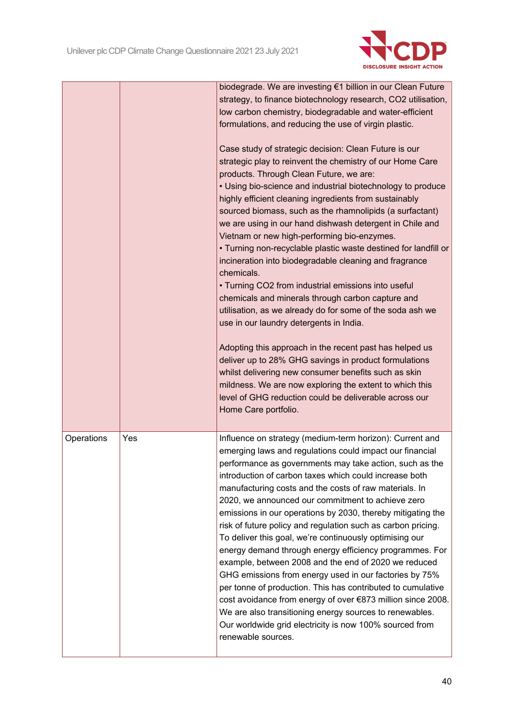| | | |
|---|---|---|
| | | biodegrade. We are investing €1 billion in our Clean Future strategy, to finance biotechnology research, $CO_2$ utilisation, low carbon chemistry, biodegradable and water-efficient formulations, and reducing the use of virgin plastic.<br><br>Case study of strategic decision: Clean Future is our strategic play to reinvent the chemistry of our Home Care products. Through Clean Future, we are:<br>• Using bio-science and industrial biotechnology to produce highly efficient cleaning ingredients from sustainably sourced biomass, such as the rhamnolipids (a surfactant) we are using in our hand dishwash detergent in Chile and Vietnam or new high-performing bio-enzymes.<br>• Turning non-recyclable plastic waste destined for landfill or incineration into biodegradable cleaning and fragrance chemicals.<br>• Turning $CO_2$ from industrial emissions into useful chemicals and minerals through carbon capture and utilisation, as we already do for some of the soda ash we use in our laundry detergents in India.<br><br>Adopting this approach in the recent past has helped us deliver up to 28% GHG savings in product formulations whilst delivering new consumer benefits such as skin mildness. We are now exploring the extent to which this level of GHG reduction could be deliverable across our Home Care portfolio. |
| Operations | Yes | Influence on strategy (medium-term horizon): Current and emerging laws and regulations could impact our financial performance as governments may take action, such as the introduction of carbon taxes which could increase both manufacturing costs and the costs of raw materials. In 2020, we announced our commitment to achieve zero emissions in our operations by 2030, thereby mitigating the risk of future policy and regulation such as carbon pricing. To deliver this goal, we're continuously optimising our energy demand through energy efficiency programmes. For example, between 2008 and the end of 2020 we reduced GHG emissions from energy used in our factories by 75% per tonne of production. This has contributed to cumulative cost avoidance from energy of over €873 million since 2008. We are also transitioning energy sources to renewables. Our worldwide grid electricity is now 100% sourced from renewable sources. |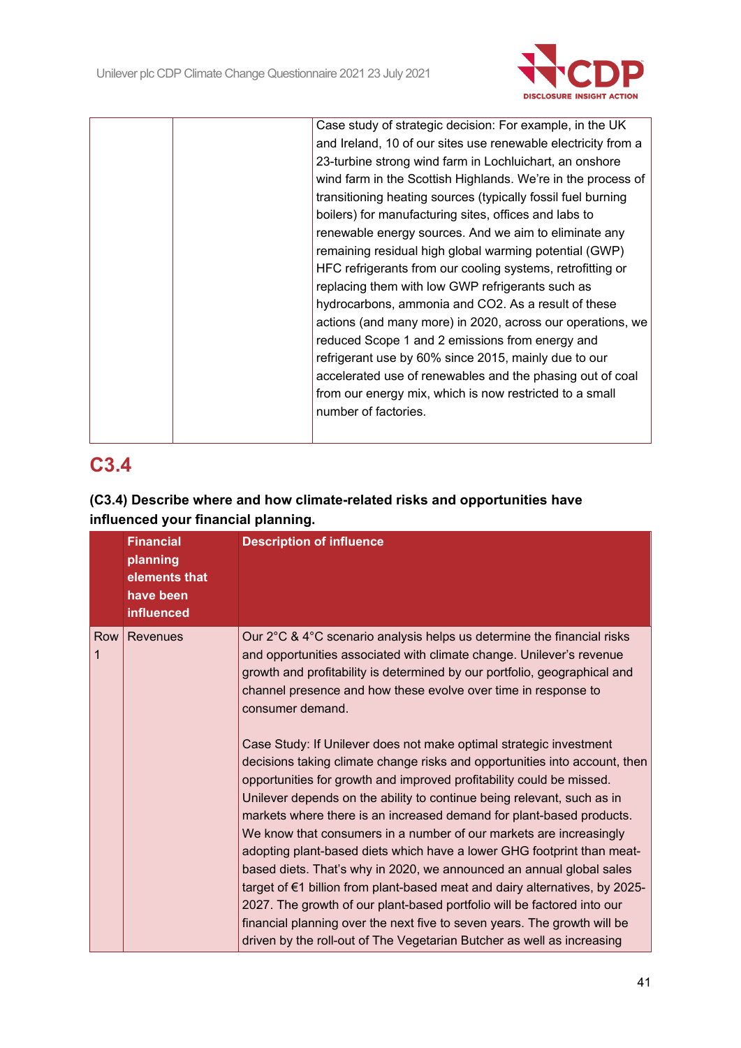| | | |
|---|---|---|
| | | Case study of strategic decision: For example, in the UK and Ireland, 10 of our sites use renewable electricity from a 23-turbine strong wind farm in Lochluichart, an onshore wind farm in the Scottish Highlands. We're in the process of transitioning heating sources (typically fossil fuel burning boilers) for manufacturing sites, offices and labs to renewable energy sources. And we aim to eliminate any remaining residual high global warming potential (GWP) HFC refrigerants from our cooling systems, retrofitting or replacing them with low GWP refrigerants such as hydrocarbons, ammonia and CO2. As a result of these actions (and many more) in 2020, across our operations, we reduced Scope 1 and 2 emissions from energy and refrigerant use by 60% since 2015, mainly due to our accelerated use of renewables and the phasing out of coal from our energy mix, which is now restricted to a small number of factories. |

## C3.4

**(C3.4) Describe where and how climate-related risks and opportunities have influenced your financial planning.**

| | Financial planning elements that have been influenced | Description of influence |
|---|---|---|
| Row 1 | Revenues | Our 2°C & 4°C scenario analysis helps us determine the financial risks and opportunities associated with climate change. Unilever's revenue growth and profitability is determined by our portfolio, geographical and channel presence and how these evolve over time in response to consumer demand.<br><br>Case Study: If Unilever does not make optimal strategic investment decisions taking climate change risks and opportunities into account, then opportunities for growth and improved profitability could be missed. Unilever depends on the ability to continue being relevant, such as in markets where there is an increased demand for plant-based products. We know that consumers in a number of our markets are increasingly adopting plant-based diets which have a lower GHG footprint than meat-based diets. That's why in 2020, we announced an annual global sales target of €1 billion from plant-based meat and dairy alternatives, by 2025-2027. The growth of our plant-based portfolio will be factored into our financial planning over the next five to seven years. The growth will be driven by the roll-out of The Vegetarian Butcher as well as increasing |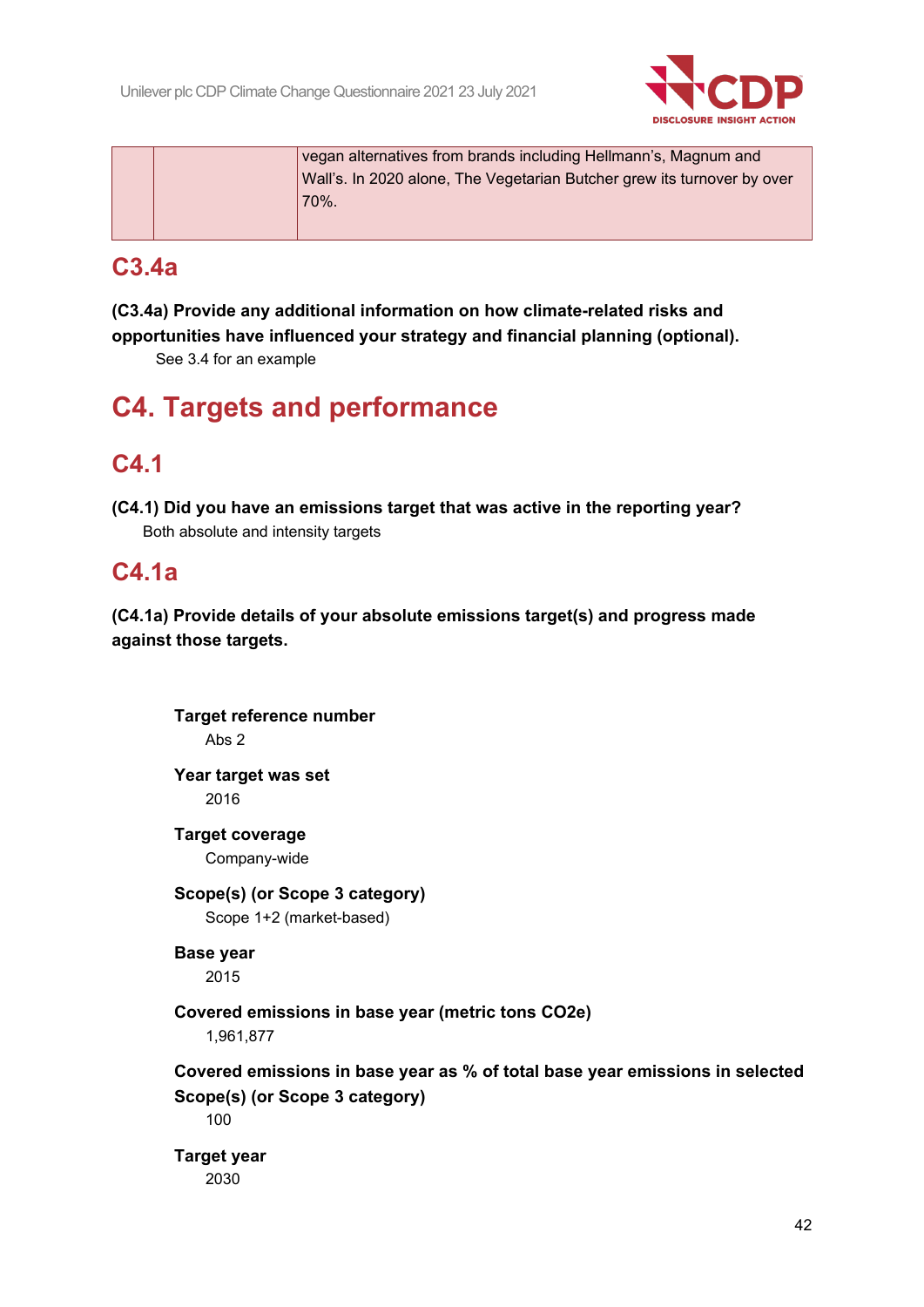| | | |
|---|---|---|
| | | vegan alternatives from brands including Hellmann's, Magnum and Wall's. In 2020 alone, The Vegetarian Butcher grew its turnover by over 70%. |

## C3.4a

**(C3.4a) Provide any additional information on how climate-related risks and opportunities have influenced your strategy and financial planning (optional).**

See 3.4 for an example

# C4. Targets and performance

## C4.1

**(C4.1) Did you have an emissions target that was active in the reporting year?**

Both absolute and intensity targets

## C4.1a

**(C4.1a) Provide details of your absolute emissions target(s) and progress made against those targets.**

**Target reference number**

Abs 2

**Year target was set**

2016

**Target coverage**

Company-wide

**Scope(s) (or Scope 3 category)**

Scope 1+2 (market-based)

**Base year**

2015

**Covered emissions in base year (metric tons CO2e)**

1,961,877

**Covered emissions in base year as % of total base year emissions in selected Scope(s) (or Scope 3 category)**

100

**Target year**

2030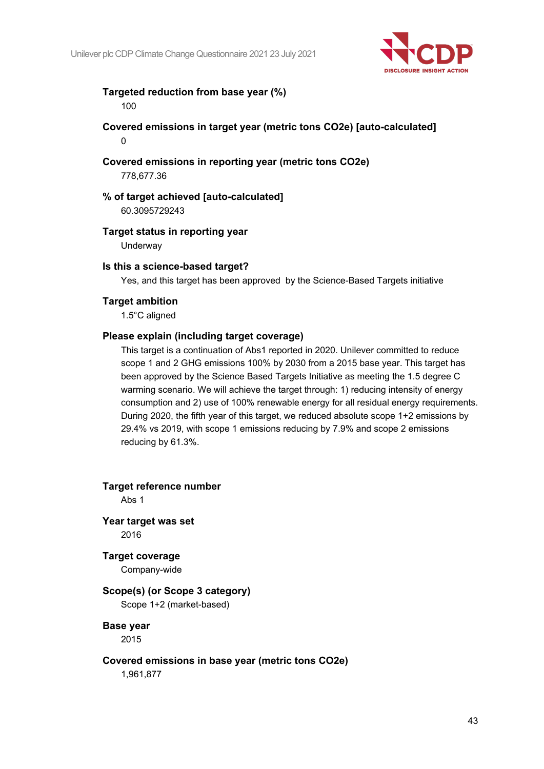**Targeted reduction from base year (%)**

100

**Covered emissions in target year (metric tons CO2e) [auto-calculated]**

0

**Covered emissions in reporting year (metric tons CO2e)**

778,677.36

**% of target achieved [auto-calculated]**

60.3095729243

**Target status in reporting year**

Underway

**Is this a science-based target?**

Yes, and this target has been approved by the Science-Based Targets initiative

**Target ambition**

1.5°C aligned

**Please explain (including target coverage)**

This target is a continuation of Abs1 reported in 2020. Unilever committed to reduce scope 1 and 2 GHG emissions 100% by 2030 from a 2015 base year. This target has been approved by the Science Based Targets Initiative as meeting the 1.5 degree C warming scenario. We will achieve the target through: 1) reducing intensity of energy consumption and 2) use of 100% renewable energy for all residual energy requirements. During 2020, the fifth year of this target, we reduced absolute scope 1+2 emissions by 29.4% vs 2019, with scope 1 emissions reducing by 7.9% and scope 2 emissions reducing by 61.3%.

**Target reference number**

Abs 1

**Year target was set**

2016

**Target coverage**

Company-wide

**Scope(s) (or Scope 3 category)**

Scope 1+2 (market-based)

**Base year**

2015

**Covered emissions in base year (metric tons CO2e)**

1,961,877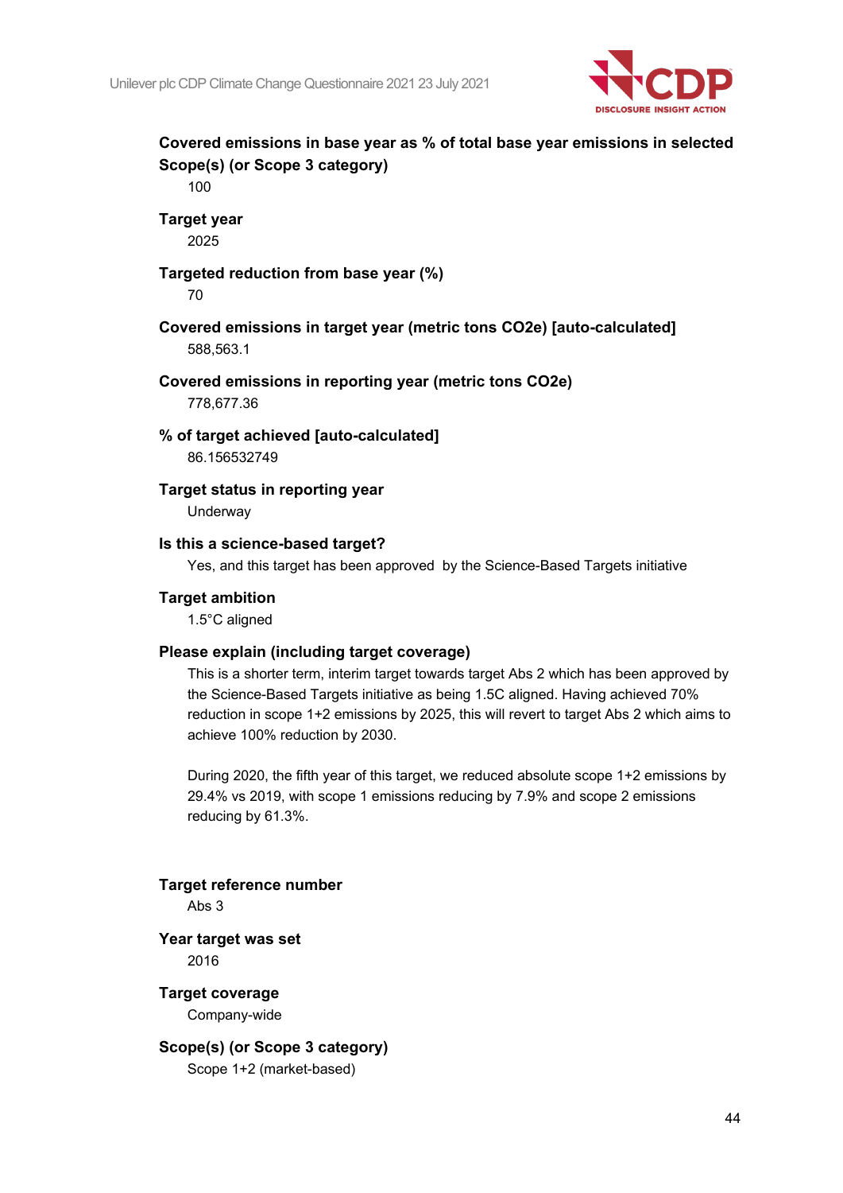**Covered emissions in base year as % of total base year emissions in selected Scope(s) (or Scope 3 category)**

100

**Target year**

2025

**Targeted reduction from base year (%)**

70

**Covered emissions in target year (metric tons CO2e) [auto-calculated]**

588,563.1

**Covered emissions in reporting year (metric tons CO2e)**

778,677.36

**% of target achieved [auto-calculated]**

86.156532749

**Target status in reporting year**

Underway

**Is this a science-based target?**

Yes, and this target has been approved by the Science-Based Targets initiative

**Target ambition**

1.5°C aligned

**Please explain (including target coverage)**

This is a shorter term, interim target towards target Abs 2 which has been approved by the Science-Based Targets initiative as being 1.5C aligned. Having achieved 70% reduction in scope 1+2 emissions by 2025, this will revert to target Abs 2 which aims to achieve 100% reduction by 2030.

During 2020, the fifth year of this target, we reduced absolute scope 1+2 emissions by 29.4% vs 2019, with scope 1 emissions reducing by 7.9% and scope 2 emissions reducing by 61.3%.

**Target reference number**

Abs 3

**Year target was set**

2016

**Target coverage**

Company-wide

**Scope(s) (or Scope 3 category)**

Scope 1+2 (market-based)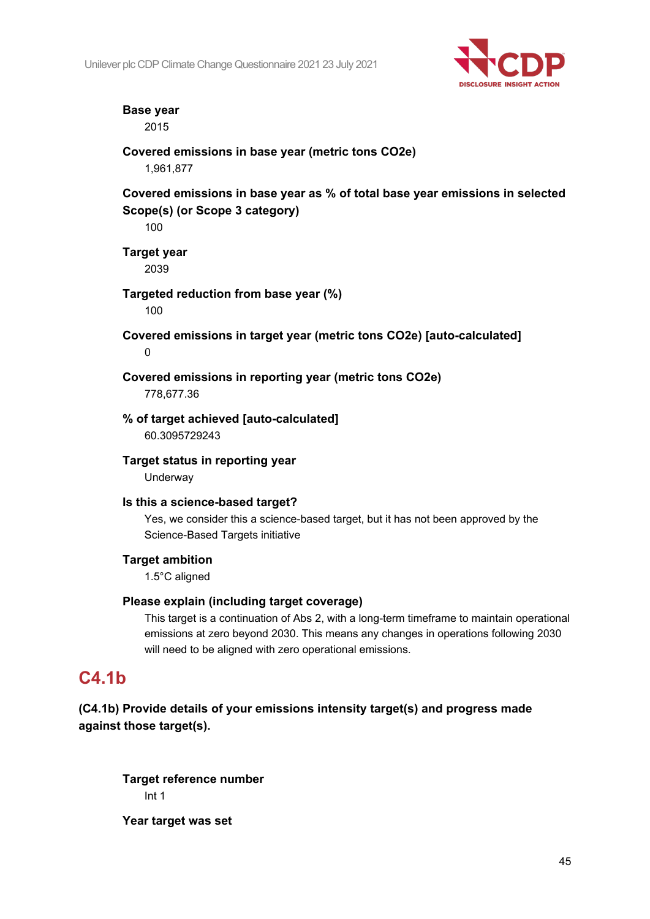**Base year**

2015

**Covered emissions in base year (metric tons CO2e)**

1,961,877

**Covered emissions in base year as % of total base year emissions in selected Scope(s) (or Scope 3 category)**

100

**Target year**

2039

**Targeted reduction from base year (%)**

100

**Covered emissions in target year (metric tons CO2e) [auto-calculated]**

0

**Covered emissions in reporting year (metric tons CO2e)**

778,677.36

**% of target achieved [auto-calculated]**

60.3095729243

**Target status in reporting year**

Underway

**Is this a science-based target?**

Yes, we consider this a science-based target, but it has not been approved by the Science-Based Targets initiative

**Target ambition**

1.5°C aligned

**Please explain (including target coverage)**

This target is a continuation of Abs 2, with a long-term timeframe to maintain operational emissions at zero beyond 2030. This means any changes in operations following 2030 will need to be aligned with zero operational emissions.

## C4.1b

**(C4.1b) Provide details of your emissions intensity target(s) and progress made against those target(s).**

**Target reference number**

Int 1

**Year target was set**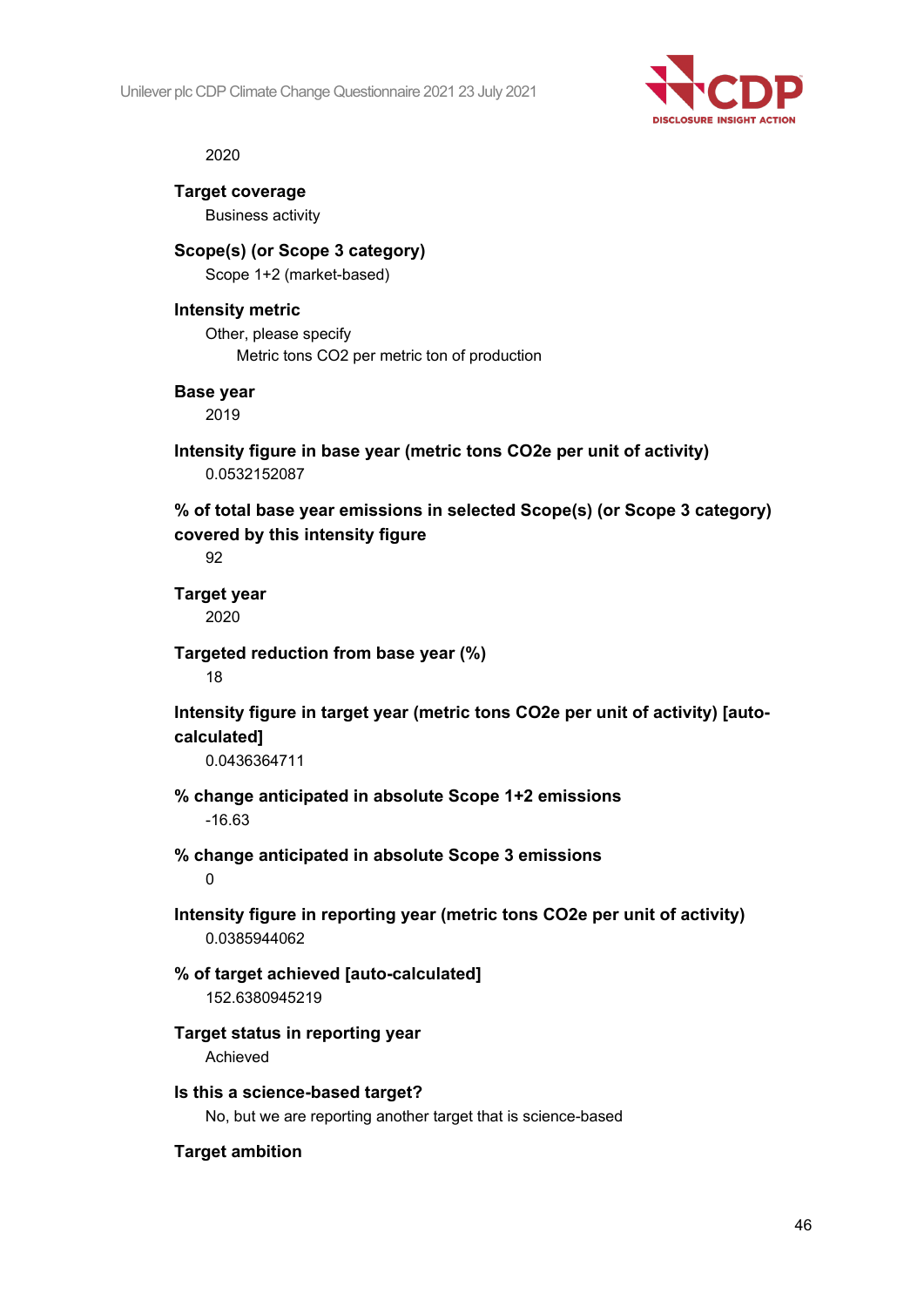2020

**Target coverage**

Business activity

**Scope(s) (or Scope 3 category)**

Scope 1+2 (market-based)

**Intensity metric**

Other, please specify

Metric tons CO2 per metric ton of production

**Base year**

2019

**Intensity figure in base year (metric tons CO2e per unit of activity)**

0.0532152087

**% of total base year emissions in selected Scope(s) (or Scope 3 category) covered by this intensity figure**

92

**Target year**

2020

**Targeted reduction from base year (%)**

18

**Intensity figure in target year (metric tons CO2e per unit of activity) [auto-calculated]**

0.0436364711

**% change anticipated in absolute Scope 1+2 emissions**

-16.63

**% change anticipated in absolute Scope 3 emissions**

0

**Intensity figure in reporting year (metric tons CO2e per unit of activity)**

0.0385944062

**% of target achieved [auto-calculated]**

152.6380945219

**Target status in reporting year**

Achieved

**Is this a science-based target?**

No, but we are reporting another target that is science-based

**Target ambition**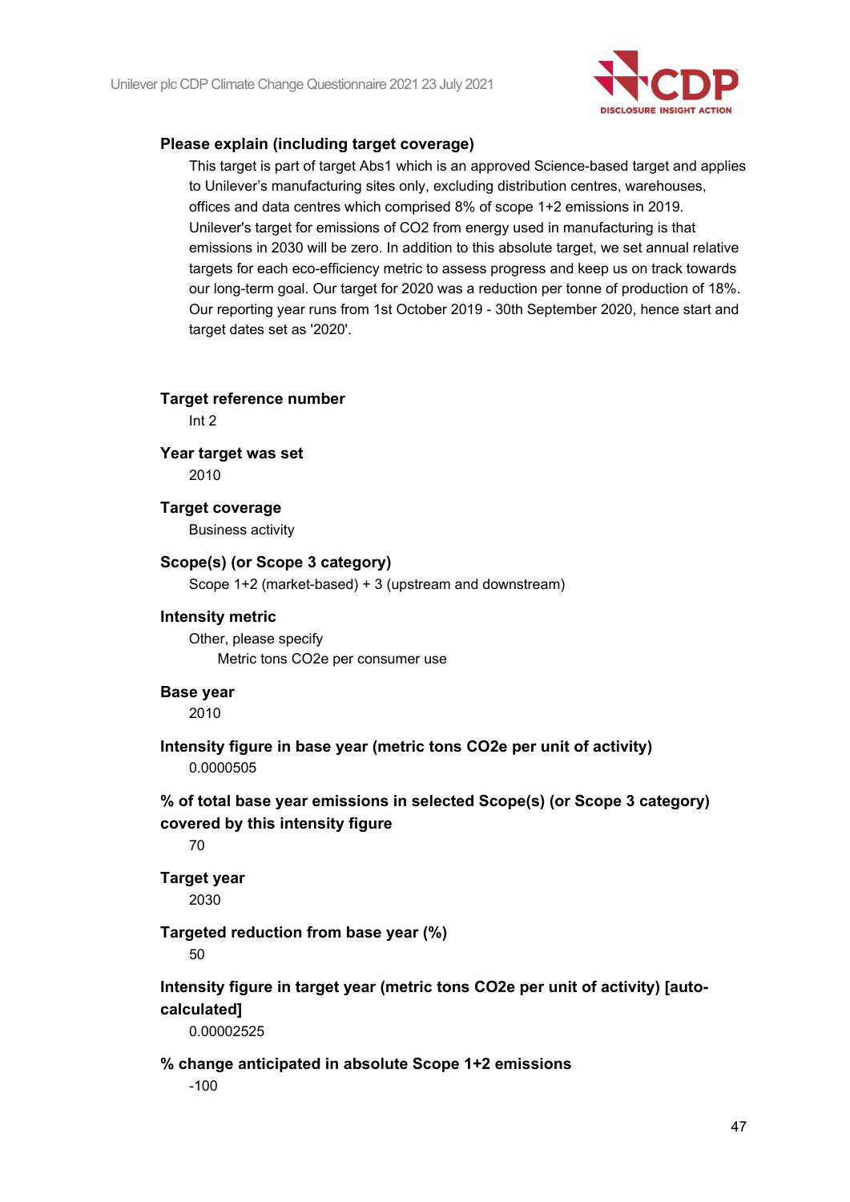**Please explain (including target coverage)**

This target is part of target Abs1 which is an approved Science-based target and applies to Unilever's manufacturing sites only, excluding distribution centres, warehouses, offices and data centres which comprised 8% of scope 1+2 emissions in 2019. Unilever's target for emissions of $CO_2$ from energy used in manufacturing is that emissions in 2030 will be zero. In addition to this absolute target, we set annual relative targets for each eco-efficiency metric to assess progress and keep us on track towards our long-term goal. Our target for 2020 was a reduction per tonne of production of 18%. Our reporting year runs from 1st October 2019 - 30th September 2020, hence start and target dates set as '2020'.

**Target reference number**

Int 2

**Year target was set**

2010

**Target coverage**

Business activity

**Scope(s) (or Scope 3 category)**

Scope 1+2 (market-based) + 3 (upstream and downstream)

**Intensity metric**

Other, please specify

Metric tons CO2e per consumer use

**Base year**

2010

**Intensity figure in base year (metric tons CO2e per unit of activity)**

0.0000505

**% of total base year emissions in selected Scope(s) (or Scope 3 category) covered by this intensity figure**

70

**Target year**

2030

**Targeted reduction from base year (%)**

50

**Intensity figure in target year (metric tons CO2e per unit of activity) [auto-calculated]**

0.00002525

**% change anticipated in absolute Scope 1+2 emissions**

-100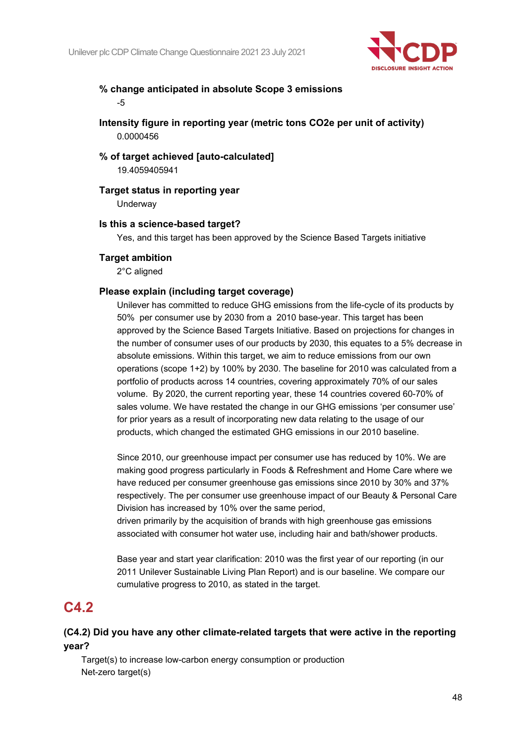**% change anticipated in absolute Scope 3 emissions**

-5

**Intensity figure in reporting year (metric tons CO2e per unit of activity)**

0.0000456

**% of target achieved [auto-calculated]**

19.4059405941

**Target status in reporting year**

Underway

**Is this a science-based target?**

Yes, and this target has been approved by the Science Based Targets initiative

**Target ambition**

2°C aligned

**Please explain (including target coverage)**

Unilever has committed to reduce GHG emissions from the life-cycle of its products by 50% per consumer use by 2030 from a 2010 base-year. This target has been approved by the Science Based Targets Initiative. Based on projections for changes in the number of consumer uses of our products by 2030, this equates to a 5% decrease in absolute emissions. Within this target, we aim to reduce emissions from our own operations (scope 1+2) by 100% by 2030. The baseline for 2010 was calculated from a portfolio of products across 14 countries, covering approximately 70% of our sales volume. By 2020, the current reporting year, these 14 countries covered 60-70% of sales volume. We have restated the change in our GHG emissions 'per consumer use' for prior years as a result of incorporating new data relating to the usage of our products, which changed the estimated GHG emissions in our 2010 baseline.

Since 2010, our greenhouse impact per consumer use has reduced by 10%. We are making good progress particularly in Foods & Refreshment and Home Care where we have reduced per consumer greenhouse gas emissions since 2010 by 30% and 37% respectively. The per consumer use greenhouse impact of our Beauty & Personal Care Division has increased by 10% over the same period,
driven primarily by the acquisition of brands with high greenhouse gas emissions associated with consumer hot water use, including hair and bath/shower products.

Base year and start year clarification: 2010 was the first year of our reporting (in our 2011 Unilever Sustainable Living Plan Report) and is our baseline. We compare our cumulative progress to 2010, as stated in the target.

## C4.2

**(C4.2) Did you have any other climate-related targets that were active in the reporting year?**

Target(s) to increase low-carbon energy consumption or production
Net-zero target(s)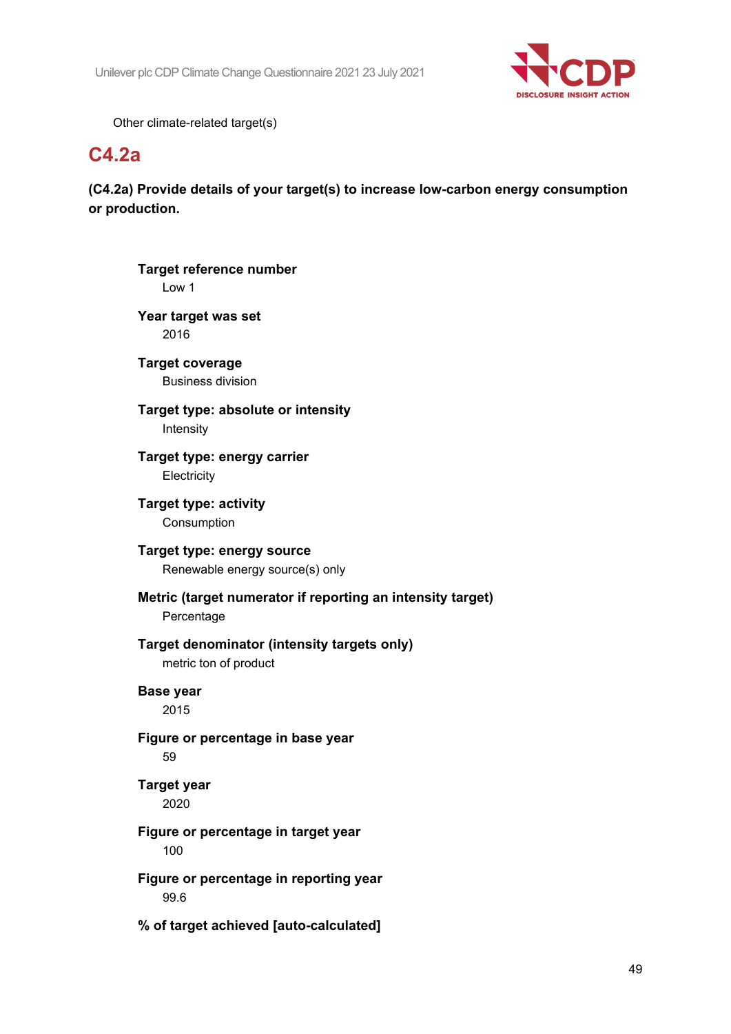Other climate-related target(s)

## C4.2a

**(C4.2a) Provide details of your target(s) to increase low-carbon energy consumption or production.**

**Target reference number**
Low 1

**Year target was set**
2016

**Target coverage**
Business division

**Target type: absolute or intensity**
Intensity

**Target type: energy carrier**
Electricity

**Target type: activity**
Consumption

**Target type: energy source**
Renewable energy source(s) only

**Metric (target numerator if reporting an intensity target)**
Percentage

**Target denominator (intensity targets only)**
metric ton of product

**Base year**
2015

**Figure or percentage in base year**
59

**Target year**
2020

**Figure or percentage in target year**
100

**Figure or percentage in reporting year**
99.6

**% of target achieved [auto-calculated]**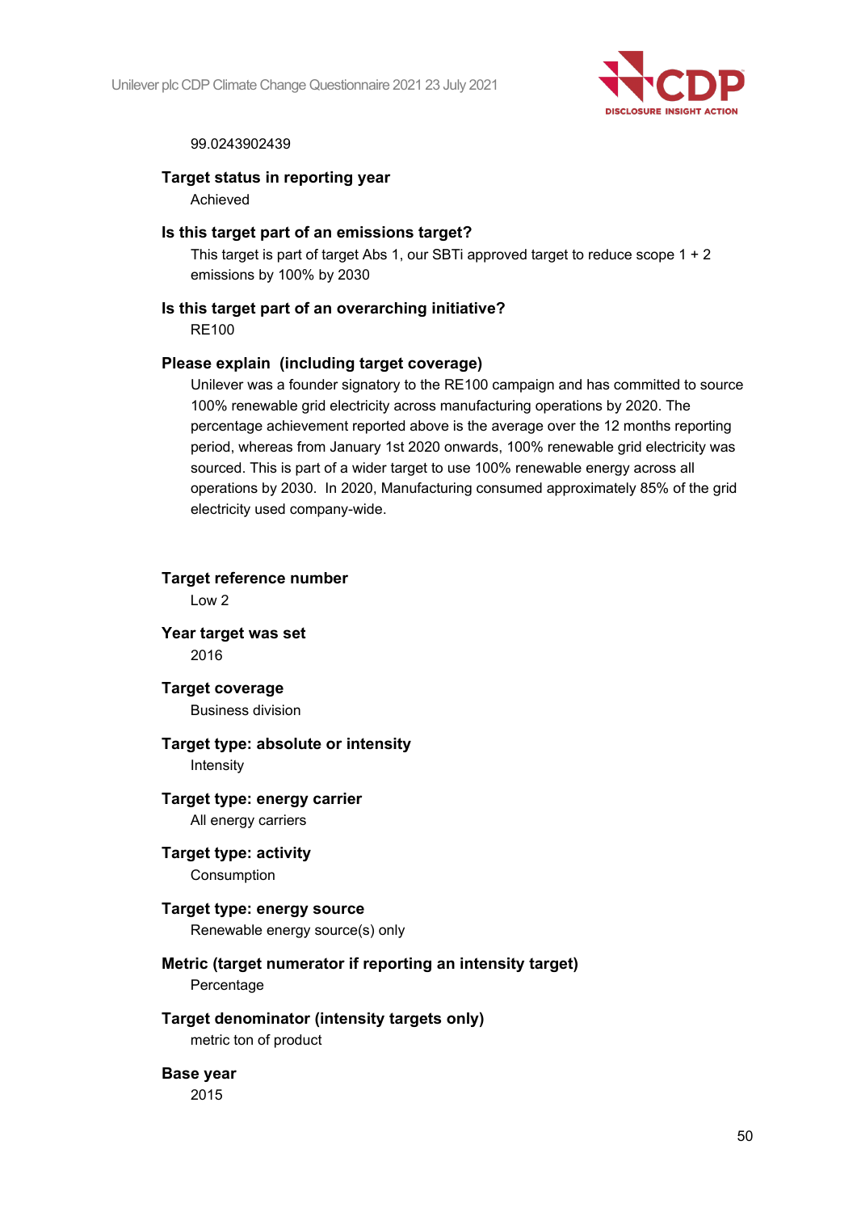99.0243902439

**Target status in reporting year**

Achieved

**Is this target part of an emissions target?**

This target is part of target Abs 1, our SBTi approved target to reduce scope 1 + 2 emissions by 100% by 2030

**Is this target part of an overarching initiative?**

RE100

**Please explain (including target coverage)**

Unilever was a founder signatory to the RE100 campaign and has committed to source 100% renewable grid electricity across manufacturing operations by 2020. The percentage achievement reported above is the average over the 12 months reporting period, whereas from January 1st 2020 onwards, 100% renewable grid electricity was sourced. This is part of a wider target to use 100% renewable energy across all operations by 2030. In 2020, Manufacturing consumed approximately 85% of the grid electricity used company-wide.

**Target reference number**

Low 2

**Year target was set**

2016

**Target coverage**

Business division

**Target type: absolute or intensity**

Intensity

**Target type: energy carrier**

All energy carriers

**Target type: activity**

Consumption

**Target type: energy source**

Renewable energy source(s) only

**Metric (target numerator if reporting an intensity target)**

Percentage

**Target denominator (intensity targets only)**

metric ton of product

**Base year**

2015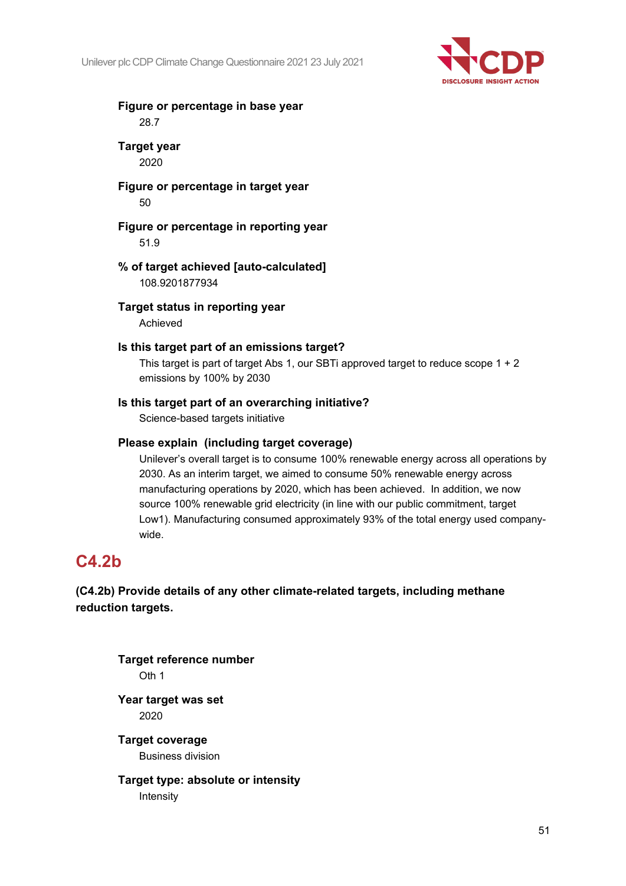**Figure or percentage in base year**

28.7

**Target year**

2020

**Figure or percentage in target year**

50

**Figure or percentage in reporting year**

51.9

**% of target achieved [auto-calculated]**

108.9201877934

**Target status in reporting year**

Achieved

**Is this target part of an emissions target?**

This target is part of target Abs 1, our SBTi approved target to reduce scope 1 + 2 emissions by 100% by 2030

**Is this target part of an overarching initiative?**

Science-based targets initiative

**Please explain (including target coverage)**

Unilever's overall target is to consume 100% renewable energy across all operations by 2030. As an interim target, we aimed to consume 50% renewable energy across manufacturing operations by 2020, which has been achieved. In addition, we now source 100% renewable grid electricity (in line with our public commitment, target Low1). Manufacturing consumed approximately 93% of the total energy used company-wide.

## C4.2b

**(C4.2b) Provide details of any other climate-related targets, including methane reduction targets.**

**Target reference number**

Oth 1

**Year target was set**

2020

**Target coverage**

Business division

**Target type: absolute or intensity**

Intensity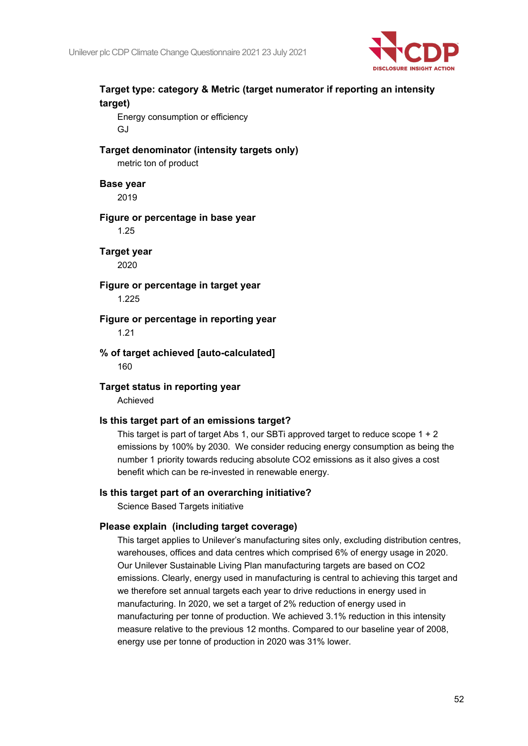**Target type: category & Metric (target numerator if reporting an intensity target)**

Energy consumption or efficiency

GJ

**Target denominator (intensity targets only)**

metric ton of product

**Base year**

2019

**Figure or percentage in base year**

1.25

**Target year**

2020

**Figure or percentage in target year**

1.225

**Figure or percentage in reporting year**

1.21

**% of target achieved [auto-calculated]**

160

**Target status in reporting year**

Achieved

**Is this target part of an emissions target?**

This target is part of target Abs 1, our SBTi approved target to reduce scope 1 + 2 emissions by 100% by 2030. We consider reducing energy consumption as being the number 1 priority towards reducing absolute CO2 emissions as it also gives a cost benefit which can be re-invested in renewable energy.

**Is this target part of an overarching initiative?**

Science Based Targets initiative

**Please explain (including target coverage)**

This target applies to Unilever's manufacturing sites only, excluding distribution centres, warehouses, offices and data centres which comprised 6% of energy usage in 2020. Our Unilever Sustainable Living Plan manufacturing targets are based on CO2 emissions. Clearly, energy used in manufacturing is central to achieving this target and we therefore set annual targets each year to drive reductions in energy used in manufacturing. In 2020, we set a target of 2% reduction of energy used in manufacturing per tonne of production. We achieved 3.1% reduction in this intensity measure relative to the previous 12 months. Compared to our baseline year of 2008, energy use per tonne of production in 2020 was 31% lower.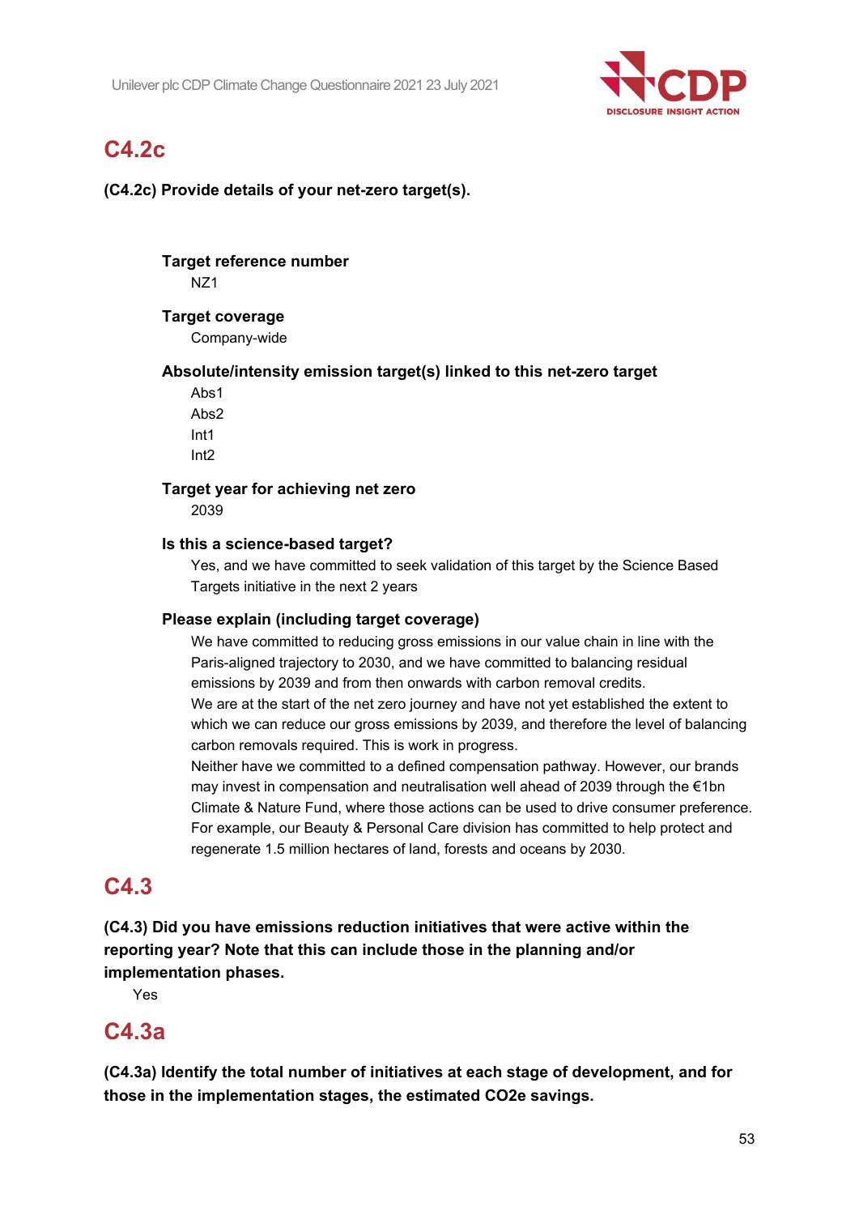## C4.2c

**(C4.2c) Provide details of your net-zero target(s).**

**Target reference number**

NZ1

**Target coverage**

Company-wide

**Absolute/intensity emission target(s) linked to this net-zero target**

Abs1
Abs2
Int1
Int2

**Target year for achieving net zero**

2039

**Is this a science-based target?**

Yes, and we have committed to seek validation of this target by the Science Based Targets initiative in the next 2 years

**Please explain (including target coverage)**

We have committed to reducing gross emissions in our value chain in line with the Paris-aligned trajectory to 2030, and we have committed to balancing residual emissions by 2039 and from then onwards with carbon removal credits.
We are at the start of the net zero journey and have not yet established the extent to which we can reduce our gross emissions by 2039, and therefore the level of balancing carbon removals required. This is work in progress.
Neither have we committed to a defined compensation pathway. However, our brands may invest in compensation and neutralisation well ahead of 2039 through the €1bn Climate & Nature Fund, where those actions can be used to drive consumer preference. For example, our Beauty & Personal Care division has committed to help protect and regenerate 1.5 million hectares of land, forests and oceans by 2030.

## C4.3

**(C4.3) Did you have emissions reduction initiatives that were active within the reporting year? Note that this can include those in the planning and/or implementation phases.**

Yes

## C4.3a

**(C4.3a) Identify the total number of initiatives at each stage of development, and for those in the implementation stages, the estimated CO2e savings.**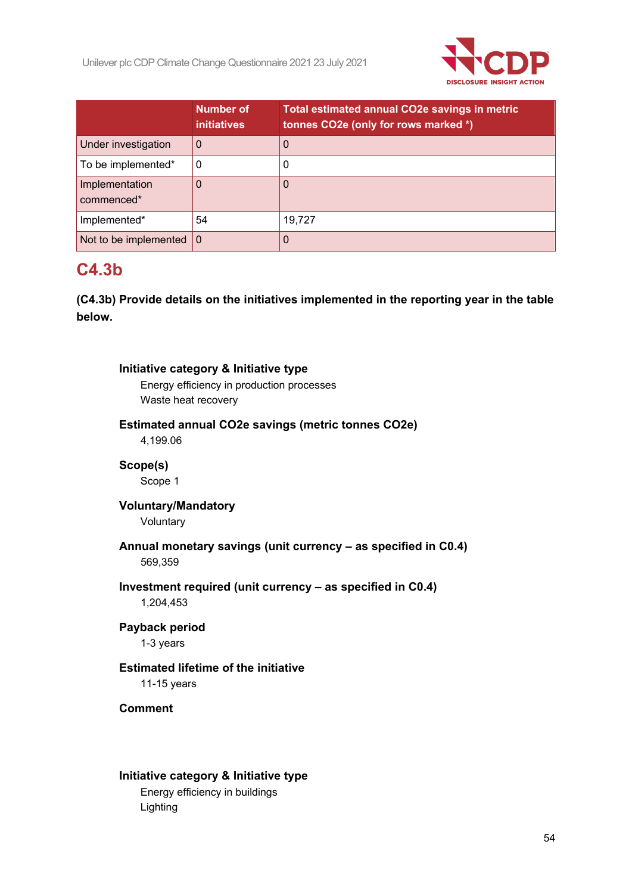| | Number of initiatives | Total estimated annual CO2e savings in metric tonnes CO2e (only for rows marked *) |
|---|---|---|
| Under investigation | 0 | 0 |
| To be implemented* | 0 | 0 |
| Implementation commenced* | 0 | 0 |
| Implemented* | 54 | 19,727 |
| Not to be implemented | 0 | 0 |

## C4.3b

**(C4.3b) Provide details on the initiatives implemented in the reporting year in the table below.**

**Initiative category & Initiative type**

Energy efficiency in production processes
Waste heat recovery

**Estimated annual CO2e savings (metric tonnes CO2e)**

4,199.06

**Scope(s)**

Scope 1

**Voluntary/Mandatory**

Voluntary

**Annual monetary savings (unit currency – as specified in C0.4)**

569,359

**Investment required (unit currency – as specified in C0.4)**

1,204,453

**Payback period**

1-3 years

**Estimated lifetime of the initiative**

11-15 years

**Comment**

**Initiative category & Initiative type**

Energy efficiency in buildings
Lighting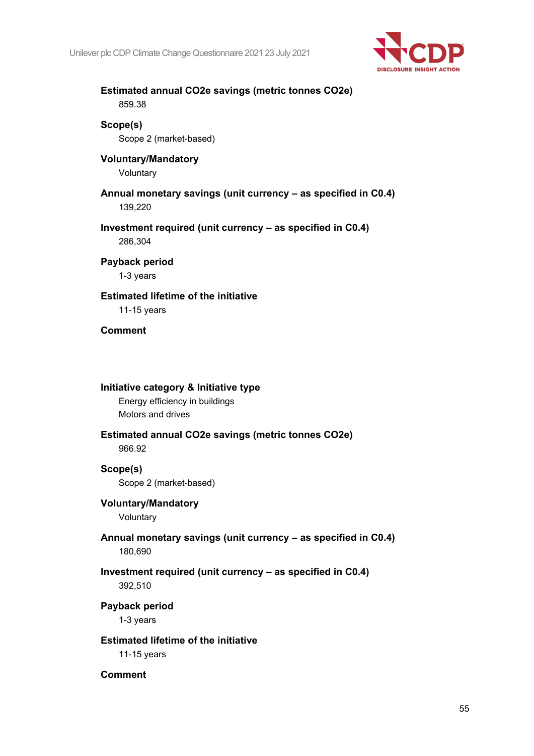**Estimated annual CO2e savings (metric tonnes CO2e)**

859.38

**Scope(s)**

Scope 2 (market-based)

**Voluntary/Mandatory**

Voluntary

**Annual monetary savings (unit currency – as specified in C0.4)**

139,220

**Investment required (unit currency – as specified in C0.4)**

286,304

**Payback period**

1-3 years

**Estimated lifetime of the initiative**

11-15 years

**Comment**

**Initiative category & Initiative type**

Energy efficiency in buildings

Motors and drives

**Estimated annual CO2e savings (metric tonnes CO2e)**

966.92

**Scope(s)**

Scope 2 (market-based)

**Voluntary/Mandatory**

Voluntary

**Annual monetary savings (unit currency – as specified in C0.4)**

180,690

**Investment required (unit currency – as specified in C0.4)**

392,510

**Payback period**

1-3 years

**Estimated lifetime of the initiative**

11-15 years

**Comment**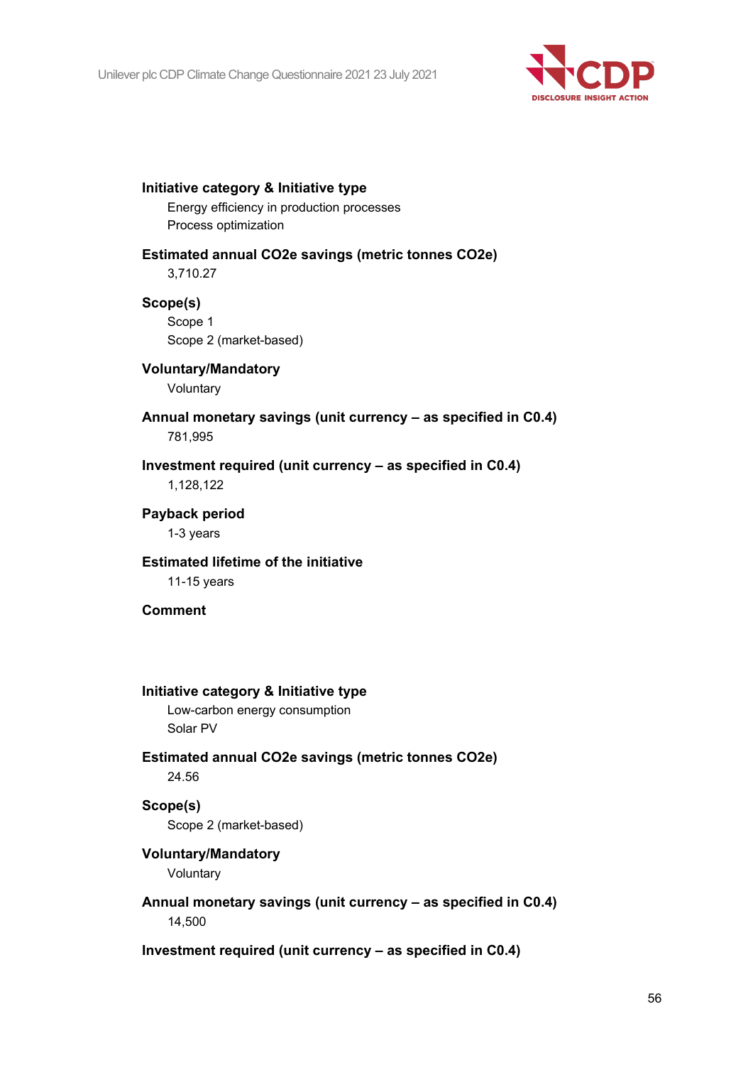**Initiative category & Initiative type**

Energy efficiency in production processes
Process optimization

**Estimated annual CO2e savings (metric tonnes CO2e)**

3,710.27

**Scope(s)**

Scope 1
Scope 2 (market-based)

**Voluntary/Mandatory**

Voluntary

**Annual monetary savings (unit currency – as specified in C0.4)**

781,995

**Investment required (unit currency – as specified in C0.4)**

1,128,122

**Payback period**

1-3 years

**Estimated lifetime of the initiative**

11-15 years

**Comment**

**Initiative category & Initiative type**

Low-carbon energy consumption
Solar PV

**Estimated annual CO2e savings (metric tonnes CO2e)**

24.56

**Scope(s)**

Scope 2 (market-based)

**Voluntary/Mandatory**

Voluntary

**Annual monetary savings (unit currency – as specified in C0.4)**

14,500

**Investment required (unit currency – as specified in C0.4)**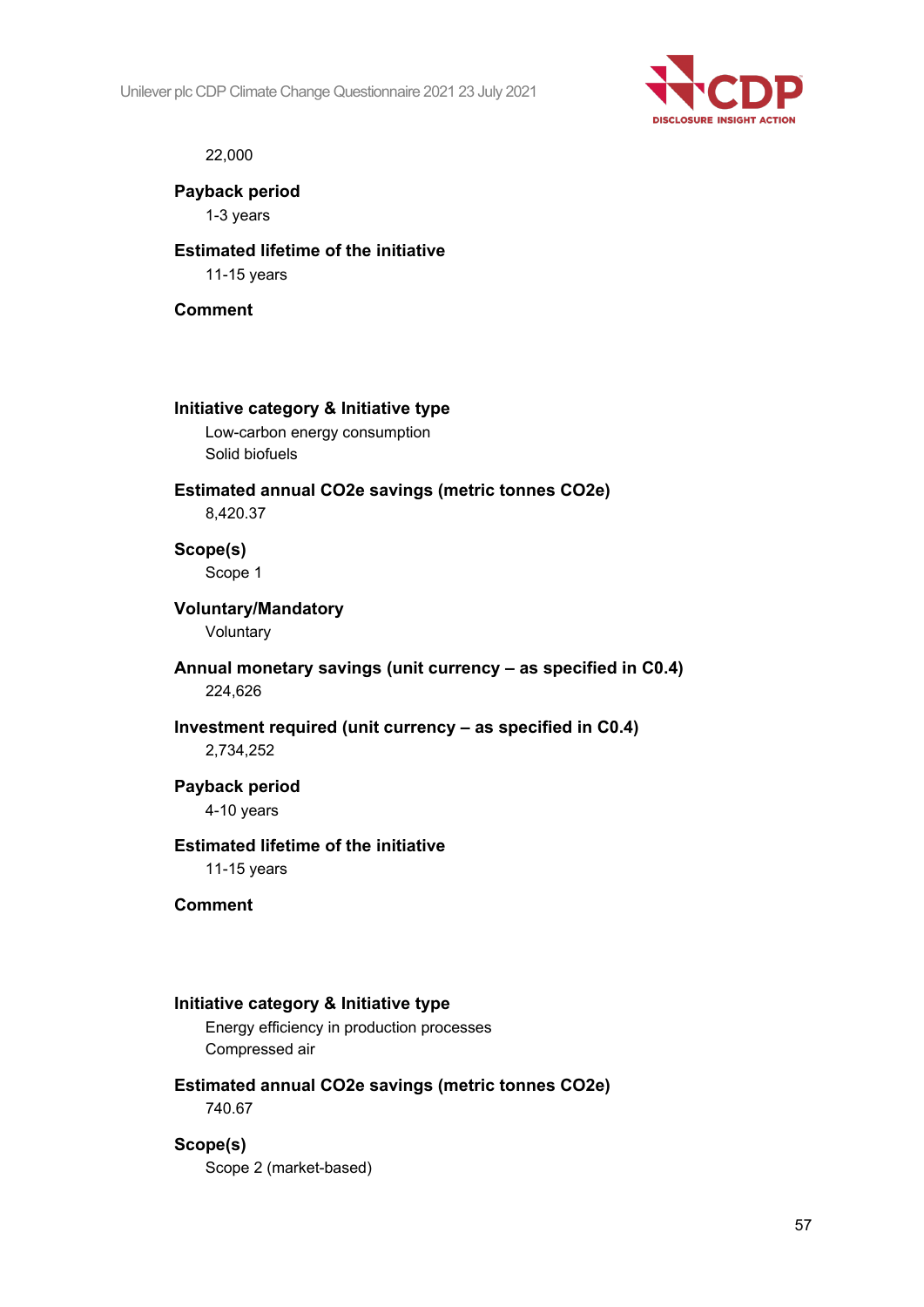22,000

**Payback period**

1-3 years

**Estimated lifetime of the initiative**

11-15 years

**Comment**

**Initiative category & Initiative type**

Low-carbon energy consumption
Solid biofuels

**Estimated annual CO2e savings (metric tonnes CO2e)**

8,420.37

**Scope(s)**

Scope 1

**Voluntary/Mandatory**

Voluntary

**Annual monetary savings (unit currency – as specified in C0.4)**

224,626

**Investment required (unit currency – as specified in C0.4)**

2,734,252

**Payback period**

4-10 years

**Estimated lifetime of the initiative**

11-15 years

**Comment**

**Initiative category & Initiative type**

Energy efficiency in production processes
Compressed air

**Estimated annual CO2e savings (metric tonnes CO2e)**

740.67

**Scope(s)**

Scope 2 (market-based)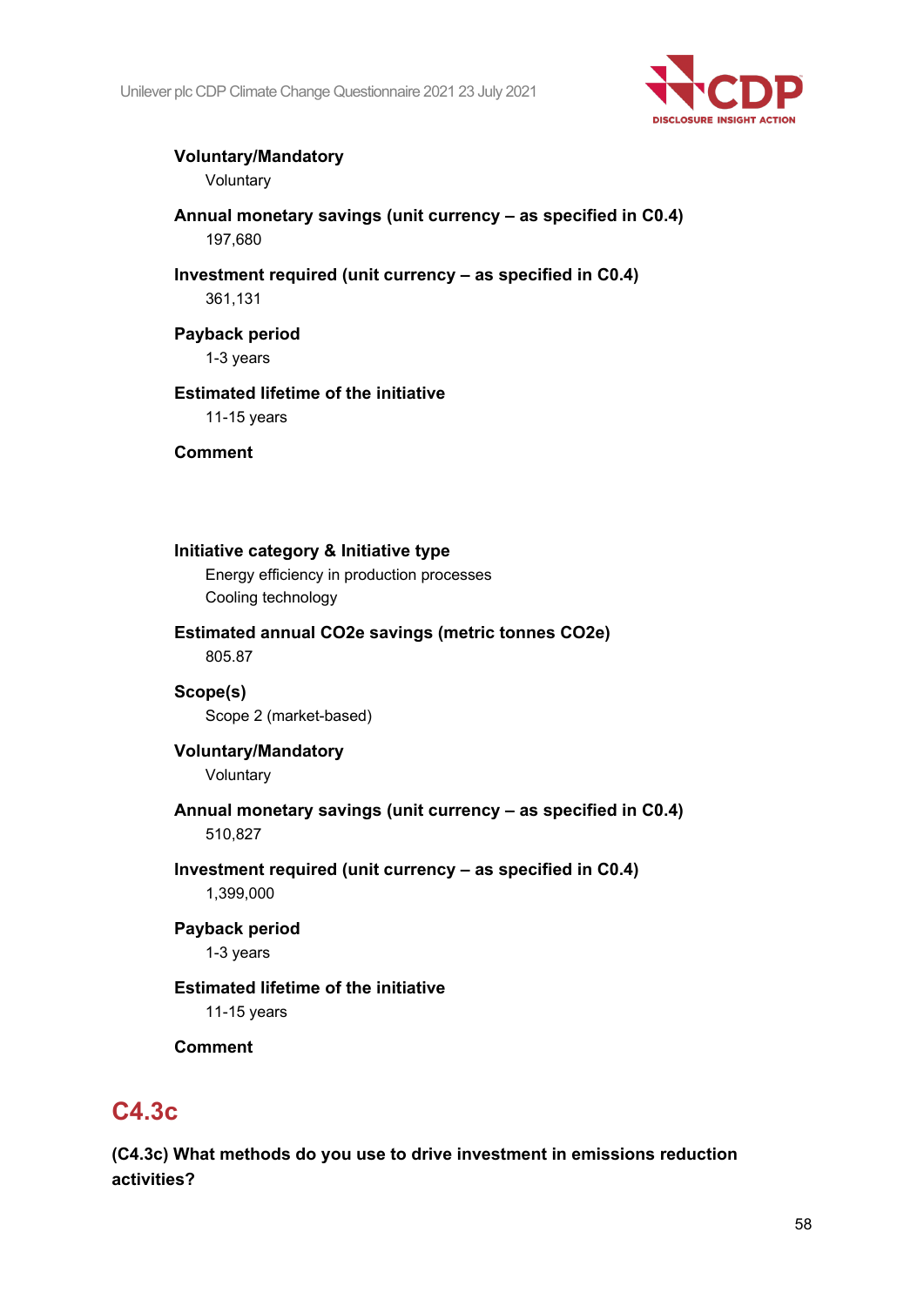**Voluntary/Mandatory**

Voluntary

**Annual monetary savings (unit currency – as specified in C0.4)**

197,680

**Investment required (unit currency – as specified in C0.4)**

361,131

**Payback period**

1-3 years

**Estimated lifetime of the initiative**

11-15 years

**Comment**

**Initiative category & Initiative type**

Energy efficiency in production processes

Cooling technology

**Estimated annual CO2e savings (metric tonnes CO2e)**

805.87

**Scope(s)**

Scope 2 (market-based)

**Voluntary/Mandatory**

Voluntary

**Annual monetary savings (unit currency – as specified in C0.4)**

510,827

**Investment required (unit currency – as specified in C0.4)**

1,399,000

**Payback period**

1-3 years

**Estimated lifetime of the initiative**

11-15 years

**Comment**

## C4.3c

**(C4.3c) What methods do you use to drive investment in emissions reduction activities?**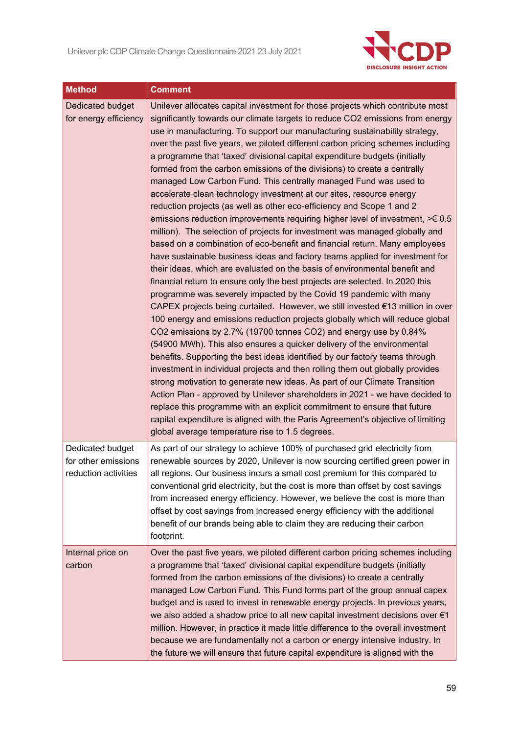| Method | Comment |
|---|---|
| Dedicated budget for energy efficiency | Unilever allocates capital investment for those projects which contribute most significantly towards our climate targets to reduce CO2 emissions from energy use in manufacturing. To support our manufacturing sustainability strategy, over the past five years, we piloted different carbon pricing schemes including a programme that 'taxed' divisional capital expenditure budgets (initially formed from the carbon emissions of the divisions) to create a centrally managed Low Carbon Fund. This centrally managed Fund was used to accelerate clean technology investment at our sites, resource energy reduction projects (as well as other eco-efficiency and Scope 1 and 2 emissions reduction improvements requiring higher level of investment, >€ 0.5 million). The selection of projects for investment was managed globally and based on a combination of eco-benefit and financial return. Many employees have sustainable business ideas and factory teams applied for investment for their ideas, which are evaluated on the basis of environmental benefit and financial return to ensure only the best projects are selected. In 2020 this programme was severely impacted by the Covid 19 pandemic with many CAPEX projects being curtailed. However, we still invested €13 million in over 100 energy and emissions reduction projects globally which will reduce global CO2 emissions by 2.7% (19700 tonnes CO2) and energy use by 0.84% (54900 MWh). This also ensures a quicker delivery of the environmental benefits. Supporting the best ideas identified by our factory teams through investment in individual projects and then rolling them out globally provides strong motivation to generate new ideas. As part of our Climate Transition Action Plan - approved by Unilever shareholders in 2021 - we have decided to replace this programme with an explicit commitment to ensure that future capital expenditure is aligned with the Paris Agreement's objective of limiting global average temperature rise to 1.5 degrees. |
| Dedicated budget for other emissions reduction activities | As part of our strategy to achieve 100% of purchased grid electricity from renewable sources by 2020, Unilever is now sourcing certified green power in all regions. Our business incurs a small cost premium for this compared to conventional grid electricity, but the cost is more than offset by cost savings from increased energy efficiency. However, we believe the cost is more than offset by cost savings from increased energy efficiency with the additional benefit of our brands being able to claim they are reducing their carbon footprint. |
| Internal price on carbon | Over the past five years, we piloted different carbon pricing schemes including a programme that 'taxed' divisional capital expenditure budgets (initially formed from the carbon emissions of the divisions) to create a centrally managed Low Carbon Fund. This Fund forms part of the group annual capex budget and is used to invest in renewable energy projects. In previous years, we also added a shadow price to all new capital investment decisions over €1 million. However, in practice it made little difference to the overall investment because we are fundamentally not a carbon or energy intensive industry. In the future we will ensure that future capital expenditure is aligned with the |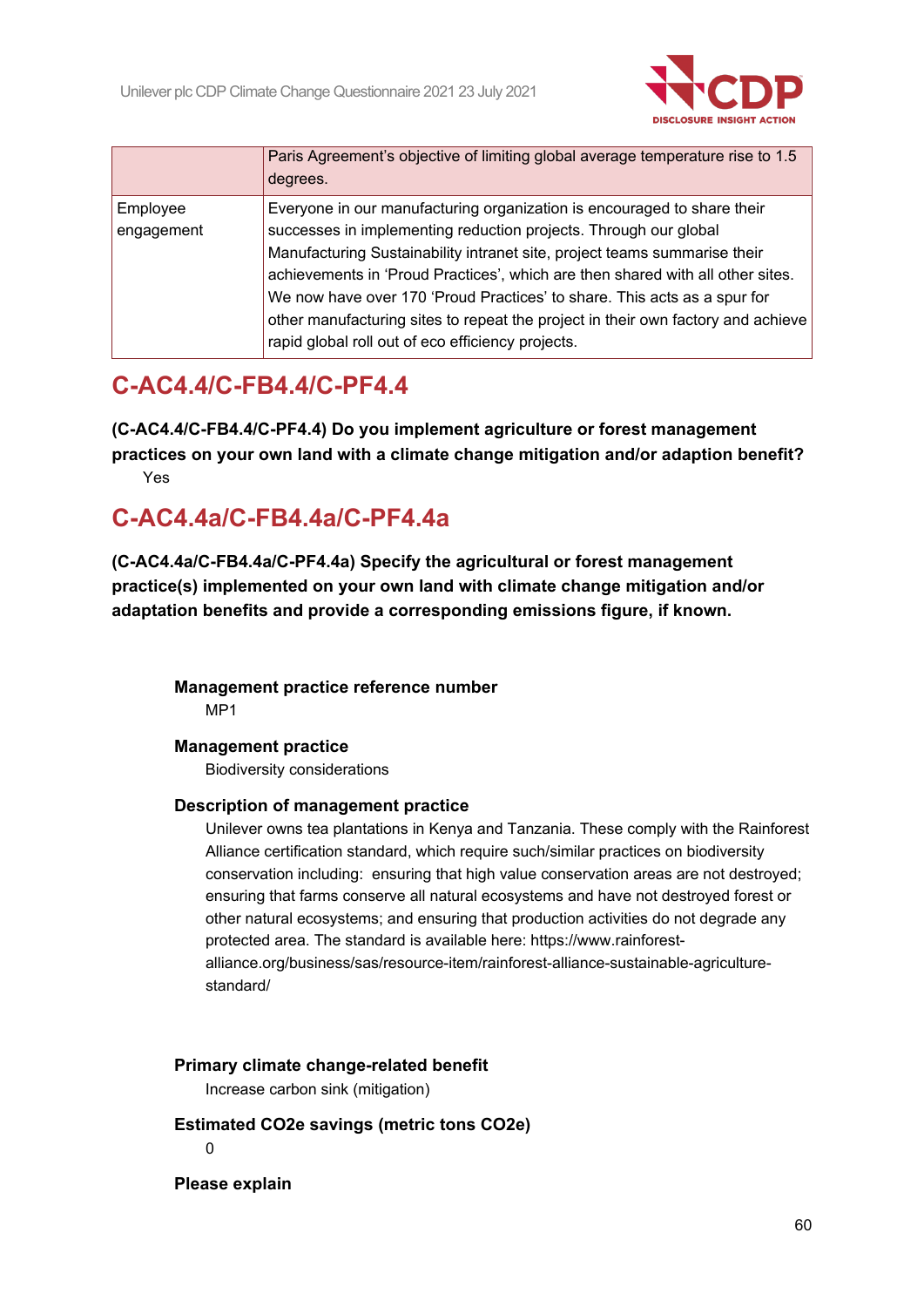| | |
|---|---|
| | Paris Agreement's objective of limiting global average temperature rise to 1.5 degrees. |
| Employee engagement | Everyone in our manufacturing organization is encouraged to share their successes in implementing reduction projects. Through our global Manufacturing Sustainability intranet site, project teams summarise their achievements in 'Proud Practices', which are then shared with all other sites. We now have over 170 'Proud Practices' to share. This acts as a spur for other manufacturing sites to repeat the project in their own factory and achieve rapid global roll out of eco efficiency projects. |

## C-AC4.4/C-FB4.4/C-PF4.4

**(C-AC4.4/C-FB4.4/C-PF4.4) Do you implement agriculture or forest management practices on your own land with a climate change mitigation and/or adaption benefit?**

Yes

## C-AC4.4a/C-FB4.4a/C-PF4.4a

**(C-AC4.4a/C-FB4.4a/C-PF4.4a) Specify the agricultural or forest management practice(s) implemented on your own land with climate change mitigation and/or adaptation benefits and provide a corresponding emissions figure, if known.**

**Management practice reference number**

MP1

**Management practice**

Biodiversity considerations

**Description of management practice**

Unilever owns tea plantations in Kenya and Tanzania. These comply with the Rainforest Alliance certification standard, which require such/similar practices on biodiversity conservation including: ensuring that high value conservation areas are not destroyed; ensuring that farms conserve all natural ecosystems and have not destroyed forest or other natural ecosystems; and ensuring that production activities do not degrade any protected area. The standard is available here: https://www.rainforest-alliance.org/business/sas/resource-item/rainforest-alliance-sustainable-agriculture-standard/

**Primary climate change-related benefit**

Increase carbon sink (mitigation)

**Estimated CO2e savings (metric tons CO2e)**

0

**Please explain**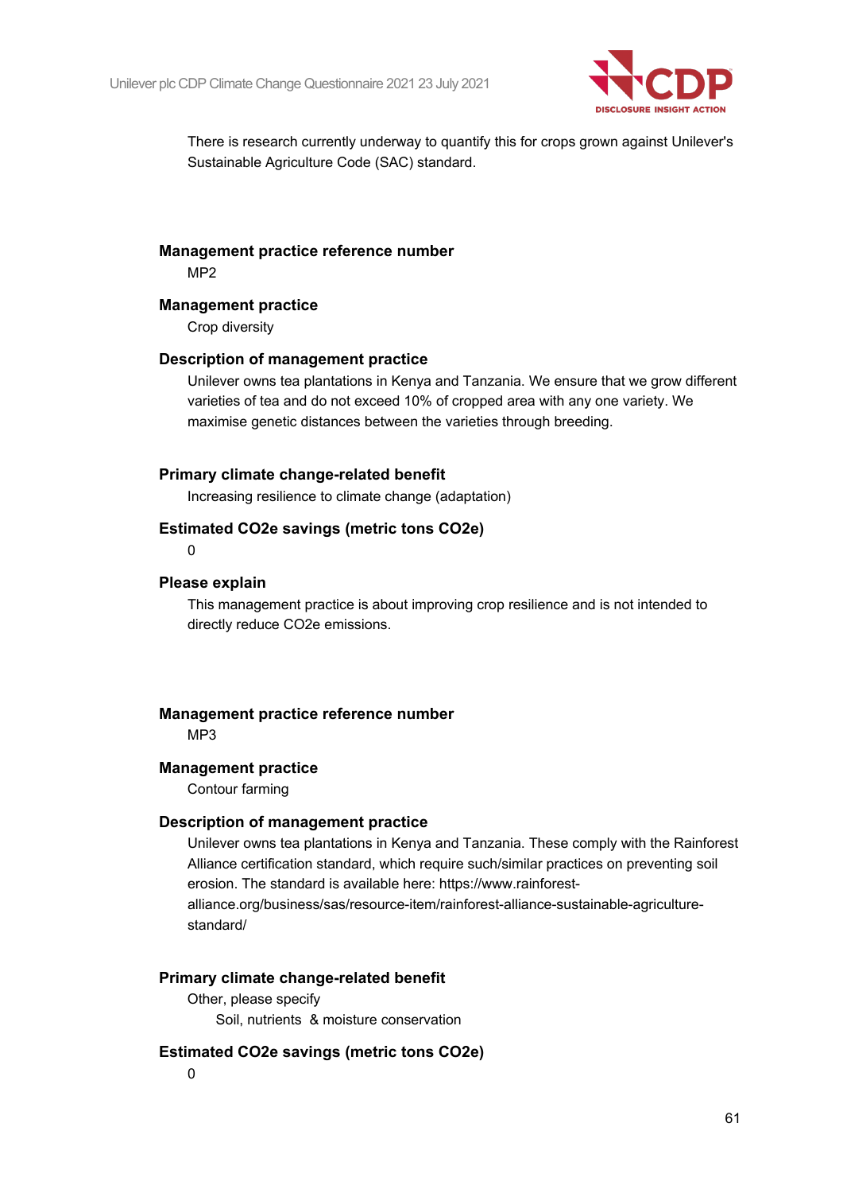There is research currently underway to quantify this for crops grown against Unilever's Sustainable Agriculture Code (SAC) standard.

**Management practice reference number**
MP2

**Management practice**
Crop diversity

**Description of management practice**
Unilever owns tea plantations in Kenya and Tanzania. We ensure that we grow different varieties of tea and do not exceed 10% of cropped area with any one variety. We maximise genetic distances between the varieties through breeding.

**Primary climate change-related benefit**
Increasing resilience to climate change (adaptation)

**Estimated CO2e savings (metric tons CO2e)**
0

**Please explain**
This management practice is about improving crop resilience and is not intended to directly reduce CO2e emissions.

**Management practice reference number**
MP3

**Management practice**
Contour farming

**Description of management practice**
Unilever owns tea plantations in Kenya and Tanzania. These comply with the Rainforest Alliance certification standard, which require such/similar practices on preventing soil erosion. The standard is available here: https://www.rainforest-alliance.org/business/sas/resource-item/rainforest-alliance-sustainable-agriculture-standard/

**Primary climate change-related benefit**
Other, please specify
Soil, nutrients & moisture conservation

**Estimated CO2e savings (metric tons CO2e)**
0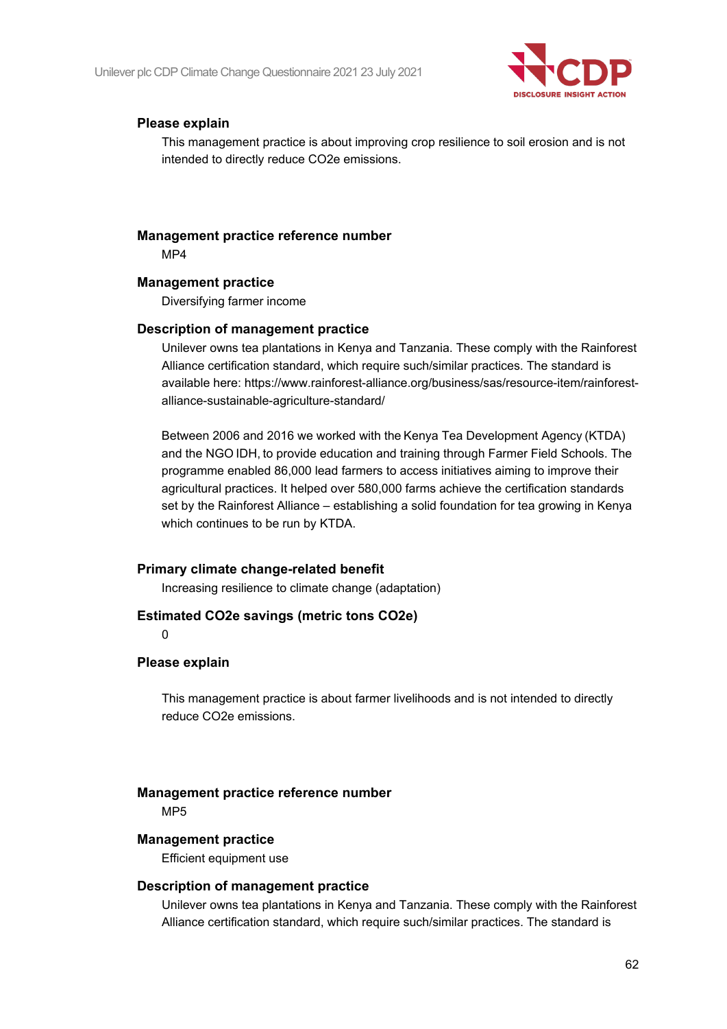**Please explain**

This management practice is about improving crop resilience to soil erosion and is not intended to directly reduce CO2e emissions.

**Management practice reference number**

MP4

**Management practice**

Diversifying farmer income

**Description of management practice**

Unilever owns tea plantations in Kenya and Tanzania. These comply with the Rainforest Alliance certification standard, which require such/similar practices. The standard is available here: https://www.rainforest-alliance.org/business/sas/resource-item/rainforest-alliance-sustainable-agriculture-standard/

Between 2006 and 2016 we worked with the Kenya Tea Development Agency (KTDA) and the NGO IDH, to provide education and training through Farmer Field Schools. The programme enabled 86,000 lead farmers to access initiatives aiming to improve their agricultural practices. It helped over 580,000 farms achieve the certification standards set by the Rainforest Alliance – establishing a solid foundation for tea growing in Kenya which continues to be run by KTDA.

**Primary climate change-related benefit**

Increasing resilience to climate change (adaptation)

**Estimated CO2e savings (metric tons CO2e)**

0

**Please explain**

This management practice is about farmer livelihoods and is not intended to directly reduce CO2e emissions.

**Management practice reference number**

MP5

**Management practice**

Efficient equipment use

**Description of management practice**

Unilever owns tea plantations in Kenya and Tanzania. These comply with the Rainforest Alliance certification standard, which require such/similar practices. The standard is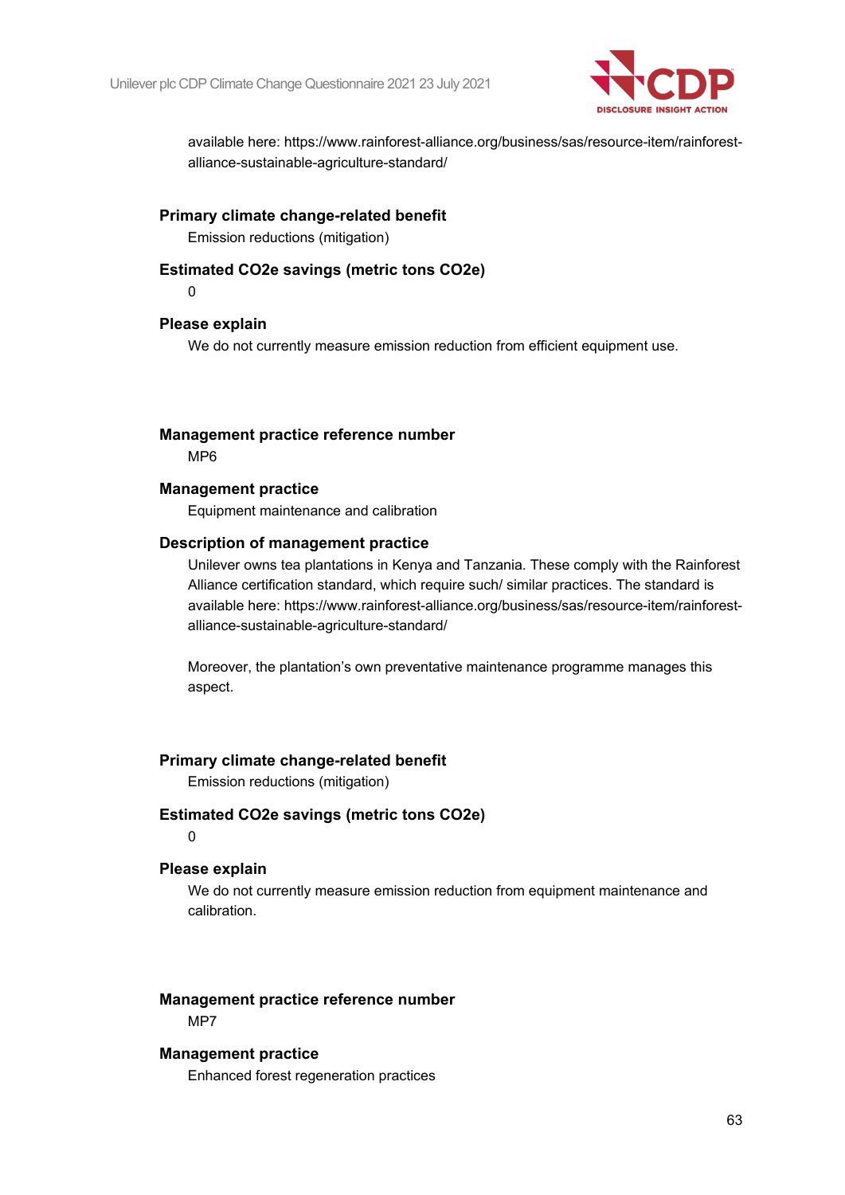available here: https://www.rainforest-alliance.org/business/sas/resource-item/rainforest-alliance-sustainable-agriculture-standard/

**Primary climate change-related benefit**

Emission reductions (mitigation)

**Estimated CO2e savings (metric tons CO2e)**

0

**Please explain**

We do not currently measure emission reduction from efficient equipment use.

**Management practice reference number**

MP6

**Management practice**

Equipment maintenance and calibration

**Description of management practice**

Unilever owns tea plantations in Kenya and Tanzania. These comply with the Rainforest Alliance certification standard, which require such/ similar practices. The standard is available here: https://www.rainforest-alliance.org/business/sas/resource-item/rainforest-alliance-sustainable-agriculture-standard/

Moreover, the plantation's own preventative maintenance programme manages this aspect.

**Primary climate change-related benefit**

Emission reductions (mitigation)

**Estimated CO2e savings (metric tons CO2e)**

0

**Please explain**

We do not currently measure emission reduction from equipment maintenance and calibration.

**Management practice reference number**

MP7

**Management practice**

Enhanced forest regeneration practices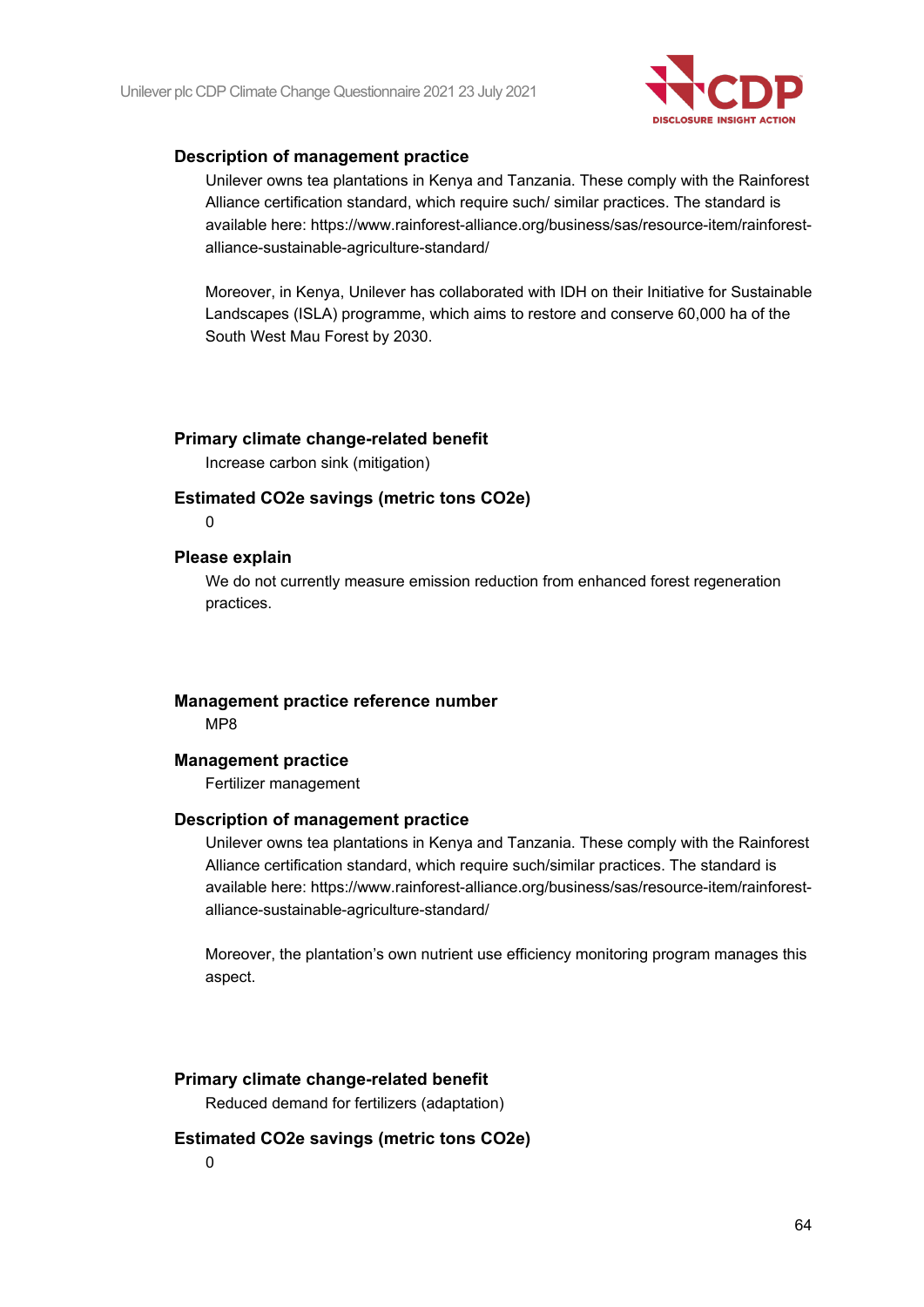**Description of management practice**

Unilever owns tea plantations in Kenya and Tanzania. These comply with the Rainforest Alliance certification standard, which require such/ similar practices. The standard is available here: https://www.rainforest-alliance.org/business/sas/resource-item/rainforest-alliance-sustainable-agriculture-standard/

Moreover, in Kenya, Unilever has collaborated with IDH on their Initiative for Sustainable Landscapes (ISLA) programme, which aims to restore and conserve 60,000 ha of the South West Mau Forest by 2030.

**Primary climate change-related benefit**

Increase carbon sink (mitigation)

**Estimated CO2e savings (metric tons CO2e)**

0

**Please explain**

We do not currently measure emission reduction from enhanced forest regeneration practices.

**Management practice reference number**

MP8

**Management practice**

Fertilizer management

**Description of management practice**

Unilever owns tea plantations in Kenya and Tanzania. These comply with the Rainforest Alliance certification standard, which require such/similar practices. The standard is available here: https://www.rainforest-alliance.org/business/sas/resource-item/rainforest-alliance-sustainable-agriculture-standard/

Moreover, the plantation's own nutrient use efficiency monitoring program manages this aspect.

**Primary climate change-related benefit**

Reduced demand for fertilizers (adaptation)

**Estimated CO2e savings (metric tons CO2e)**

0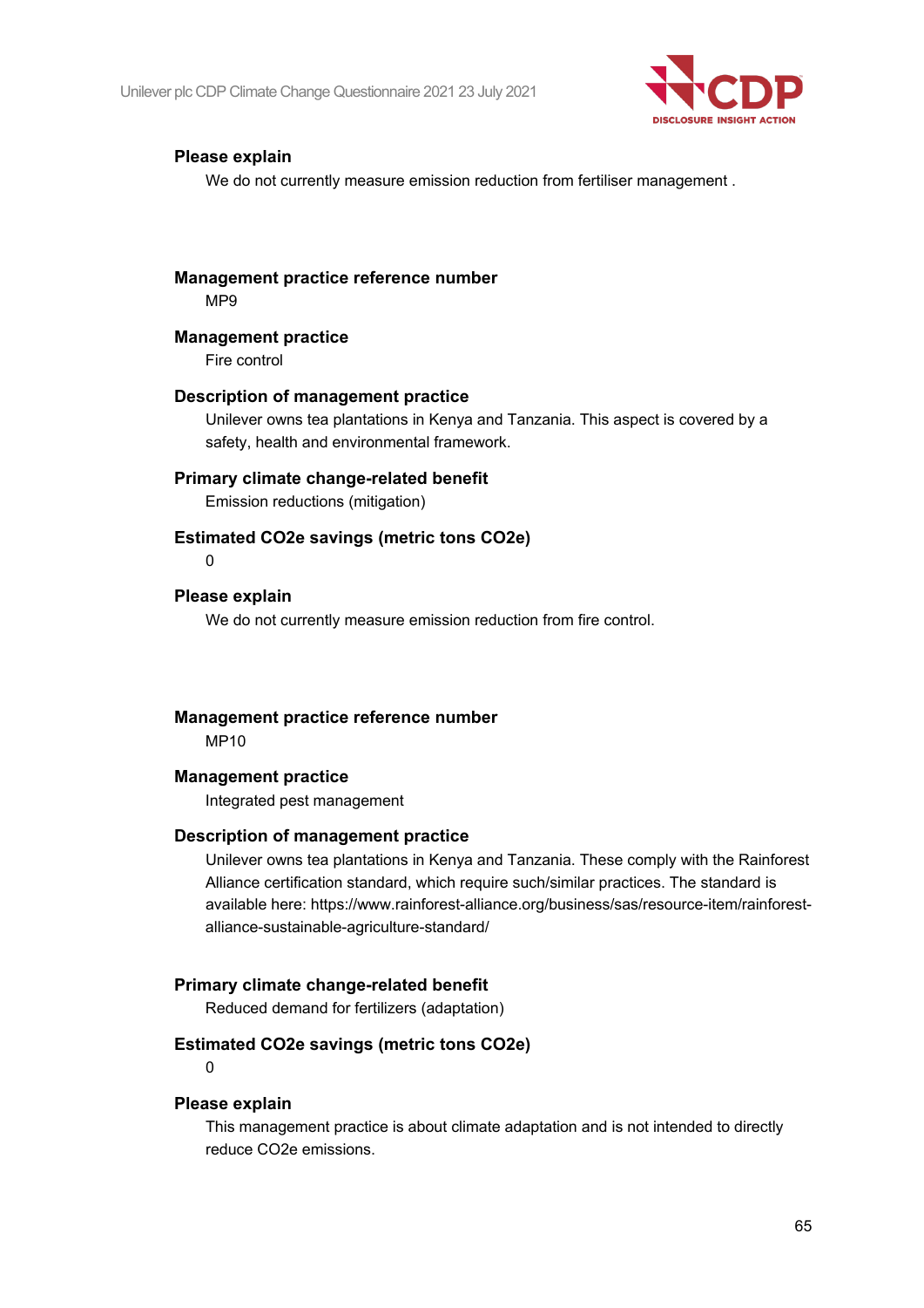**Please explain**

We do not currently measure emission reduction from fertiliser management .

**Management practice reference number**

MP9

**Management practice**

Fire control

**Description of management practice**

Unilever owns tea plantations in Kenya and Tanzania. This aspect is covered by a safety, health and environmental framework.

**Primary climate change-related benefit**

Emission reductions (mitigation)

**Estimated CO2e savings (metric tons CO2e)**

0

**Please explain**

We do not currently measure emission reduction from fire control.

**Management practice reference number**

MP10

**Management practice**

Integrated pest management

**Description of management practice**

Unilever owns tea plantations in Kenya and Tanzania. These comply with the Rainforest Alliance certification standard, which require such/similar practices. The standard is available here: https://www.rainforest-alliance.org/business/sas/resource-item/rainforest-alliance-sustainable-agriculture-standard/

**Primary climate change-related benefit**

Reduced demand for fertilizers (adaptation)

**Estimated CO2e savings (metric tons CO2e)**

0

**Please explain**

This management practice is about climate adaptation and is not intended to directly reduce CO2e emissions.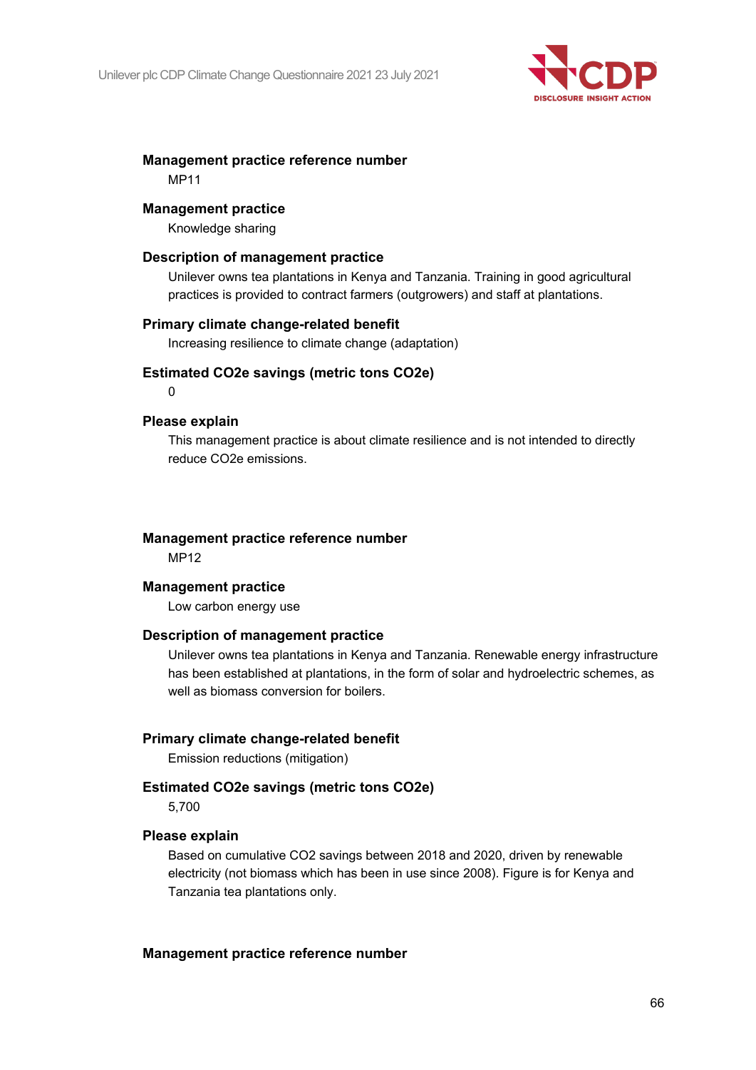**Management practice reference number**
MP11

**Management practice**
Knowledge sharing

**Description of management practice**
Unilever owns tea plantations in Kenya and Tanzania. Training in good agricultural practices is provided to contract farmers (outgrowers) and staff at plantations.

**Primary climate change-related benefit**
Increasing resilience to climate change (adaptation)

**Estimated CO2e savings (metric tons CO2e)**
0

**Please explain**
This management practice is about climate resilience and is not intended to directly reduce CO2e emissions.

**Management practice reference number**
MP12

**Management practice**
Low carbon energy use

**Description of management practice**
Unilever owns tea plantations in Kenya and Tanzania. Renewable energy infrastructure has been established at plantations, in the form of solar and hydroelectric schemes, as well as biomass conversion for boilers.

**Primary climate change-related benefit**
Emission reductions (mitigation)

**Estimated CO2e savings (metric tons CO2e)**
5,700

**Please explain**
Based on cumulative CO2 savings between 2018 and 2020, driven by renewable electricity (not biomass which has been in use since 2008). Figure is for Kenya and Tanzania tea plantations only.

**Management practice reference number**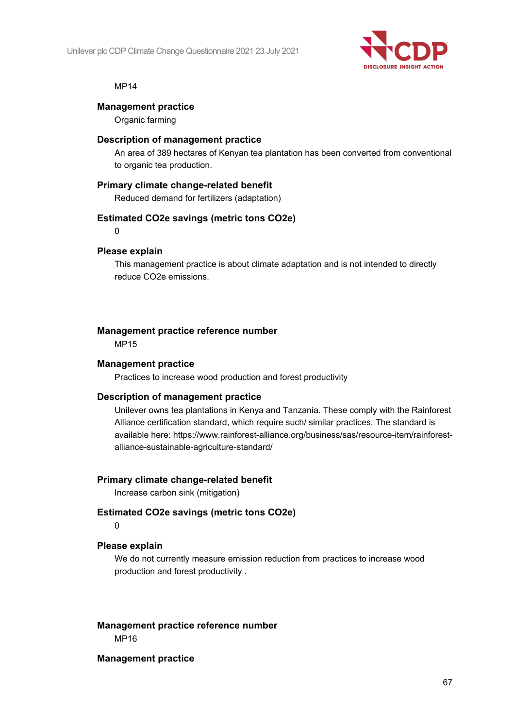MP14

**Management practice**

Organic farming

**Description of management practice**

An area of 389 hectares of Kenyan tea plantation has been converted from conventional to organic tea production.

**Primary climate change-related benefit**

Reduced demand for fertilizers (adaptation)

**Estimated CO2e savings (metric tons CO2e)**

0

**Please explain**

This management practice is about climate adaptation and is not intended to directly reduce CO2e emissions.

**Management practice reference number**

MP15

**Management practice**

Practices to increase wood production and forest productivity

**Description of management practice**

Unilever owns tea plantations in Kenya and Tanzania. These comply with the Rainforest Alliance certification standard, which require such/ similar practices. The standard is available here: https://www.rainforest-alliance.org/business/sas/resource-item/rainforest-alliance-sustainable-agriculture-standard/

**Primary climate change-related benefit**

Increase carbon sink (mitigation)

**Estimated CO2e savings (metric tons CO2e)**

0

**Please explain**

We do not currently measure emission reduction from practices to increase wood production and forest productivity .

**Management practice reference number**

MP16

**Management practice**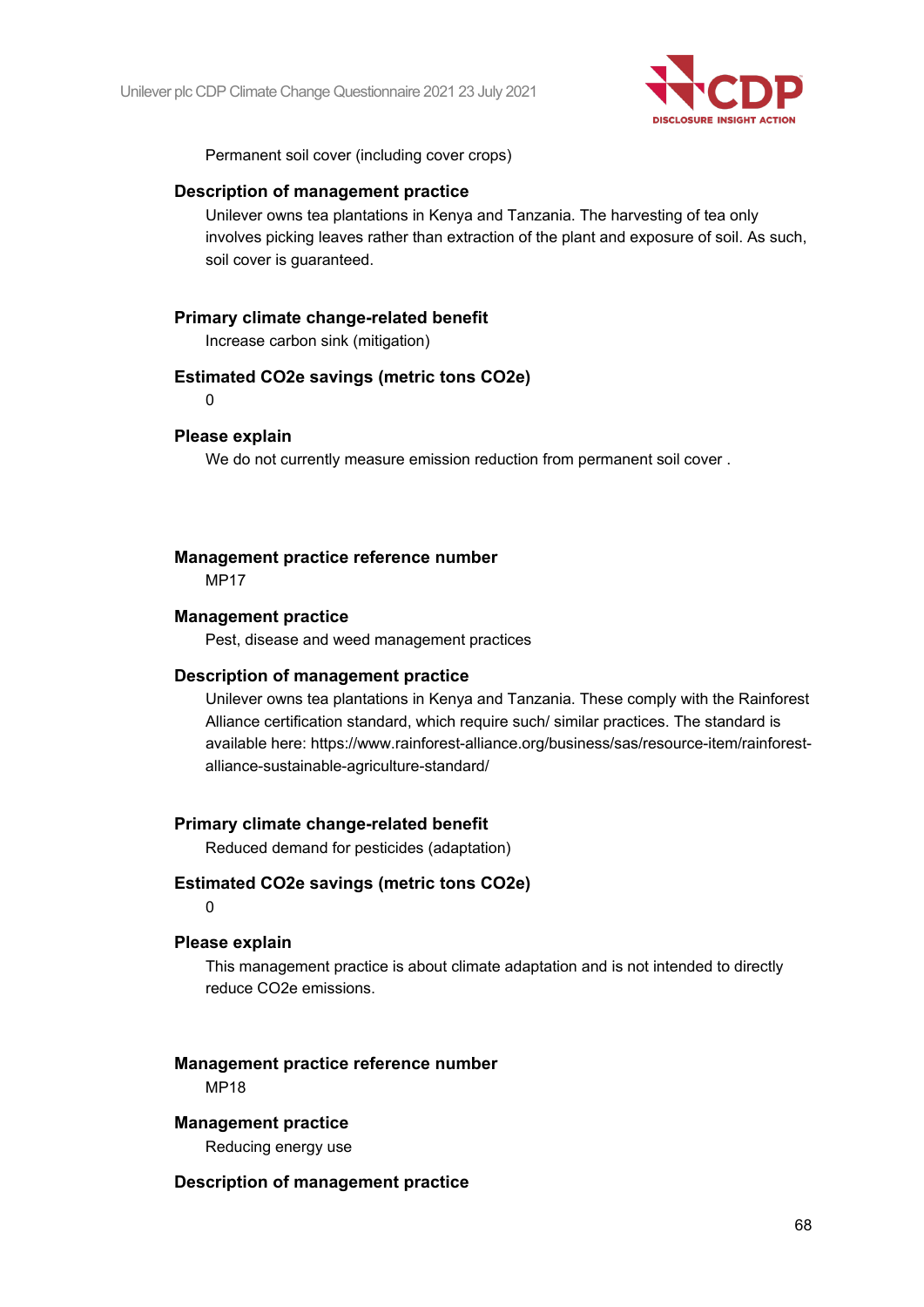Permanent soil cover (including cover crops)

**Description of management practice**

Unilever owns tea plantations in Kenya and Tanzania. The harvesting of tea only involves picking leaves rather than extraction of the plant and exposure of soil. As such, soil cover is guaranteed.

**Primary climate change-related benefit**

Increase carbon sink (mitigation)

**Estimated CO2e savings (metric tons CO2e)**

0

**Please explain**

We do not currently measure emission reduction from permanent soil cover .

**Management practice reference number**

MP17

**Management practice**

Pest, disease and weed management practices

**Description of management practice**

Unilever owns tea plantations in Kenya and Tanzania. These comply with the Rainforest Alliance certification standard, which require such/ similar practices. The standard is available here: https://www.rainforest-alliance.org/business/sas/resource-item/rainforest-alliance-sustainable-agriculture-standard/

**Primary climate change-related benefit**

Reduced demand for pesticides (adaptation)

**Estimated CO2e savings (metric tons CO2e)**

0

**Please explain**

This management practice is about climate adaptation and is not intended to directly reduce CO2e emissions.

**Management practice reference number**

MP18

**Management practice**

Reducing energy use

**Description of management practice**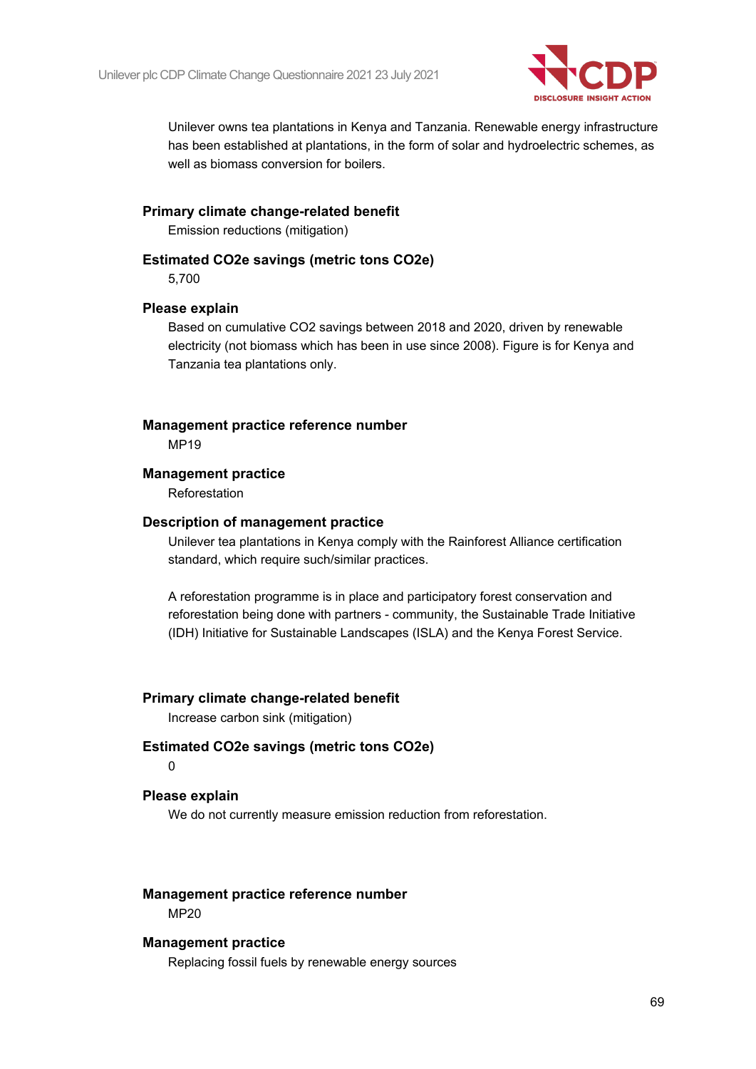Unilever owns tea plantations in Kenya and Tanzania. Renewable energy infrastructure has been established at plantations, in the form of solar and hydroelectric schemes, as well as biomass conversion for boilers.

**Primary climate change-related benefit**

Emission reductions (mitigation)

**Estimated CO2e savings (metric tons CO2e)**

5,700

**Please explain**

Based on cumulative CO2 savings between 2018 and 2020, driven by renewable electricity (not biomass which has been in use since 2008). Figure is for Kenya and Tanzania tea plantations only.

**Management practice reference number**

MP19

**Management practice**

Reforestation

**Description of management practice**

Unilever tea plantations in Kenya comply with the Rainforest Alliance certification standard, which require such/similar practices.

A reforestation programme is in place and participatory forest conservation and reforestation being done with partners - community, the Sustainable Trade Initiative (IDH) Initiative for Sustainable Landscapes (ISLA) and the Kenya Forest Service.

**Primary climate change-related benefit**

Increase carbon sink (mitigation)

**Estimated CO2e savings (metric tons CO2e)**

0

**Please explain**

We do not currently measure emission reduction from reforestation.

**Management practice reference number**

MP20

**Management practice**

Replacing fossil fuels by renewable energy sources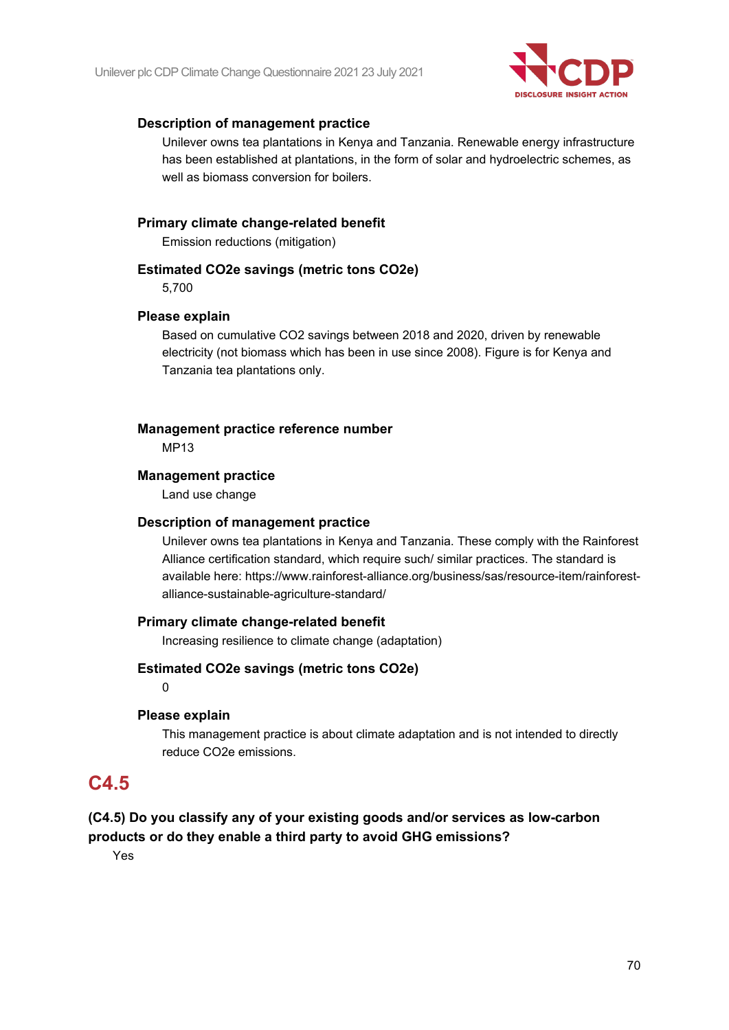**Description of management practice**

Unilever owns tea plantations in Kenya and Tanzania. Renewable energy infrastructure has been established at plantations, in the form of solar and hydroelectric schemes, as well as biomass conversion for boilers.

**Primary climate change-related benefit**

Emission reductions (mitigation)

**Estimated CO2e savings (metric tons CO2e)**

5,700

**Please explain**

Based on cumulative CO2 savings between 2018 and 2020, driven by renewable electricity (not biomass which has been in use since 2008). Figure is for Kenya and Tanzania tea plantations only.

**Management practice reference number**

MP13

**Management practice**

Land use change

**Description of management practice**

Unilever owns tea plantations in Kenya and Tanzania. These comply with the Rainforest Alliance certification standard, which require such/ similar practices. The standard is available here: https://www.rainforest-alliance.org/business/sas/resource-item/rainforest-alliance-sustainable-agriculture-standard/

**Primary climate change-related benefit**

Increasing resilience to climate change (adaptation)

**Estimated CO2e savings (metric tons CO2e)**

0

**Please explain**

This management practice is about climate adaptation and is not intended to directly reduce CO2e emissions.

## C4.5

**(C4.5) Do you classify any of your existing goods and/or services as low-carbon products or do they enable a third party to avoid GHG emissions?**

Yes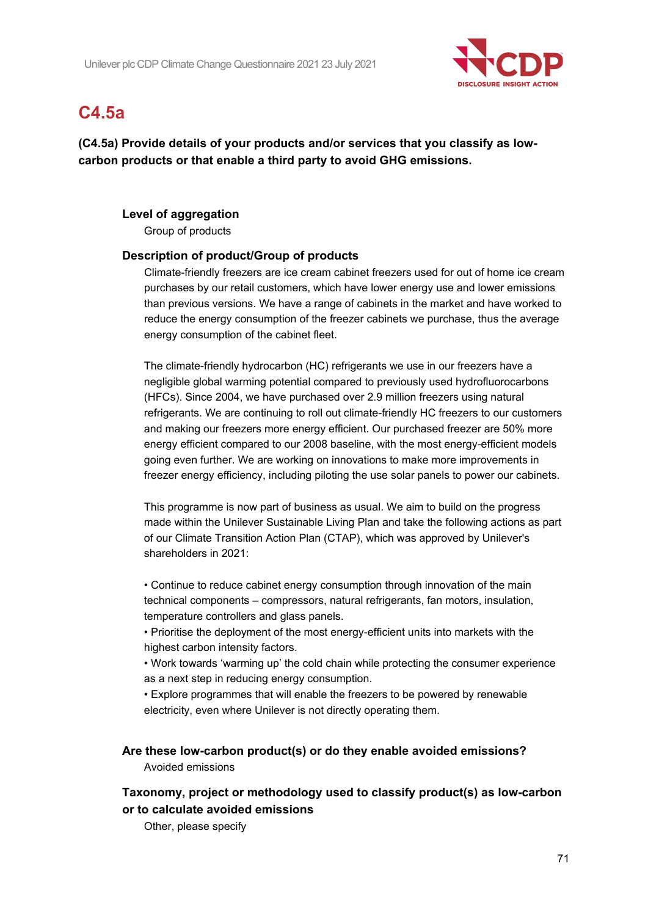## C4.5a

**(C4.5a) Provide details of your products and/or services that you classify as low-carbon products or that enable a third party to avoid GHG emissions.**

**Level of aggregation**

Group of products

**Description of product/Group of products**

Climate-friendly freezers are ice cream cabinet freezers used for out of home ice cream purchases by our retail customers, which have lower energy use and lower emissions than previous versions. We have a range of cabinets in the market and have worked to reduce the energy consumption of the freezer cabinets we purchase, thus the average energy consumption of the cabinet fleet.

The climate-friendly hydrocarbon (HC) refrigerants we use in our freezers have a negligible global warming potential compared to previously used hydrofluorocarbons (HFCs). Since 2004, we have purchased over 2.9 million freezers using natural refrigerants. We are continuing to roll out climate-friendly HC freezers to our customers and making our freezers more energy efficient. Our purchased freezer are 50% more energy efficient compared to our 2008 baseline, with the most energy-efficient models going even further. We are working on innovations to make more improvements in freezer energy efficiency, including piloting the use solar panels to power our cabinets.

This programme is now part of business as usual. We aim to build on the progress made within the Unilever Sustainable Living Plan and take the following actions as part of our Climate Transition Action Plan (CTAP), which was approved by Unilever's shareholders in 2021:

• Continue to reduce cabinet energy consumption through innovation of the main technical components – compressors, natural refrigerants, fan motors, insulation, temperature controllers and glass panels.
• Prioritise the deployment of the most energy-efficient units into markets with the highest carbon intensity factors.
• Work towards 'warming up' the cold chain while protecting the consumer experience as a next step in reducing energy consumption.
• Explore programmes that will enable the freezers to be powered by renewable electricity, even where Unilever is not directly operating them.

**Are these low-carbon product(s) or do they enable avoided emissions?**

Avoided emissions

**Taxonomy, project or methodology used to classify product(s) as low-carbon or to calculate avoided emissions**

Other, please specify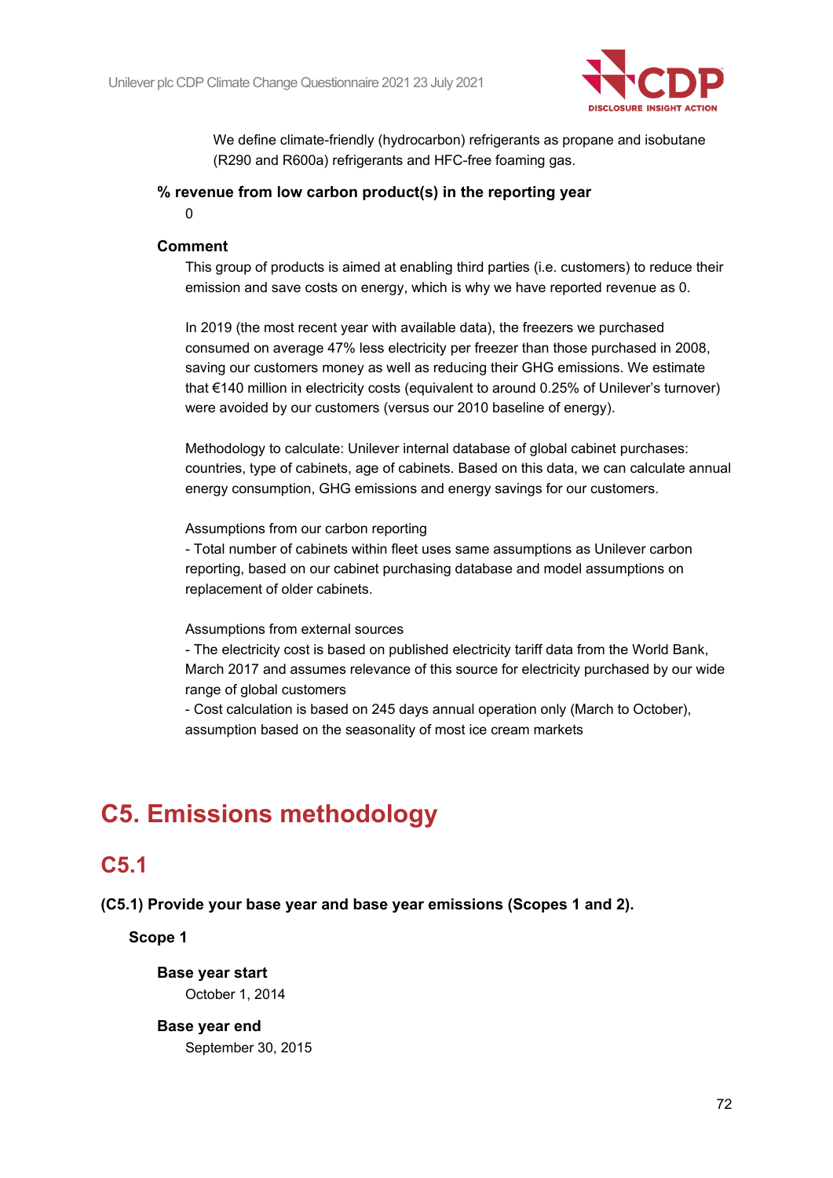We define climate-friendly (hydrocarbon) refrigerants as propane and isobutane (R290 and R600a) refrigerants and HFC-free foaming gas.

**% revenue from low carbon product(s) in the reporting year**

0

**Comment**

This group of products is aimed at enabling third parties (i.e. customers) to reduce their emission and save costs on energy, which is why we have reported revenue as 0.

In 2019 (the most recent year with available data), the freezers we purchased consumed on average 47% less electricity per freezer than those purchased in 2008, saving our customers money as well as reducing their GHG emissions. We estimate that €140 million in electricity costs (equivalent to around 0.25% of Unilever's turnover) were avoided by our customers (versus our 2010 baseline of energy).

Methodology to calculate: Unilever internal database of global cabinet purchases: countries, type of cabinets, age of cabinets. Based on this data, we can calculate annual energy consumption, GHG emissions and energy savings for our customers.

Assumptions from our carbon reporting
- Total number of cabinets within fleet uses same assumptions as Unilever carbon reporting, based on our cabinet purchasing database and model assumptions on replacement of older cabinets.

Assumptions from external sources
- The electricity cost is based on published electricity tariff data from the World Bank, March 2017 and assumes relevance of this source for electricity purchased by our wide range of global customers
- Cost calculation is based on 245 days annual operation only (March to October), assumption based on the seasonality of most ice cream markets

# C5. Emissions methodology

## C5.1

**(C5.1) Provide your base year and base year emissions (Scopes 1 and 2).**

**Scope 1**

**Base year start**

October 1, 2014

**Base year end**

September 30, 2015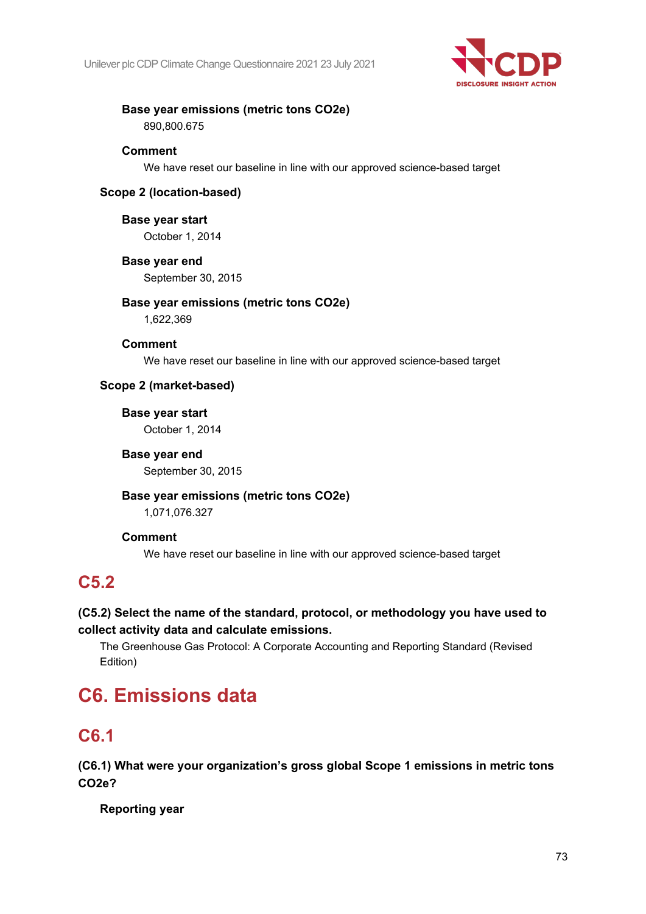**Base year emissions (metric tons CO2e)**

890,800.675

**Comment**

We have reset our baseline in line with our approved science-based target

**Scope 2 (location-based)**

**Base year start**

October 1, 2014

**Base year end**

September 30, 2015

**Base year emissions (metric tons CO2e)**

1,622,369

**Comment**

We have reset our baseline in line with our approved science-based target

**Scope 2 (market-based)**

**Base year start**

October 1, 2014

**Base year end**

September 30, 2015

**Base year emissions (metric tons CO2e)**

1,071,076.327

**Comment**

We have reset our baseline in line with our approved science-based target

## C5.2

**(C5.2) Select the name of the standard, protocol, or methodology you have used to collect activity data and calculate emissions.**

The Greenhouse Gas Protocol: A Corporate Accounting and Reporting Standard (Revised Edition)

# C6. Emissions data

## C6.1

**(C6.1) What were your organization's gross global Scope 1 emissions in metric tons CO2e?**

**Reporting year**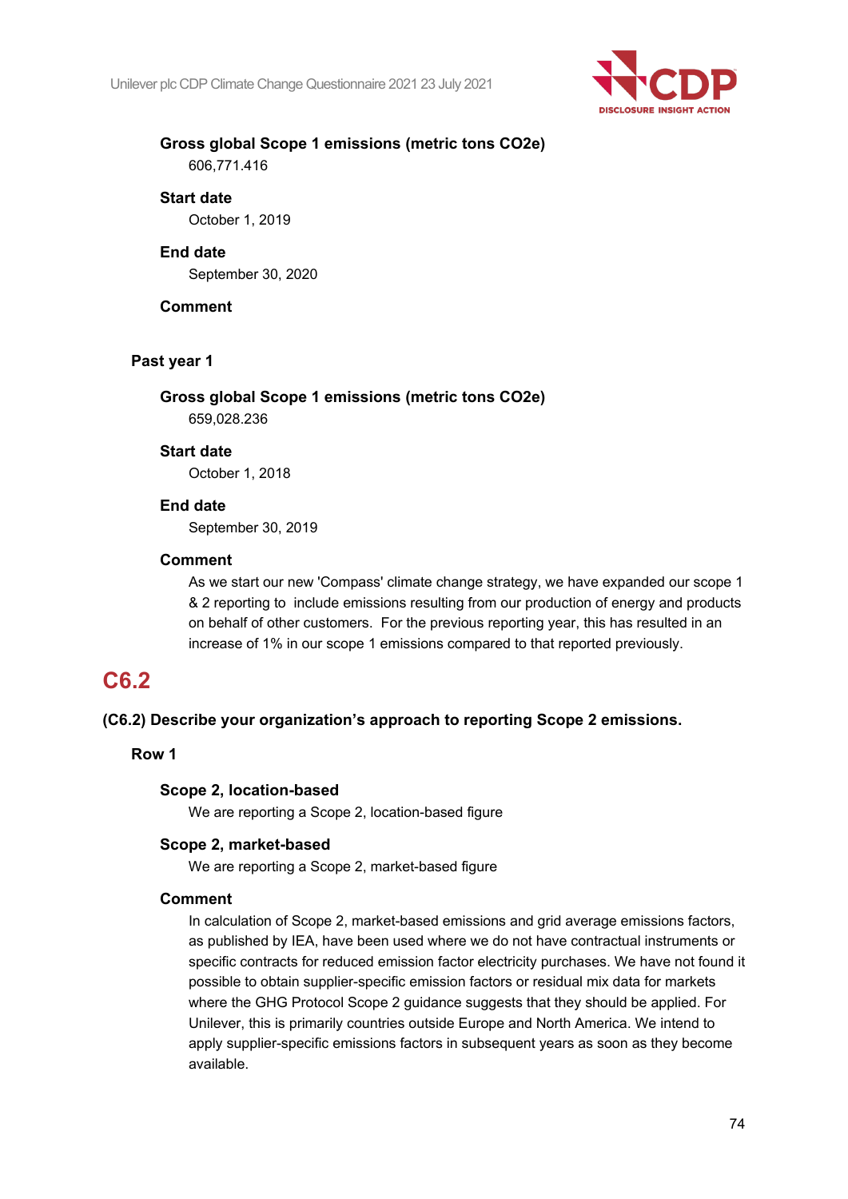**Gross global Scope 1 emissions (metric tons CO2e)**

606,771.416

**Start date**

October 1, 2019

**End date**

September 30, 2020

**Comment**

**Past year 1**

**Gross global Scope 1 emissions (metric tons CO2e)**

659,028.236

**Start date**

October 1, 2018

**End date**

September 30, 2019

**Comment**

As we start our new 'Compass' climate change strategy, we have expanded our scope 1 & 2 reporting to include emissions resulting from our production of energy and products on behalf of other customers. For the previous reporting year, this has resulted in an increase of 1% in our scope 1 emissions compared to that reported previously.

## C6.2

**(C6.2) Describe your organization's approach to reporting Scope 2 emissions.**

**Row 1**

**Scope 2, location-based**

We are reporting a Scope 2, location-based figure

**Scope 2, market-based**

We are reporting a Scope 2, market-based figure

**Comment**

In calculation of Scope 2, market-based emissions and grid average emissions factors, as published by IEA, have been used where we do not have contractual instruments or specific contracts for reduced emission factor electricity purchases. We have not found it possible to obtain supplier-specific emission factors or residual mix data for markets where the GHG Protocol Scope 2 guidance suggests that they should be applied. For Unilever, this is primarily countries outside Europe and North America. We intend to apply supplier-specific emissions factors in subsequent years as soon as they become available.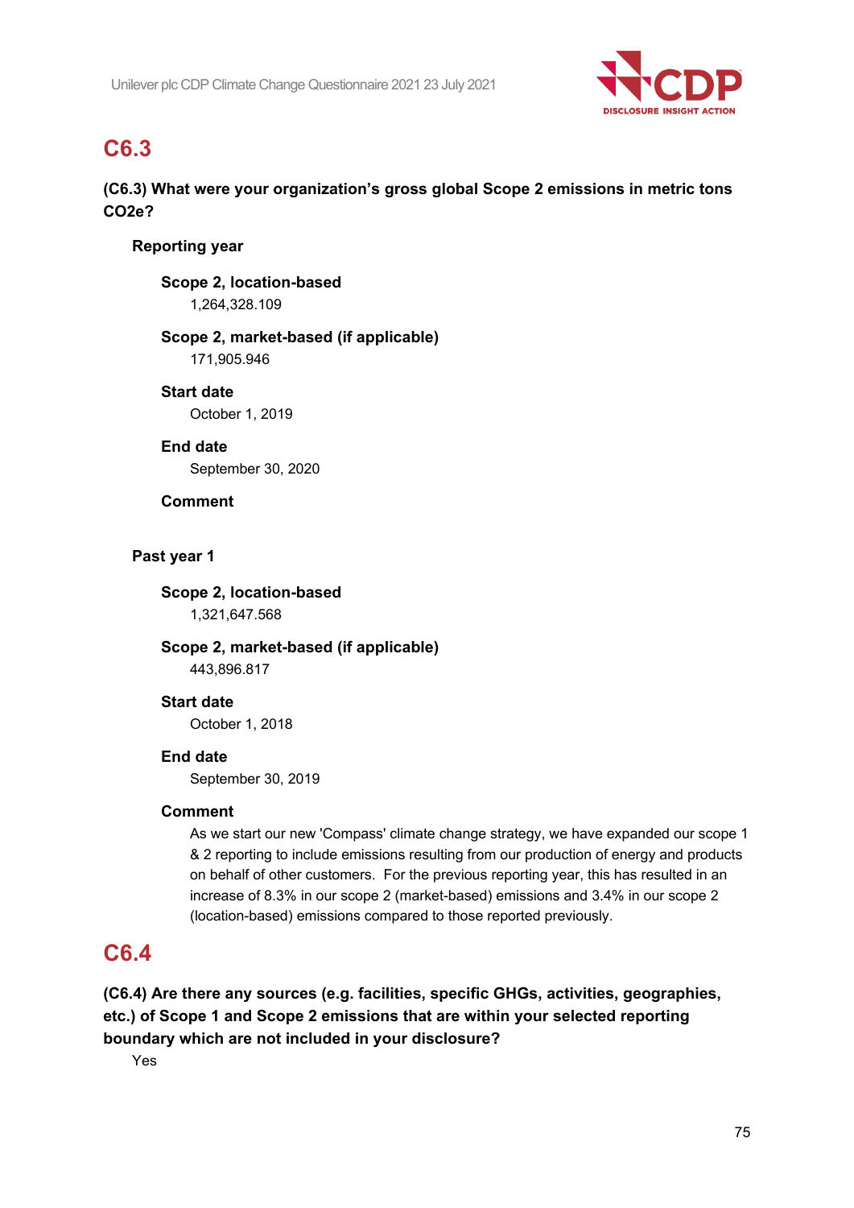## C6.3

**(C6.3) What were your organization's gross global Scope 2 emissions in metric tons CO2e?**

**Reporting year**

**Scope 2, location-based**
1,264,328.109

**Scope 2, market-based (if applicable)**
171,905.946

**Start date**
October 1, 2019

**End date**
September 30, 2020

**Comment**

**Past year 1**

**Scope 2, location-based**
1,321,647.568

**Scope 2, market-based (if applicable)**
443,896.817

**Start date**
October 1, 2018

**End date**
September 30, 2019

**Comment**
As we start our new 'Compass' climate change strategy, we have expanded our scope 1 & 2 reporting to include emissions resulting from our production of energy and products on behalf of other customers. For the previous reporting year, this has resulted in an increase of 8.3% in our scope 2 (market-based) emissions and 3.4% in our scope 2 (location-based) emissions compared to those reported previously.

## C6.4

**(C6.4) Are there any sources (e.g. facilities, specific GHGs, activities, geographies, etc.) of Scope 1 and Scope 2 emissions that are within your selected reporting boundary which are not included in your disclosure?**

Yes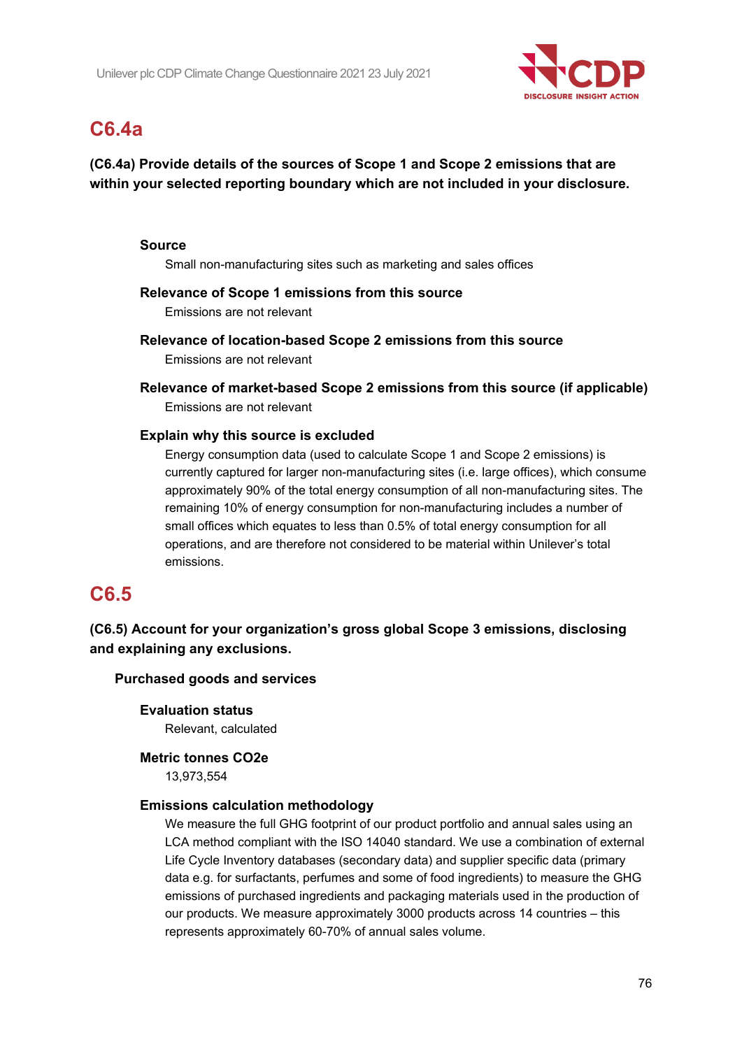## C6.4a

**(C6.4a) Provide details of the sources of Scope 1 and Scope 2 emissions that are within your selected reporting boundary which are not included in your disclosure.**

**Source**

Small non-manufacturing sites such as marketing and sales offices

**Relevance of Scope 1 emissions from this source**

Emissions are not relevant

**Relevance of location-based Scope 2 emissions from this source**

Emissions are not relevant

**Relevance of market-based Scope 2 emissions from this source (if applicable)**

Emissions are not relevant

**Explain why this source is excluded**

Energy consumption data (used to calculate Scope 1 and Scope 2 emissions) is currently captured for larger non-manufacturing sites (i.e. large offices), which consume approximately 90% of the total energy consumption of all non-manufacturing sites. The remaining 10% of energy consumption for non-manufacturing includes a number of small offices which equates to less than 0.5% of total energy consumption for all operations, and are therefore not considered to be material within Unilever's total emissions.

## C6.5

**(C6.5) Account for your organization's gross global Scope 3 emissions, disclosing and explaining any exclusions.**

**Purchased goods and services**

**Evaluation status**

Relevant, calculated

**Metric tonnes CO2e**

13,973,554

**Emissions calculation methodology**

We measure the full GHG footprint of our product portfolio and annual sales using an LCA method compliant with the ISO 14040 standard. We use a combination of external Life Cycle Inventory databases (secondary data) and supplier specific data (primary data e.g. for surfactants, perfumes and some of food ingredients) to measure the GHG emissions of purchased ingredients and packaging materials used in the production of our products. We measure approximately 3000 products across 14 countries – this represents approximately 60-70% of annual sales volume.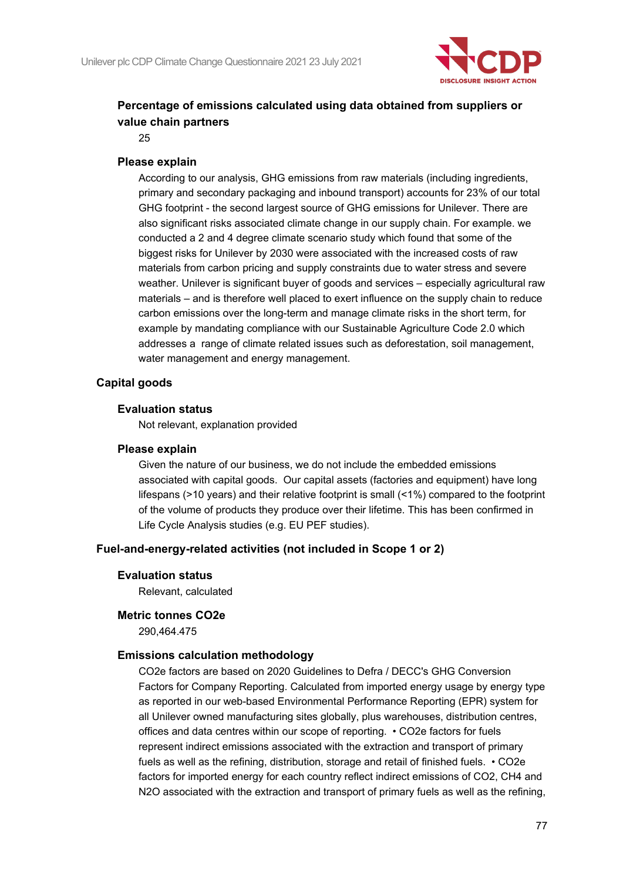**Percentage of emissions calculated using data obtained from suppliers or value chain partners**

25

**Please explain**

According to our analysis, GHG emissions from raw materials (including ingredients, primary and secondary packaging and inbound transport) accounts for 23% of our total GHG footprint - the second largest source of GHG emissions for Unilever. There are also significant risks associated climate change in our supply chain. For example. we conducted a 2 and 4 degree climate scenario study which found that some of the biggest risks for Unilever by 2030 were associated with the increased costs of raw materials from carbon pricing and supply constraints due to water stress and severe weather. Unilever is significant buyer of goods and services – especially agricultural raw materials – and is therefore well placed to exert influence on the supply chain to reduce carbon emissions over the long-term and manage climate risks in the short term, for example by mandating compliance with our Sustainable Agriculture Code 2.0 which addresses a range of climate related issues such as deforestation, soil management, water management and energy management.

### Capital goods

**Evaluation status**

Not relevant, explanation provided

**Please explain**

Given the nature of our business, we do not include the embedded emissions associated with capital goods. Our capital assets (factories and equipment) have long lifespans (>10 years) and their relative footprint is small (<1%) compared to the footprint of the volume of products they produce over their lifetime. This has been confirmed in Life Cycle Analysis studies (e.g. EU PEF studies).

### Fuel-and-energy-related activities (not included in Scope 1 or 2)

**Evaluation status**

Relevant, calculated

**Metric tonnes CO2e**

290,464.475

**Emissions calculation methodology**

CO2e factors are based on 2020 Guidelines to Defra / DECC's GHG Conversion Factors for Company Reporting. Calculated from imported energy usage by energy type as reported in our web-based Environmental Performance Reporting (EPR) system for all Unilever owned manufacturing sites globally, plus warehouses, distribution centres, offices and data centres within our scope of reporting. • CO2e factors for fuels represent indirect emissions associated with the extraction and transport of primary fuels as well as the refining, distribution, storage and retail of finished fuels. • CO2e factors for imported energy for each country reflect indirect emissions of CO2, CH4 and N2O associated with the extraction and transport of primary fuels as well as the refining,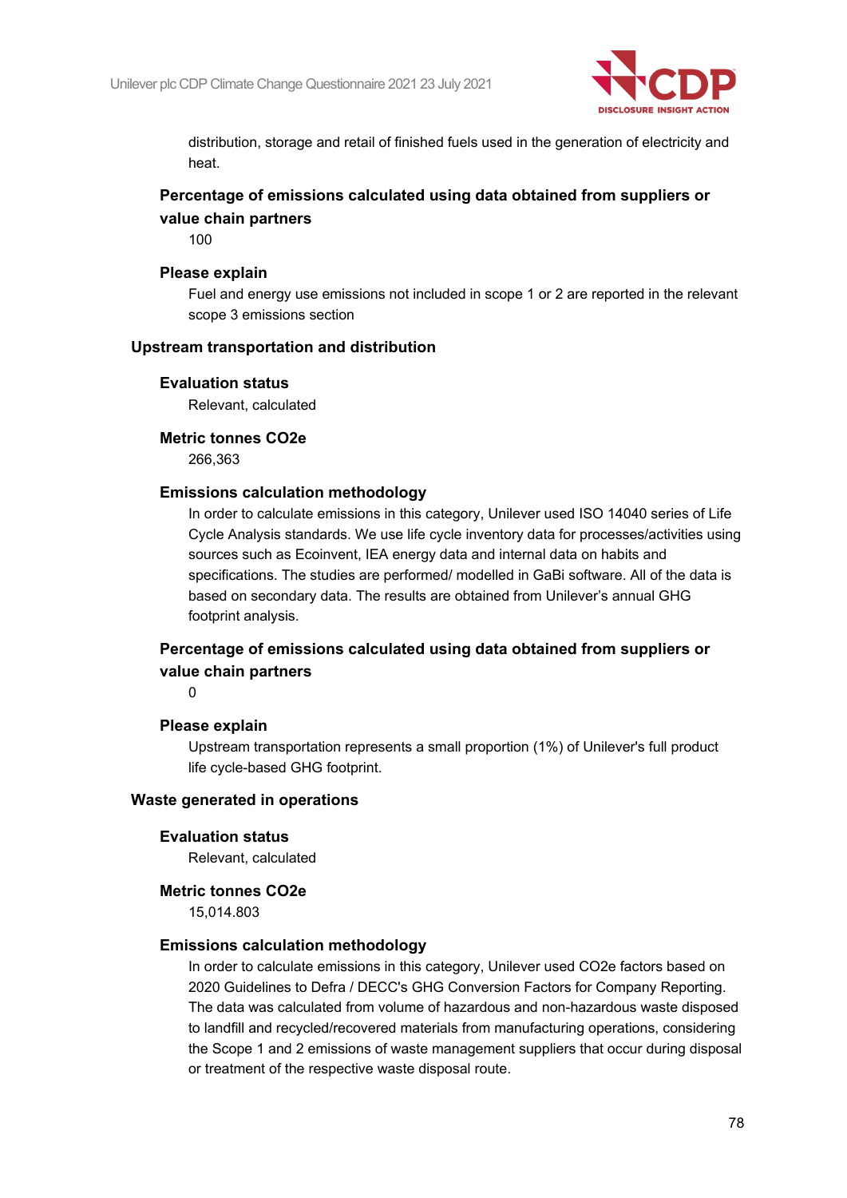distribution, storage and retail of finished fuels used in the generation of electricity and heat.

**Percentage of emissions calculated using data obtained from suppliers or value chain partners**

100

**Please explain**

Fuel and energy use emissions not included in scope 1 or 2 are reported in the relevant scope 3 emissions section

### Upstream transportation and distribution

**Evaluation status**

Relevant, calculated

**Metric tonnes CO2e**

266,363

**Emissions calculation methodology**

In order to calculate emissions in this category, Unilever used ISO 14040 series of Life Cycle Analysis standards. We use life cycle inventory data for processes/activities using sources such as Ecoinvent, IEA energy data and internal data on habits and specifications. The studies are performed/ modelled in GaBi software. All of the data is based on secondary data. The results are obtained from Unilever's annual GHG footprint analysis.

**Percentage of emissions calculated using data obtained from suppliers or value chain partners**

0

**Please explain**

Upstream transportation represents a small proportion (1%) of Unilever's full product life cycle-based GHG footprint.

### Waste generated in operations

**Evaluation status**

Relevant, calculated

**Metric tonnes CO2e**

15,014.803

**Emissions calculation methodology**

In order to calculate emissions in this category, Unilever used CO2e factors based on 2020 Guidelines to Defra / DECC's GHG Conversion Factors for Company Reporting. The data was calculated from volume of hazardous and non-hazardous waste disposed to landfill and recycled/recovered materials from manufacturing operations, considering the Scope 1 and 2 emissions of waste management suppliers that occur during disposal or treatment of the respective waste disposal route.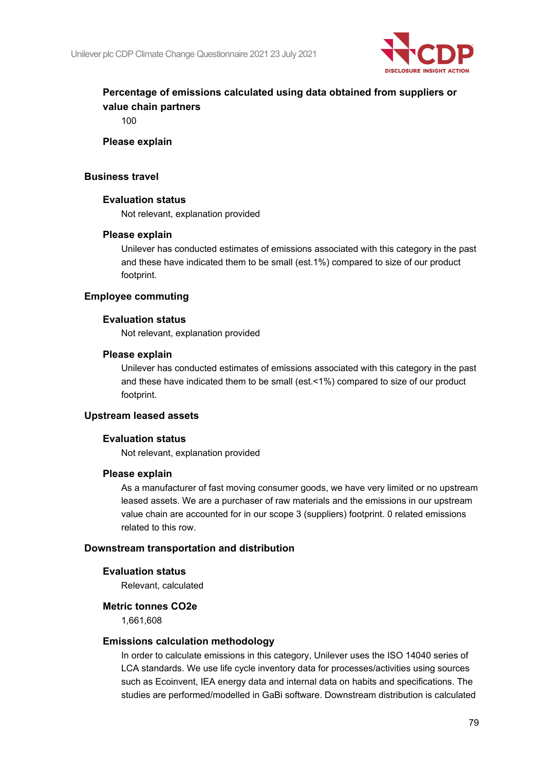#### Percentage of emissions calculated using data obtained from suppliers or value chain partners

100

#### Please explain

### Business travel

#### Evaluation status

Not relevant, explanation provided

#### Please explain

Unilever has conducted estimates of emissions associated with this category in the past and these have indicated them to be small (est.1%) compared to size of our product footprint.

### Employee commuting

#### Evaluation status

Not relevant, explanation provided

#### Please explain

Unilever has conducted estimates of emissions associated with this category in the past and these have indicated them to be small (est.<1%) compared to size of our product footprint.

### Upstream leased assets

#### Evaluation status

Not relevant, explanation provided

#### Please explain

As a manufacturer of fast moving consumer goods, we have very limited or no upstream leased assets. We are a purchaser of raw materials and the emissions in our upstream value chain are accounted for in our scope 3 (suppliers) footprint. 0 related emissions related to this row.

### Downstream transportation and distribution

#### Evaluation status

Relevant, calculated

#### Metric tonnes CO2e

1,661,608

#### Emissions calculation methodology

In order to calculate emissions in this category, Unilever uses the ISO 14040 series of LCA standards. We use life cycle inventory data for processes/activities using sources such as Ecoinvent, IEA energy data and internal data on habits and specifications. The studies are performed/modelled in GaBi software. Downstream distribution is calculated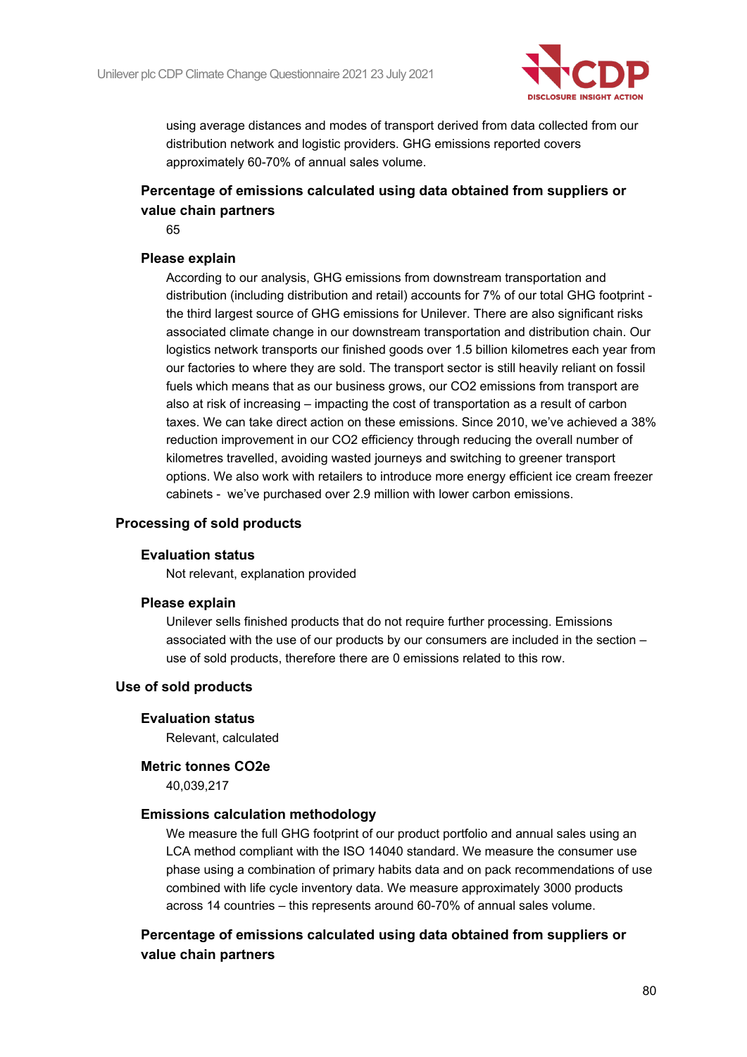using average distances and modes of transport derived from data collected from our distribution network and logistic providers. GHG emissions reported covers approximately 60-70% of annual sales volume.

**Percentage of emissions calculated using data obtained from suppliers or value chain partners**

65

**Please explain**

According to our analysis, GHG emissions from downstream transportation and distribution (including distribution and retail) accounts for 7% of our total GHG footprint - the third largest source of GHG emissions for Unilever. There are also significant risks associated climate change in our downstream transportation and distribution chain. Our logistics network transports our finished goods over 1.5 billion kilometres each year from our factories to where they are sold. The transport sector is still heavily reliant on fossil fuels which means that as our business grows, our CO2 emissions from transport are also at risk of increasing – impacting the cost of transportation as a result of carbon taxes. We can take direct action on these emissions. Since 2010, we've achieved a 38% reduction improvement in our CO2 efficiency through reducing the overall number of kilometres travelled, avoiding wasted journeys and switching to greener transport options. We also work with retailers to introduce more energy efficient ice cream freezer cabinets - we've purchased over 2.9 million with lower carbon emissions.

### Processing of sold products

**Evaluation status**

Not relevant, explanation provided

**Please explain**

Unilever sells finished products that do not require further processing. Emissions associated with the use of our products by our consumers are included in the section – use of sold products, therefore there are 0 emissions related to this row.

### Use of sold products

**Evaluation status**

Relevant, calculated

**Metric tonnes CO2e**

40,039,217

**Emissions calculation methodology**

We measure the full GHG footprint of our product portfolio and annual sales using an LCA method compliant with the ISO 14040 standard. We measure the consumer use phase using a combination of primary habits data and on pack recommendations of use combined with life cycle inventory data. We measure approximately 3000 products across 14 countries – this represents around 60-70% of annual sales volume.

**Percentage of emissions calculated using data obtained from suppliers or value chain partners**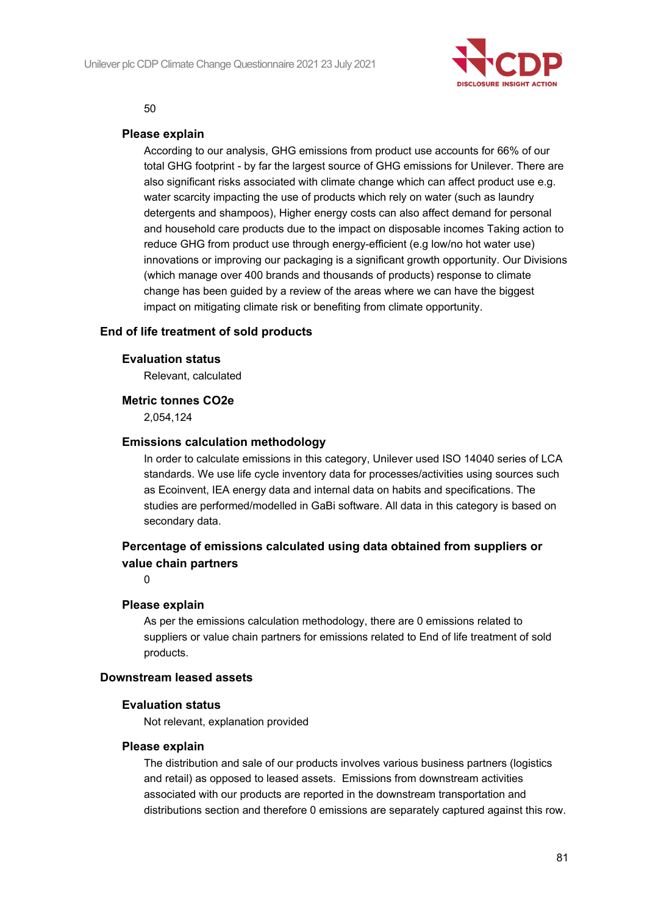50

#### Please explain

According to our analysis, GHG emissions from product use accounts for 66% of our total GHG footprint - by far the largest source of GHG emissions for Unilever. There are also significant risks associated with climate change which can affect product use e.g. water scarcity impacting the use of products which rely on water (such as laundry detergents and shampoos), Higher energy costs can also affect demand for personal and household care products due to the impact on disposable incomes Taking action to reduce GHG from product use through energy-efficient (e.g low/no hot water use) innovations or improving our packaging is a significant growth opportunity. Our Divisions (which manage over 400 brands and thousands of products) response to climate change has been guided by a review of the areas where we can have the biggest impact on mitigating climate risk or benefiting from climate opportunity.

### End of life treatment of sold products

#### Evaluation status

Relevant, calculated

#### Metric tonnes CO2e

2,054,124

#### Emissions calculation methodology

In order to calculate emissions in this category, Unilever used ISO 14040 series of LCA standards. We use life cycle inventory data for processes/activities using sources such as Ecoinvent, IEA energy data and internal data on habits and specifications. The studies are performed/modelled in GaBi software. All data in this category is based on secondary data.

#### Percentage of emissions calculated using data obtained from suppliers or value chain partners

0

#### Please explain

As per the emissions calculation methodology, there are 0 emissions related to suppliers or value chain partners for emissions related to End of life treatment of sold products.

### Downstream leased assets

#### Evaluation status

Not relevant, explanation provided

#### Please explain

The distribution and sale of our products involves various business partners (logistics and retail) as opposed to leased assets. Emissions from downstream activities associated with our products are reported in the downstream transportation and distributions section and therefore 0 emissions are separately captured against this row.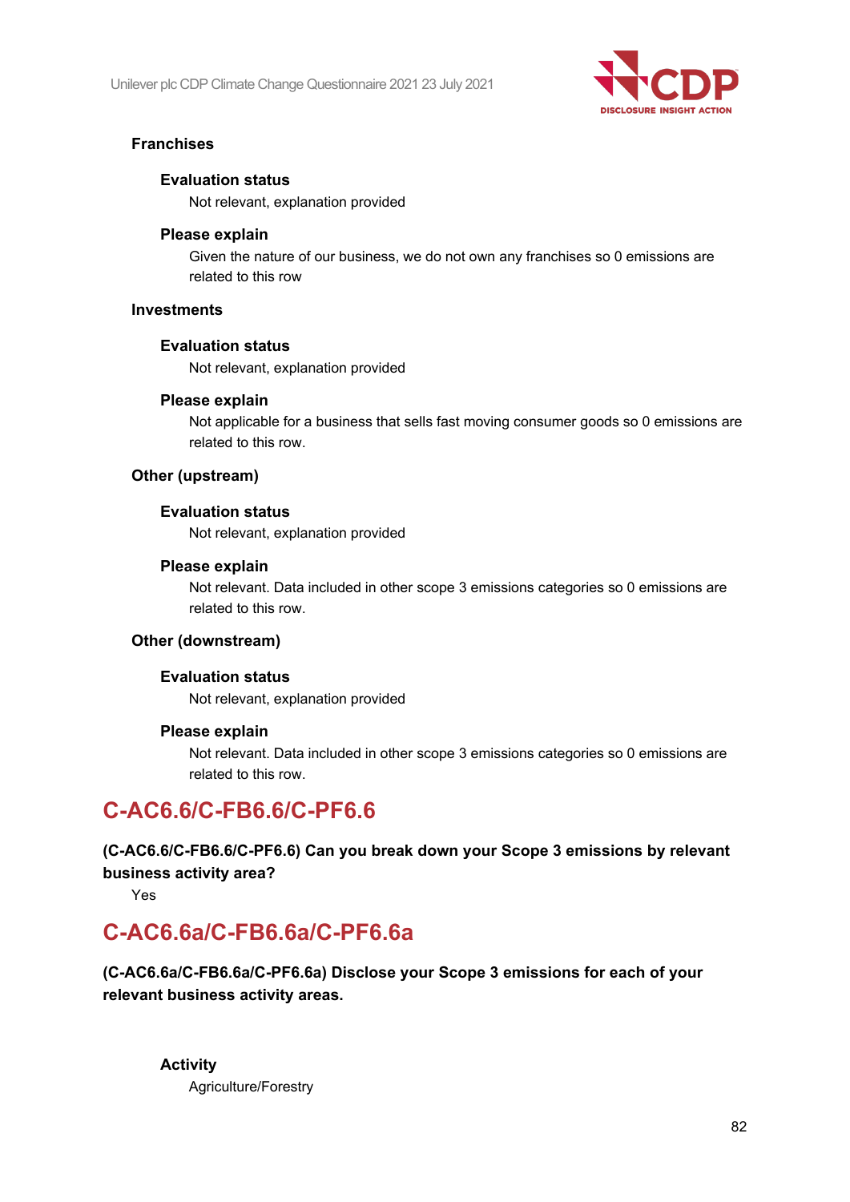### Franchises

**Evaluation status**

Not relevant, explanation provided

**Please explain**

Given the nature of our business, we do not own any franchises so 0 emissions are related to this row

### Investments

**Evaluation status**

Not relevant, explanation provided

**Please explain**

Not applicable for a business that sells fast moving consumer goods so 0 emissions are related to this row.

### Other (upstream)

**Evaluation status**

Not relevant, explanation provided

**Please explain**

Not relevant. Data included in other scope 3 emissions categories so 0 emissions are related to this row.

### Other (downstream)

**Evaluation status**

Not relevant, explanation provided

**Please explain**

Not relevant. Data included in other scope 3 emissions categories so 0 emissions are related to this row.

## C-AC6.6/C-FB6.6/C-PF6.6

**(C-AC6.6/C-FB6.6/C-PF6.6) Can you break down your Scope 3 emissions by relevant business activity area?**

Yes

## C-AC6.6a/C-FB6.6a/C-PF6.6a

**(C-AC6.6a/C-FB6.6a/C-PF6.6a) Disclose your Scope 3 emissions for each of your relevant business activity areas.**

**Activity**

Agriculture/Forestry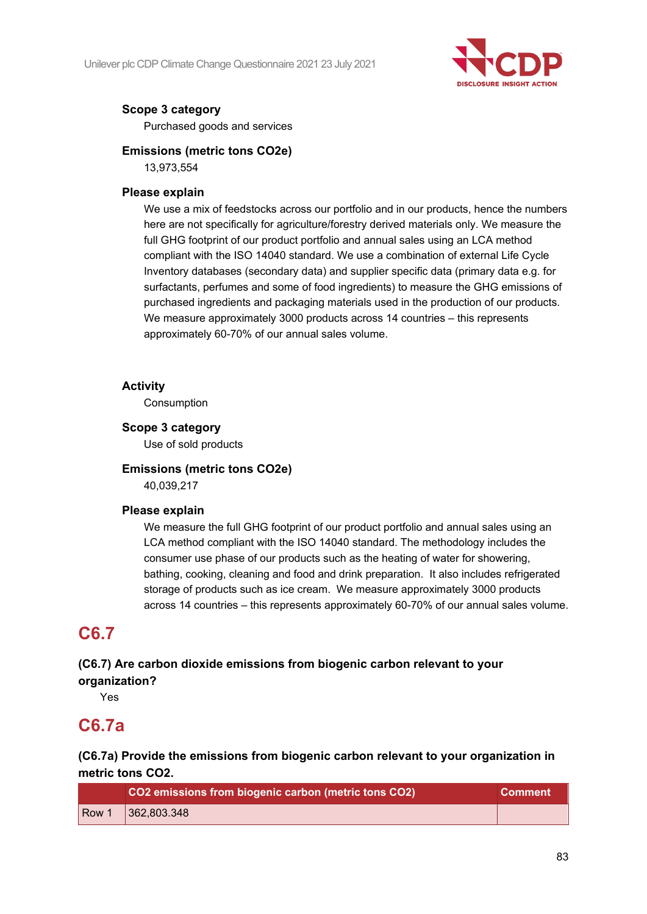**Scope 3 category**

Purchased goods and services

**Emissions (metric tons CO2e)**

13,973,554

**Please explain**

We use a mix of feedstocks across our portfolio and in our products, hence the numbers here are not specifically for agriculture/forestry derived materials only. We measure the full GHG footprint of our product portfolio and annual sales using an LCA method compliant with the ISO 14040 standard. We use a combination of external Life Cycle Inventory databases (secondary data) and supplier specific data (primary data e.g. for surfactants, perfumes and some of food ingredients) to measure the GHG emissions of purchased ingredients and packaging materials used in the production of our products. We measure approximately 3000 products across 14 countries – this represents approximately 60-70% of our annual sales volume.

**Activity**

Consumption

**Scope 3 category**

Use of sold products

**Emissions (metric tons CO2e)**

40,039,217

**Please explain**

We measure the full GHG footprint of our product portfolio and annual sales using an LCA method compliant with the ISO 14040 standard. The methodology includes the consumer use phase of our products such as the heating of water for showering, bathing, cooking, cleaning and food and drink preparation. It also includes refrigerated storage of products such as ice cream. We measure approximately 3000 products across 14 countries – this represents approximately 60-70% of our annual sales volume.

## C6.7

**(C6.7) Are carbon dioxide emissions from biogenic carbon relevant to your organization?**

Yes

## C6.7a

**(C6.7a) Provide the emissions from biogenic carbon relevant to your organization in metric tons CO2.**

| | CO2 emissions from biogenic carbon (metric tons CO2) | Comment |
|---|---|---|
| Row 1 | 362,803.348 | |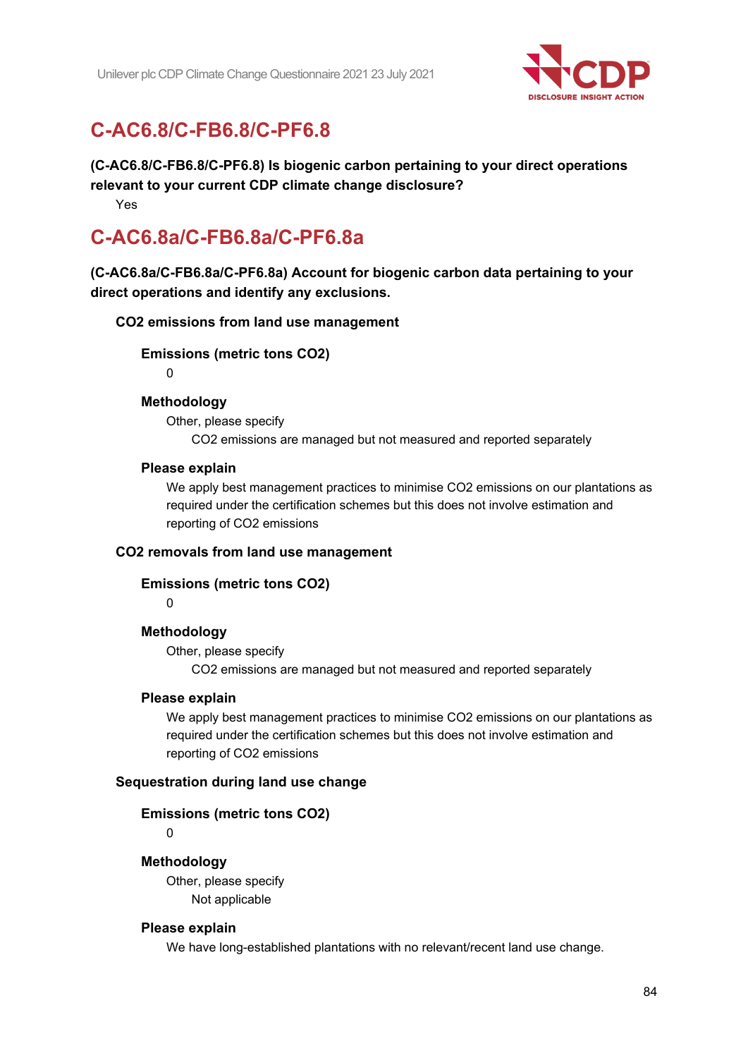## C-AC6.8/C-FB6.8/C-PF6.8

**(C-AC6.8/C-FB6.8/C-PF6.8) Is biogenic carbon pertaining to your direct operations relevant to your current CDP climate change disclosure?**

Yes

## C-AC6.8a/C-FB6.8a/C-PF6.8a

**(C-AC6.8a/C-FB6.8a/C-PF6.8a) Account for biogenic carbon data pertaining to your direct operations and identify any exclusions.**

**CO2 emissions from land use management**

**Emissions (metric tons CO2)**

0

**Methodology**

Other, please specify

CO2 emissions are managed but not measured and reported separately

**Please explain**

We apply best management practices to minimise CO2 emissions on our plantations as required under the certification schemes but this does not involve estimation and reporting of CO2 emissions

**CO2 removals from land use management**

**Emissions (metric tons CO2)**

0

**Methodology**

Other, please specify

CO2 emissions are managed but not measured and reported separately

**Please explain**

We apply best management practices to minimise CO2 emissions on our plantations as required under the certification schemes but this does not involve estimation and reporting of CO2 emissions

**Sequestration during land use change**

**Emissions (metric tons CO2)**

0

**Methodology**

Other, please specify

Not applicable

**Please explain**

We have long-established plantations with no relevant/recent land use change.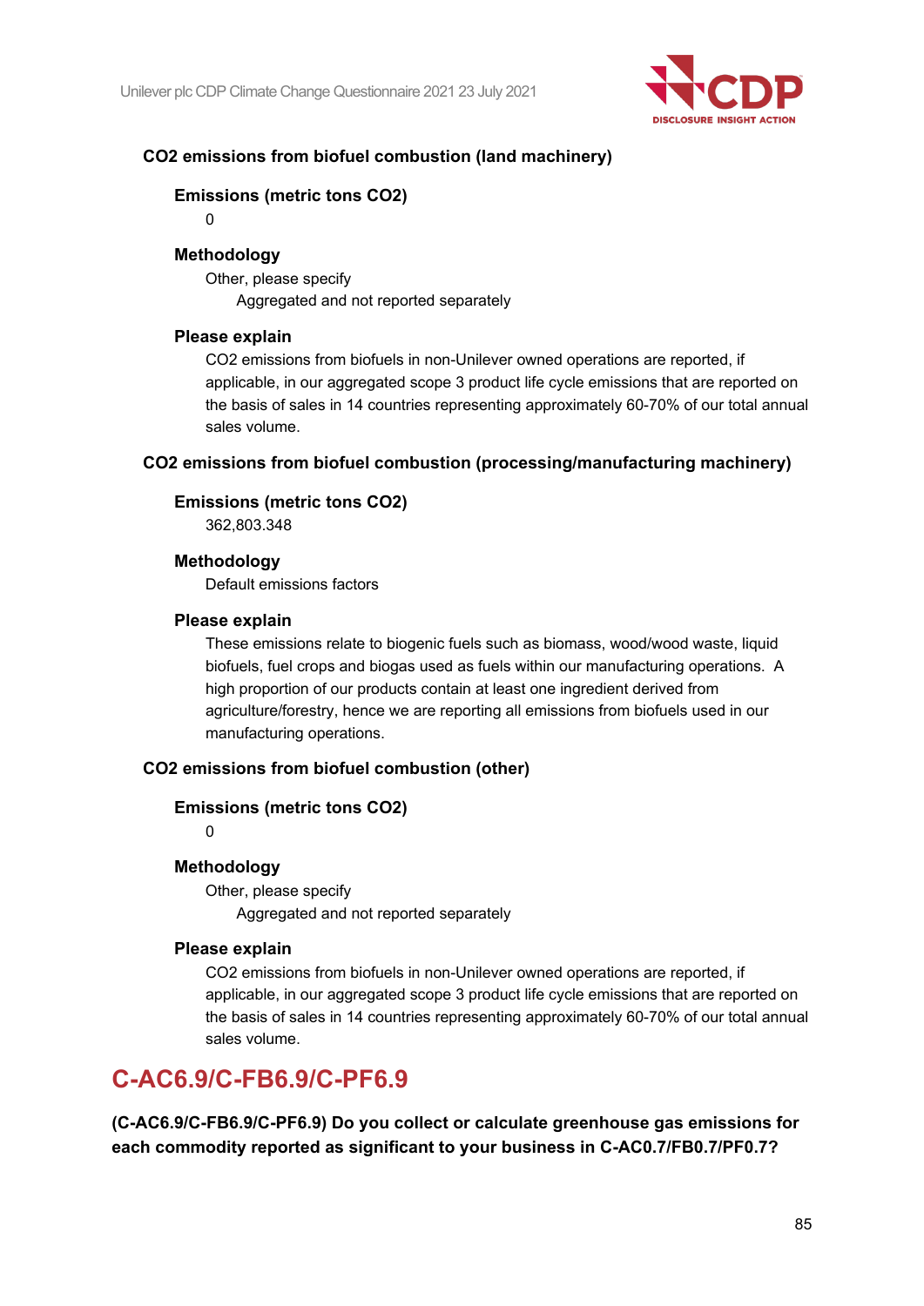### CO2 emissions from biofuel combustion (land machinery)

**Emissions (metric tons CO2)**

0

**Methodology**

Other, please specify

Aggregated and not reported separately

**Please explain**

CO2 emissions from biofuels in non-Unilever owned operations are reported, if applicable, in our aggregated scope 3 product life cycle emissions that are reported on the basis of sales in 14 countries representing approximately 60-70% of our total annual sales volume.

### CO2 emissions from biofuel combustion (processing/manufacturing machinery)

**Emissions (metric tons CO2)**

362,803.348

**Methodology**

Default emissions factors

**Please explain**

These emissions relate to biogenic fuels such as biomass, wood/wood waste, liquid biofuels, fuel crops and biogas used as fuels within our manufacturing operations. A high proportion of our products contain at least one ingredient derived from agriculture/forestry, hence we are reporting all emissions from biofuels used in our manufacturing operations.

### CO2 emissions from biofuel combustion (other)

**Emissions (metric tons CO2)**

0

**Methodology**

Other, please specify

Aggregated and not reported separately

**Please explain**

CO2 emissions from biofuels in non-Unilever owned operations are reported, if applicable, in our aggregated scope 3 product life cycle emissions that are reported on the basis of sales in 14 countries representing approximately 60-70% of our total annual sales volume.

## C-AC6.9/C-FB6.9/C-PF6.9

**(C-AC6.9/C-FB6.9/C-PF6.9) Do you collect or calculate greenhouse gas emissions for each commodity reported as significant to your business in C-AC0.7/FB0.7/PF0.7?**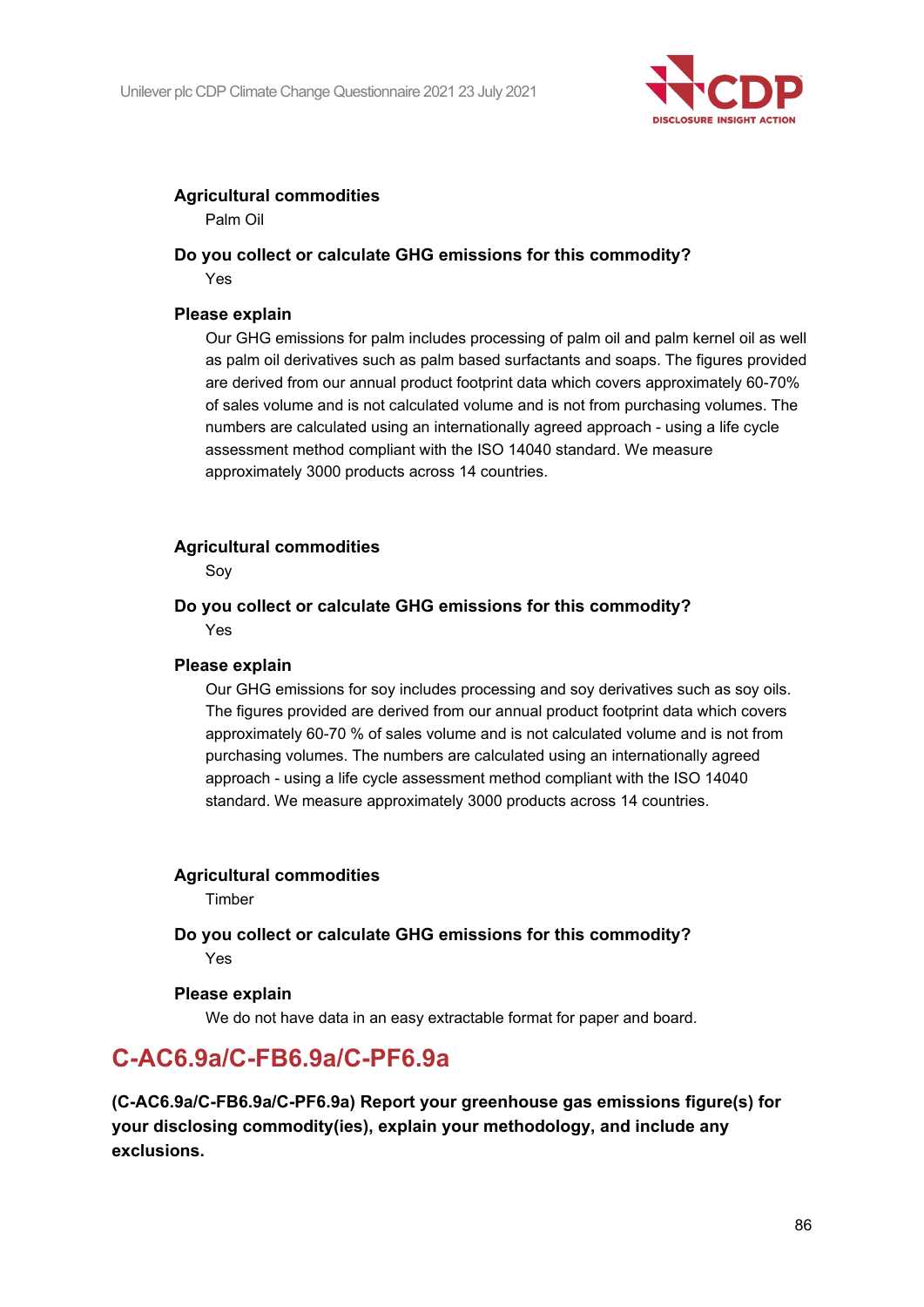**Agricultural commodities**

Palm Oil

**Do you collect or calculate GHG emissions for this commodity?**

Yes

**Please explain**

Our GHG emissions for palm includes processing of palm oil and palm kernel oil as well as palm oil derivatives such as palm based surfactants and soaps. The figures provided are derived from our annual product footprint data which covers approximately 60-70% of sales volume and is not calculated volume and is not from purchasing volumes. The numbers are calculated using an internationally agreed approach - using a life cycle assessment method compliant with the ISO 14040 standard. We measure approximately 3000 products across 14 countries.

**Agricultural commodities**

Soy

**Do you collect or calculate GHG emissions for this commodity?**

Yes

**Please explain**

Our GHG emissions for soy includes processing and soy derivatives such as soy oils. The figures provided are derived from our annual product footprint data which covers approximately 60-70 % of sales volume and is not calculated volume and is not from purchasing volumes. The numbers are calculated using an internationally agreed approach - using a life cycle assessment method compliant with the ISO 14040 standard. We measure approximately 3000 products across 14 countries.

**Agricultural commodities**

Timber

**Do you collect or calculate GHG emissions for this commodity?**

Yes

**Please explain**

We do not have data in an easy extractable format for paper and board.

## C-AC6.9a/C-FB6.9a/C-PF6.9a

**(C-AC6.9a/C-FB6.9a/C-PF6.9a) Report your greenhouse gas emissions figure(s) for your disclosing commodity(ies), explain your methodology, and include any exclusions.**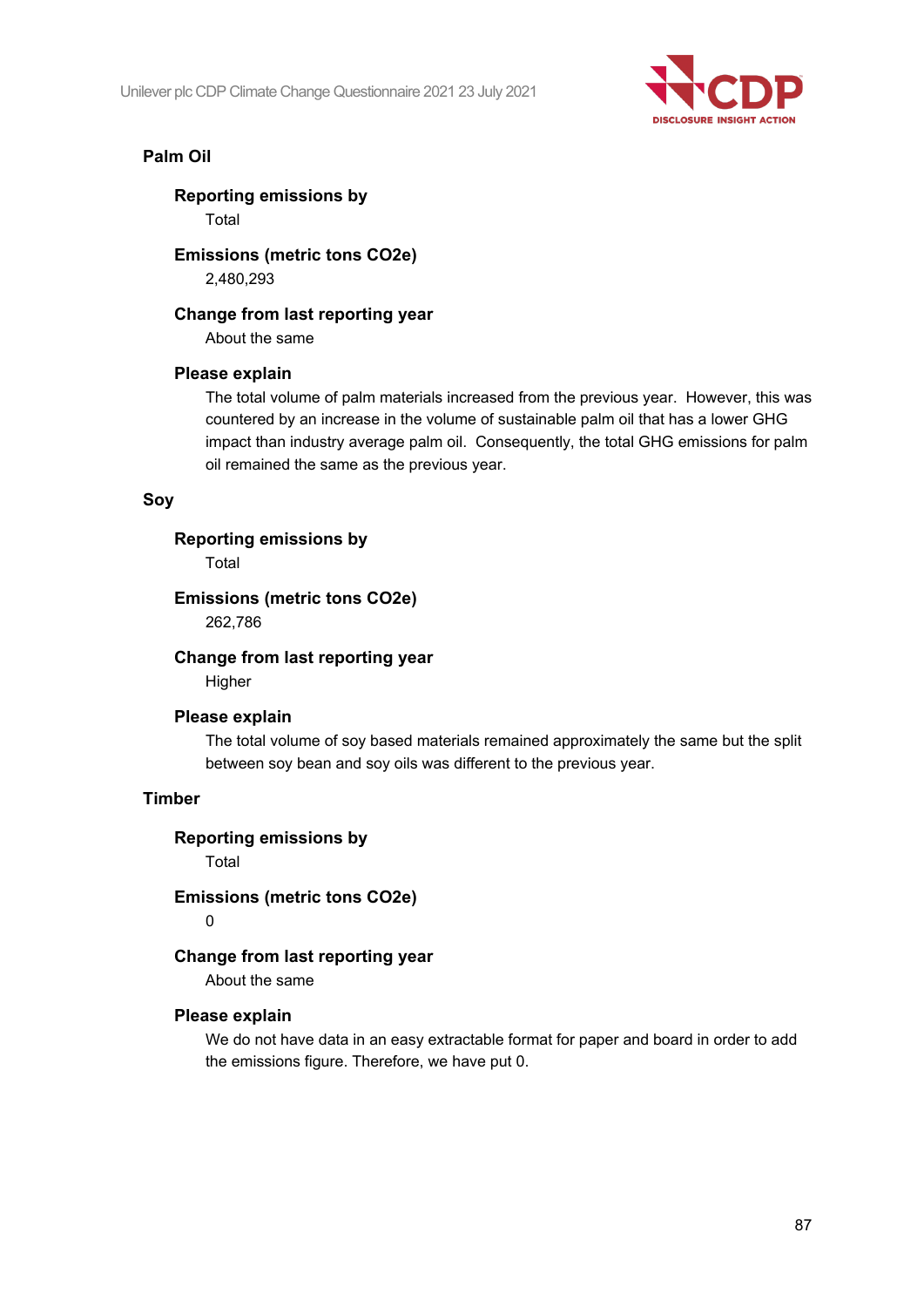### Palm Oil

**Reporting emissions by**

Total

**Emissions (metric tons CO2e)**

2,480,293

**Change from last reporting year**

About the same

**Please explain**

The total volume of palm materials increased from the previous year. However, this was countered by an increase in the volume of sustainable palm oil that has a lower GHG impact than industry average palm oil. Consequently, the total GHG emissions for palm oil remained the same as the previous year.

### Soy

**Reporting emissions by**

Total

**Emissions (metric tons CO2e)**

262,786

**Change from last reporting year**

Higher

**Please explain**

The total volume of soy based materials remained approximately the same but the split between soy bean and soy oils was different to the previous year.

### Timber

**Reporting emissions by**

Total

**Emissions (metric tons CO2e)**

0

**Change from last reporting year**

About the same

**Please explain**

We do not have data in an easy extractable format for paper and board in order to add the emissions figure. Therefore, we have put 0.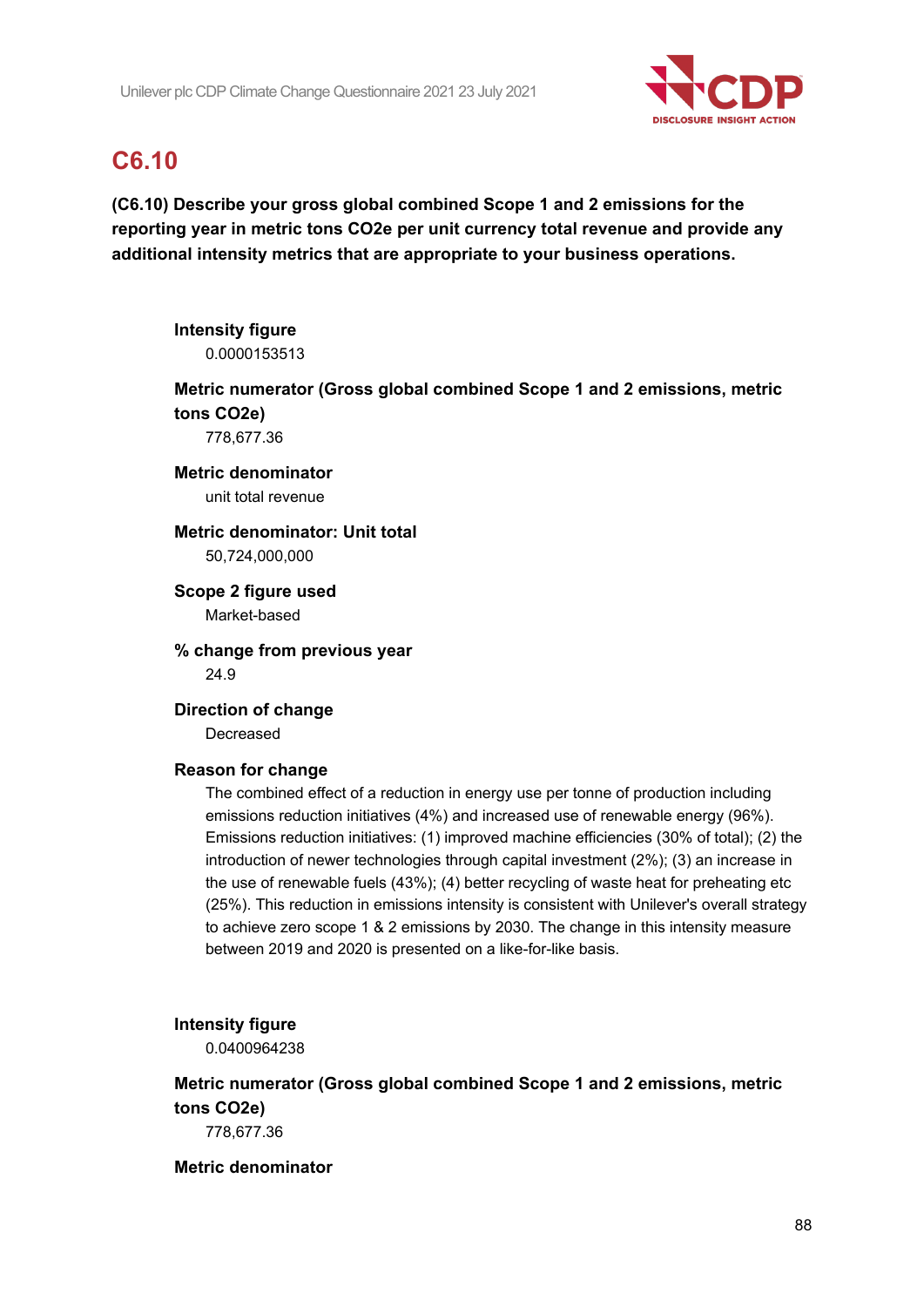## C6.10

**(C6.10) Describe your gross global combined Scope 1 and 2 emissions for the reporting year in metric tons CO2e per unit currency total revenue and provide any additional intensity metrics that are appropriate to your business operations.**

**Intensity figure**
0.0000153513

**Metric numerator (Gross global combined Scope 1 and 2 emissions, metric tons CO2e)**
778,677.36

**Metric denominator**
unit total revenue

**Metric denominator: Unit total**
50,724,000,000

**Scope 2 figure used**
Market-based

**% change from previous year**
24.9

**Direction of change**
Decreased

**Reason for change**
The combined effect of a reduction in energy use per tonne of production including emissions reduction initiatives (4%) and increased use of renewable energy (96%). Emissions reduction initiatives: (1) improved machine efficiencies (30% of total); (2) the introduction of newer technologies through capital investment (2%); (3) an increase in the use of renewable fuels (43%); (4) better recycling of waste heat for preheating etc (25%). This reduction in emissions intensity is consistent with Unilever's overall strategy to achieve zero scope 1 & 2 emissions by 2030. The change in this intensity measure between 2019 and 2020 is presented on a like-for-like basis.

**Intensity figure**
0.0400964238

**Metric numerator (Gross global combined Scope 1 and 2 emissions, metric tons CO2e)**
778,677.36

**Metric denominator**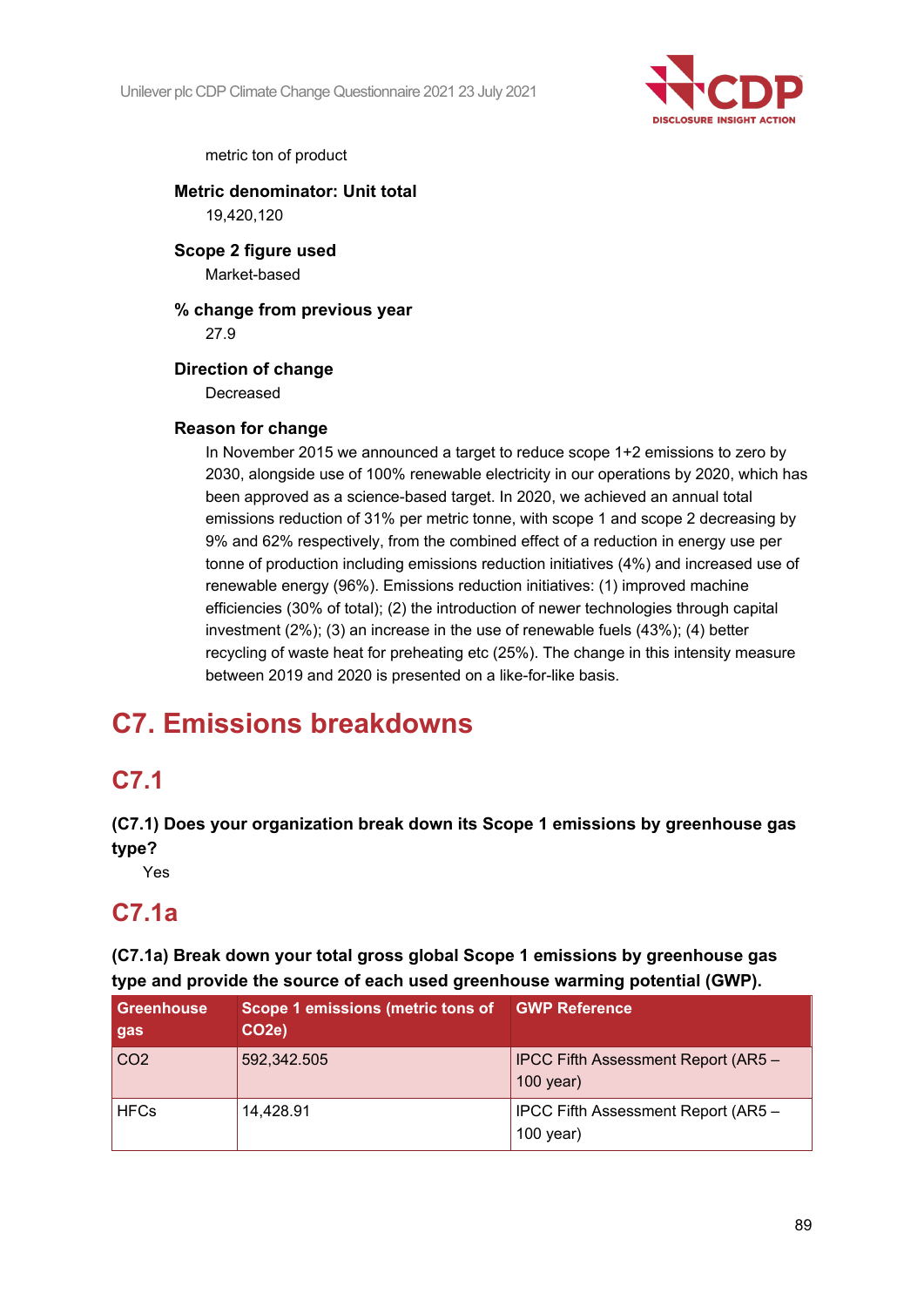metric ton of product

**Metric denominator: Unit total**

19,420,120

**Scope 2 figure used**

Market-based

**% change from previous year**

27.9

**Direction of change**

Decreased

**Reason for change**

In November 2015 we announced a target to reduce scope 1+2 emissions to zero by 2030, alongside use of 100% renewable electricity in our operations by 2020, which has been approved as a science-based target. In 2020, we achieved an annual total emissions reduction of 31% per metric tonne, with scope 1 and scope 2 decreasing by 9% and 62% respectively, from the combined effect of a reduction in energy use per tonne of production including emissions reduction initiatives (4%) and increased use of renewable energy (96%). Emissions reduction initiatives: (1) improved machine efficiencies (30% of total); (2) the introduction of newer technologies through capital investment (2%); (3) an increase in the use of renewable fuels (43%); (4) better recycling of waste heat for preheating etc (25%). The change in this intensity measure between 2019 and 2020 is presented on a like-for-like basis.

# C7. Emissions breakdowns

## C7.1

**(C7.1) Does your organization break down its Scope 1 emissions by greenhouse gas type?**

Yes

## C7.1a

**(C7.1a) Break down your total gross global Scope 1 emissions by greenhouse gas type and provide the source of each used greenhouse warming potential (GWP).**

| Greenhouse gas | Scope 1 emissions (metric tons of CO2e) | GWP Reference |
|---|---|---|
| CO2 | 592,342.505 | IPCC Fifth Assessment Report (AR5 – 100 year) |
| HFCs | 14,428.91 | IPCC Fifth Assessment Report (AR5 – 100 year) |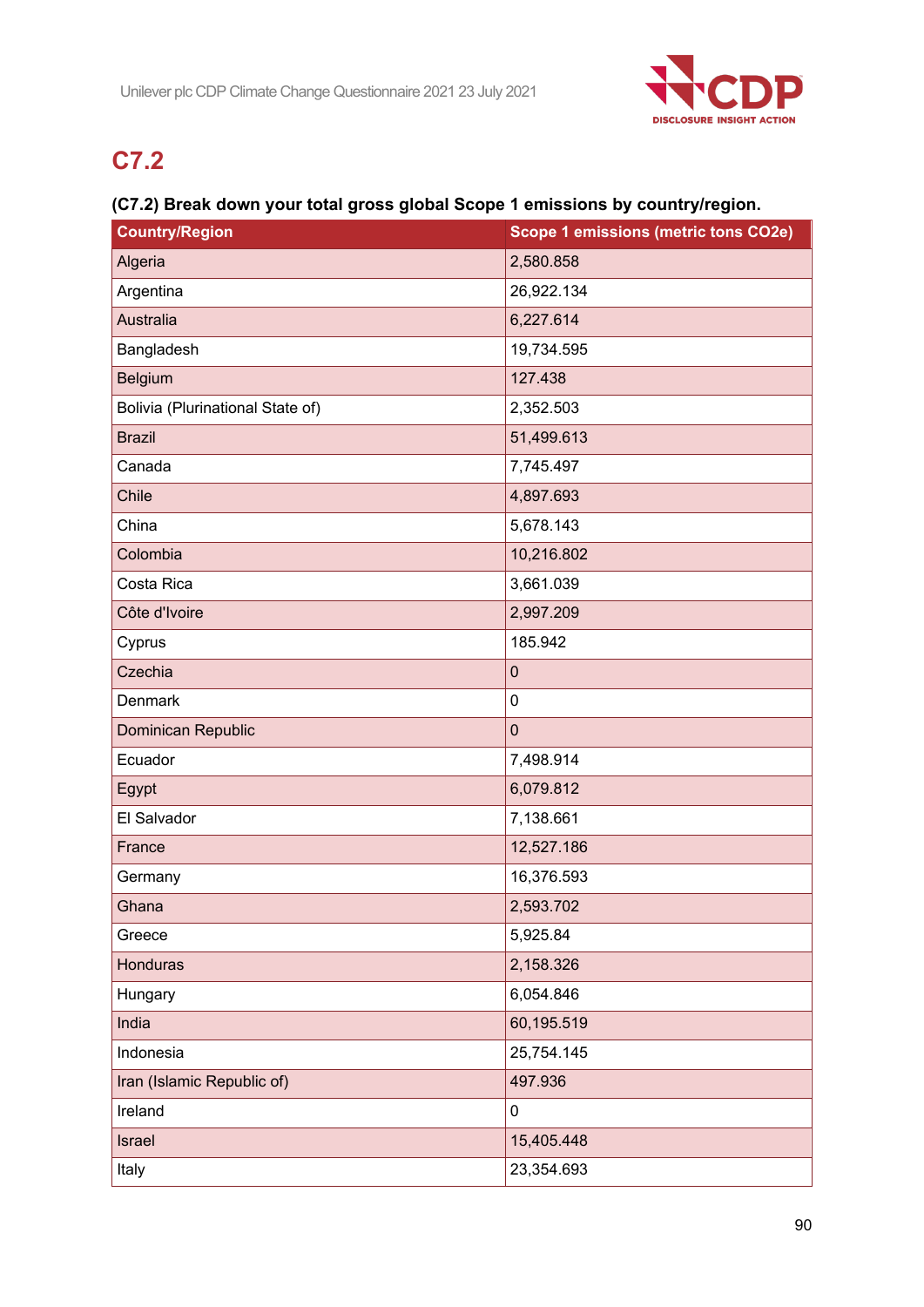## C7.2

**(C7.2) Break down your total gross global Scope 1 emissions by country/region.**

| Country/Region | Scope 1 emissions (metric tons CO2e) |
|---|---|
| Algeria | 2,580.858 |
| Argentina | 26,922.134 |
| Australia | 6,227.614 |
| Bangladesh | 19,734.595 |
| Belgium | 127.438 |
| Bolivia (Plurinational State of) | 2,352.503 |
| Brazil | 51,499.613 |
| Canada | 7,745.497 |
| Chile | 4,897.693 |
| China | 5,678.143 |
| Colombia | 10,216.802 |
| Costa Rica | 3,661.039 |
| Côte d'Ivoire | 2,997.209 |
| Cyprus | 185.942 |
| Czechia | 0 |
| Denmark | 0 |
| Dominican Republic | 0 |
| Ecuador | 7,498.914 |
| Egypt | 6,079.812 |
| El Salvador | 7,138.661 |
| France | 12,527.186 |
| Germany | 16,376.593 |
| Ghana | 2,593.702 |
| Greece | 5,925.84 |
| Honduras | 2,158.326 |
| Hungary | 6,054.846 |
| India | 60,195.519 |
| Indonesia | 25,754.145 |
| Iran (Islamic Republic of) | 497.936 |
| Ireland | 0 |
| Israel | 15,405.448 |
| Italy | 23,354.693 |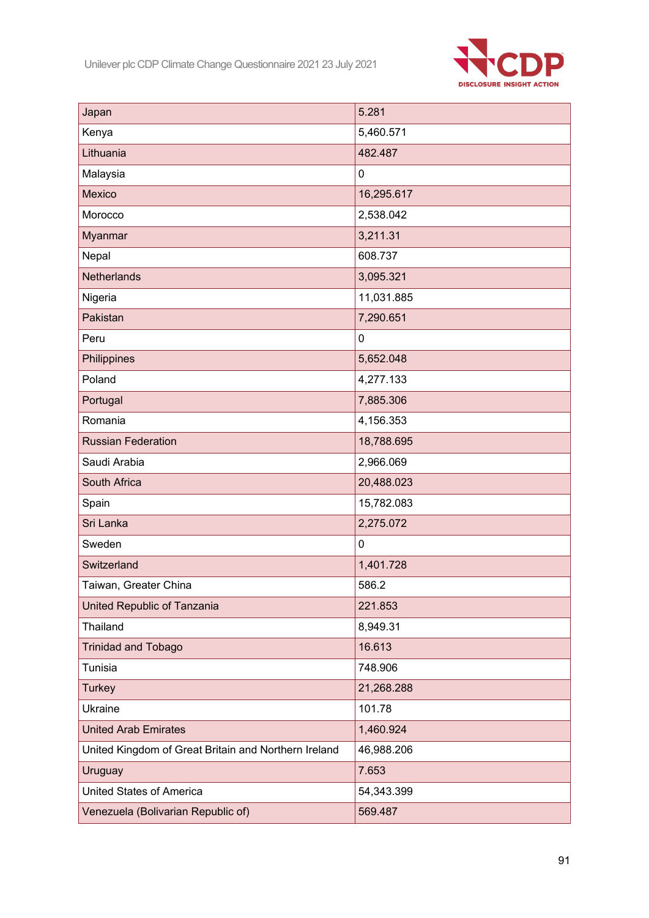| | |
|---|---|
| Japan | 5.281 |
| Kenya | 5,460.571 |
| Lithuania | 482.487 |
| Malaysia | 0 |
| Mexico | 16,295.617 |
| Morocco | 2,538.042 |
| Myanmar | 3,211.31 |
| Nepal | 608.737 |
| Netherlands | 3,095.321 |
| Nigeria | 11,031.885 |
| Pakistan | 7,290.651 |
| Peru | 0 |
| Philippines | 5,652.048 |
| Poland | 4,277.133 |
| Portugal | 7,885.306 |
| Romania | 4,156.353 |
| Russian Federation | 18,788.695 |
| Saudi Arabia | 2,966.069 |
| South Africa | 20,488.023 |
| Spain | 15,782.083 |
| Sri Lanka | 2,275.072 |
| Sweden | 0 |
| Switzerland | 1,401.728 |
| Taiwan, Greater China | 586.2 |
| United Republic of Tanzania | 221.853 |
| Thailand | 8,949.31 |
| Trinidad and Tobago | 16.613 |
| Tunisia | 748.906 |
| Turkey | 21,268.288 |
| Ukraine | 101.78 |
| United Arab Emirates | 1,460.924 |
| United Kingdom of Great Britain and Northern Ireland | 46,988.206 |
| Uruguay | 7.653 |
| United States of America | 54,343.399 |
| Venezuela (Bolivarian Republic of) | 569.487 |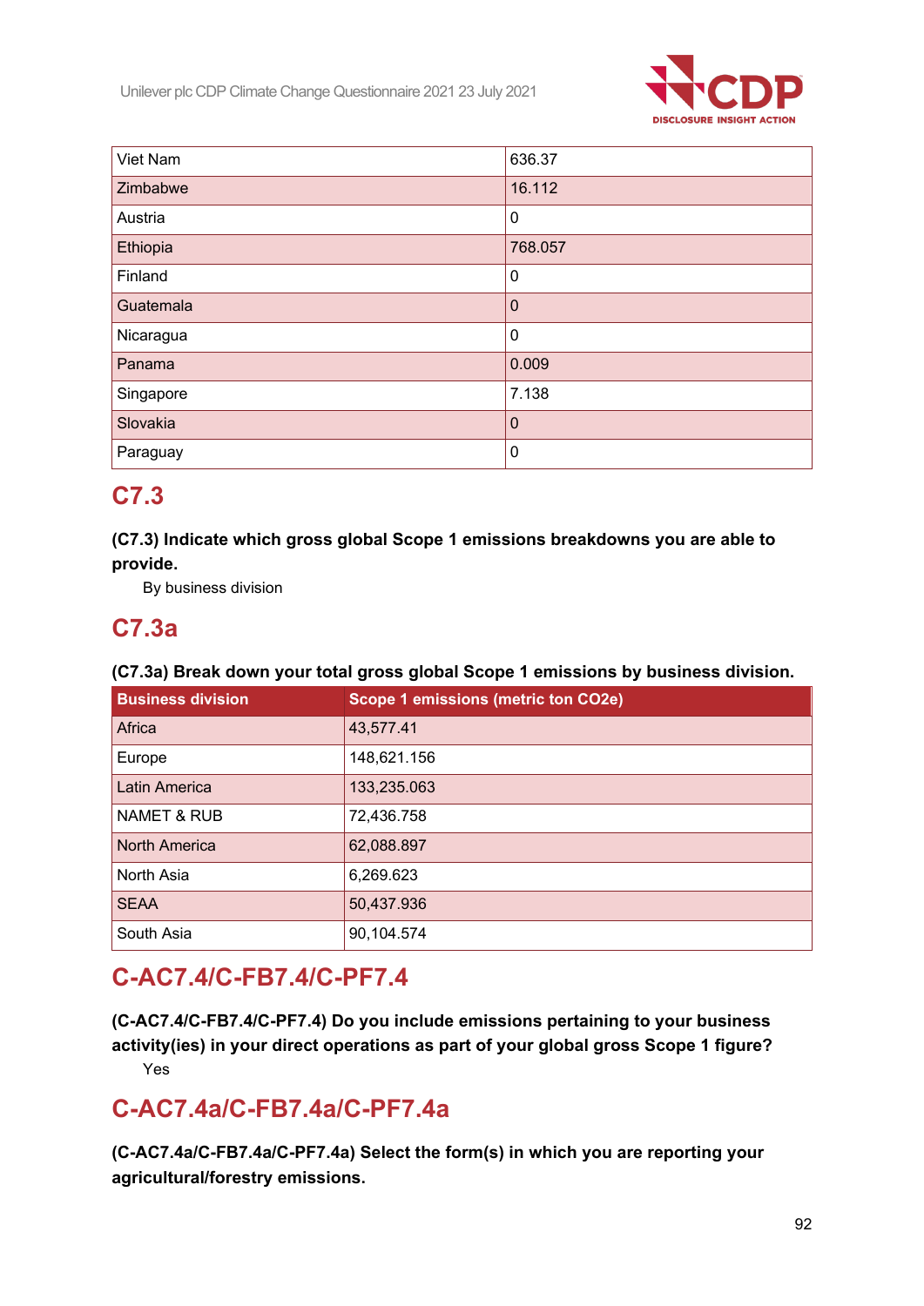| Viet Nam | 636.37 |
|---|---|
| Zimbabwe | 16.112 |
| Austria | 0 |
| Ethiopia | 768.057 |
| Finland | 0 |
| Guatemala | 0 |
| Nicaragua | 0 |
| Panama | 0.009 |
| Singapore | 7.138 |
| Slovakia | 0 |
| Paraguay | 0 |

## C7.3

**(C7.3) Indicate which gross global Scope 1 emissions breakdowns you are able to provide.**

By business division

## C7.3a

**(C7.3a) Break down your total gross global Scope 1 emissions by business division.**

| Business division | Scope 1 emissions (metric ton CO2e) |
|---|---|
| Africa | 43,577.41 |
| Europe | 148,621.156 |
| Latin America | 133,235.063 |
| NAMET & RUB | 72,436.758 |
| North America | 62,088.897 |
| North Asia | 6,269.623 |
| SEAA | 50,437.936 |
| South Asia | 90,104.574 |

## C-AC7.4/C-FB7.4/C-PF7.4

**(C-AC7.4/C-FB7.4/C-PF7.4) Do you include emissions pertaining to your business activity(ies) in your direct operations as part of your global gross Scope 1 figure?**

Yes

## C-AC7.4a/C-FB7.4a/C-PF7.4a

**(C-AC7.4a/C-FB7.4a/C-PF7.4a) Select the form(s) in which you are reporting your agricultural/forestry emissions.**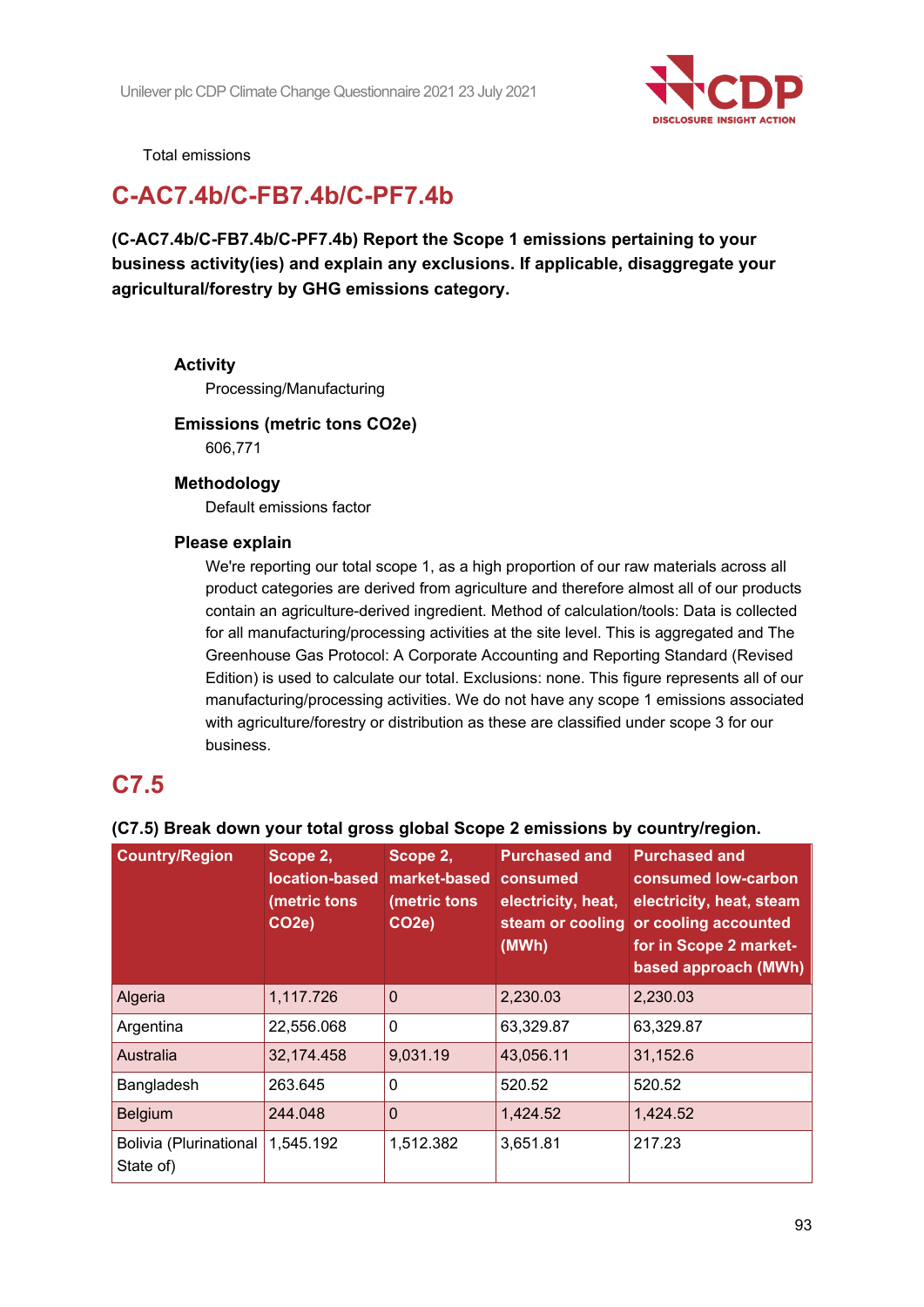Total emissions

## C-AC7.4b/C-FB7.4b/C-PF7.4b

**(C-AC7.4b/C-FB7.4b/C-PF7.4b) Report the Scope 1 emissions pertaining to your business activity(ies) and explain any exclusions. If applicable, disaggregate your agricultural/forestry by GHG emissions category.**

**Activity**

Processing/Manufacturing

**Emissions (metric tons CO2e)**

606,771

**Methodology**

Default emissions factor

**Please explain**

We're reporting our total scope 1, as a high proportion of our raw materials across all product categories are derived from agriculture and therefore almost all of our products contain an agriculture-derived ingredient. Method of calculation/tools: Data is collected for all manufacturing/processing activities at the site level. This is aggregated and The Greenhouse Gas Protocol: A Corporate Accounting and Reporting Standard (Revised Edition) is used to calculate our total. Exclusions: none. This figure represents all of our manufacturing/processing activities. We do not have any scope 1 emissions associated with agriculture/forestry or distribution as these are classified under scope 3 for our business.

## C7.5

**(C7.5) Break down your total gross global Scope 2 emissions by country/region.**

| Country/Region | Scope 2, location-based (metric tons CO2e) | Scope 2, market-based (metric tons CO2e) | Purchased and consumed electricity, heat, steam or cooling (MWh) | Purchased and consumed low-carbon electricity, heat, steam or cooling accounted for in Scope 2 market-based approach (MWh) |
|---|---|---|---|---|
| Algeria | 1,117.726 | 0 | 2,230.03 | 2,230.03 |
| Argentina | 22,556.068 | 0 | 63,329.87 | 63,329.87 |
| Australia | 32,174.458 | 9,031.19 | 43,056.11 | 31,152.6 |
| Bangladesh | 263.645 | 0 | 520.52 | 520.52 |
| Belgium | 244.048 | 0 | 1,424.52 | 1,424.52 |
| Bolivia (Plurinational State of) | 1,545.192 | 1,512.382 | 3,651.81 | 217.23 |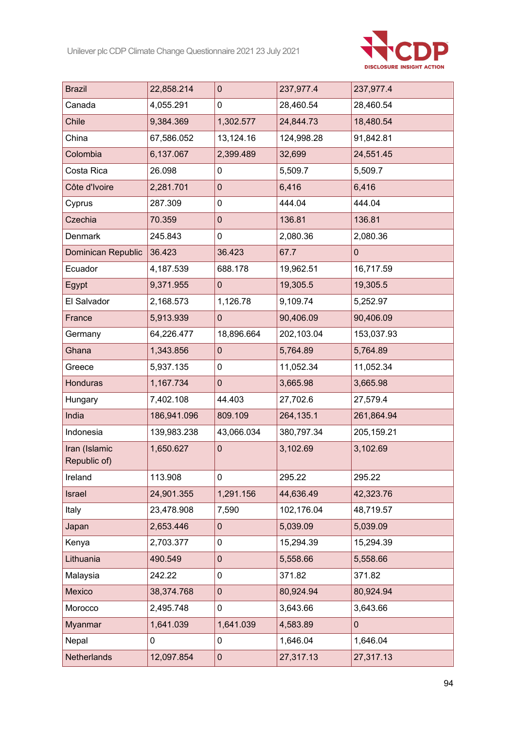| | | | | |
|---|---|---|---|---|
| Brazil | 22,858.214 | 0 | 237,977.4 | 237,977.4 |
| Canada | 4,055.291 | 0 | 28,460.54 | 28,460.54 |
| Chile | 9,384.369 | 1,302.577 | 24,844.73 | 18,480.54 |
| China | 67,586.052 | 13,124.16 | 124,998.28 | 91,842.81 |
| Colombia | 6,137.067 | 2,399.489 | 32,699 | 24,551.45 |
| Costa Rica | 26.098 | 0 | 5,509.7 | 5,509.7 |
| Côte d'Ivoire | 2,281.701 | 0 | 6,416 | 6,416 |
| Cyprus | 287.309 | 0 | 444.04 | 444.04 |
| Czechia | 70.359 | 0 | 136.81 | 136.81 |
| Denmark | 245.843 | 0 | 2,080.36 | 2,080.36 |
| Dominican Republic | 36.423 | 36.423 | 67.7 | 0 |
| Ecuador | 4,187.539 | 688.178 | 19,962.51 | 16,717.59 |
| Egypt | 9,371.955 | 0 | 19,305.5 | 19,305.5 |
| El Salvador | 2,168.573 | 1,126.78 | 9,109.74 | 5,252.97 |
| France | 5,913.939 | 0 | 90,406.09 | 90,406.09 |
| Germany | 64,226.477 | 18,896.664 | 202,103.04 | 153,037.93 |
| Ghana | 1,343.856 | 0 | 5,764.89 | 5,764.89 |
| Greece | 5,937.135 | 0 | 11,052.34 | 11,052.34 |
| Honduras | 1,167.734 | 0 | 3,665.98 | 3,665.98 |
| Hungary | 7,402.108 | 44.403 | 27,702.6 | 27,579.4 |
| India | 186,941.096 | 809.109 | 264,135.1 | 261,864.94 |
| Indonesia | 139,983.238 | 43,066.034 | 380,797.34 | 205,159.21 |
| Iran (Islamic Republic of) | 1,650.627 | 0 | 3,102.69 | 3,102.69 |
| Ireland | 113.908 | 0 | 295.22 | 295.22 |
| Israel | 24,901.355 | 1,291.156 | 44,636.49 | 42,323.76 |
| Italy | 23,478.908 | 7,590 | 102,176.04 | 48,719.57 |
| Japan | 2,653.446 | 0 | 5,039.09 | 5,039.09 |
| Kenya | 2,703.377 | 0 | 15,294.39 | 15,294.39 |
| Lithuania | 490.549 | 0 | 5,558.66 | 5,558.66 |
| Malaysia | 242.22 | 0 | 371.82 | 371.82 |
| Mexico | 38,374.768 | 0 | 80,924.94 | 80,924.94 |
| Morocco | 2,495.748 | 0 | 3,643.66 | 3,643.66 |
| Myanmar | 1,641.039 | 1,641.039 | 4,583.89 | 0 |
| Nepal | 0 | 0 | 1,646.04 | 1,646.04 |
| Netherlands | 12,097.854 | 0 | 27,317.13 | 27,317.13 |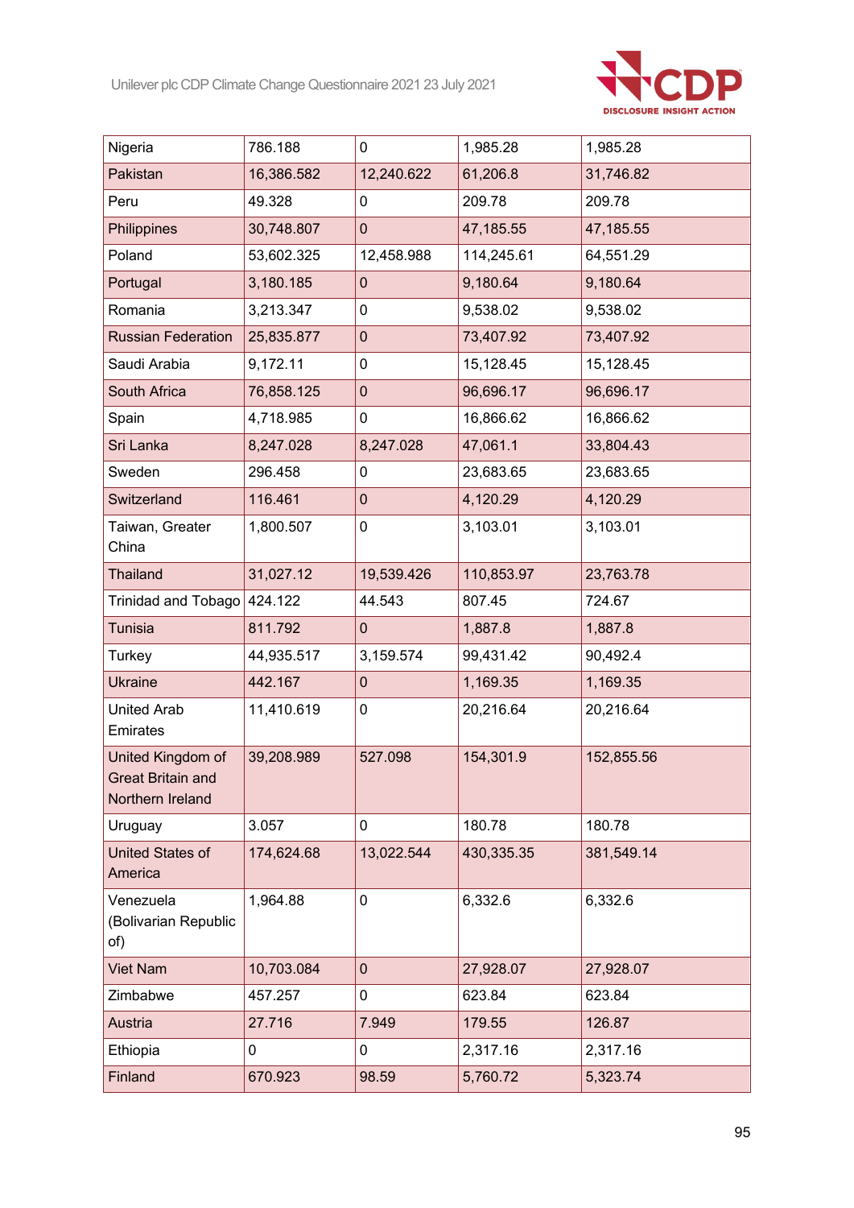| | | | | |
|---|---|---|---|---|
| Nigeria | 786.188 | 0 | 1,985.28 | 1,985.28 |
| Pakistan | 16,386.582 | 12,240.622 | 61,206.8 | 31,746.82 |
| Peru | 49.328 | 0 | 209.78 | 209.78 |
| Philippines | 30,748.807 | 0 | 47,185.55 | 47,185.55 |
| Poland | 53,602.325 | 12,458.988 | 114,245.61 | 64,551.29 |
| Portugal | 3,180.185 | 0 | 9,180.64 | 9,180.64 |
| Romania | 3,213.347 | 0 | 9,538.02 | 9,538.02 |
| Russian Federation | 25,835.877 | 0 | 73,407.92 | 73,407.92 |
| Saudi Arabia | 9,172.11 | 0 | 15,128.45 | 15,128.45 |
| South Africa | 76,858.125 | 0 | 96,696.17 | 96,696.17 |
| Spain | 4,718.985 | 0 | 16,866.62 | 16,866.62 |
| Sri Lanka | 8,247.028 | 8,247.028 | 47,061.1 | 33,804.43 |
| Sweden | 296.458 | 0 | 23,683.65 | 23,683.65 |
| Switzerland | 116.461 | 0 | 4,120.29 | 4,120.29 |
| Taiwan, Greater China | 1,800.507 | 0 | 3,103.01 | 3,103.01 |
| Thailand | 31,027.12 | 19,539.426 | 110,853.97 | 23,763.78 |
| Trinidad and Tobago | 424.122 | 44.543 | 807.45 | 724.67 |
| Tunisia | 811.792 | 0 | 1,887.8 | 1,887.8 |
| Turkey | 44,935.517 | 3,159.574 | 99,431.42 | 90,492.4 |
| Ukraine | 442.167 | 0 | 1,169.35 | 1,169.35 |
| United Arab Emirates | 11,410.619 | 0 | 20,216.64 | 20,216.64 |
| United Kingdom of Great Britain and Northern Ireland | 39,208.989 | 527.098 | 154,301.9 | 152,855.56 |
| Uruguay | 3.057 | 0 | 180.78 | 180.78 |
| United States of America | 174,624.68 | 13,022.544 | 430,335.35 | 381,549.14 |
| Venezuela (Bolivarian Republic of) | 1,964.88 | 0 | 6,332.6 | 6,332.6 |
| Viet Nam | 10,703.084 | 0 | 27,928.07 | 27,928.07 |
| Zimbabwe | 457.257 | 0 | 623.84 | 623.84 |
| Austria | 27.716 | 7.949 | 179.55 | 126.87 |
| Ethiopia | 0 | 0 | 2,317.16 | 2,317.16 |
| Finland | 670.923 | 98.59 | 5,760.72 | 5,323.74 |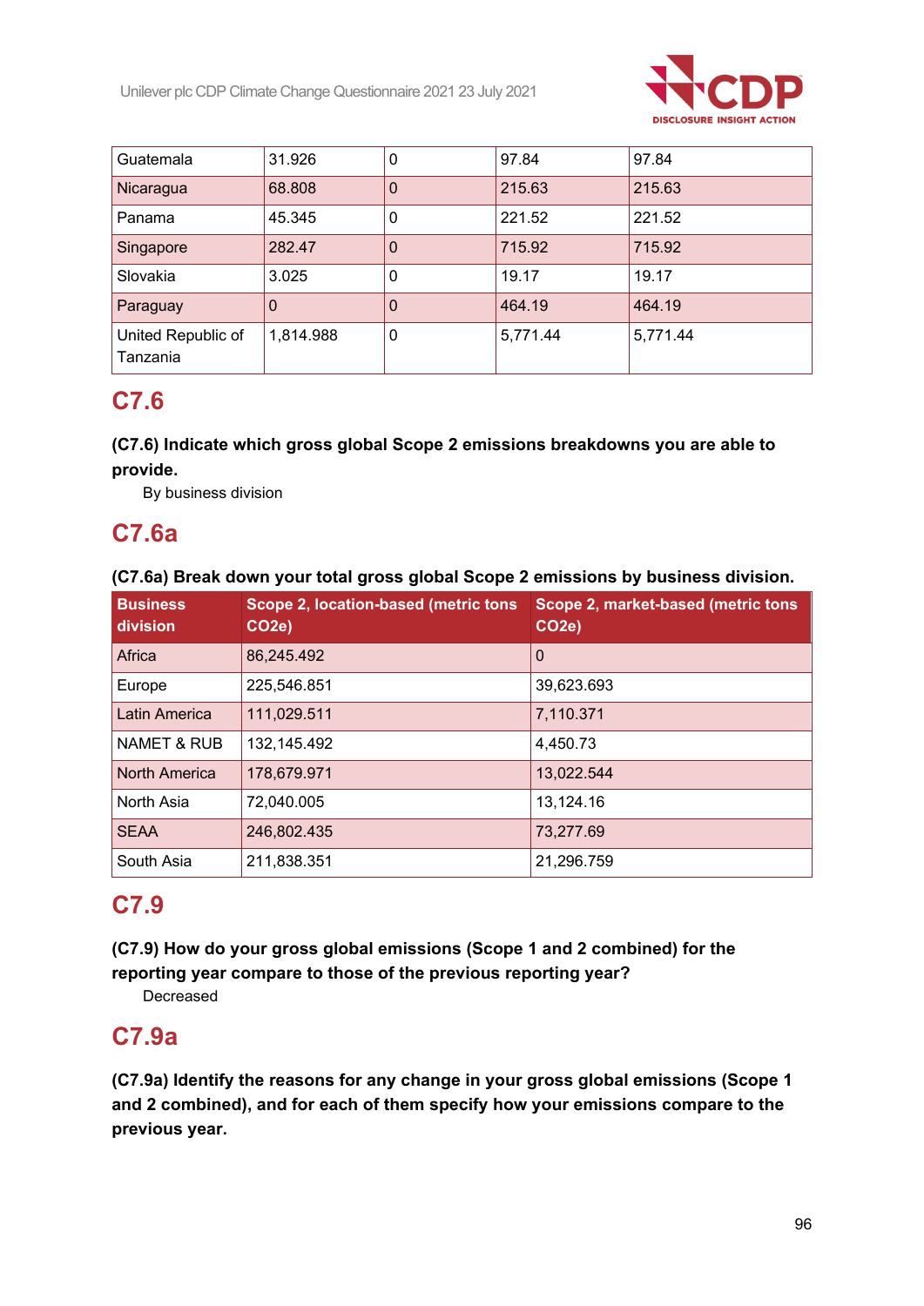| | | | | |
|---|---|---|---|---|
| Guatemala | 31.926 | 0 | 97.84 | 97.84 |
| Nicaragua | 68.808 | 0 | 215.63 | 215.63 |
| Panama | 45.345 | 0 | 221.52 | 221.52 |
| Singapore | 282.47 | 0 | 715.92 | 715.92 |
| Slovakia | 3.025 | 0 | 19.17 | 19.17 |
| Paraguay | 0 | 0 | 464.19 | 464.19 |
| United Republic of Tanzania | 1,814.988 | 0 | 5,771.44 | 5,771.44 |

## C7.6

**(C7.6) Indicate which gross global Scope 2 emissions breakdowns you are able to provide.**

By business division

## C7.6a

**(C7.6a) Break down your total gross global Scope 2 emissions by business division.**

| Business division | Scope 2, location-based (metric tons CO2e) | Scope 2, market-based (metric tons CO2e) |
|---|---|---|
| Africa | 86,245.492 | 0 |
| Europe | 225,546.851 | 39,623.693 |
| Latin America | 111,029.511 | 7,110.371 |
| NAMET & RUB | 132,145.492 | 4,450.73 |
| North America | 178,679.971 | 13,022.544 |
| North Asia | 72,040.005 | 13,124.16 |
| SEAA | 246,802.435 | 73,277.69 |
| South Asia | 211,838.351 | 21,296.759 |

## C7.9

**(C7.9) How do your gross global emissions (Scope 1 and 2 combined) for the reporting year compare to those of the previous reporting year?**

Decreased

## C7.9a

**(C7.9a) Identify the reasons for any change in your gross global emissions (Scope 1 and 2 combined), and for each of them specify how your emissions compare to the previous year.**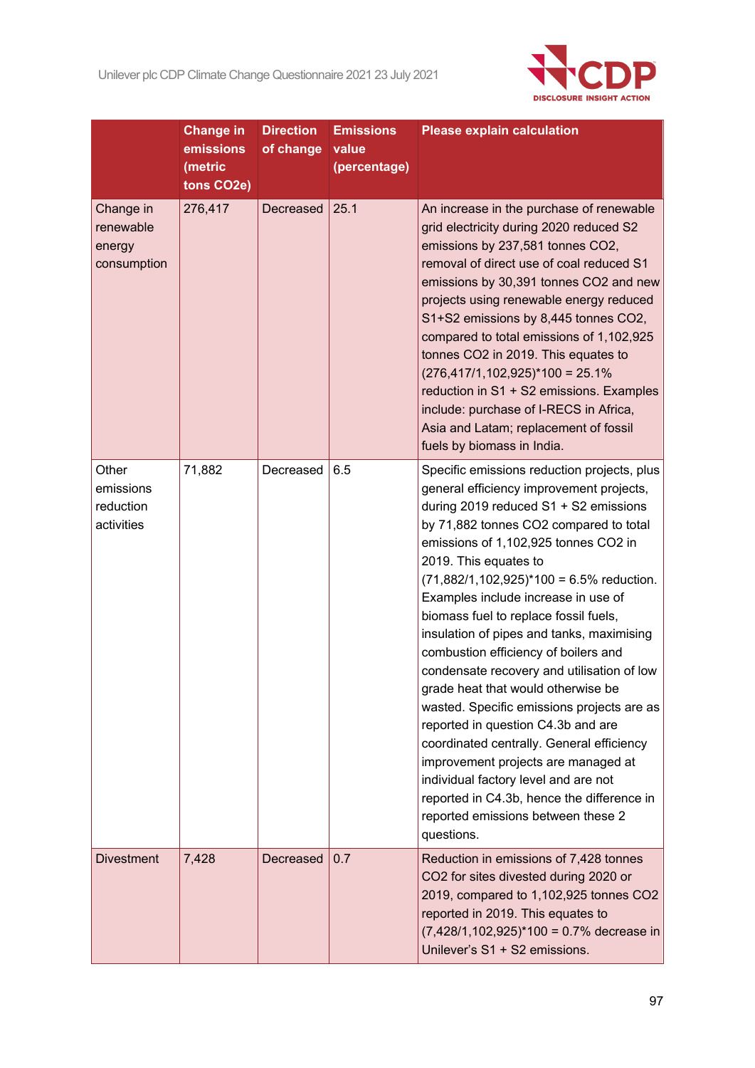| | Change in emissions (metric tons CO2e) | Direction of change | Emissions value (percentage) | Please explain calculation |
|---|---|---|---|---|
| Change in renewable energy consumption | 276,417 | Decreased | 25.1 | An increase in the purchase of renewable grid electricity during 2020 reduced S2 emissions by 237,581 tonnes CO2, removal of direct use of coal reduced S1 emissions by 30,391 tonnes CO2 and new projects using renewable energy reduced S1+S2 emissions by 8,445 tonnes CO2, compared to total emissions of 1,102,925 tonnes CO2 in 2019. This equates to (276,417/1,102,925)*100 = 25.1% reduction in S1 + S2 emissions. Examples include: purchase of I-RECS in Africa, Asia and Latam; replacement of fossil fuels by biomass in India. |
| Other emissions reduction activities | 71,882 | Decreased | 6.5 | Specific emissions reduction projects, plus general efficiency improvement projects, during 2019 reduced S1 + S2 emissions by 71,882 tonnes CO2 compared to total emissions of 1,102,925 tonnes CO2 in 2019. This equates to (71,882/1,102,925)*100 = 6.5% reduction. Examples include increase in use of biomass fuel to replace fossil fuels, insulation of pipes and tanks, maximising combustion efficiency of boilers and condensate recovery and utilisation of low grade heat that would otherwise be wasted. Specific emissions projects are as reported in question C4.3b and are coordinated centrally. General efficiency improvement projects are managed at individual factory level and are not reported in C4.3b, hence the difference in reported emissions between these 2 questions. |
| Divestment | 7,428 | Decreased | 0.7 | Reduction in emissions of 7,428 tonnes CO2 for sites divested during 2020 or 2019, compared to 1,102,925 tonnes CO2 reported in 2019. This equates to (7,428/1,102,925)*100 = 0.7% decrease in Unilever's S1 + S2 emissions. |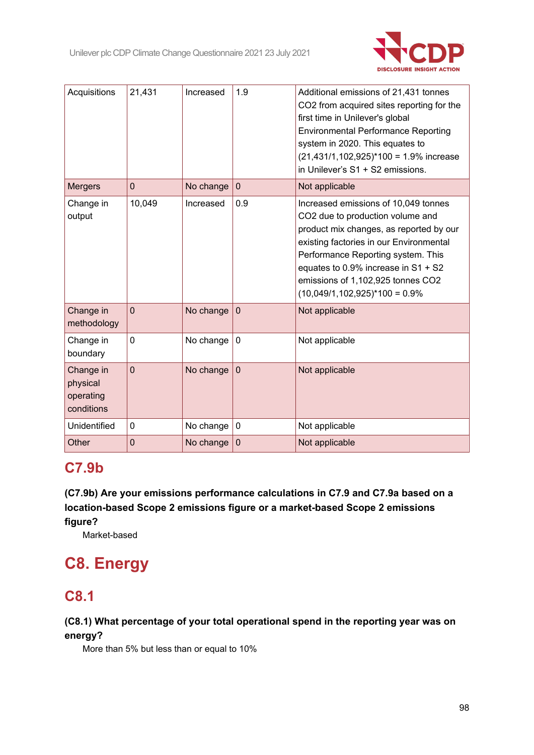| | | | | |
|---|---|---|---|---|
| Acquisitions | 21,431 | Increased | 1.9 | Additional emissions of 21,431 tonnes $CO_2$ from acquired sites reporting for the first time in Unilever's global Environmental Performance Reporting system in 2020. This equates to (21,431/1,102,925)*100 = 1.9% increase in Unilever's S1 + S2 emissions. |
| Mergers | 0 | No change | 0 | Not applicable |
| Change in output | 10,049 | Increased | 0.9 | Increased emissions of 10,049 tonnes $CO_2$ due to production volume and product mix changes, as reported by our existing factories in our Environmental Performance Reporting system. This equates to 0.9% increase in S1 + S2 emissions of 1,102,925 tonnes $CO_2$ (10,049/1,102,925)*100 = 0.9% |
| Change in methodology | 0 | No change | 0 | Not applicable |
| Change in boundary | 0 | No change | 0 | Not applicable |
| Change in physical operating conditions | 0 | No change | 0 | Not applicable |
| Unidentified | 0 | No change | 0 | Not applicable |
| Other | 0 | No change | 0 | Not applicable |

## C7.9b

**(C7.9b) Are your emissions performance calculations in C7.9 and C7.9a based on a location-based Scope 2 emissions figure or a market-based Scope 2 emissions figure?**

Market-based

# C8. Energy

## C8.1

**(C8.1) What percentage of your total operational spend in the reporting year was on energy?**

More than 5% but less than or equal to 10%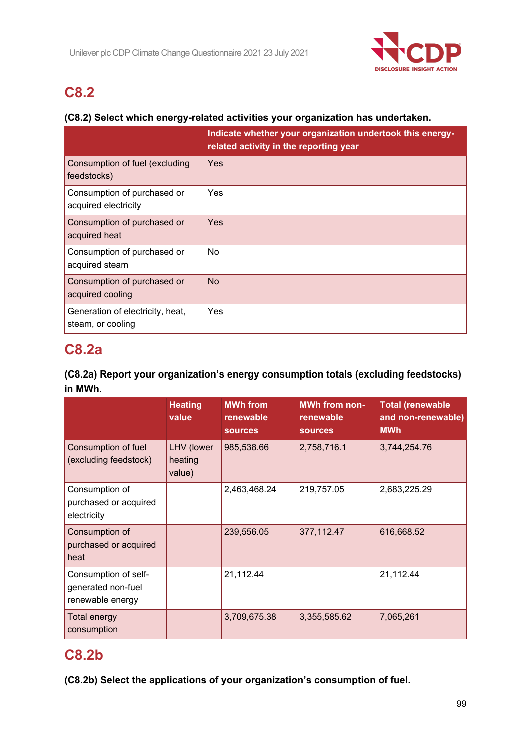## C8.2

**(C8.2) Select which energy-related activities your organization has undertaken.**

| | Indicate whether your organization undertook this energy-related activity in the reporting year |
|---|---|
| Consumption of fuel (excluding feedstocks) | Yes |
| Consumption of purchased or acquired electricity | Yes |
| Consumption of purchased or acquired heat | Yes |
| Consumption of purchased or acquired steam | No |
| Consumption of purchased or acquired cooling | No |
| Generation of electricity, heat, steam, or cooling | Yes |

## C8.2a

**(C8.2a) Report your organization's energy consumption totals (excluding feedstocks) in MWh.**

| | Heating value | MWh from renewable sources | MWh from non-renewable sources | Total (renewable and non-renewable) MWh |
|---|---|---|---|---|
| Consumption of fuel (excluding feedstock) | LHV (lower heating value) | 985,538.66 | 2,758,716.1 | 3,744,254.76 |
| Consumption of purchased or acquired electricity | | 2,463,468.24 | 219,757.05 | 2,683,225.29 |
| Consumption of purchased or acquired heat | | 239,556.05 | 377,112.47 | 616,668.52 |
| Consumption of self-generated non-fuel renewable energy | | 21,112.44 | | 21,112.44 |
| Total energy consumption | | 3,709,675.38 | 3,355,585.62 | 7,065,261 |

## C8.2b

**(C8.2b) Select the applications of your organization's consumption of fuel.**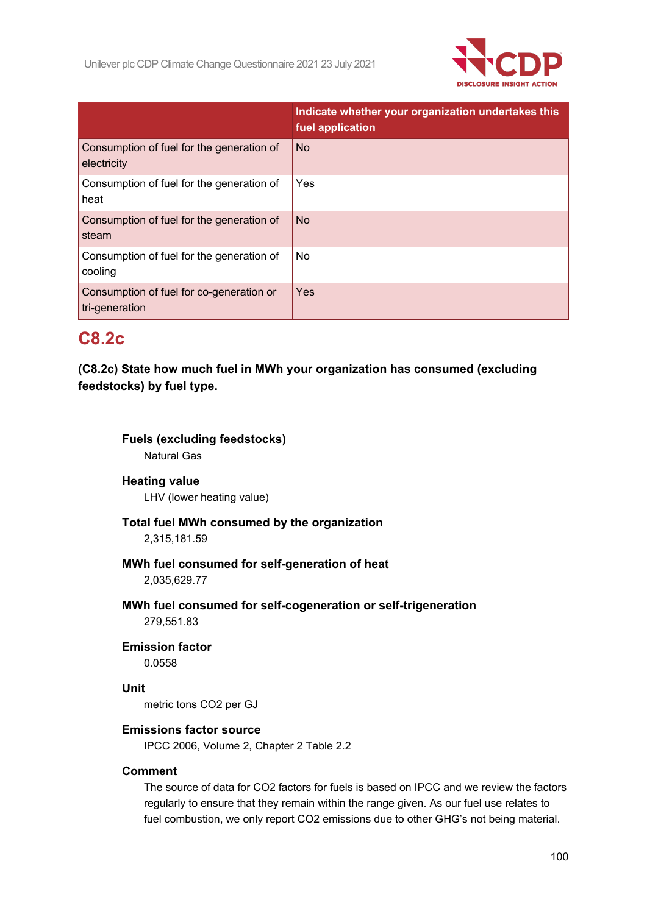| | Indicate whether your organization undertakes this fuel application |
|---|---|
| Consumption of fuel for the generation of electricity | No |
| Consumption of fuel for the generation of heat | Yes |
| Consumption of fuel for the generation of steam | No |
| Consumption of fuel for the generation of cooling | No |
| Consumption of fuel for co-generation or tri-generation | Yes |

## C8.2c

**(C8.2c) State how much fuel in MWh your organization has consumed (excluding feedstocks) by fuel type.**

**Fuels (excluding feedstocks)**
Natural Gas

**Heating value**
LHV (lower heating value)

**Total fuel MWh consumed by the organization**
2,315,181.59

**MWh fuel consumed for self-generation of heat**
2,035,629.77

**MWh fuel consumed for self-cogeneration or self-trigeneration**
279,551.83

**Emission factor**
0.0558

**Unit**
metric tons CO2 per GJ

**Emissions factor source**
IPCC 2006, Volume 2, Chapter 2 Table 2.2

**Comment**
The source of data for CO2 factors for fuels is based on IPCC and we review the factors regularly to ensure that they remain within the range given. As our fuel use relates to fuel combustion, we only report CO2 emissions due to other GHG's not being material.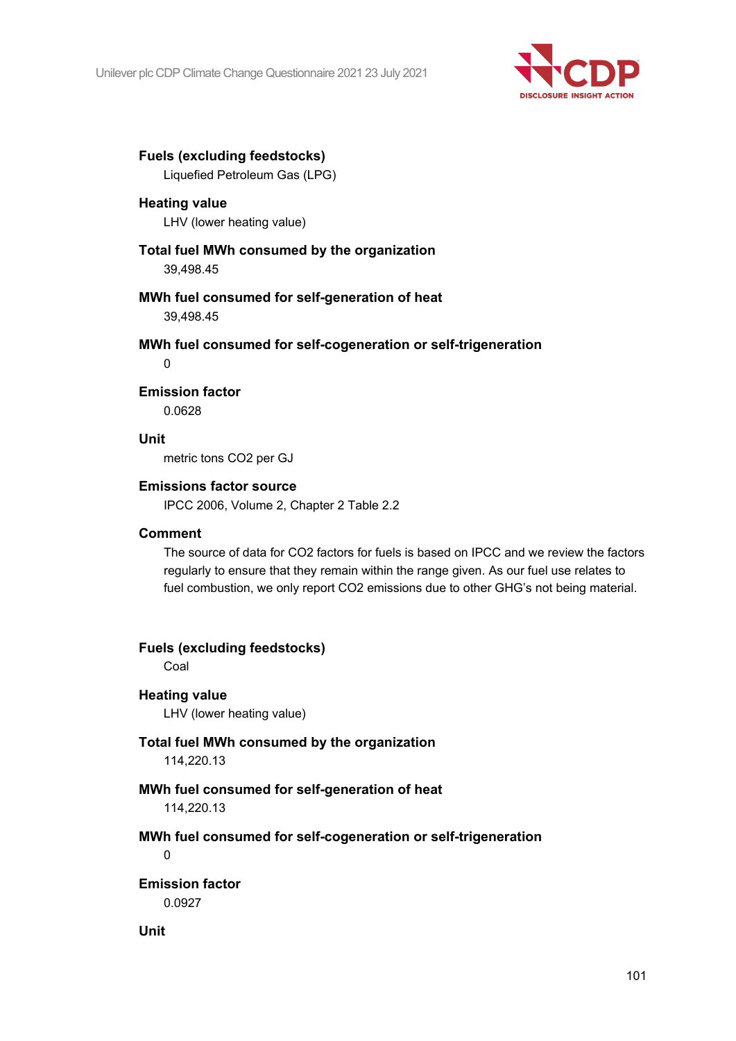**Fuels (excluding feedstocks)**

Liquefied Petroleum Gas (LPG)

**Heating value**

LHV (lower heating value)

**Total fuel MWh consumed by the organization**

39,498.45

**MWh fuel consumed for self-generation of heat**

39,498.45

**MWh fuel consumed for self-cogeneration or self-trigeneration**

0

**Emission factor**

0.0628

**Unit**

metric tons CO2 per GJ

**Emissions factor source**

IPCC 2006, Volume 2, Chapter 2 Table 2.2

**Comment**

The source of data for CO2 factors for fuels is based on IPCC and we review the factors regularly to ensure that they remain within the range given. As our fuel use relates to fuel combustion, we only report CO2 emissions due to other GHG's not being material.

**Fuels (excluding feedstocks)**

Coal

**Heating value**

LHV (lower heating value)

**Total fuel MWh consumed by the organization**

114,220.13

**MWh fuel consumed for self-generation of heat**

114,220.13

**MWh fuel consumed for self-cogeneration or self-trigeneration**

0

**Emission factor**

0.0927

**Unit**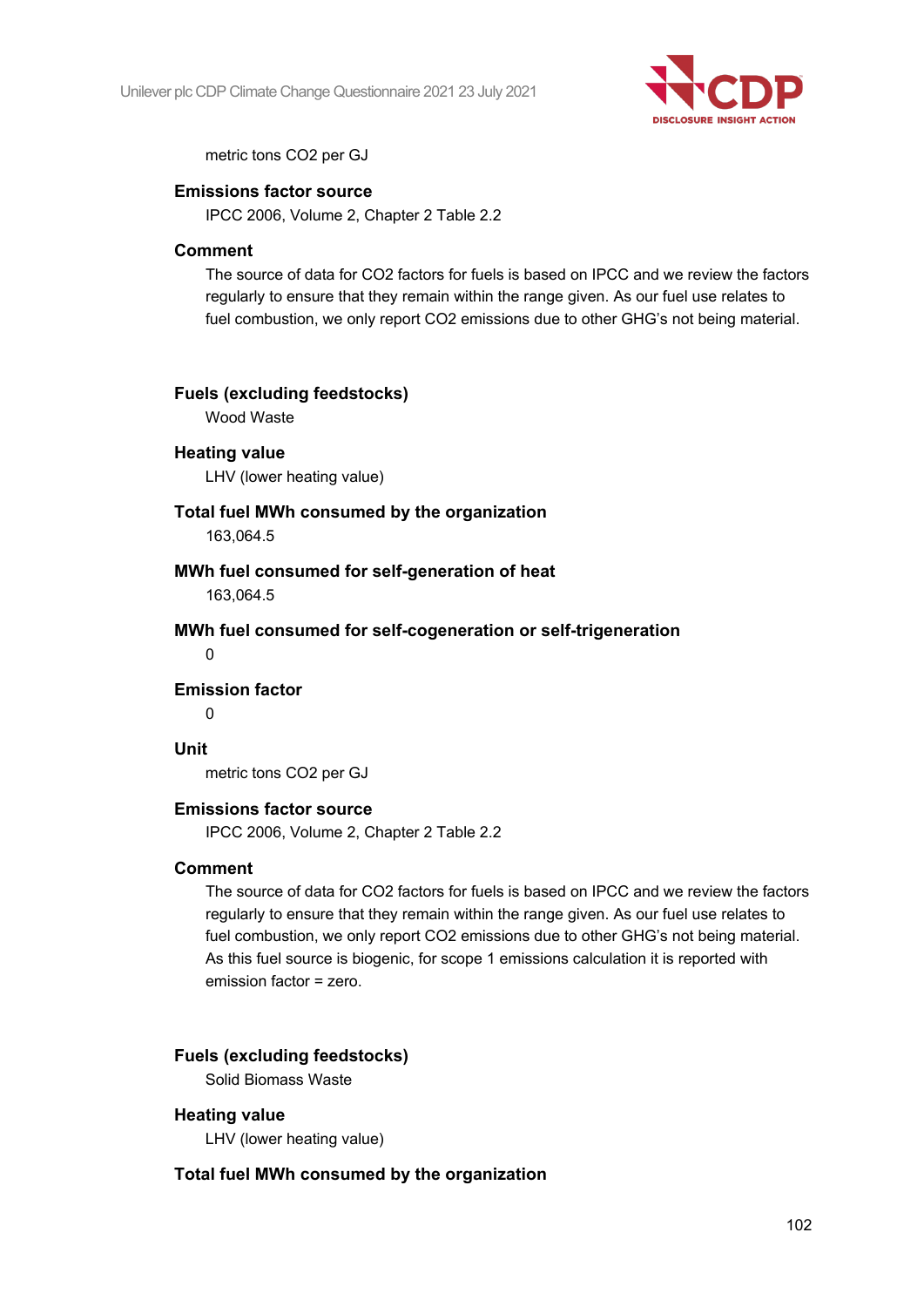metric tons $CO_2$ per GJ

**Emissions factor source**

IPCC 2006, Volume 2, Chapter 2 Table 2.2

**Comment**

The source of data for $CO_2$ factors for fuels is based on IPCC and we review the factors regularly to ensure that they remain within the range given. As our fuel use relates to fuel combustion, we only report $CO_2$ emissions due to other GHG's not being material.

**Fuels (excluding feedstocks)**

Wood Waste

**Heating value**

LHV (lower heating value)

**Total fuel MWh consumed by the organization**

163,064.5

**MWh fuel consumed for self-generation of heat**

163,064.5

**MWh fuel consumed for self-cogeneration or self-trigeneration**

0

**Emission factor**

0

**Unit**

metric tons $CO_2$ per GJ

**Emissions factor source**

IPCC 2006, Volume 2, Chapter 2 Table 2.2

**Comment**

The source of data for $CO_2$ factors for fuels is based on IPCC and we review the factors regularly to ensure that they remain within the range given. As our fuel use relates to fuel combustion, we only report $CO_2$ emissions due to other GHG's not being material. As this fuel source is biogenic, for scope 1 emissions calculation it is reported with emission factor = zero.

**Fuels (excluding feedstocks)**

Solid Biomass Waste

**Heating value**

LHV (lower heating value)

**Total fuel MWh consumed by the organization**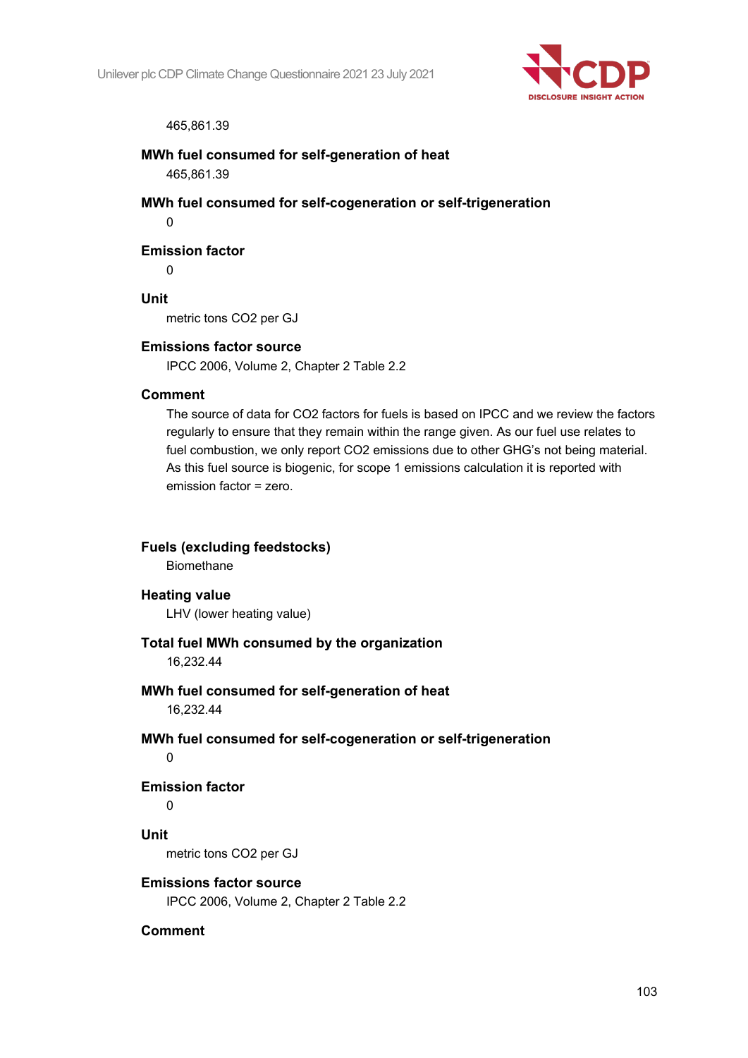465,861.39

**MWh fuel consumed for self-generation of heat**

465,861.39

**MWh fuel consumed for self-cogeneration or self-trigeneration**

0

**Emission factor**

0

**Unit**

metric tons CO2 per GJ

**Emissions factor source**

IPCC 2006, Volume 2, Chapter 2 Table 2.2

**Comment**

The source of data for CO2 factors for fuels is based on IPCC and we review the factors regularly to ensure that they remain within the range given. As our fuel use relates to fuel combustion, we only report CO2 emissions due to other GHG's not being material. As this fuel source is biogenic, for scope 1 emissions calculation it is reported with emission factor = zero.

**Fuels (excluding feedstocks)**

Biomethane

**Heating value**

LHV (lower heating value)

**Total fuel MWh consumed by the organization**

16,232.44

**MWh fuel consumed for self-generation of heat**

16,232.44

**MWh fuel consumed for self-cogeneration or self-trigeneration**

0

**Emission factor**

0

**Unit**

metric tons CO2 per GJ

**Emissions factor source**

IPCC 2006, Volume 2, Chapter 2 Table 2.2

**Comment**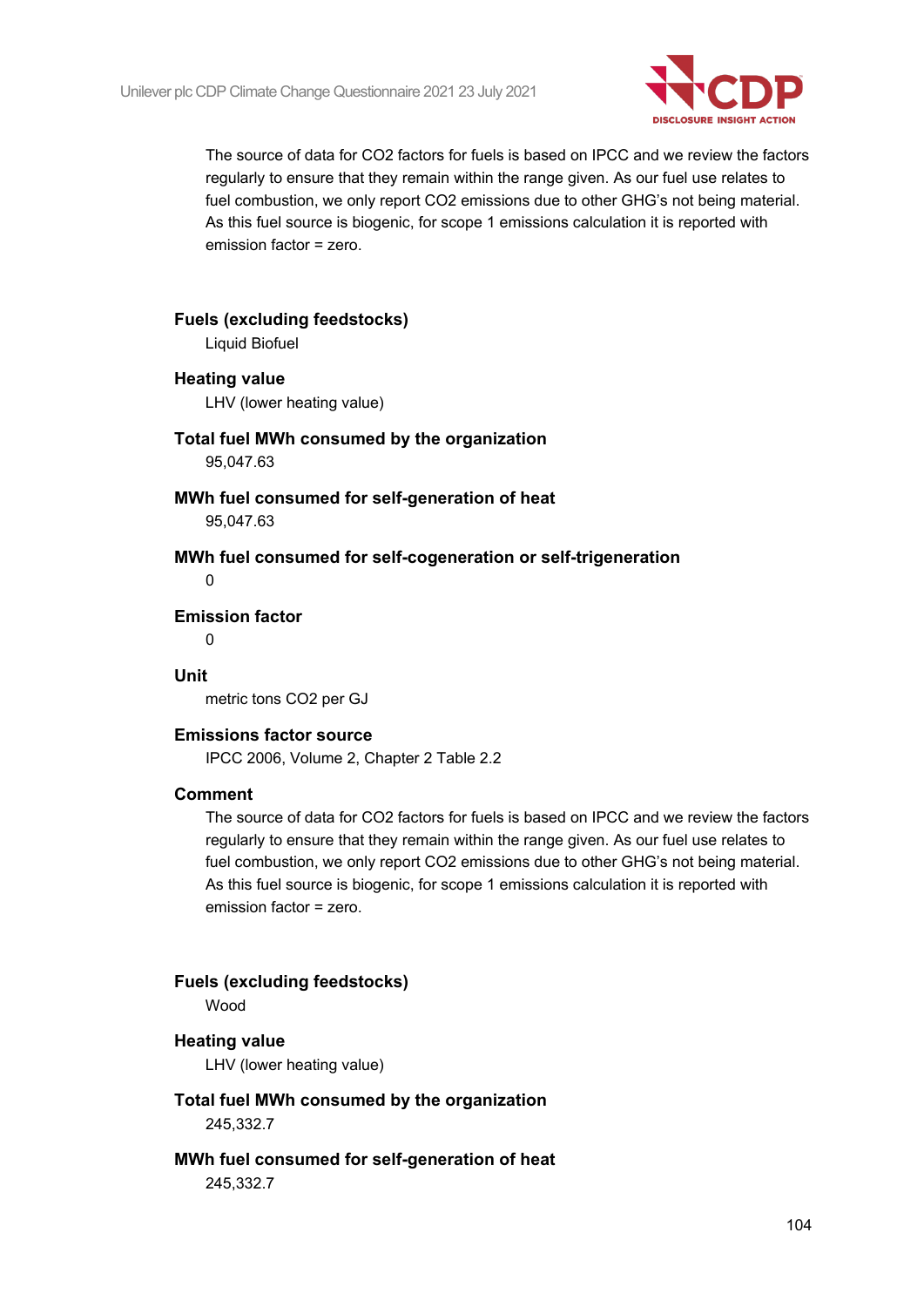The source of data for CO2 factors for fuels is based on IPCC and we review the factors regularly to ensure that they remain within the range given. As our fuel use relates to fuel combustion, we only report CO2 emissions due to other GHG's not being material. As this fuel source is biogenic, for scope 1 emissions calculation it is reported with emission factor = zero.

**Fuels (excluding feedstocks)**
Liquid Biofuel

**Heating value**
LHV (lower heating value)

**Total fuel MWh consumed by the organization**
95,047.63

**MWh fuel consumed for self-generation of heat**
95,047.63

**MWh fuel consumed for self-cogeneration or self-trigeneration**
0

**Emission factor**
0

**Unit**
metric tons CO2 per GJ

**Emissions factor source**
IPCC 2006, Volume 2, Chapter 2 Table 2.2

**Comment**
The source of data for CO2 factors for fuels is based on IPCC and we review the factors regularly to ensure that they remain within the range given. As our fuel use relates to fuel combustion, we only report CO2 emissions due to other GHG's not being material. As this fuel source is biogenic, for scope 1 emissions calculation it is reported with emission factor = zero.

**Fuels (excluding feedstocks)**
Wood

**Heating value**
LHV (lower heating value)

**Total fuel MWh consumed by the organization**
245,332.7

**MWh fuel consumed for self-generation of heat**
245,332.7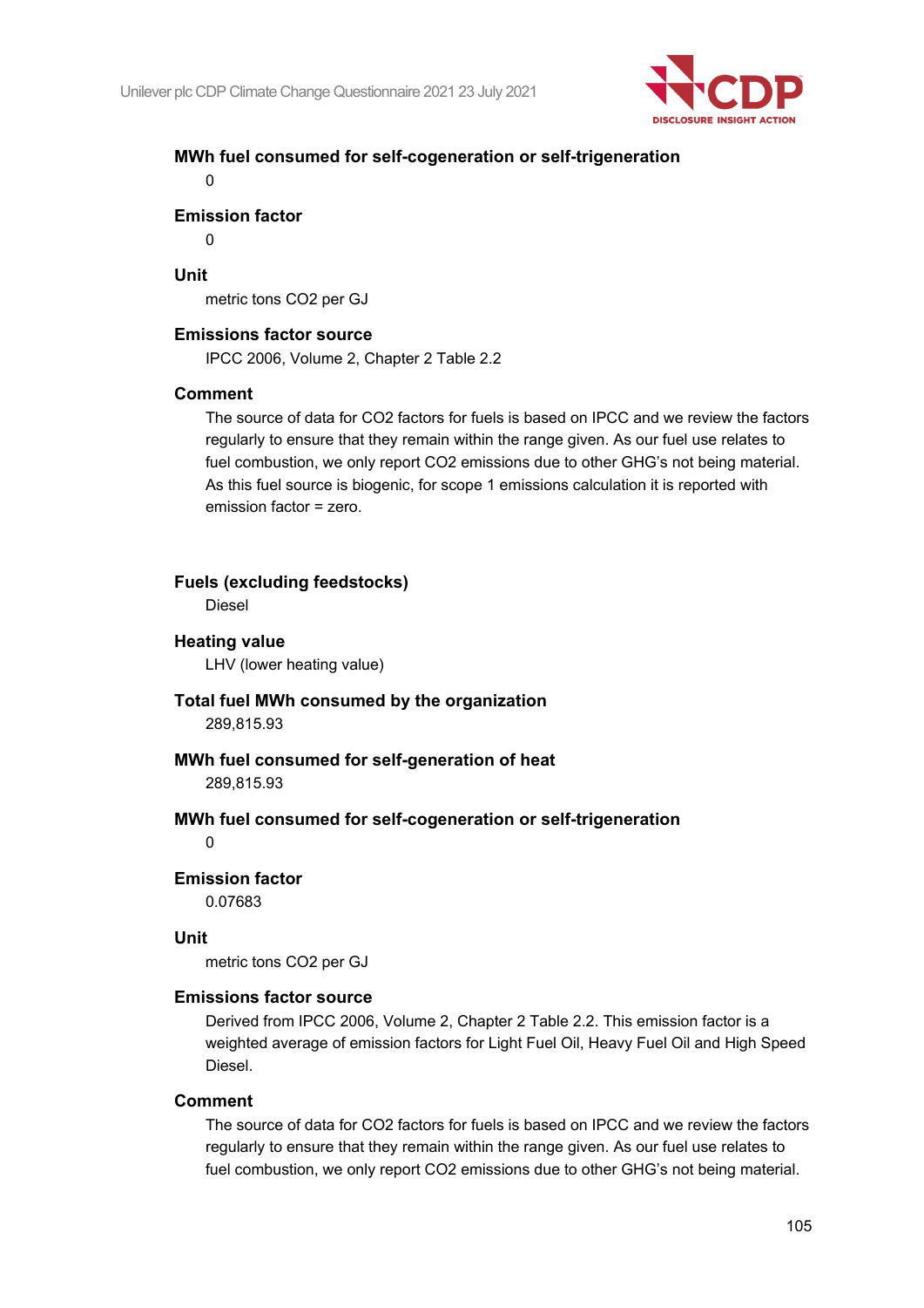**MWh fuel consumed for self-cogeneration or self-trigeneration**

0

**Emission factor**

0

**Unit**

metric tons CO2 per GJ

**Emissions factor source**

IPCC 2006, Volume 2, Chapter 2 Table 2.2

**Comment**

The source of data for CO2 factors for fuels is based on IPCC and we review the factors regularly to ensure that they remain within the range given. As our fuel use relates to fuel combustion, we only report CO2 emissions due to other GHG's not being material. As this fuel source is biogenic, for scope 1 emissions calculation it is reported with emission factor = zero.

**Fuels (excluding feedstocks)**

Diesel

**Heating value**

LHV (lower heating value)

**Total fuel MWh consumed by the organization**

289,815.93

**MWh fuel consumed for self-generation of heat**

289,815.93

**MWh fuel consumed for self-cogeneration or self-trigeneration**

0

**Emission factor**

0.07683

**Unit**

metric tons CO2 per GJ

**Emissions factor source**

Derived from IPCC 2006, Volume 2, Chapter 2 Table 2.2. This emission factor is a weighted average of emission factors for Light Fuel Oil, Heavy Fuel Oil and High Speed Diesel.

**Comment**

The source of data for CO2 factors for fuels is based on IPCC and we review the factors regularly to ensure that they remain within the range given. As our fuel use relates to fuel combustion, we only report CO2 emissions due to other GHG's not being material.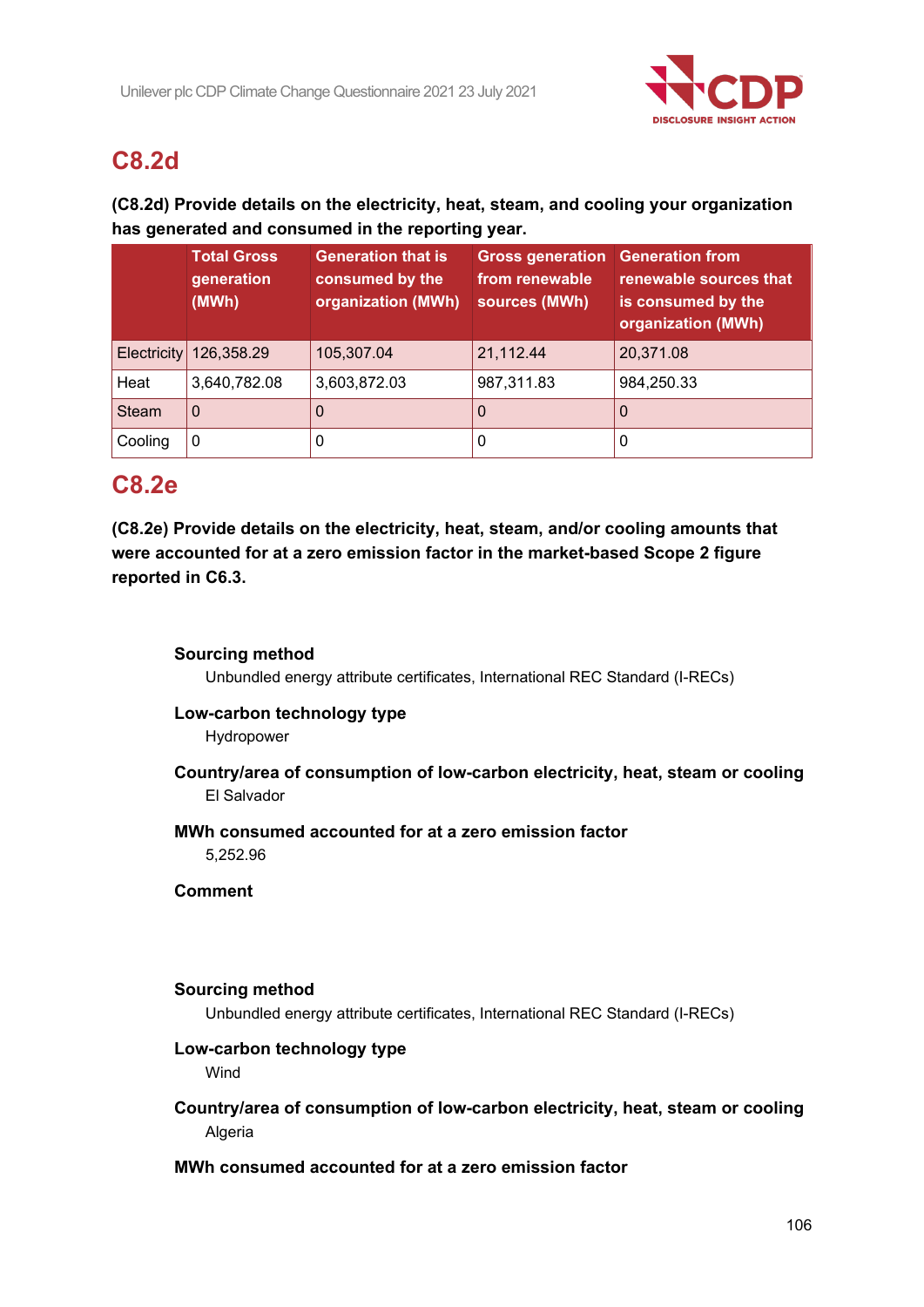## C8.2d

**(C8.2d) Provide details on the electricity, heat, steam, and cooling your organization has generated and consumed in the reporting year.**

| | Total Gross generation (MWh) | Generation that is consumed by the organization (MWh) | Gross generation from renewable sources (MWh) | Generation from renewable sources that is consumed by the organization (MWh) |
|---|---|---|---|---|
| Electricity | 126,358.29 | 105,307.04 | 21,112.44 | 20,371.08 |
| Heat | 3,640,782.08 | 3,603,872.03 | 987,311.83 | 984,250.33 |
| Steam | 0 | 0 | 0 | 0 |
| Cooling | 0 | 0 | 0 | 0 |

## C8.2e

**(C8.2e) Provide details on the electricity, heat, steam, and/or cooling amounts that were accounted for at a zero emission factor in the market-based Scope 2 figure reported in C6.3.**

**Sourcing method**

Unbundled energy attribute certificates, International REC Standard (I-RECs)

**Low-carbon technology type**

Hydropower

**Country/area of consumption of low-carbon electricity, heat, steam or cooling**

El Salvador

**MWh consumed accounted for at a zero emission factor**

5,252.96

**Comment**

**Sourcing method**

Unbundled energy attribute certificates, International REC Standard (I-RECs)

**Low-carbon technology type**

Wind

**Country/area of consumption of low-carbon electricity, heat, steam or cooling**

Algeria

**MWh consumed accounted for at a zero emission factor**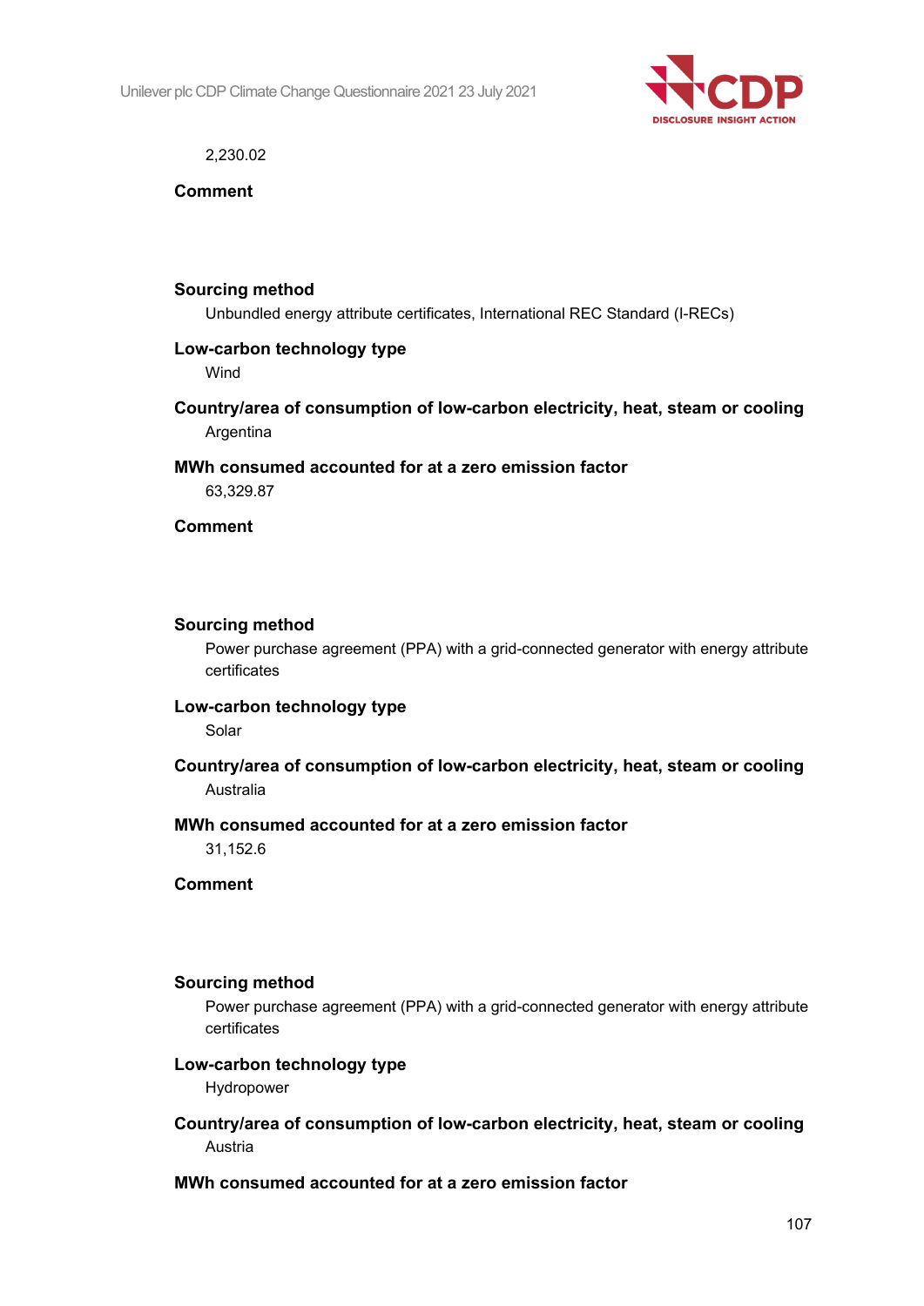2,230.02

**Comment**

**Sourcing method**

Unbundled energy attribute certificates, International REC Standard (I-RECs)

**Low-carbon technology type**

Wind

**Country/area of consumption of low-carbon electricity, heat, steam or cooling**

Argentina

**MWh consumed accounted for at a zero emission factor**

63,329.87

**Comment**

**Sourcing method**

Power purchase agreement (PPA) with a grid-connected generator with energy attribute certificates

**Low-carbon technology type**

Solar

**Country/area of consumption of low-carbon electricity, heat, steam or cooling**

Australia

**MWh consumed accounted for at a zero emission factor**

31,152.6

**Comment**

**Sourcing method**

Power purchase agreement (PPA) with a grid-connected generator with energy attribute certificates

**Low-carbon technology type**

Hydropower

**Country/area of consumption of low-carbon electricity, heat, steam or cooling**

Austria

**MWh consumed accounted for at a zero emission factor**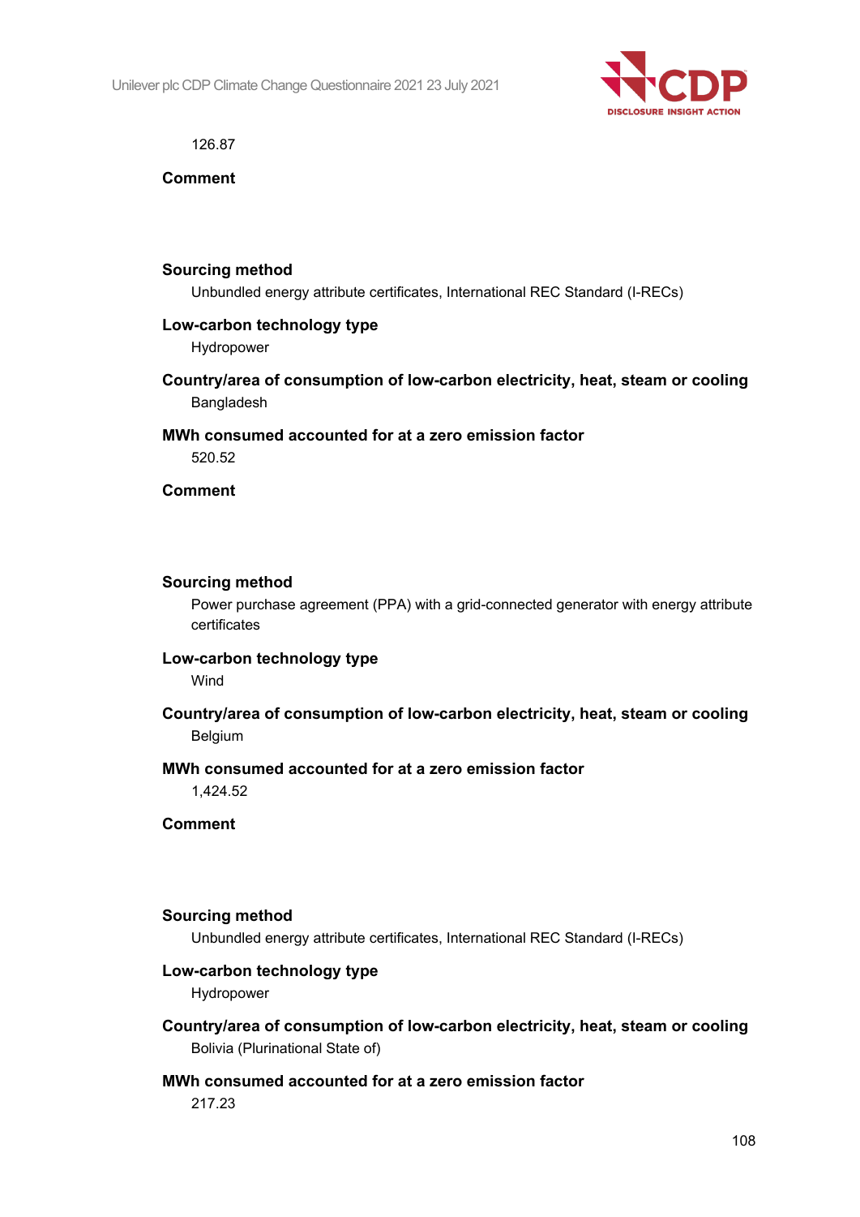126.87

**Comment**

**Sourcing method**

Unbundled energy attribute certificates, International REC Standard (I-RECs)

**Low-carbon technology type**

Hydropower

**Country/area of consumption of low-carbon electricity, heat, steam or cooling**

Bangladesh

**MWh consumed accounted for at a zero emission factor**

520.52

**Comment**

**Sourcing method**

Power purchase agreement (PPA) with a grid-connected generator with energy attribute certificates

**Low-carbon technology type**

Wind

**Country/area of consumption of low-carbon electricity, heat, steam or cooling**

Belgium

**MWh consumed accounted for at a zero emission factor**

1,424.52

**Comment**

**Sourcing method**

Unbundled energy attribute certificates, International REC Standard (I-RECs)

**Low-carbon technology type**

Hydropower

**Country/area of consumption of low-carbon electricity, heat, steam or cooling**

Bolivia (Plurinational State of)

**MWh consumed accounted for at a zero emission factor**

217.23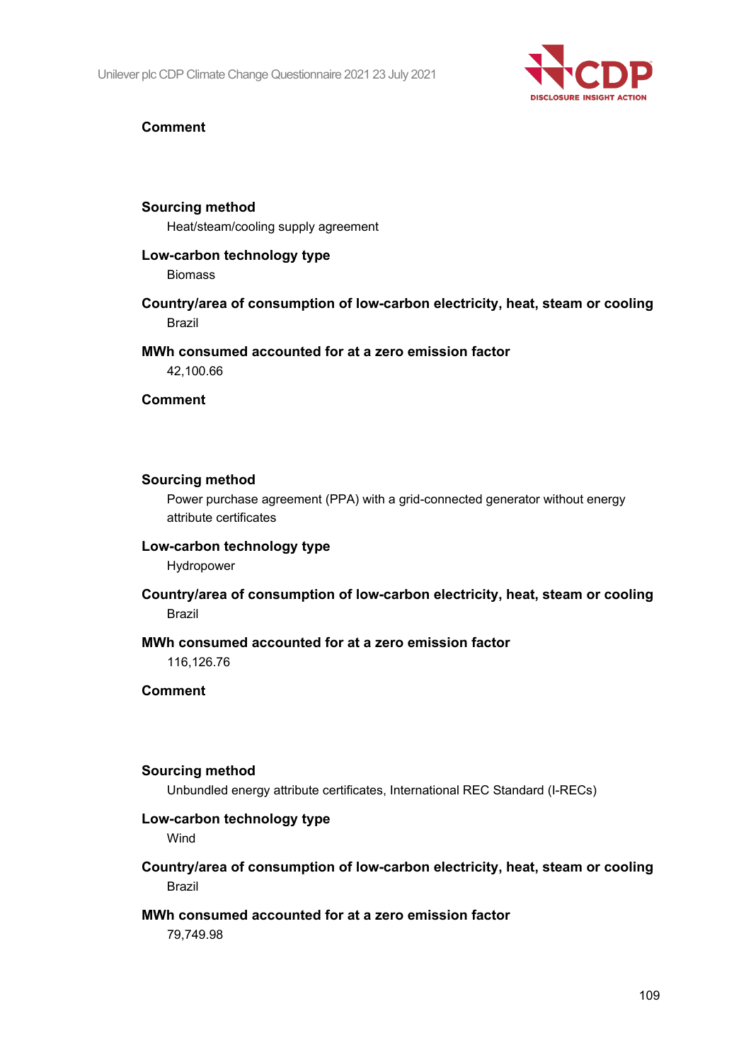**Comment**

**Sourcing method**

Heat/steam/cooling supply agreement

**Low-carbon technology type**

Biomass

**Country/area of consumption of low-carbon electricity, heat, steam or cooling**

Brazil

**MWh consumed accounted for at a zero emission factor**

42,100.66

**Comment**

**Sourcing method**

Power purchase agreement (PPA) with a grid-connected generator without energy attribute certificates

**Low-carbon technology type**

Hydropower

**Country/area of consumption of low-carbon electricity, heat, steam or cooling**

Brazil

**MWh consumed accounted for at a zero emission factor**

116,126.76

**Comment**

**Sourcing method**

Unbundled energy attribute certificates, International REC Standard (I-RECs)

**Low-carbon technology type**

Wind

**Country/area of consumption of low-carbon electricity, heat, steam or cooling**

Brazil

**MWh consumed accounted for at a zero emission factor**

79,749.98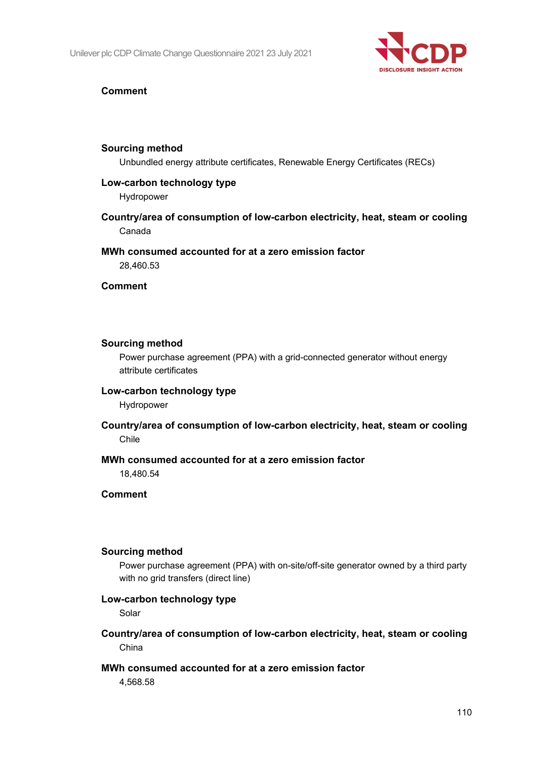**Comment**

**Sourcing method**

Unbundled energy attribute certificates, Renewable Energy Certificates (RECs)

**Low-carbon technology type**

Hydropower

**Country/area of consumption of low-carbon electricity, heat, steam or cooling**

Canada

**MWh consumed accounted for at a zero emission factor**

28,460.53

**Comment**

**Sourcing method**

Power purchase agreement (PPA) with a grid-connected generator without energy attribute certificates

**Low-carbon technology type**

Hydropower

**Country/area of consumption of low-carbon electricity, heat, steam or cooling**

Chile

**MWh consumed accounted for at a zero emission factor**

18,480.54

**Comment**

**Sourcing method**

Power purchase agreement (PPA) with on-site/off-site generator owned by a third party with no grid transfers (direct line)

**Low-carbon technology type**

Solar

**Country/area of consumption of low-carbon electricity, heat, steam or cooling**

China

**MWh consumed accounted for at a zero emission factor**

4,568.58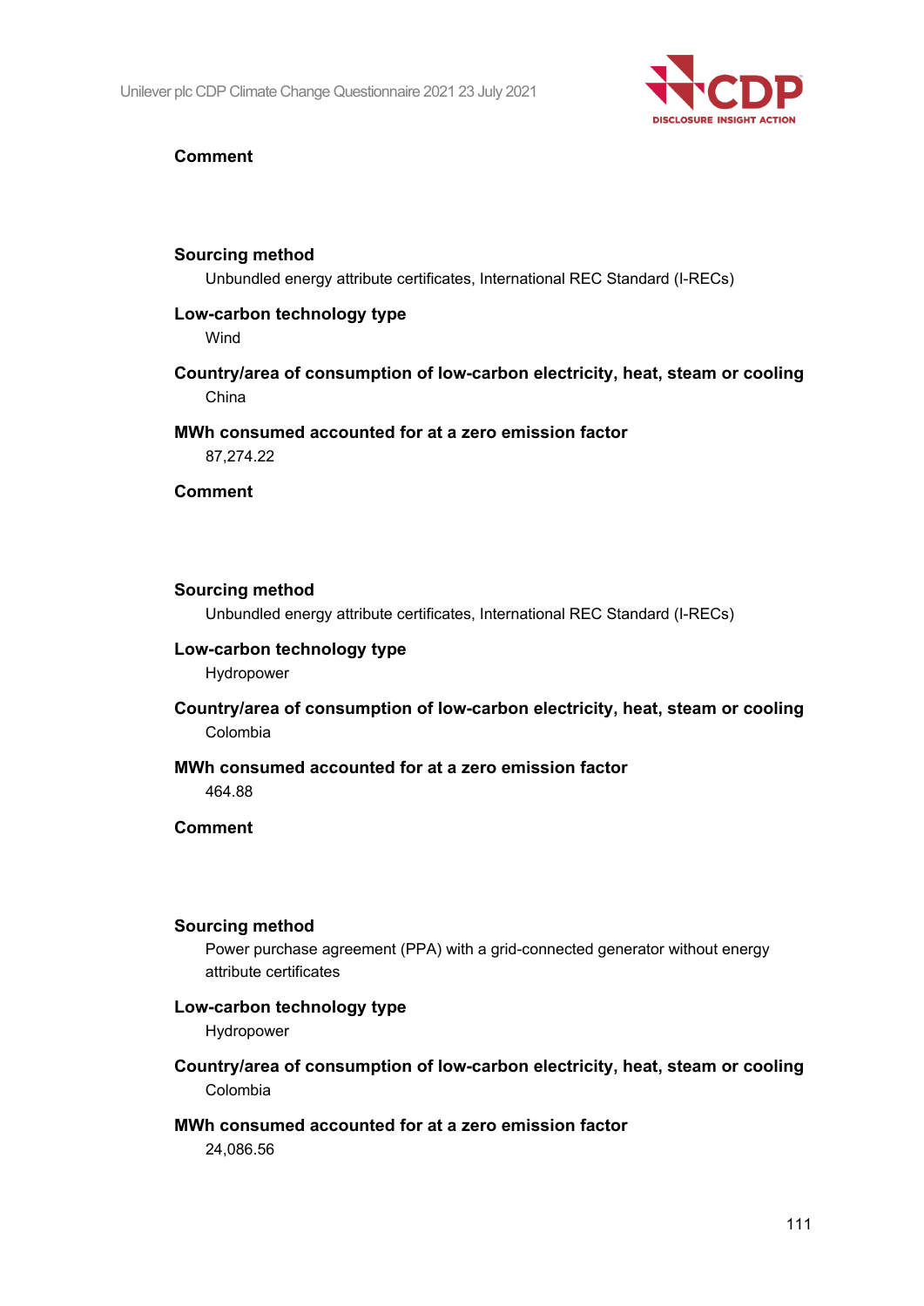**Comment**

**Sourcing method**

Unbundled energy attribute certificates, International REC Standard (I-RECs)

**Low-carbon technology type**

Wind

**Country/area of consumption of low-carbon electricity, heat, steam or cooling**

China

**MWh consumed accounted for at a zero emission factor**

87,274.22

**Comment**

**Sourcing method**

Unbundled energy attribute certificates, International REC Standard (I-RECs)

**Low-carbon technology type**

Hydropower

**Country/area of consumption of low-carbon electricity, heat, steam or cooling**

Colombia

**MWh consumed accounted for at a zero emission factor**

464.88

**Comment**

**Sourcing method**

Power purchase agreement (PPA) with a grid-connected generator without energy attribute certificates

**Low-carbon technology type**

Hydropower

**Country/area of consumption of low-carbon electricity, heat, steam or cooling**

Colombia

**MWh consumed accounted for at a zero emission factor**

24,086.56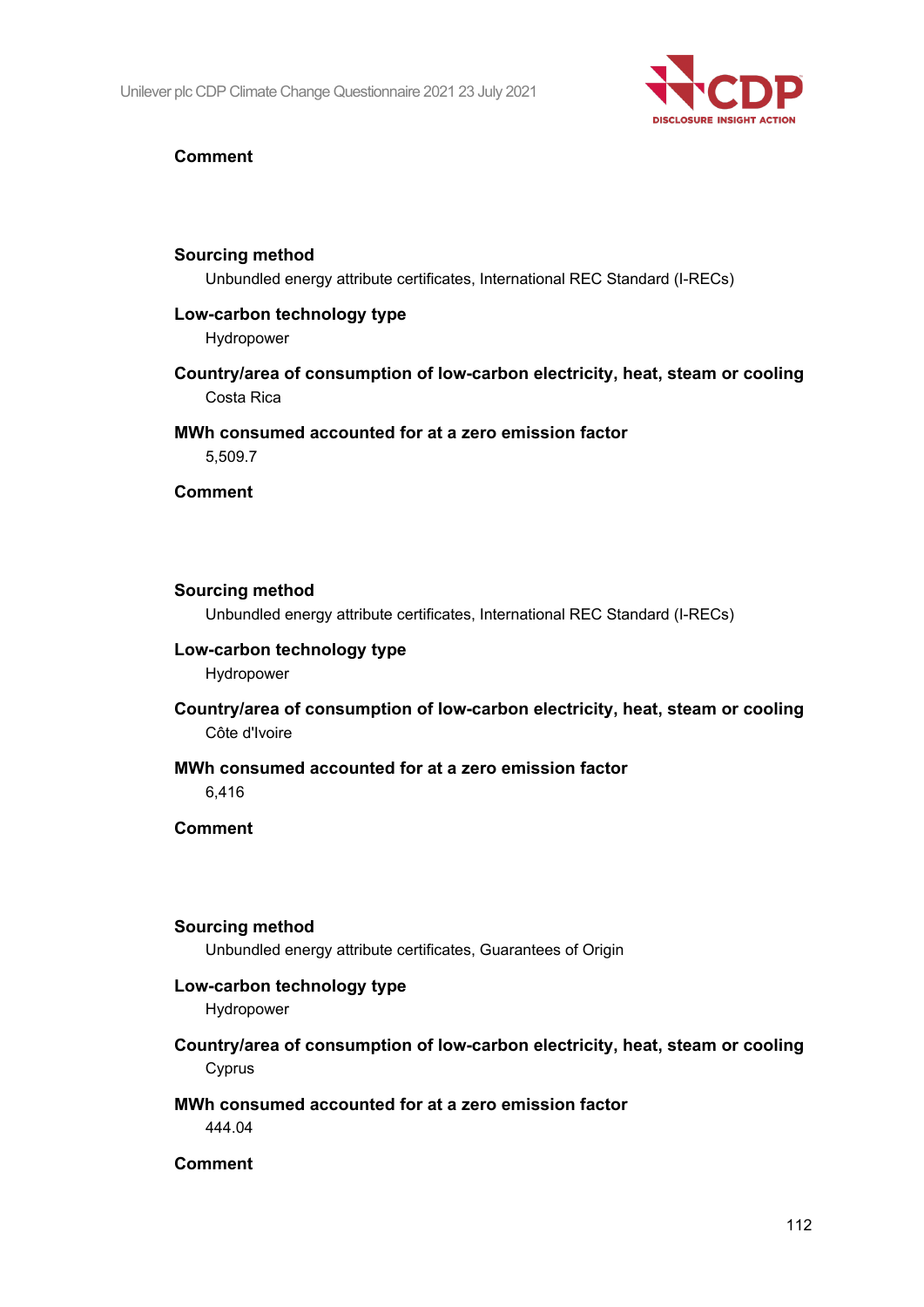**Comment**

**Sourcing method**

Unbundled energy attribute certificates, International REC Standard (I-RECs)

**Low-carbon technology type**

Hydropower

**Country/area of consumption of low-carbon electricity, heat, steam or cooling**

Costa Rica

**MWh consumed accounted for at a zero emission factor**

5,509.7

**Comment**

**Sourcing method**

Unbundled energy attribute certificates, International REC Standard (I-RECs)

**Low-carbon technology type**

Hydropower

**Country/area of consumption of low-carbon electricity, heat, steam or cooling**

Côte d'Ivoire

**MWh consumed accounted for at a zero emission factor**

6,416

**Comment**

**Sourcing method**

Unbundled energy attribute certificates, Guarantees of Origin

**Low-carbon technology type**

Hydropower

**Country/area of consumption of low-carbon electricity, heat, steam or cooling**

Cyprus

**MWh consumed accounted for at a zero emission factor**

444.04

**Comment**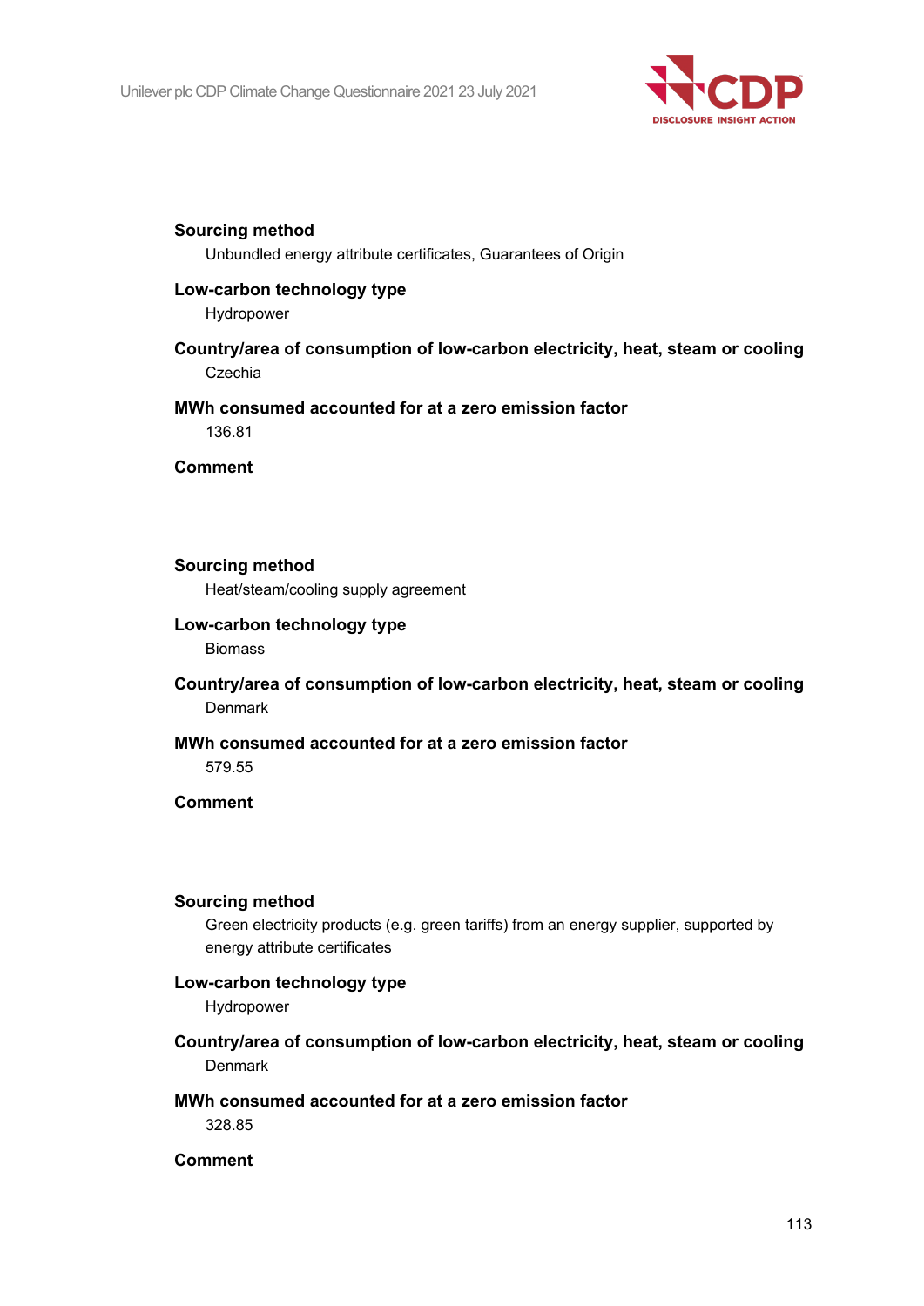**Sourcing method**

Unbundled energy attribute certificates, Guarantees of Origin

**Low-carbon technology type**

Hydropower

**Country/area of consumption of low-carbon electricity, heat, steam or cooling**

Czechia

**MWh consumed accounted for at a zero emission factor**

136.81

**Comment**

**Sourcing method**

Heat/steam/cooling supply agreement

**Low-carbon technology type**

Biomass

**Country/area of consumption of low-carbon electricity, heat, steam or cooling**

Denmark

**MWh consumed accounted for at a zero emission factor**

579.55

**Comment**

**Sourcing method**

Green electricity products (e.g. green tariffs) from an energy supplier, supported by energy attribute certificates

**Low-carbon technology type**

Hydropower

**Country/area of consumption of low-carbon electricity, heat, steam or cooling**

Denmark

**MWh consumed accounted for at a zero emission factor**

328.85

**Comment**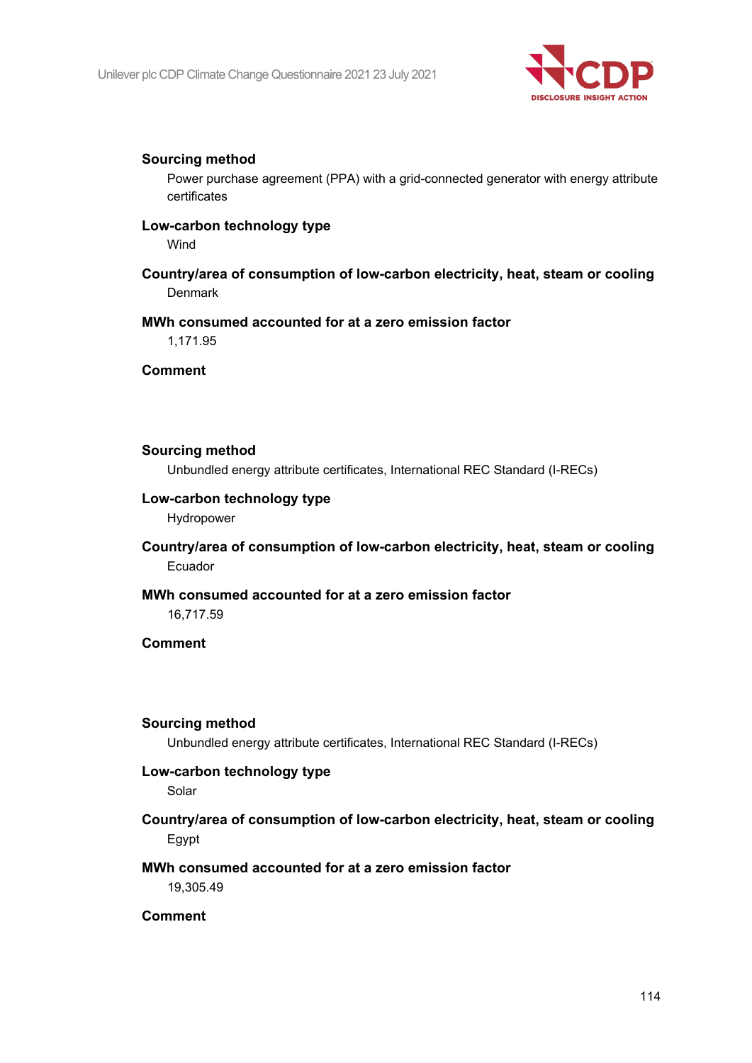**Sourcing method**

Power purchase agreement (PPA) with a grid-connected generator with energy attribute certificates

**Low-carbon technology type**

Wind

**Country/area of consumption of low-carbon electricity, heat, steam or cooling**

Denmark

**MWh consumed accounted for at a zero emission factor**

1,171.95

**Comment**

**Sourcing method**

Unbundled energy attribute certificates, International REC Standard (I-RECs)

**Low-carbon technology type**

Hydropower

**Country/area of consumption of low-carbon electricity, heat, steam or cooling**

Ecuador

**MWh consumed accounted for at a zero emission factor**

16,717.59

**Comment**

**Sourcing method**

Unbundled energy attribute certificates, International REC Standard (I-RECs)

**Low-carbon technology type**

Solar

**Country/area of consumption of low-carbon electricity, heat, steam or cooling**

Egypt

**MWh consumed accounted for at a zero emission factor**

19,305.49

**Comment**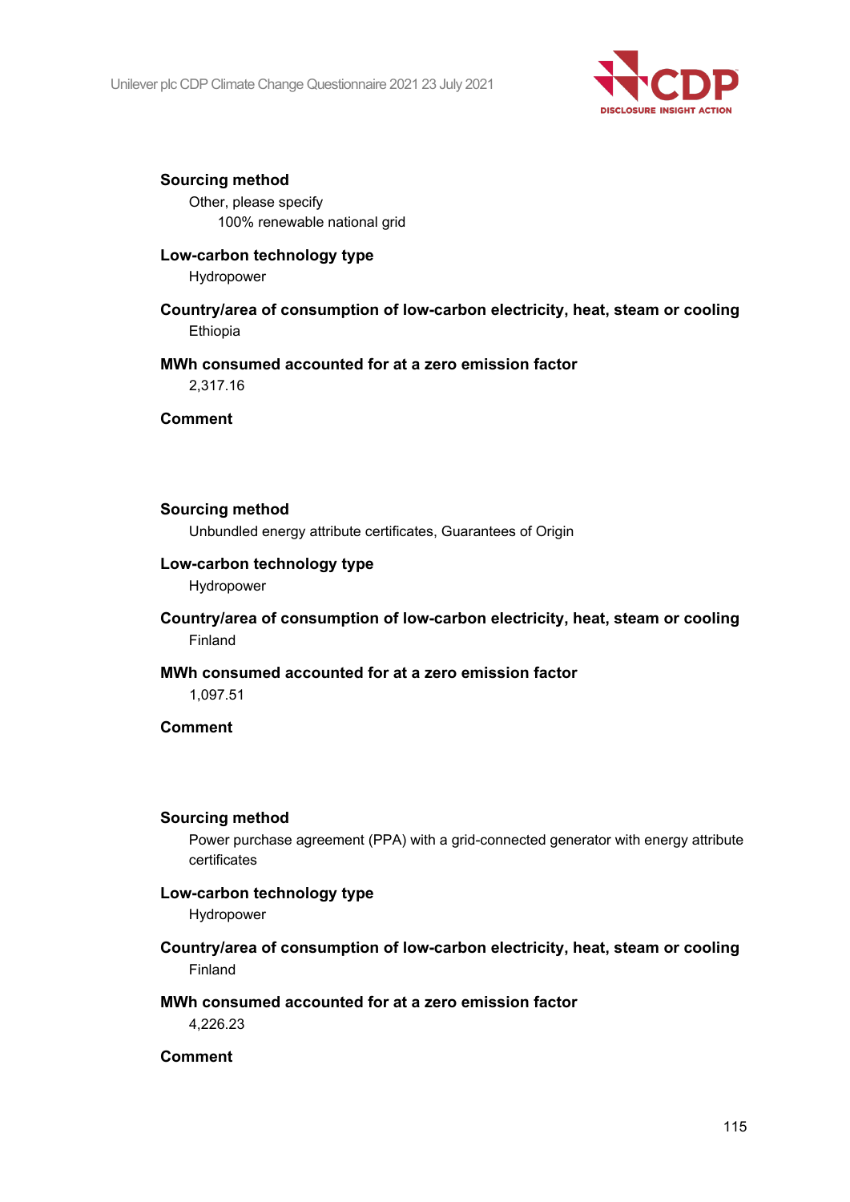**Sourcing method**

Other, please specify

100% renewable national grid

**Low-carbon technology type**

Hydropower

**Country/area of consumption of low-carbon electricity, heat, steam or cooling**

Ethiopia

**MWh consumed accounted for at a zero emission factor**

2,317.16

**Comment**

**Sourcing method**

Unbundled energy attribute certificates, Guarantees of Origin

**Low-carbon technology type**

Hydropower

**Country/area of consumption of low-carbon electricity, heat, steam or cooling**

Finland

**MWh consumed accounted for at a zero emission factor**

1,097.51

**Comment**

**Sourcing method**

Power purchase agreement (PPA) with a grid-connected generator with energy attribute certificates

**Low-carbon technology type**

Hydropower

**Country/area of consumption of low-carbon electricity, heat, steam or cooling**

Finland

**MWh consumed accounted for at a zero emission factor**

4,226.23

**Comment**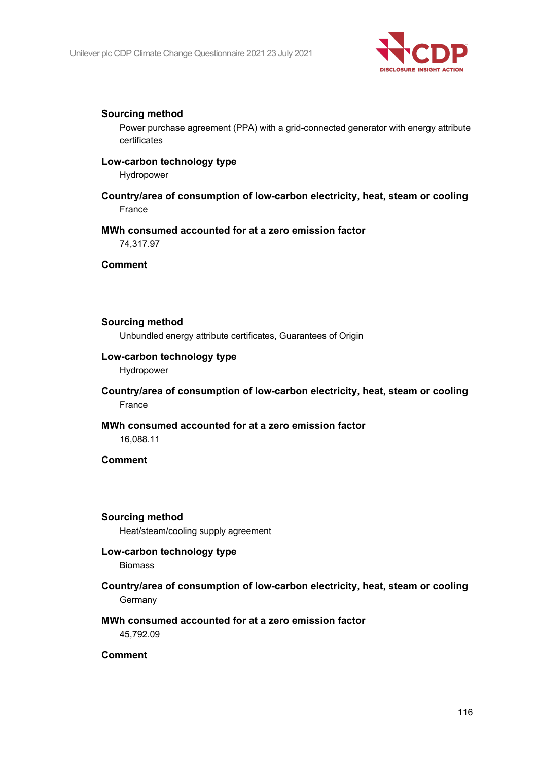**Sourcing method**

Power purchase agreement (PPA) with a grid-connected generator with energy attribute certificates

**Low-carbon technology type**

Hydropower

**Country/area of consumption of low-carbon electricity, heat, steam or cooling**

France

**MWh consumed accounted for at a zero emission factor**

74,317.97

**Comment**

**Sourcing method**

Unbundled energy attribute certificates, Guarantees of Origin

**Low-carbon technology type**

Hydropower

**Country/area of consumption of low-carbon electricity, heat, steam or cooling**

France

**MWh consumed accounted for at a zero emission factor**

16,088.11

**Comment**

**Sourcing method**

Heat/steam/cooling supply agreement

**Low-carbon technology type**

Biomass

**Country/area of consumption of low-carbon electricity, heat, steam or cooling**

Germany

**MWh consumed accounted for at a zero emission factor**

45,792.09

**Comment**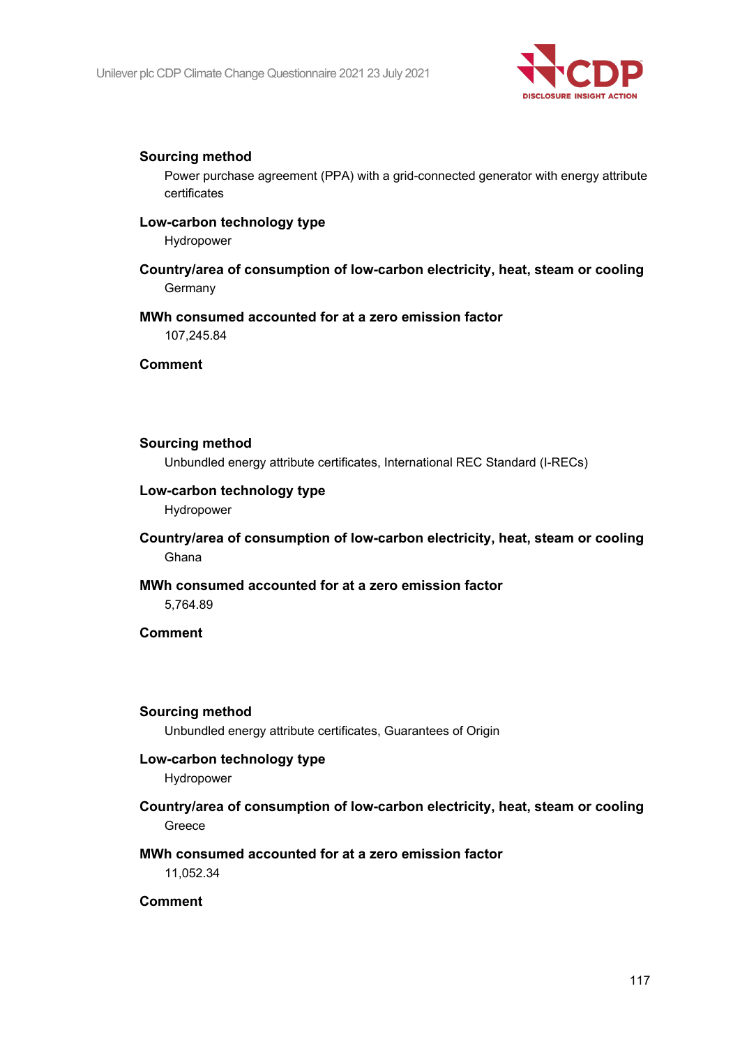**Sourcing method**

Power purchase agreement (PPA) with a grid-connected generator with energy attribute certificates

**Low-carbon technology type**

Hydropower

**Country/area of consumption of low-carbon electricity, heat, steam or cooling**

Germany

**MWh consumed accounted for at a zero emission factor**

107,245.84

**Comment**

**Sourcing method**

Unbundled energy attribute certificates, International REC Standard (I-RECs)

**Low-carbon technology type**

Hydropower

**Country/area of consumption of low-carbon electricity, heat, steam or cooling**

Ghana

**MWh consumed accounted for at a zero emission factor**

5,764.89

**Comment**

**Sourcing method**

Unbundled energy attribute certificates, Guarantees of Origin

**Low-carbon technology type**

Hydropower

**Country/area of consumption of low-carbon electricity, heat, steam or cooling**

Greece

**MWh consumed accounted for at a zero emission factor**

11,052.34

**Comment**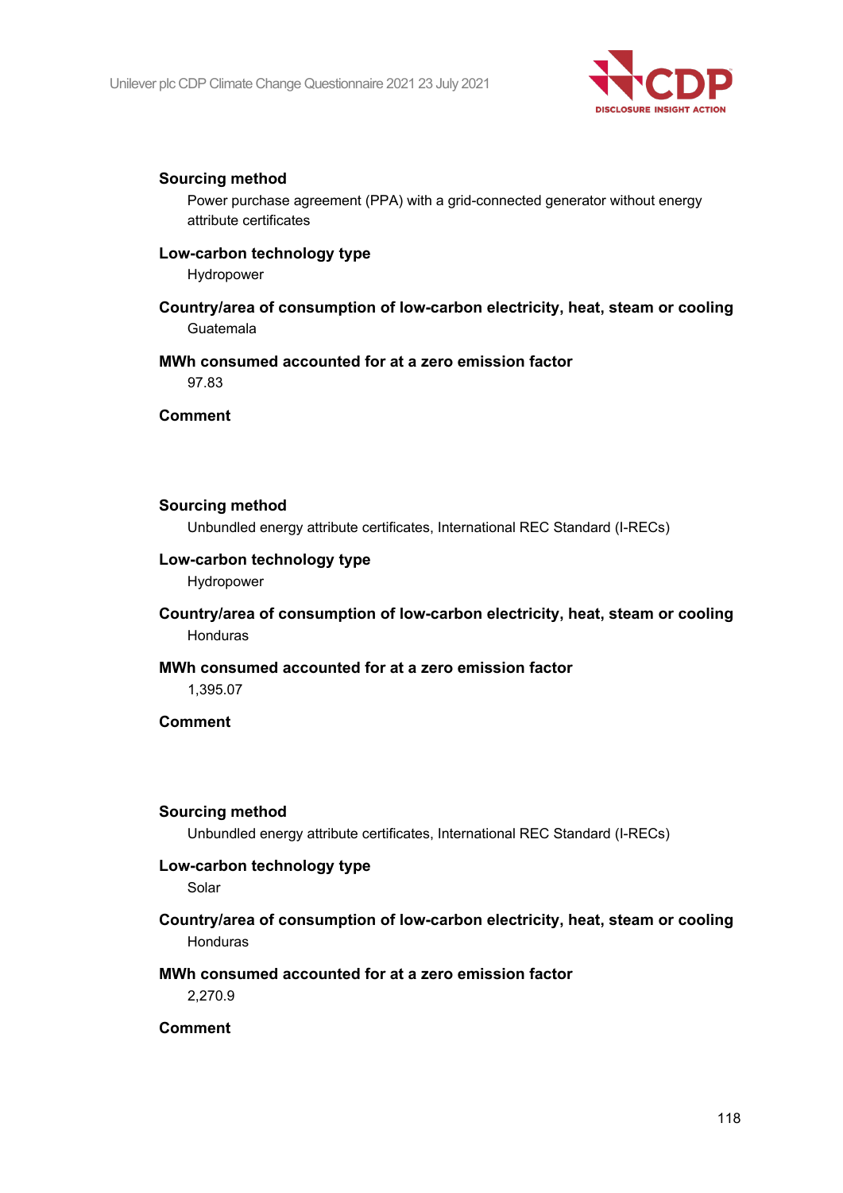**Sourcing method**

Power purchase agreement (PPA) with a grid-connected generator without energy attribute certificates

**Low-carbon technology type**

Hydropower

**Country/area of consumption of low-carbon electricity, heat, steam or cooling**

Guatemala

**MWh consumed accounted for at a zero emission factor**

97.83

**Comment**

**Sourcing method**

Unbundled energy attribute certificates, International REC Standard (I-RECs)

**Low-carbon technology type**

Hydropower

**Country/area of consumption of low-carbon electricity, heat, steam or cooling**

Honduras

**MWh consumed accounted for at a zero emission factor**

1,395.07

**Comment**

**Sourcing method**

Unbundled energy attribute certificates, International REC Standard (I-RECs)

**Low-carbon technology type**

Solar

**Country/area of consumption of low-carbon electricity, heat, steam or cooling**

Honduras

**MWh consumed accounted for at a zero emission factor**

2,270.9

**Comment**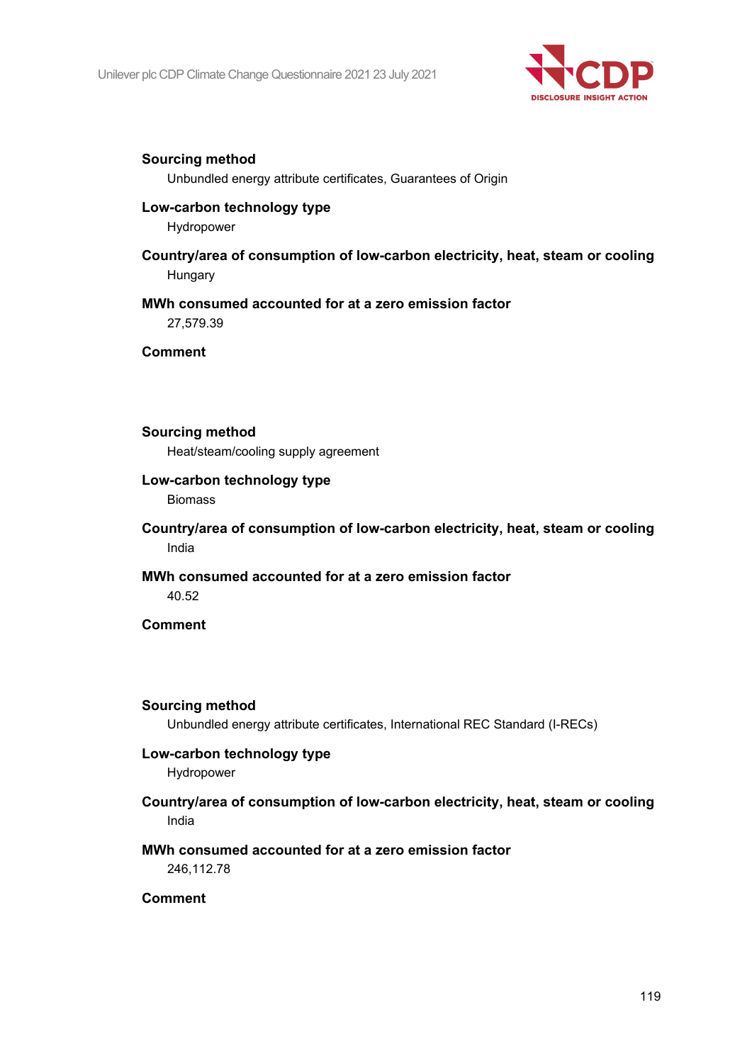**Sourcing method**

Unbundled energy attribute certificates, Guarantees of Origin

**Low-carbon technology type**

Hydropower

**Country/area of consumption of low-carbon electricity, heat, steam or cooling**

Hungary

**MWh consumed accounted for at a zero emission factor**

27,579.39

**Comment**

**Sourcing method**

Heat/steam/cooling supply agreement

**Low-carbon technology type**

Biomass

**Country/area of consumption of low-carbon electricity, heat, steam or cooling**

India

**MWh consumed accounted for at a zero emission factor**

40.52

**Comment**

**Sourcing method**

Unbundled energy attribute certificates, International REC Standard (I-RECs)

**Low-carbon technology type**

Hydropower

**Country/area of consumption of low-carbon electricity, heat, steam or cooling**

India

**MWh consumed accounted for at a zero emission factor**

246,112.78

**Comment**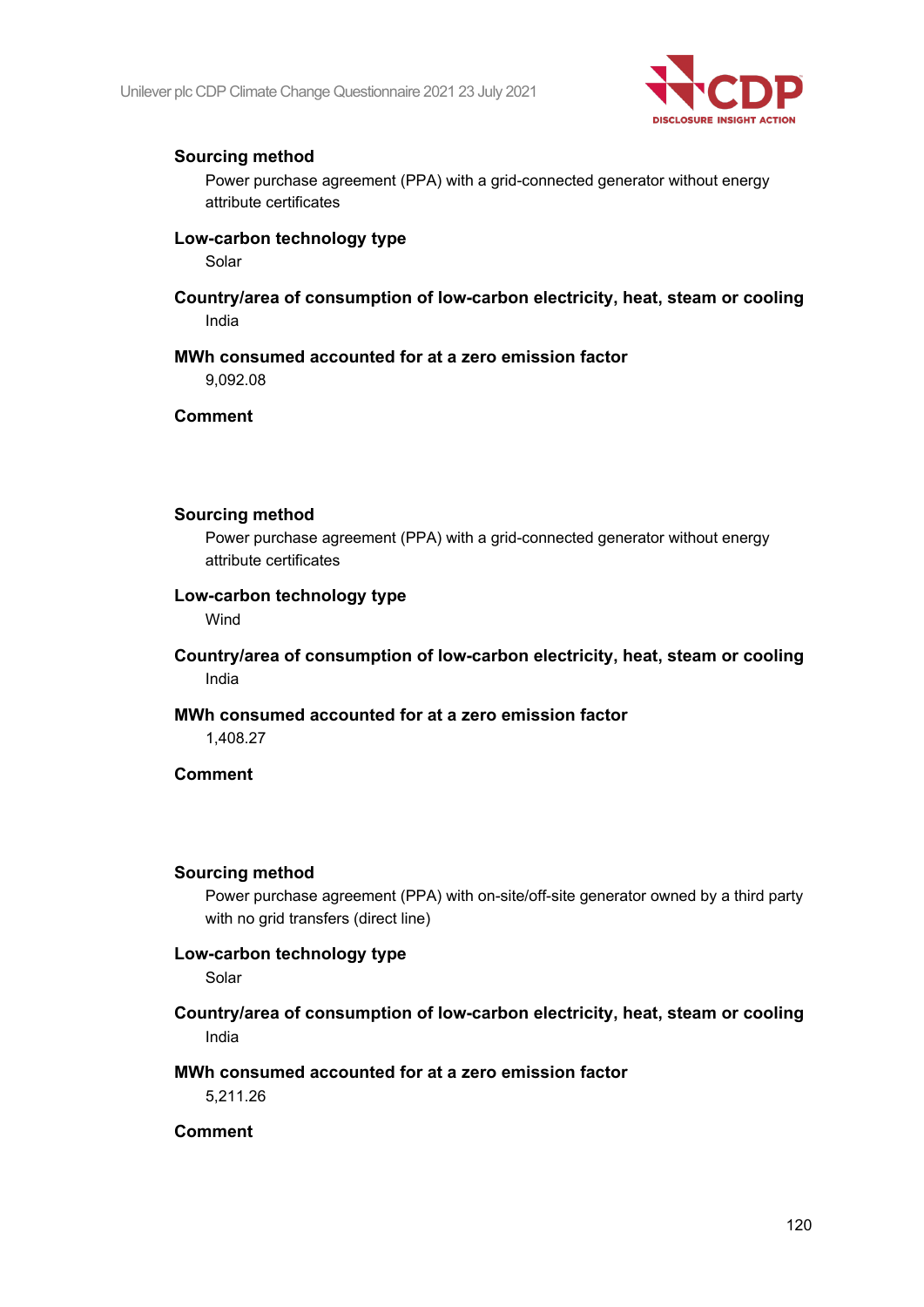**Sourcing method**

Power purchase agreement (PPA) with a grid-connected generator without energy attribute certificates

**Low-carbon technology type**

Solar

**Country/area of consumption of low-carbon electricity, heat, steam or cooling**

India

**MWh consumed accounted for at a zero emission factor**

9,092.08

**Comment**

**Sourcing method**

Power purchase agreement (PPA) with a grid-connected generator without energy attribute certificates

**Low-carbon technology type**

Wind

**Country/area of consumption of low-carbon electricity, heat, steam or cooling**

India

**MWh consumed accounted for at a zero emission factor**

1,408.27

**Comment**

**Sourcing method**

Power purchase agreement (PPA) with on-site/off-site generator owned by a third party with no grid transfers (direct line)

**Low-carbon technology type**

Solar

**Country/area of consumption of low-carbon electricity, heat, steam or cooling**

India

**MWh consumed accounted for at a zero emission factor**

5,211.26

**Comment**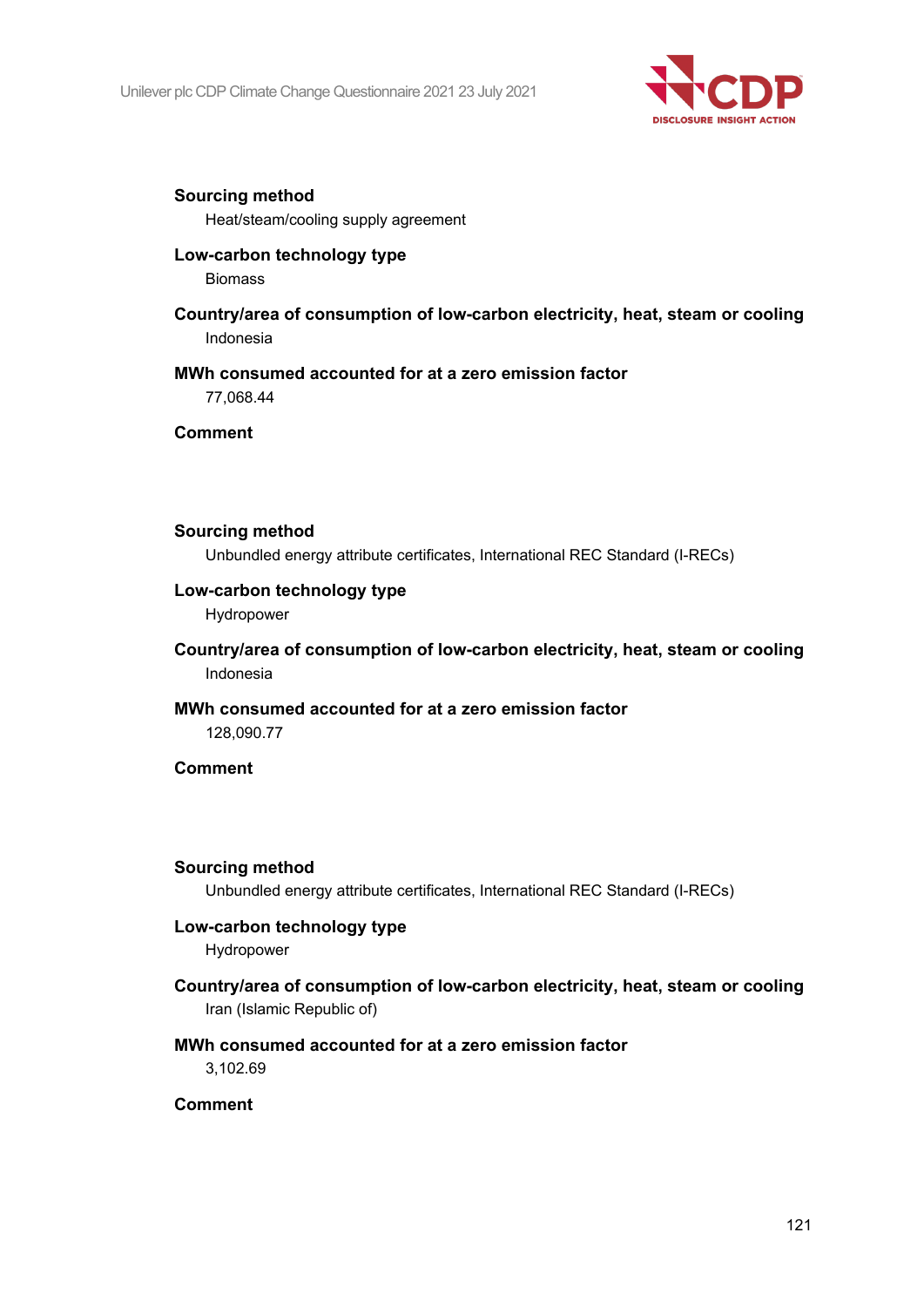**Sourcing method**

Heat/steam/cooling supply agreement

**Low-carbon technology type**

Biomass

**Country/area of consumption of low-carbon electricity, heat, steam or cooling**

Indonesia

**MWh consumed accounted for at a zero emission factor**

77,068.44

**Comment**

**Sourcing method**

Unbundled energy attribute certificates, International REC Standard (I-RECs)

**Low-carbon technology type**

Hydropower

**Country/area of consumption of low-carbon electricity, heat, steam or cooling**

Indonesia

**MWh consumed accounted for at a zero emission factor**

128,090.77

**Comment**

**Sourcing method**

Unbundled energy attribute certificates, International REC Standard (I-RECs)

**Low-carbon technology type**

Hydropower

**Country/area of consumption of low-carbon electricity, heat, steam or cooling**

Iran (Islamic Republic of)

**MWh consumed accounted for at a zero emission factor**

3,102.69

**Comment**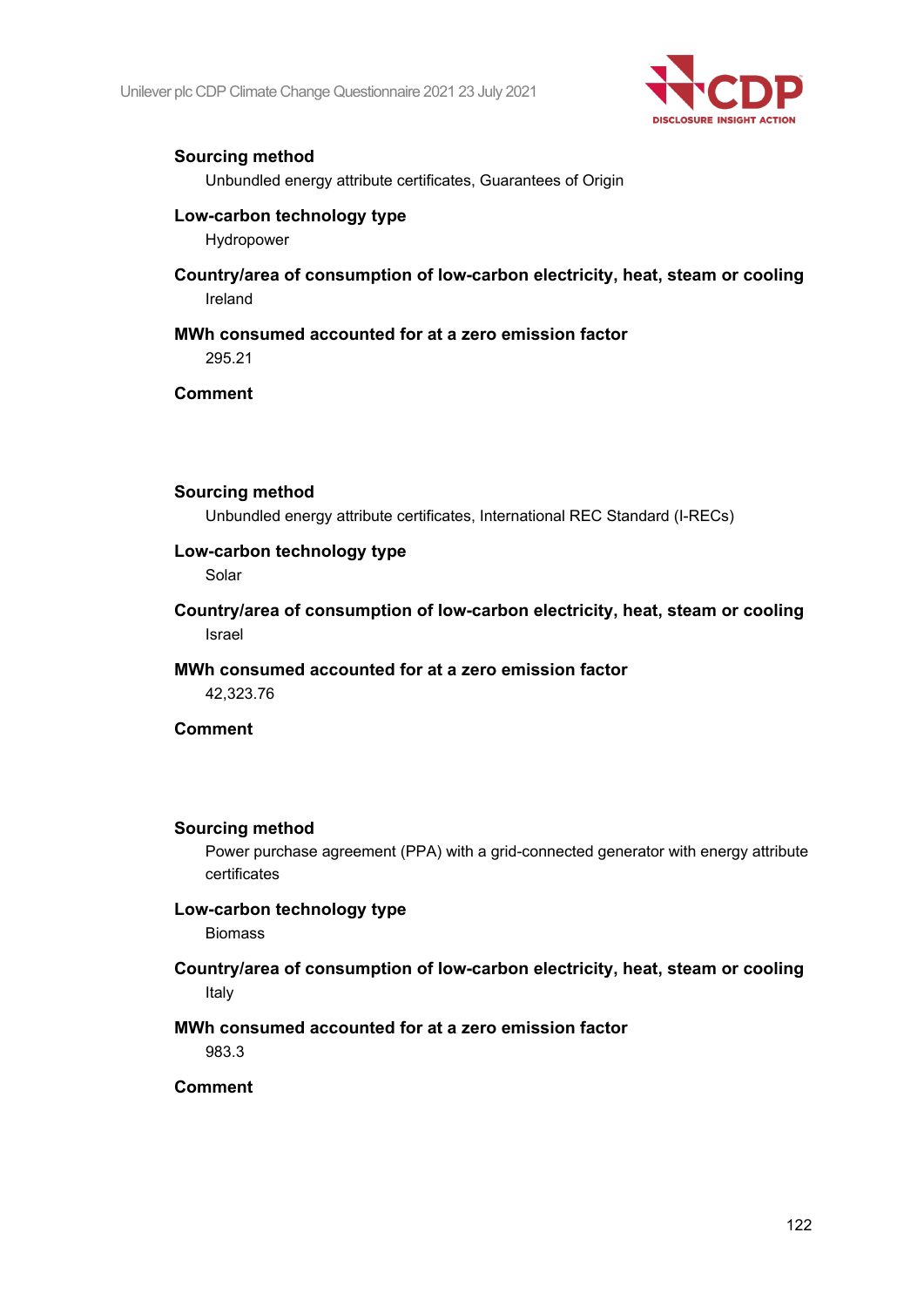**Sourcing method**

Unbundled energy attribute certificates, Guarantees of Origin

**Low-carbon technology type**

Hydropower

**Country/area of consumption of low-carbon electricity, heat, steam or cooling**

Ireland

**MWh consumed accounted for at a zero emission factor**

295.21

**Comment**

**Sourcing method**

Unbundled energy attribute certificates, International REC Standard (I-RECs)

**Low-carbon technology type**

Solar

**Country/area of consumption of low-carbon electricity, heat, steam or cooling**

Israel

**MWh consumed accounted for at a zero emission factor**

42,323.76

**Comment**

**Sourcing method**

Power purchase agreement (PPA) with a grid-connected generator with energy attribute certificates

**Low-carbon technology type**

Biomass

**Country/area of consumption of low-carbon electricity, heat, steam or cooling**

Italy

**MWh consumed accounted for at a zero emission factor**

983.3

**Comment**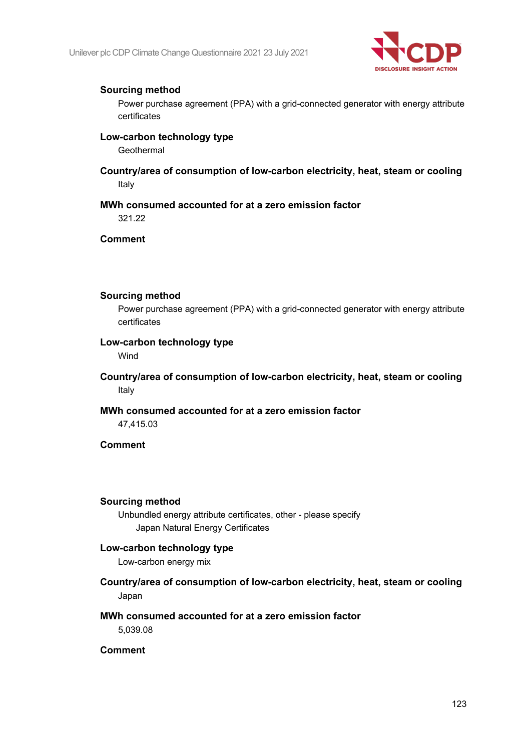**Sourcing method**

Power purchase agreement (PPA) with a grid-connected generator with energy attribute certificates

**Low-carbon technology type**

Geothermal

**Country/area of consumption of low-carbon electricity, heat, steam or cooling**

Italy

**MWh consumed accounted for at a zero emission factor**

321.22

**Comment**

**Sourcing method**

Power purchase agreement (PPA) with a grid-connected generator with energy attribute certificates

**Low-carbon technology type**

Wind

**Country/area of consumption of low-carbon electricity, heat, steam or cooling**

Italy

**MWh consumed accounted for at a zero emission factor**

47,415.03

**Comment**

**Sourcing method**

Unbundled energy attribute certificates, other - please specify

Japan Natural Energy Certificates

**Low-carbon technology type**

Low-carbon energy mix

**Country/area of consumption of low-carbon electricity, heat, steam or cooling**

Japan

**MWh consumed accounted for at a zero emission factor**

5,039.08

**Comment**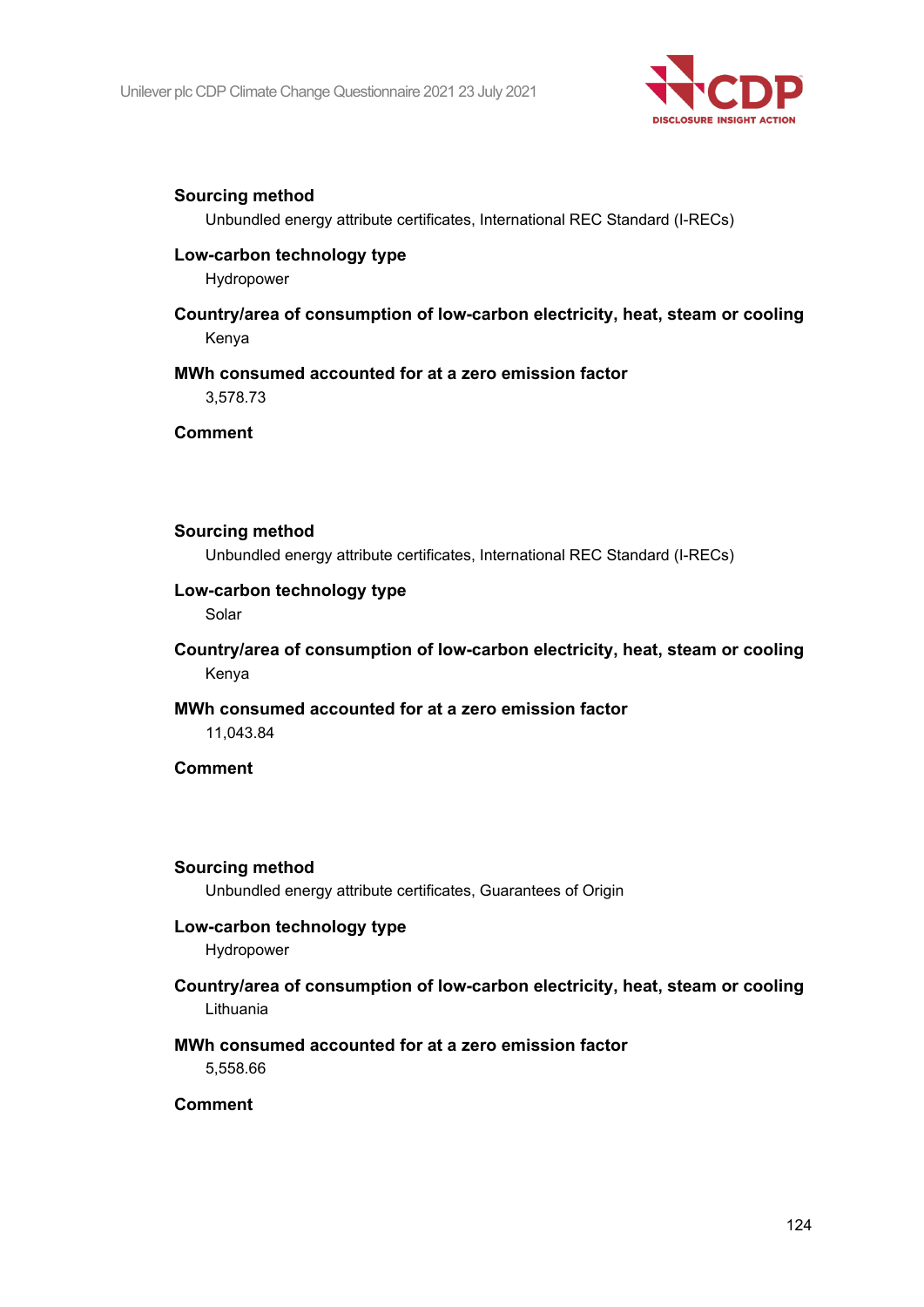**Sourcing method**

Unbundled energy attribute certificates, International REC Standard (I-RECs)

**Low-carbon technology type**

Hydropower

**Country/area of consumption of low-carbon electricity, heat, steam or cooling**

Kenya

**MWh consumed accounted for at a zero emission factor**

3,578.73

**Comment**

**Sourcing method**

Unbundled energy attribute certificates, International REC Standard (I-RECs)

**Low-carbon technology type**

Solar

**Country/area of consumption of low-carbon electricity, heat, steam or cooling**

Kenya

**MWh consumed accounted for at a zero emission factor**

11,043.84

**Comment**

**Sourcing method**

Unbundled energy attribute certificates, Guarantees of Origin

**Low-carbon technology type**

Hydropower

**Country/area of consumption of low-carbon electricity, heat, steam or cooling**

Lithuania

**MWh consumed accounted for at a zero emission factor**

5,558.66

**Comment**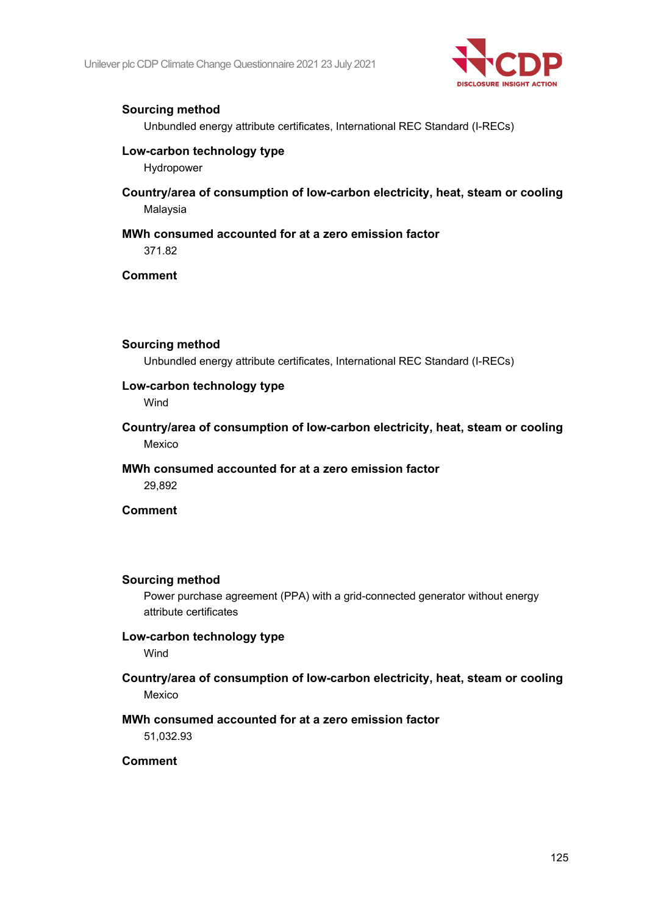**Sourcing method**

Unbundled energy attribute certificates, International REC Standard (I-RECs)

**Low-carbon technology type**

Hydropower

**Country/area of consumption of low-carbon electricity, heat, steam or cooling**

Malaysia

**MWh consumed accounted for at a zero emission factor**

371.82

**Comment**

**Sourcing method**

Unbundled energy attribute certificates, International REC Standard (I-RECs)

**Low-carbon technology type**

Wind

**Country/area of consumption of low-carbon electricity, heat, steam or cooling**

Mexico

**MWh consumed accounted for at a zero emission factor**

29,892

**Comment**

**Sourcing method**

Power purchase agreement (PPA) with a grid-connected generator without energy attribute certificates

**Low-carbon technology type**

Wind

**Country/area of consumption of low-carbon electricity, heat, steam or cooling**

Mexico

**MWh consumed accounted for at a zero emission factor**

51,032.93

**Comment**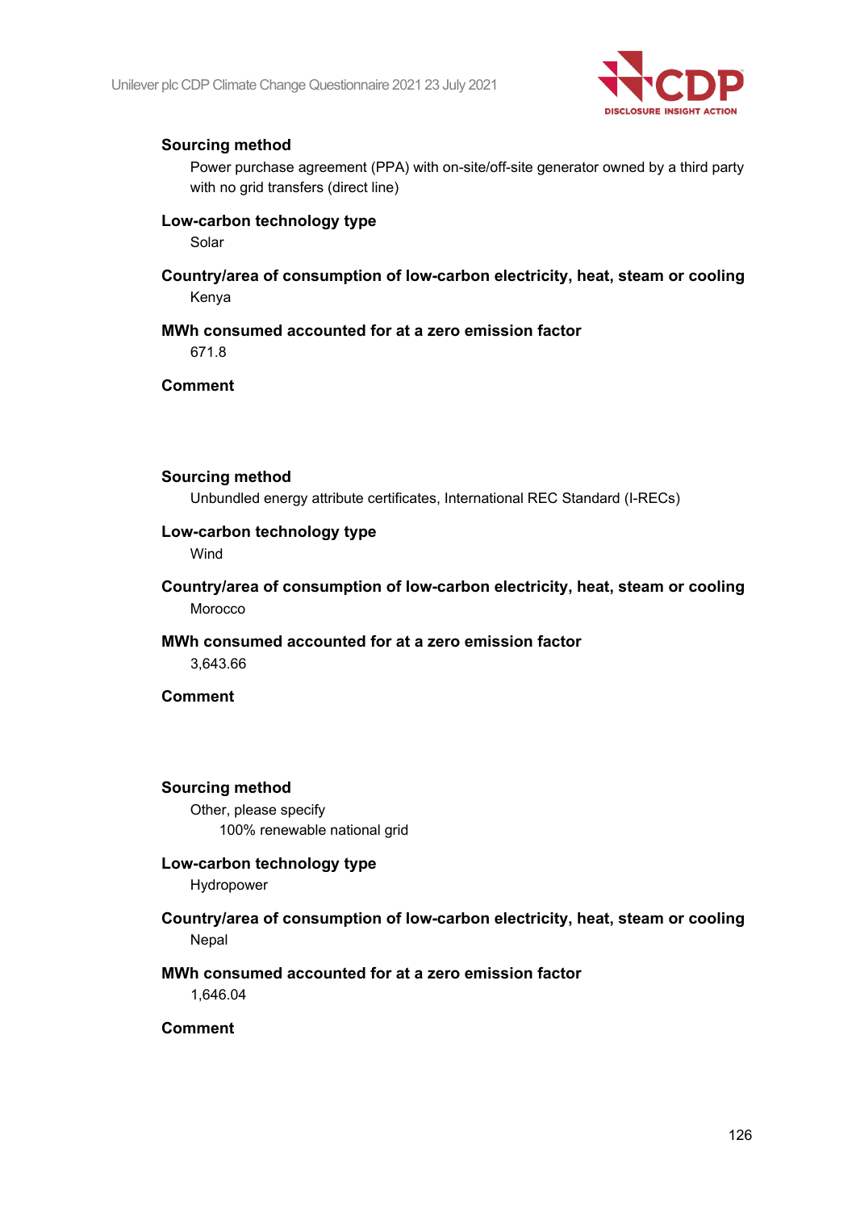**Sourcing method**

Power purchase agreement (PPA) with on-site/off-site generator owned by a third party with no grid transfers (direct line)

**Low-carbon technology type**

Solar

**Country/area of consumption of low-carbon electricity, heat, steam or cooling**

Kenya

**MWh consumed accounted for at a zero emission factor**

671.8

**Comment**

**Sourcing method**

Unbundled energy attribute certificates, International REC Standard (I-RECs)

**Low-carbon technology type**

Wind

**Country/area of consumption of low-carbon electricity, heat, steam or cooling**

Morocco

**MWh consumed accounted for at a zero emission factor**

3,643.66

**Comment**

**Sourcing method**

Other, please specify

100% renewable national grid

**Low-carbon technology type**

Hydropower

**Country/area of consumption of low-carbon electricity, heat, steam or cooling**

Nepal

**MWh consumed accounted for at a zero emission factor**

1,646.04

**Comment**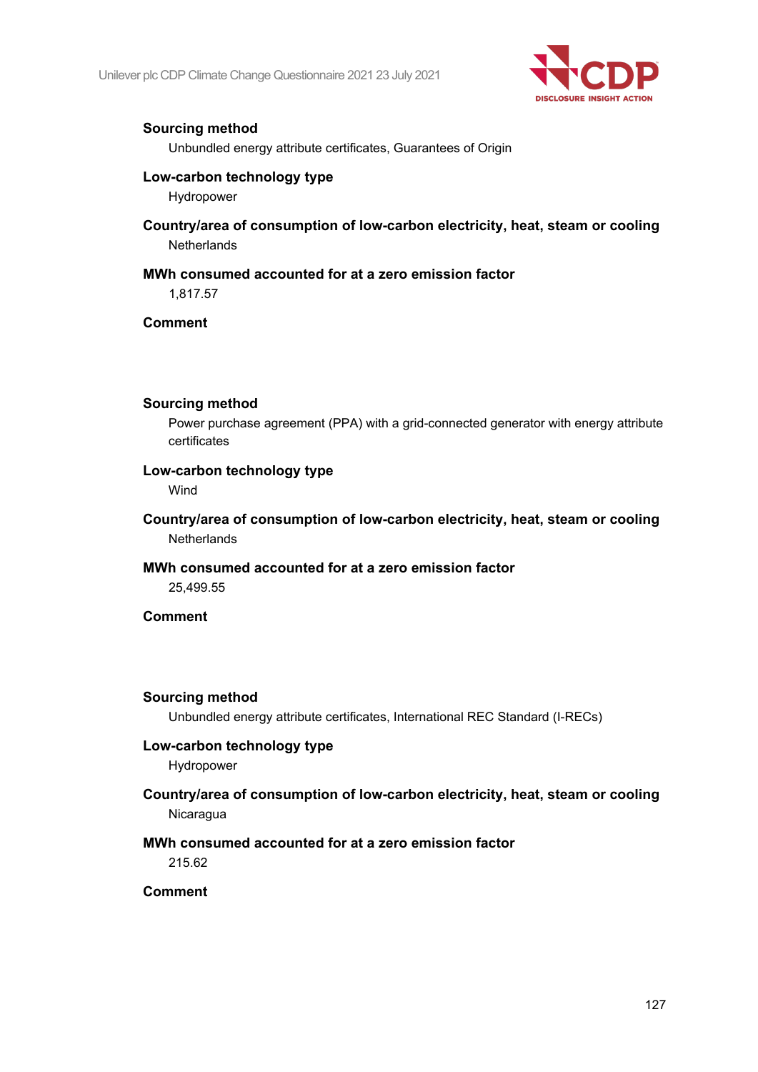**Sourcing method**

Unbundled energy attribute certificates, Guarantees of Origin

**Low-carbon technology type**

Hydropower

**Country/area of consumption of low-carbon electricity, heat, steam or cooling**

Netherlands

**MWh consumed accounted for at a zero emission factor**

1,817.57

**Comment**

**Sourcing method**

Power purchase agreement (PPA) with a grid-connected generator with energy attribute certificates

**Low-carbon technology type**

Wind

**Country/area of consumption of low-carbon electricity, heat, steam or cooling**

Netherlands

**MWh consumed accounted for at a zero emission factor**

25,499.55

**Comment**

**Sourcing method**

Unbundled energy attribute certificates, International REC Standard (I-RECs)

**Low-carbon technology type**

Hydropower

**Country/area of consumption of low-carbon electricity, heat, steam or cooling**

Nicaragua

**MWh consumed accounted for at a zero emission factor**

215.62

**Comment**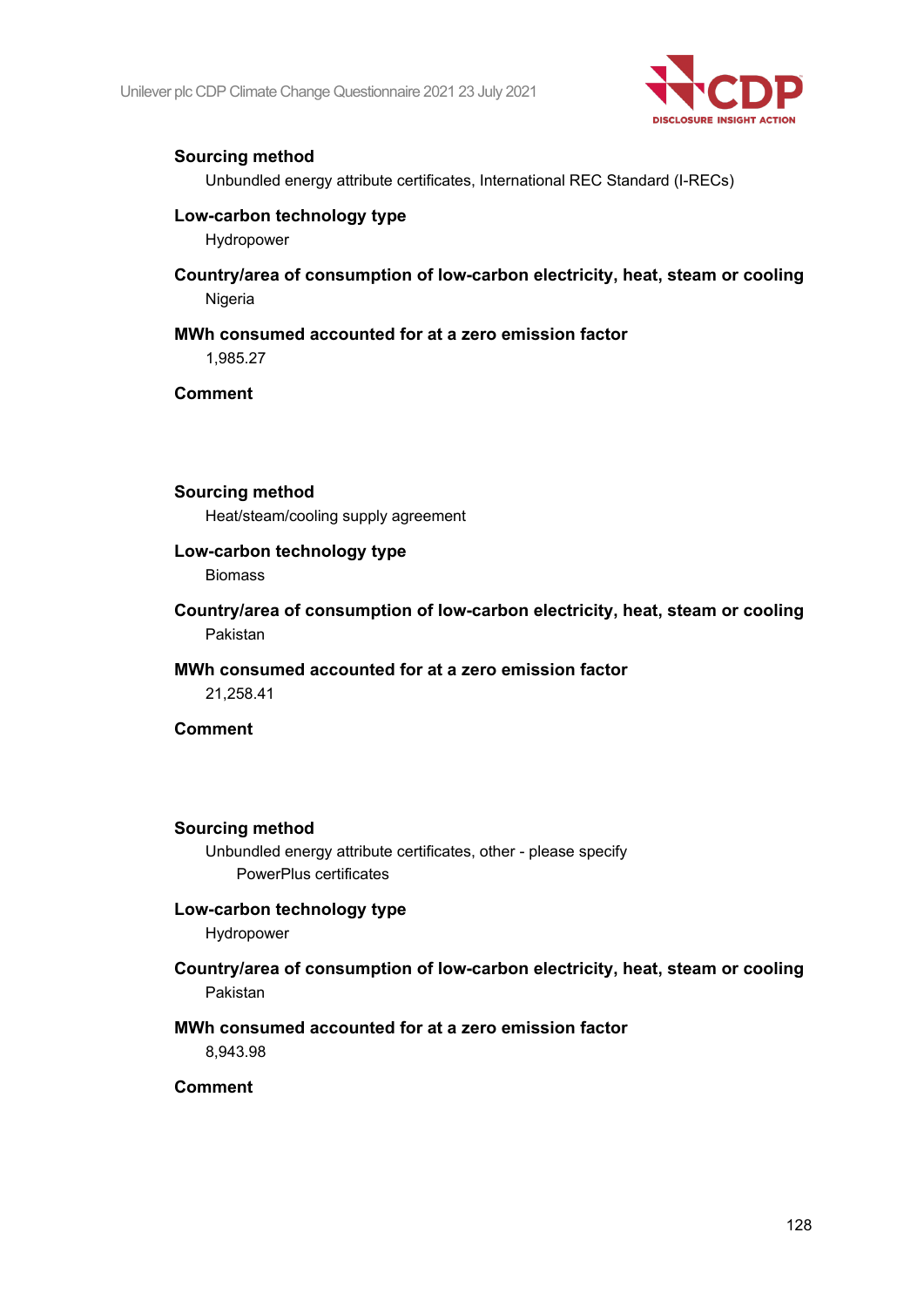**Sourcing method**

Unbundled energy attribute certificates, International REC Standard (I-RECs)

**Low-carbon technology type**

Hydropower

**Country/area of consumption of low-carbon electricity, heat, steam or cooling**

Nigeria

**MWh consumed accounted for at a zero emission factor**

1,985.27

**Comment**

**Sourcing method**

Heat/steam/cooling supply agreement

**Low-carbon technology type**

Biomass

**Country/area of consumption of low-carbon electricity, heat, steam or cooling**

Pakistan

**MWh consumed accounted for at a zero emission factor**

21,258.41

**Comment**

**Sourcing method**

Unbundled energy attribute certificates, other - please specify

PowerPlus certificates

**Low-carbon technology type**

Hydropower

**Country/area of consumption of low-carbon electricity, heat, steam or cooling**

Pakistan

**MWh consumed accounted for at a zero emission factor**

8,943.98

**Comment**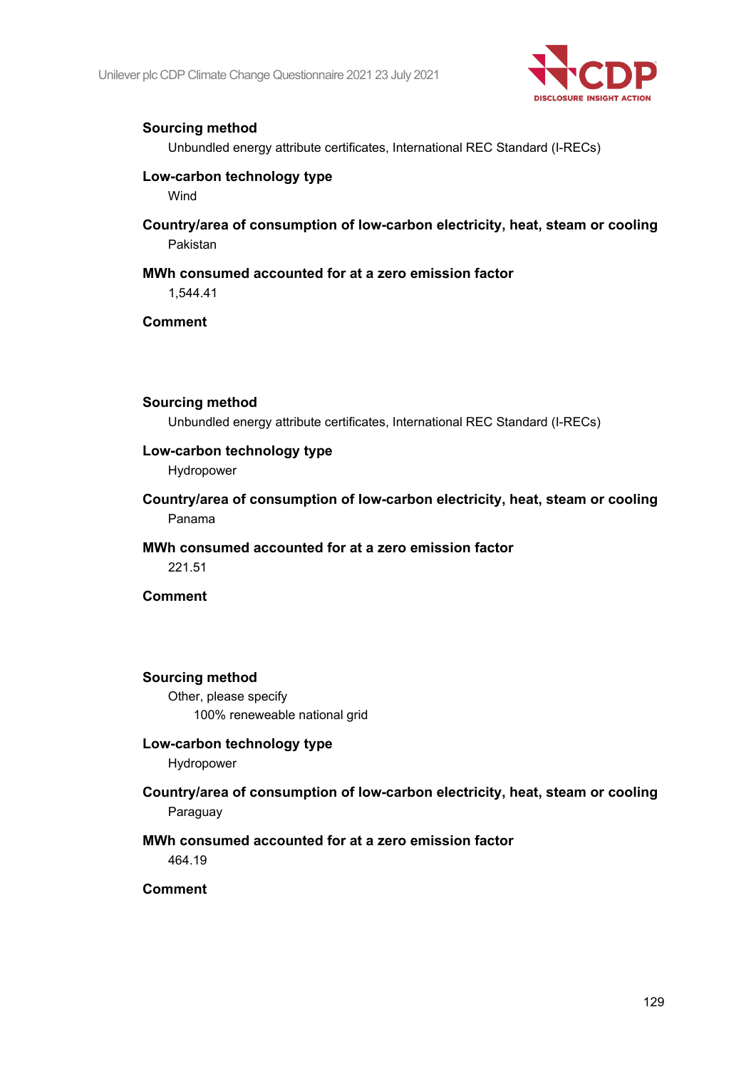**Sourcing method**

Unbundled energy attribute certificates, International REC Standard (I-RECs)

**Low-carbon technology type**

Wind

**Country/area of consumption of low-carbon electricity, heat, steam or cooling**

Pakistan

**MWh consumed accounted for at a zero emission factor**

1,544.41

**Comment**

**Sourcing method**

Unbundled energy attribute certificates, International REC Standard (I-RECs)

**Low-carbon technology type**

Hydropower

**Country/area of consumption of low-carbon electricity, heat, steam or cooling**

Panama

**MWh consumed accounted for at a zero emission factor**

221.51

**Comment**

**Sourcing method**

Other, please specify

100% reneweable national grid

**Low-carbon technology type**

Hydropower

**Country/area of consumption of low-carbon electricity, heat, steam or cooling**

Paraguay

**MWh consumed accounted for at a zero emission factor**

464.19

**Comment**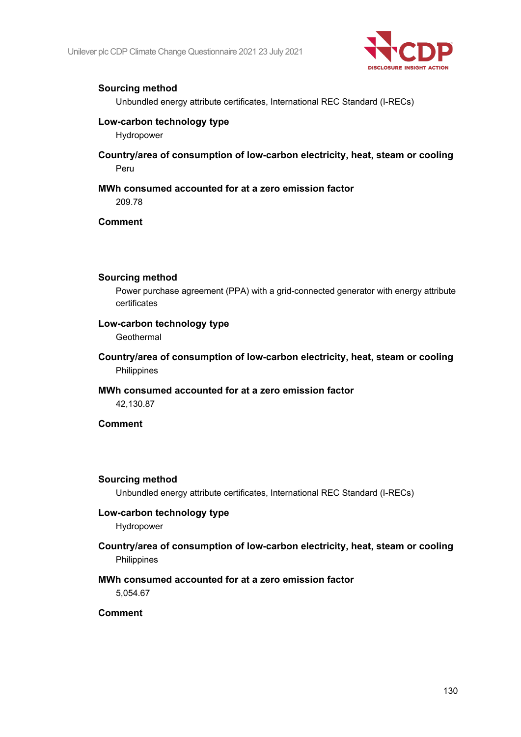**Sourcing method**

Unbundled energy attribute certificates, International REC Standard (I-RECs)

**Low-carbon technology type**

Hydropower

**Country/area of consumption of low-carbon electricity, heat, steam or cooling**

Peru

**MWh consumed accounted for at a zero emission factor**

209.78

**Comment**

**Sourcing method**

Power purchase agreement (PPA) with a grid-connected generator with energy attribute certificates

**Low-carbon technology type**

Geothermal

**Country/area of consumption of low-carbon electricity, heat, steam or cooling**

Philippines

**MWh consumed accounted for at a zero emission factor**

42,130.87

**Comment**

**Sourcing method**

Unbundled energy attribute certificates, International REC Standard (I-RECs)

**Low-carbon technology type**

Hydropower

**Country/area of consumption of low-carbon electricity, heat, steam or cooling**

Philippines

**MWh consumed accounted for at a zero emission factor**

5,054.67

**Comment**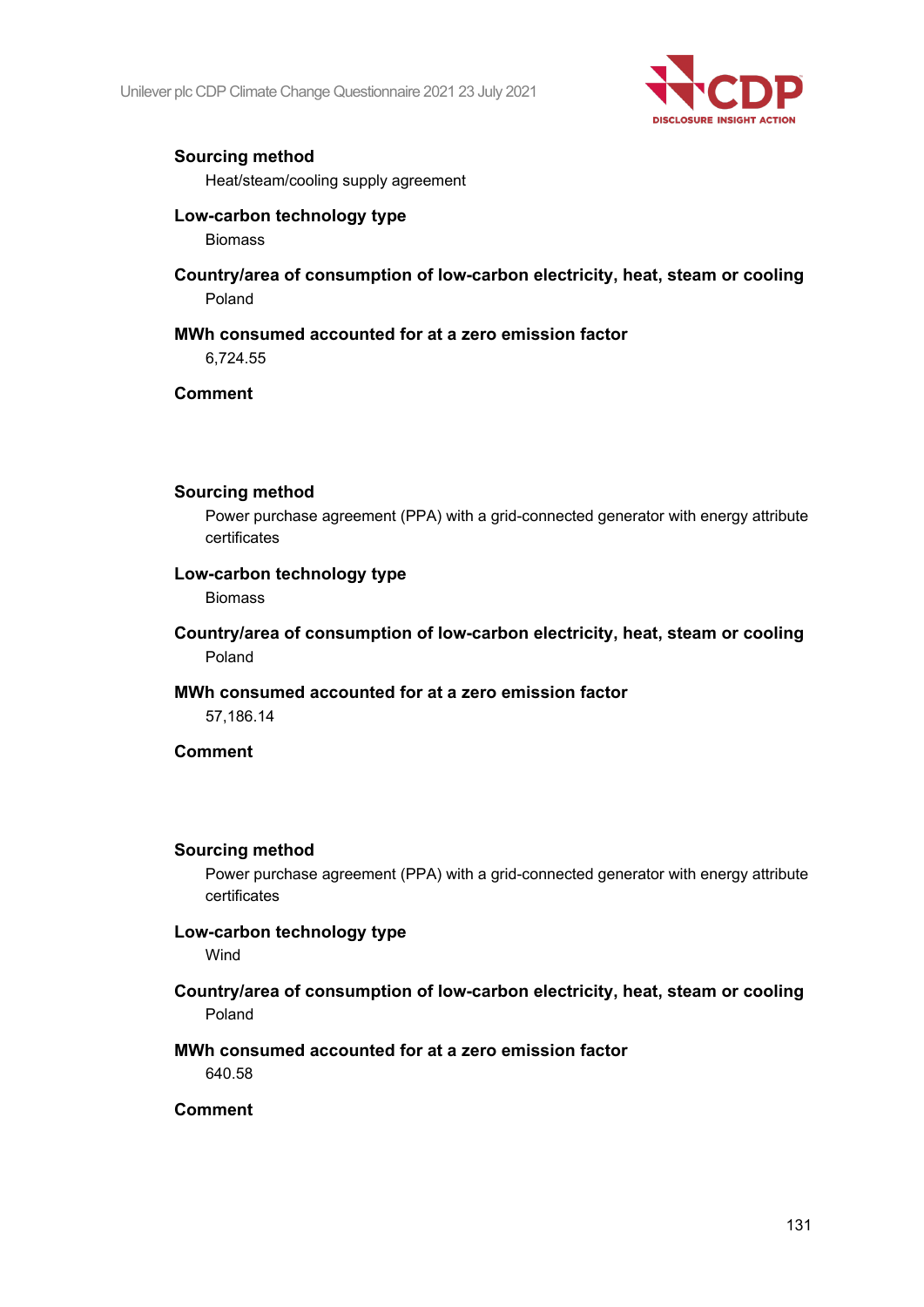**Sourcing method**

Heat/steam/cooling supply agreement

**Low-carbon technology type**

Biomass

**Country/area of consumption of low-carbon electricity, heat, steam or cooling**

Poland

**MWh consumed accounted for at a zero emission factor**

6,724.55

**Comment**

**Sourcing method**

Power purchase agreement (PPA) with a grid-connected generator with energy attribute certificates

**Low-carbon technology type**

Biomass

**Country/area of consumption of low-carbon electricity, heat, steam or cooling**

Poland

**MWh consumed accounted for at a zero emission factor**

57,186.14

**Comment**

**Sourcing method**

Power purchase agreement (PPA) with a grid-connected generator with energy attribute certificates

**Low-carbon technology type**

Wind

**Country/area of consumption of low-carbon electricity, heat, steam or cooling**

Poland

**MWh consumed accounted for at a zero emission factor**

640.58

**Comment**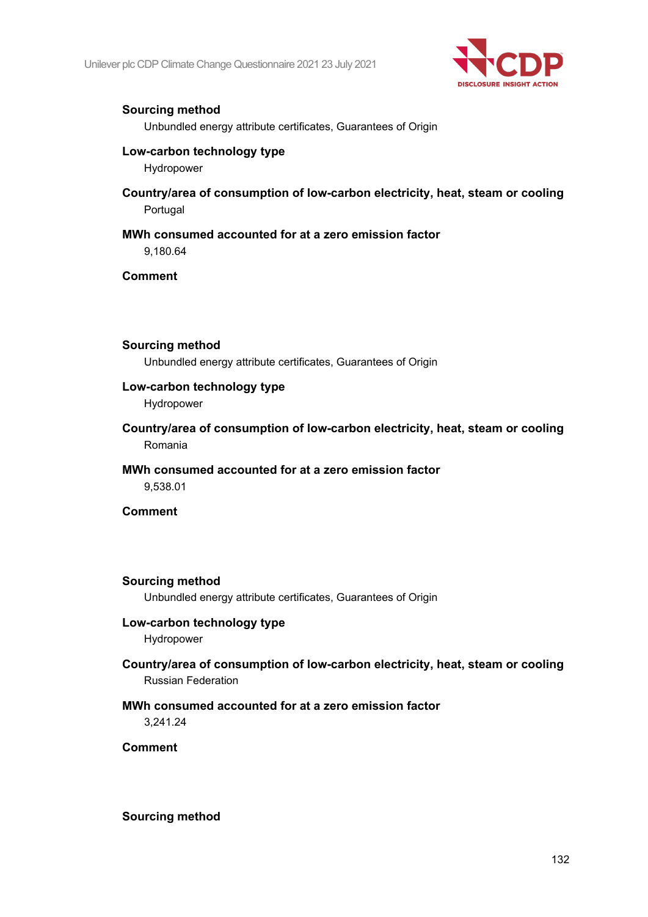**Sourcing method**

Unbundled energy attribute certificates, Guarantees of Origin

**Low-carbon technology type**

Hydropower

**Country/area of consumption of low-carbon electricity, heat, steam or cooling**

Portugal

**MWh consumed accounted for at a zero emission factor**

9,180.64

**Comment**

**Sourcing method**

Unbundled energy attribute certificates, Guarantees of Origin

**Low-carbon technology type**

Hydropower

**Country/area of consumption of low-carbon electricity, heat, steam or cooling**

Romania

**MWh consumed accounted for at a zero emission factor**

9,538.01

**Comment**

**Sourcing method**

Unbundled energy attribute certificates, Guarantees of Origin

**Low-carbon technology type**

Hydropower

**Country/area of consumption of low-carbon electricity, heat, steam or cooling**

Russian Federation

**MWh consumed accounted for at a zero emission factor**

3,241.24

**Comment**

**Sourcing method**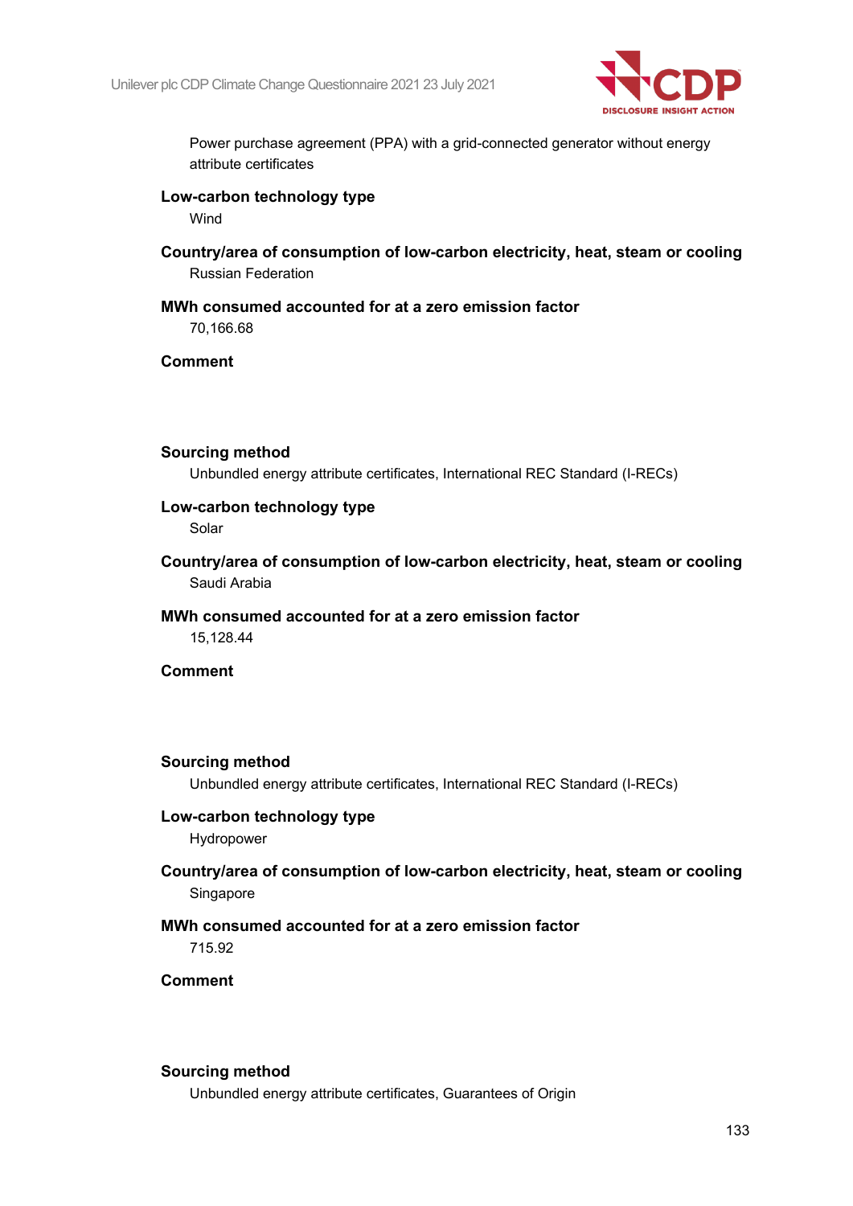Power purchase agreement (PPA) with a grid-connected generator without energy attribute certificates

**Low-carbon technology type**

Wind

**Country/area of consumption of low-carbon electricity, heat, steam or cooling**

Russian Federation

**MWh consumed accounted for at a zero emission factor**

70,166.68

**Comment**

**Sourcing method**

Unbundled energy attribute certificates, International REC Standard (I-RECs)

**Low-carbon technology type**

Solar

**Country/area of consumption of low-carbon electricity, heat, steam or cooling**

Saudi Arabia

**MWh consumed accounted for at a zero emission factor**

15,128.44

**Comment**

**Sourcing method**

Unbundled energy attribute certificates, International REC Standard (I-RECs)

**Low-carbon technology type**

Hydropower

**Country/area of consumption of low-carbon electricity, heat, steam or cooling**

Singapore

**MWh consumed accounted for at a zero emission factor**

715.92

**Comment**

**Sourcing method**

Unbundled energy attribute certificates, Guarantees of Origin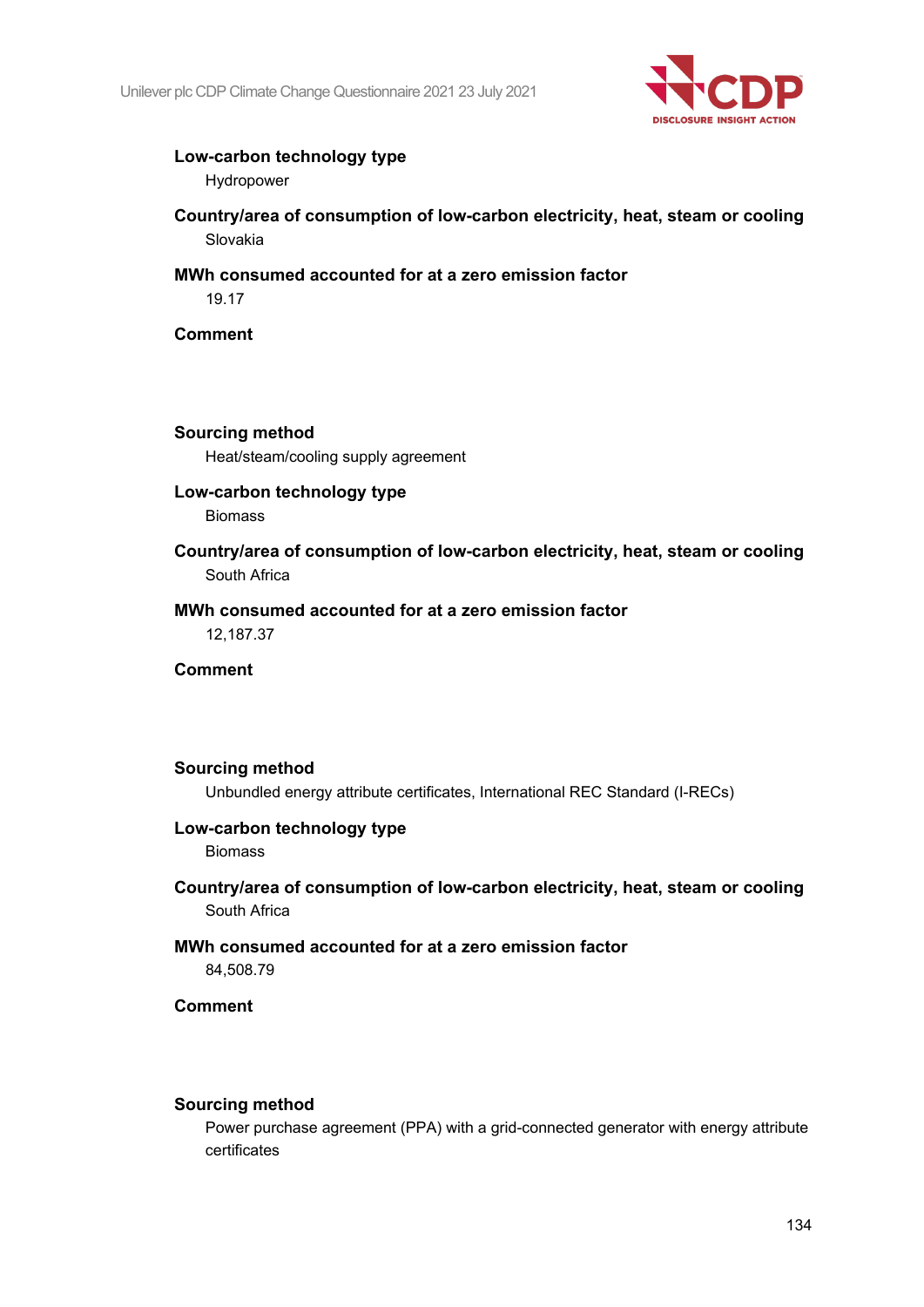**Low-carbon technology type**

Hydropower

**Country/area of consumption of low-carbon electricity, heat, steam or cooling**

Slovakia

**MWh consumed accounted for at a zero emission factor**

19.17

**Comment**

**Sourcing method**

Heat/steam/cooling supply agreement

**Low-carbon technology type**

Biomass

**Country/area of consumption of low-carbon electricity, heat, steam or cooling**

South Africa

**MWh consumed accounted for at a zero emission factor**

12,187.37

**Comment**

**Sourcing method**

Unbundled energy attribute certificates, International REC Standard (I-RECs)

**Low-carbon technology type**

Biomass

**Country/area of consumption of low-carbon electricity, heat, steam or cooling**

South Africa

**MWh consumed accounted for at a zero emission factor**

84,508.79

**Comment**

**Sourcing method**

Power purchase agreement (PPA) with a grid-connected generator with energy attribute certificates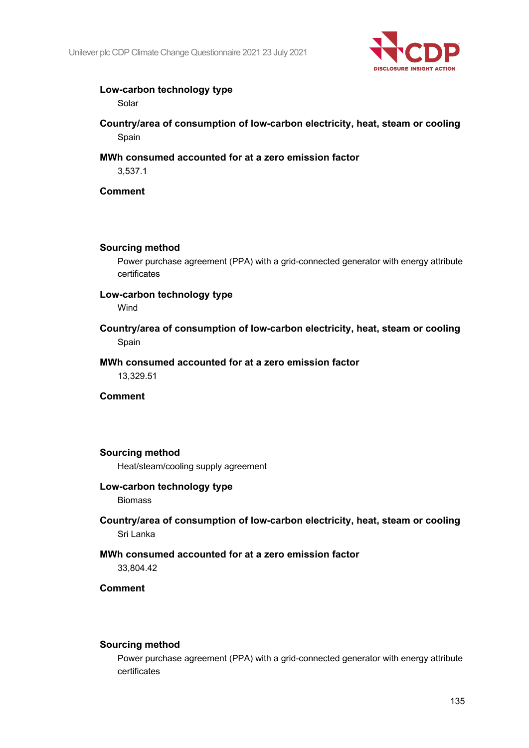**Low-carbon technology type**

Solar

**Country/area of consumption of low-carbon electricity, heat, steam or cooling**

Spain

**MWh consumed accounted for at a zero emission factor**

3,537.1

**Comment**

**Sourcing method**

Power purchase agreement (PPA) with a grid-connected generator with energy attribute certificates

**Low-carbon technology type**

Wind

**Country/area of consumption of low-carbon electricity, heat, steam or cooling**

Spain

**MWh consumed accounted for at a zero emission factor**

13,329.51

**Comment**

**Sourcing method**

Heat/steam/cooling supply agreement

**Low-carbon technology type**

Biomass

**Country/area of consumption of low-carbon electricity, heat, steam or cooling**

Sri Lanka

**MWh consumed accounted for at a zero emission factor**

33,804.42

**Comment**

**Sourcing method**

Power purchase agreement (PPA) with a grid-connected generator with energy attribute certificates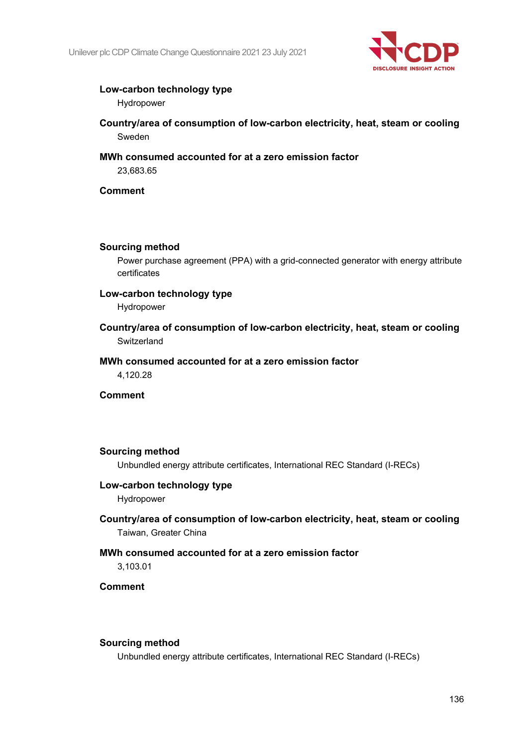**Low-carbon technology type**

Hydropower

**Country/area of consumption of low-carbon electricity, heat, steam or cooling**

Sweden

**MWh consumed accounted for at a zero emission factor**

23,683.65

**Comment**

**Sourcing method**

Power purchase agreement (PPA) with a grid-connected generator with energy attribute certificates

**Low-carbon technology type**

Hydropower

**Country/area of consumption of low-carbon electricity, heat, steam or cooling**

Switzerland

**MWh consumed accounted for at a zero emission factor**

4,120.28

**Comment**

**Sourcing method**

Unbundled energy attribute certificates, International REC Standard (I-RECs)

**Low-carbon technology type**

Hydropower

**Country/area of consumption of low-carbon electricity, heat, steam or cooling**

Taiwan, Greater China

**MWh consumed accounted for at a zero emission factor**

3,103.01

**Comment**

**Sourcing method**

Unbundled energy attribute certificates, International REC Standard (I-RECs)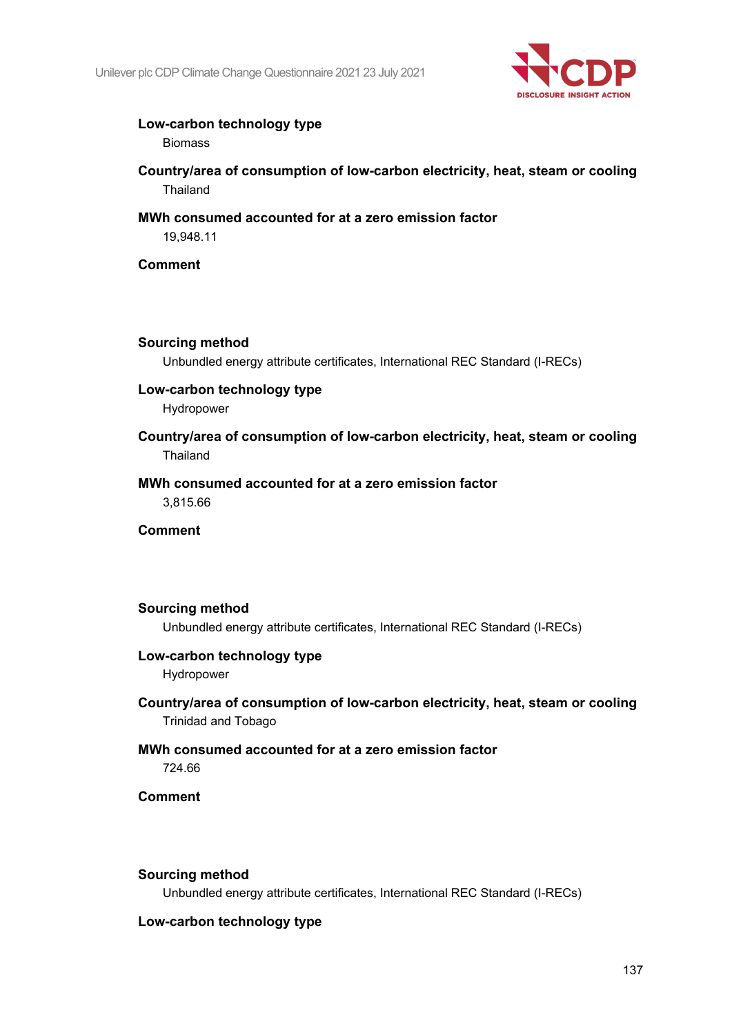**Low-carbon technology type**

Biomass

**Country/area of consumption of low-carbon electricity, heat, steam or cooling**

Thailand

**MWh consumed accounted for at a zero emission factor**

19,948.11

**Comment**

**Sourcing method**

Unbundled energy attribute certificates, International REC Standard (I-RECs)

**Low-carbon technology type**

Hydropower

**Country/area of consumption of low-carbon electricity, heat, steam or cooling**

Thailand

**MWh consumed accounted for at a zero emission factor**

3,815.66

**Comment**

**Sourcing method**

Unbundled energy attribute certificates, International REC Standard (I-RECs)

**Low-carbon technology type**

Hydropower

**Country/area of consumption of low-carbon electricity, heat, steam or cooling**

Trinidad and Tobago

**MWh consumed accounted for at a zero emission factor**

724.66

**Comment**

**Sourcing method**

Unbundled energy attribute certificates, International REC Standard (I-RECs)

**Low-carbon technology type**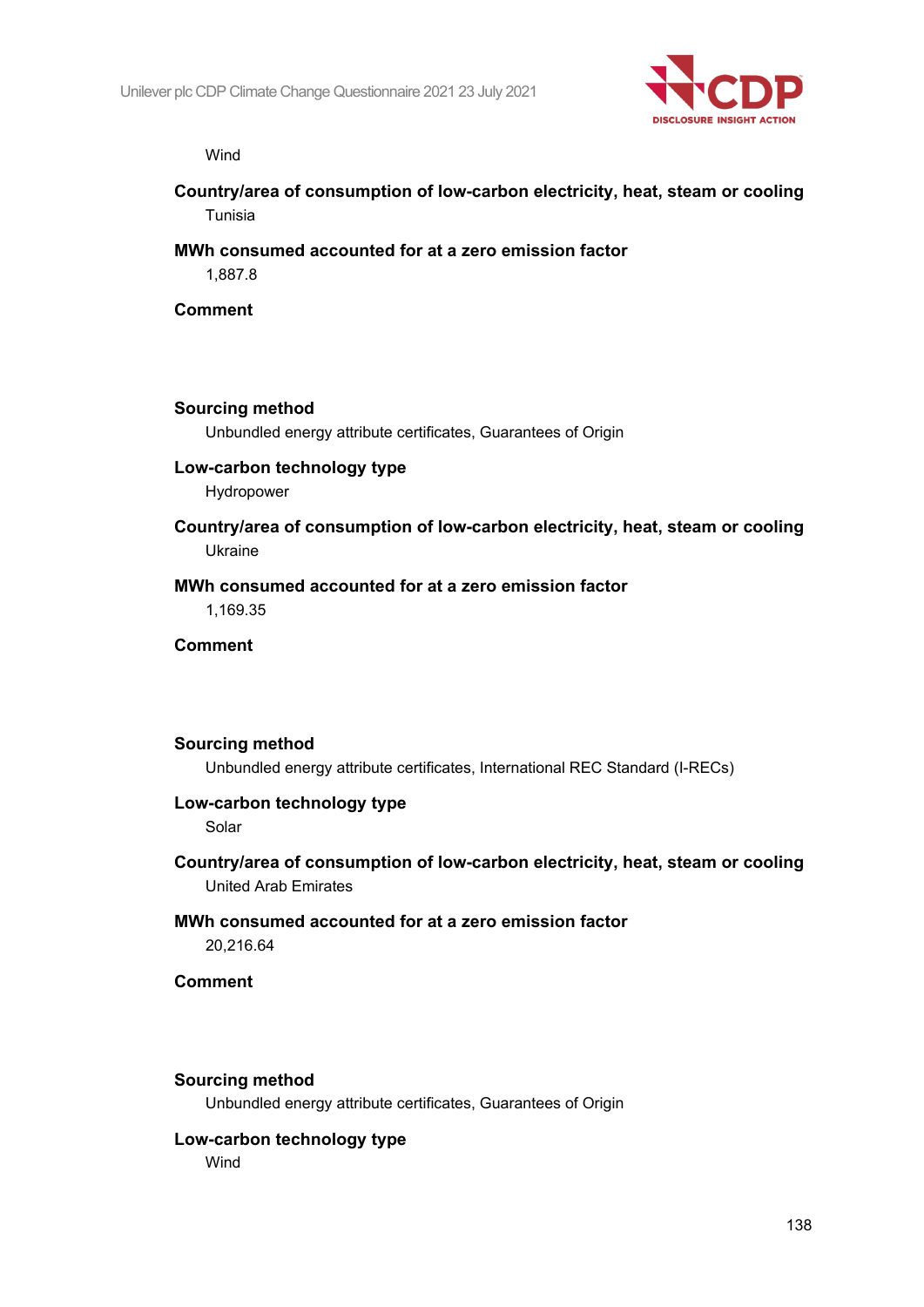Wind

**Country/area of consumption of low-carbon electricity, heat, steam or cooling**

Tunisia

**MWh consumed accounted for at a zero emission factor**

1,887.8

**Comment**

**Sourcing method**

Unbundled energy attribute certificates, Guarantees of Origin

**Low-carbon technology type**

Hydropower

**Country/area of consumption of low-carbon electricity, heat, steam or cooling**

Ukraine

**MWh consumed accounted for at a zero emission factor**

1,169.35

**Comment**

**Sourcing method**

Unbundled energy attribute certificates, International REC Standard (I-RECs)

**Low-carbon technology type**

Solar

**Country/area of consumption of low-carbon electricity, heat, steam or cooling**

United Arab Emirates

**MWh consumed accounted for at a zero emission factor**

20,216.64

**Comment**

**Sourcing method**

Unbundled energy attribute certificates, Guarantees of Origin

**Low-carbon technology type**

Wind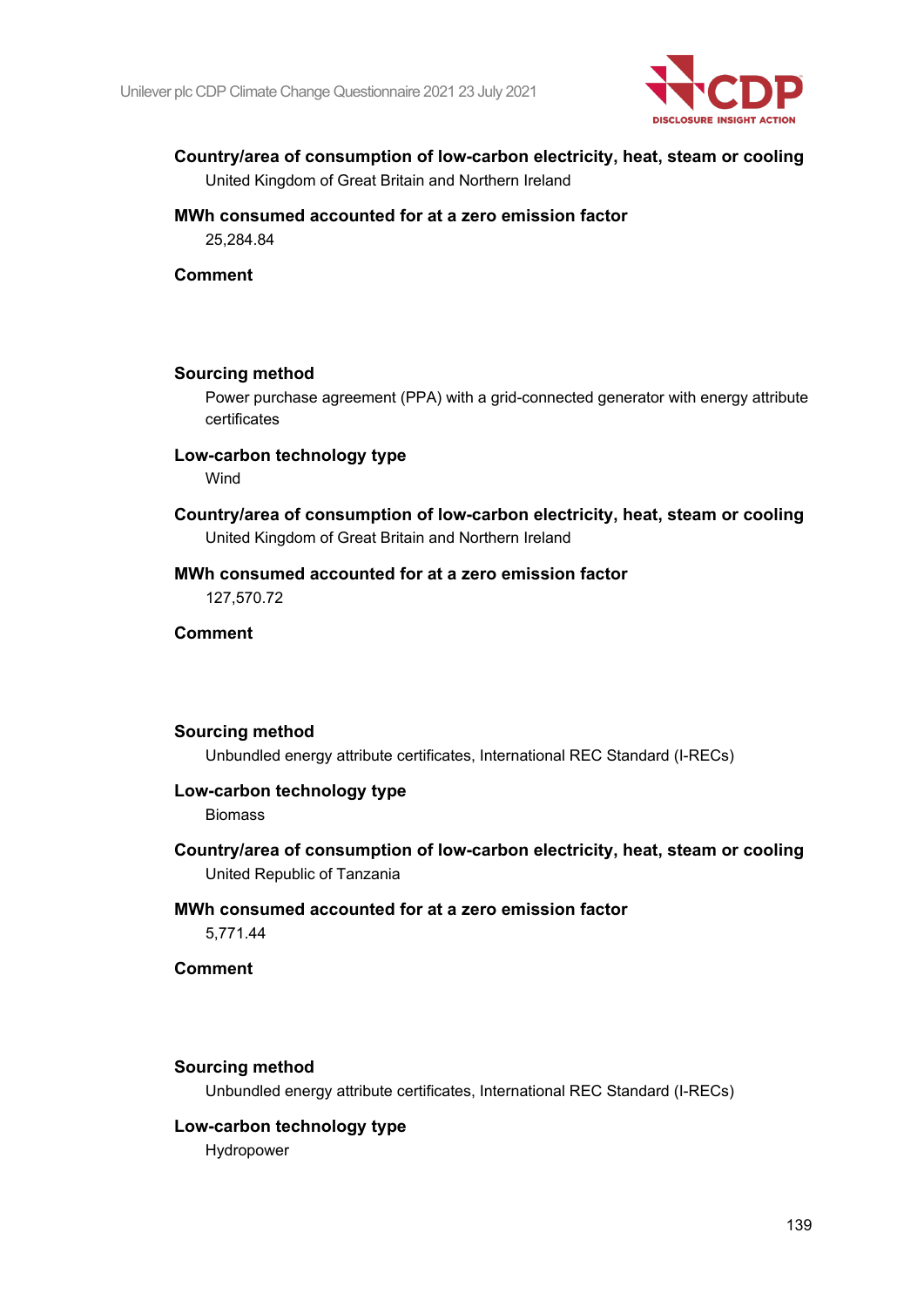**Country/area of consumption of low-carbon electricity, heat, steam or cooling**

United Kingdom of Great Britain and Northern Ireland

**MWh consumed accounted for at a zero emission factor**

25,284.84

**Comment**

**Sourcing method**

Power purchase agreement (PPA) with a grid-connected generator with energy attribute certificates

**Low-carbon technology type**

Wind

**Country/area of consumption of low-carbon electricity, heat, steam or cooling**

United Kingdom of Great Britain and Northern Ireland

**MWh consumed accounted for at a zero emission factor**

127,570.72

**Comment**

**Sourcing method**

Unbundled energy attribute certificates, International REC Standard (I-RECs)

**Low-carbon technology type**

Biomass

**Country/area of consumption of low-carbon electricity, heat, steam or cooling**

United Republic of Tanzania

**MWh consumed accounted for at a zero emission factor**

5,771.44

**Comment**

**Sourcing method**

Unbundled energy attribute certificates, International REC Standard (I-RECs)

**Low-carbon technology type**

Hydropower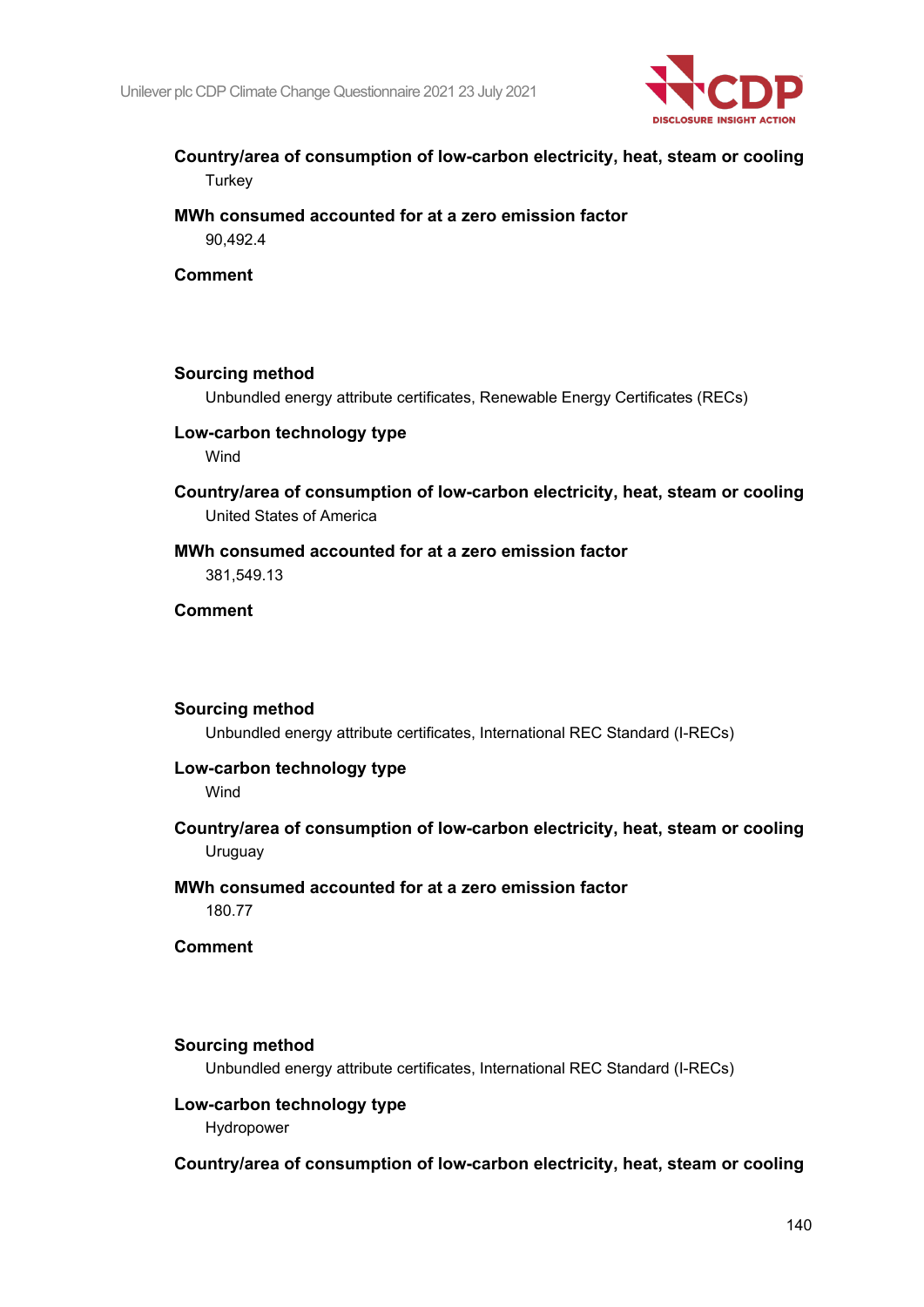**Country/area of consumption of low-carbon electricity, heat, steam or cooling**

Turkey

**MWh consumed accounted for at a zero emission factor**

90,492.4

**Comment**

**Sourcing method**

Unbundled energy attribute certificates, Renewable Energy Certificates (RECs)

**Low-carbon technology type**

Wind

**Country/area of consumption of low-carbon electricity, heat, steam or cooling**

United States of America

**MWh consumed accounted for at a zero emission factor**

381,549.13

**Comment**

**Sourcing method**

Unbundled energy attribute certificates, International REC Standard (I-RECs)

**Low-carbon technology type**

Wind

**Country/area of consumption of low-carbon electricity, heat, steam or cooling**

Uruguay

**MWh consumed accounted for at a zero emission factor**

180.77

**Comment**

**Sourcing method**

Unbundled energy attribute certificates, International REC Standard (I-RECs)

**Low-carbon technology type**

Hydropower

**Country/area of consumption of low-carbon electricity, heat, steam or cooling**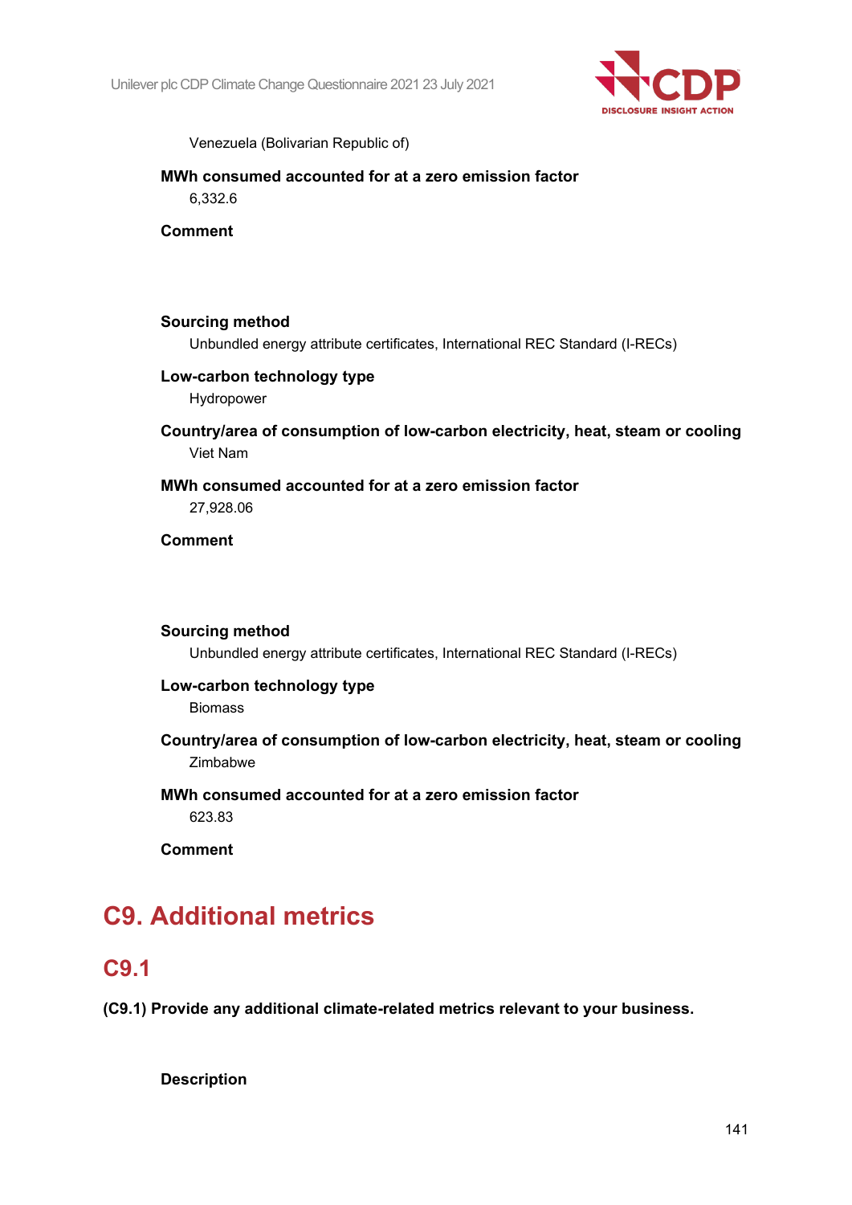Venezuela (Bolivarian Republic of)

**MWh consumed accounted for at a zero emission factor**

6,332.6

**Comment**

**Sourcing method**

Unbundled energy attribute certificates, International REC Standard (I-RECs)

**Low-carbon technology type**

Hydropower

**Country/area of consumption of low-carbon electricity, heat, steam or cooling**

Viet Nam

**MWh consumed accounted for at a zero emission factor**

27,928.06

**Comment**

**Sourcing method**

Unbundled energy attribute certificates, International REC Standard (I-RECs)

**Low-carbon technology type**

Biomass

**Country/area of consumption of low-carbon electricity, heat, steam or cooling**

Zimbabwe

**MWh consumed accounted for at a zero emission factor**

623.83

**Comment**

# C9. Additional metrics

## C9.1

**(C9.1) Provide any additional climate-related metrics relevant to your business.**

**Description**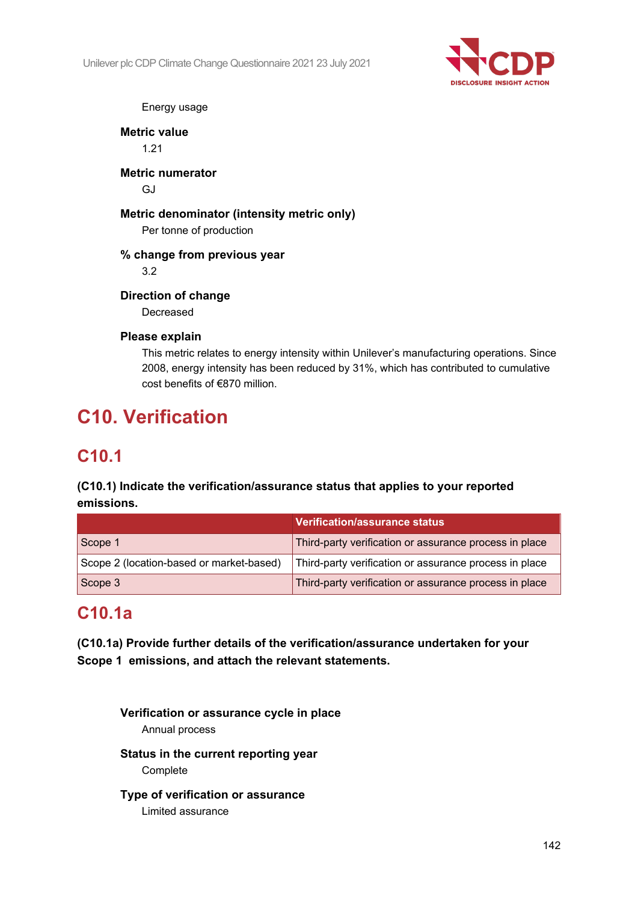Energy usage

**Metric value**

1.21

**Metric numerator**

GJ

**Metric denominator (intensity metric only)**

Per tonne of production

**% change from previous year**

3.2

**Direction of change**

Decreased

**Please explain**

This metric relates to energy intensity within Unilever's manufacturing operations. Since 2008, energy intensity has been reduced by 31%, which has contributed to cumulative cost benefits of €870 million.

# C10. Verification

## C10.1

**(C10.1) Indicate the verification/assurance status that applies to your reported emissions.**

| | Verification/assurance status |
|---|---|
| Scope 1 | Third-party verification or assurance process in place |
| Scope 2 (location-based or market-based) | Third-party verification or assurance process in place |
| Scope 3 | Third-party verification or assurance process in place |

## C10.1a

**(C10.1a) Provide further details of the verification/assurance undertaken for your Scope 1 emissions, and attach the relevant statements.**

**Verification or assurance cycle in place**

Annual process

**Status in the current reporting year**

Complete

**Type of verification or assurance**

Limited assurance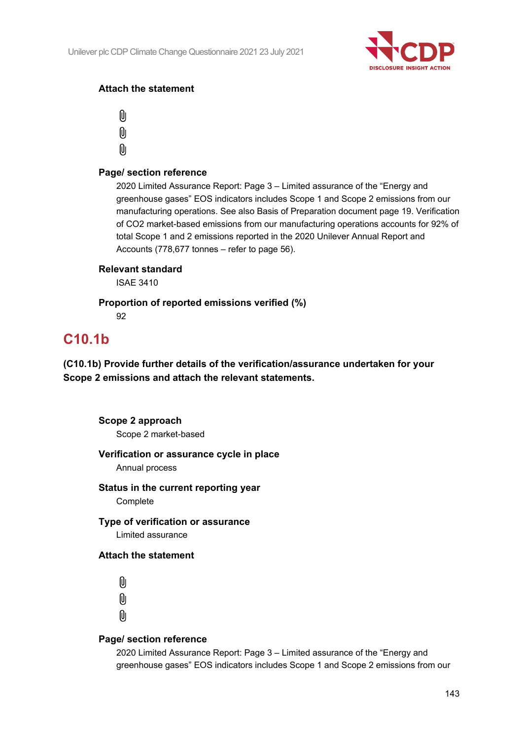**Attach the statement**

**Page/ section reference**

2020 Limited Assurance Report: Page 3 – Limited assurance of the "Energy and greenhouse gases" EOS indicators includes Scope 1 and Scope 2 emissions from our manufacturing operations. See also Basis of Preparation document page 19. Verification of CO2 market-based emissions from our manufacturing operations accounts for 92% of total Scope 1 and 2 emissions reported in the 2020 Unilever Annual Report and Accounts (778,677 tonnes – refer to page 56).

**Relevant standard**

ISAE 3410

**Proportion of reported emissions verified (%)**

92

## C10.1b

**(C10.1b) Provide further details of the verification/assurance undertaken for your Scope 2 emissions and attach the relevant statements.**

**Scope 2 approach**

Scope 2 market-based

**Verification or assurance cycle in place**

Annual process

**Status in the current reporting year**

Complete

**Type of verification or assurance**

Limited assurance

**Attach the statement**

**Page/ section reference**

2020 Limited Assurance Report: Page 3 – Limited assurance of the "Energy and greenhouse gases" EOS indicators includes Scope 1 and Scope 2 emissions from our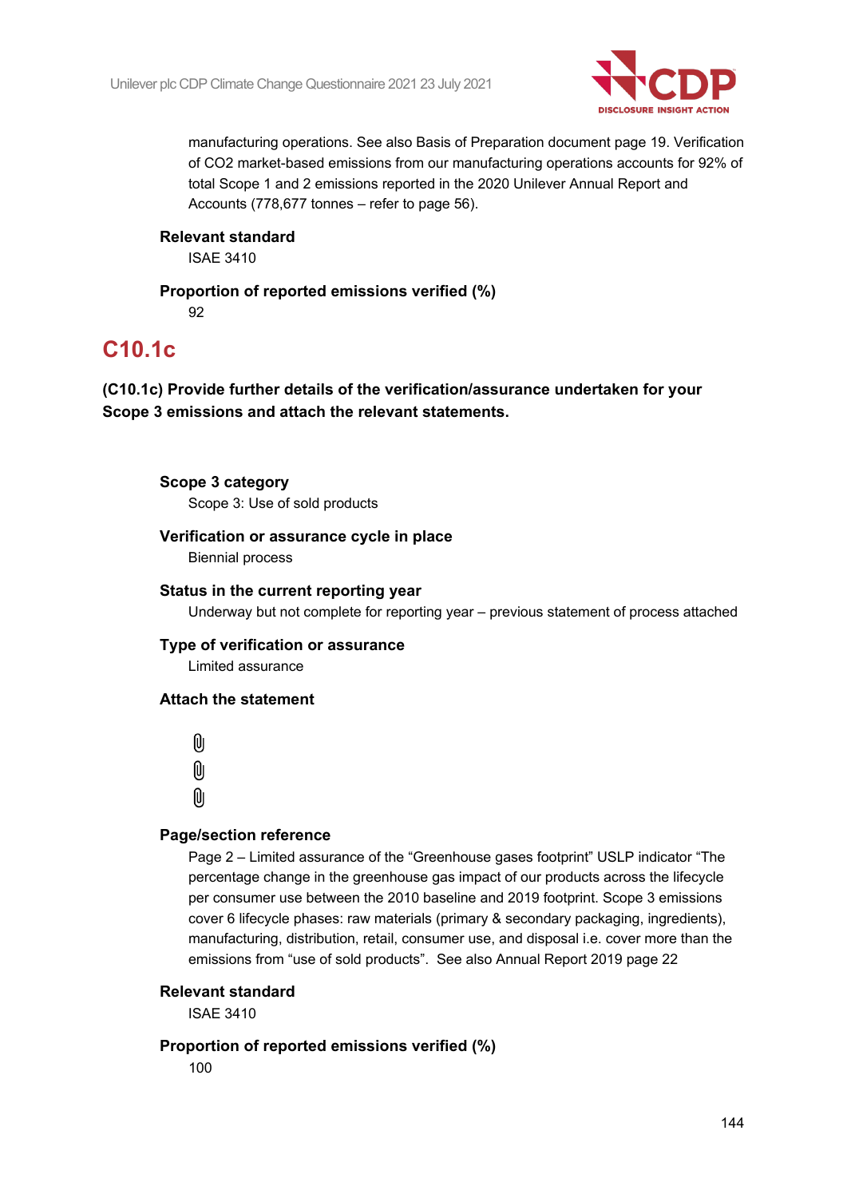manufacturing operations. See also Basis of Preparation document page 19. Verification of CO2 market-based emissions from our manufacturing operations accounts for 92% of total Scope 1 and 2 emissions reported in the 2020 Unilever Annual Report and Accounts (778,677 tonnes – refer to page 56).

**Relevant standard**

ISAE 3410

**Proportion of reported emissions verified (%)**

92

## C10.1c

**(C10.1c) Provide further details of the verification/assurance undertaken for your Scope 3 emissions and attach the relevant statements.**

**Scope 3 category**

Scope 3: Use of sold products

**Verification or assurance cycle in place**

Biennial process

**Status in the current reporting year**

Underway but not complete for reporting year – previous statement of process attached

**Type of verification or assurance**

Limited assurance

**Attach the statement**

**Page/section reference**

Page 2 – Limited assurance of the "Greenhouse gases footprint" USLP indicator "The percentage change in the greenhouse gas impact of our products across the lifecycle per consumer use between the 2010 baseline and 2019 footprint. Scope 3 emissions cover 6 lifecycle phases: raw materials (primary & secondary packaging, ingredients), manufacturing, distribution, retail, consumer use, and disposal i.e. cover more than the emissions from "use of sold products". See also Annual Report 2019 page 22

**Relevant standard**

ISAE 3410

**Proportion of reported emissions verified (%)**

100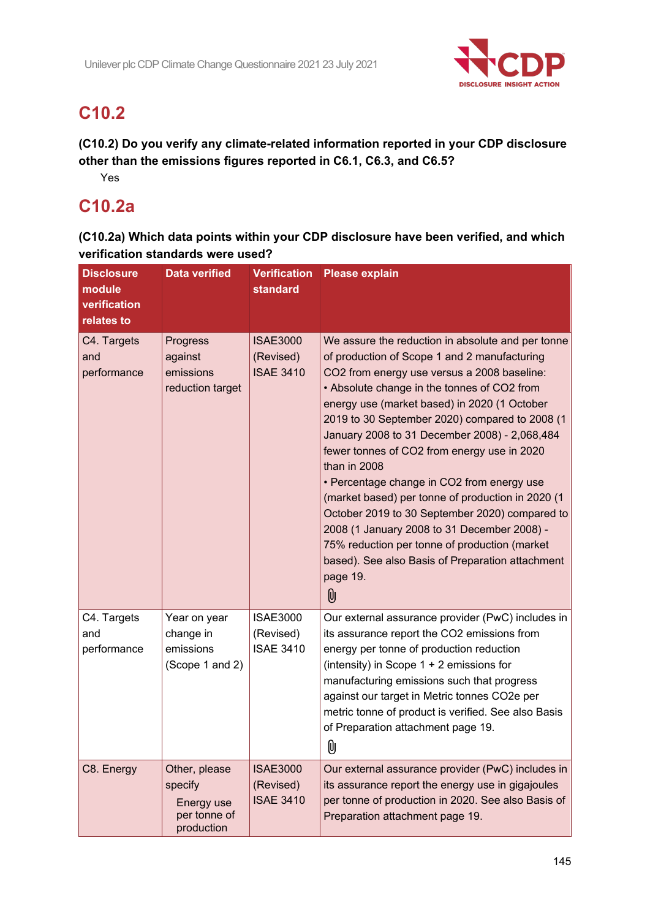## C10.2

**(C10.2) Do you verify any climate-related information reported in your CDP disclosure other than the emissions figures reported in C6.1, C6.3, and C6.5?**

Yes

## C10.2a

**(C10.2a) Which data points within your CDP disclosure have been verified, and which verification standards were used?**

| Disclosure module verification relates to | Data verified | Verification standard | Please explain |
|---|---|---|---|
| C4. Targets and performance | Progress against emissions reduction target | ISAE3000 (Revised) ISAE 3410 | We assure the reduction in absolute and per tonne of production of Scope 1 and 2 manufacturing $CO_2$ from energy use versus a 2008 baseline: • Absolute change in the tonnes of $CO_2$ from energy use (market based) in 2020 (1 October 2019 to 30 September 2020) compared to 2008 (1 January 2008 to 31 December 2008) - 2,068,484 fewer tonnes of $CO_2$ from energy use in 2020 than in 2008 • Percentage change in $CO_2$ from energy use (market based) per tonne of production in 2020 (1 October 2019 to 30 September 2020) compared to 2008 (1 January 2008 to 31 December 2008) - 75% reduction per tonne of production (market based). See also Basis of Preparation attachment page 19. |
| C4. Targets and performance | Year on year change in emissions (Scope 1 and 2) | ISAE3000 (Revised) ISAE 3410 | Our external assurance provider (PwC) includes in its assurance report the $CO_2$ emissions from energy per tonne of production reduction (intensity) in Scope 1 + 2 emissions for manufacturing emissions such that progress against our target in Metric tonnes $CO_2e$ per metric tonne of product is verified. See also Basis of Preparation attachment page 19. |
| C8. Energy | Other, please specify Energy use per tonne of production | ISAE3000 (Revised) ISAE 3410 | Our external assurance provider (PwC) includes in its assurance report the energy use in gigajoules per tonne of production in 2020. See also Basis of Preparation attachment page 19. |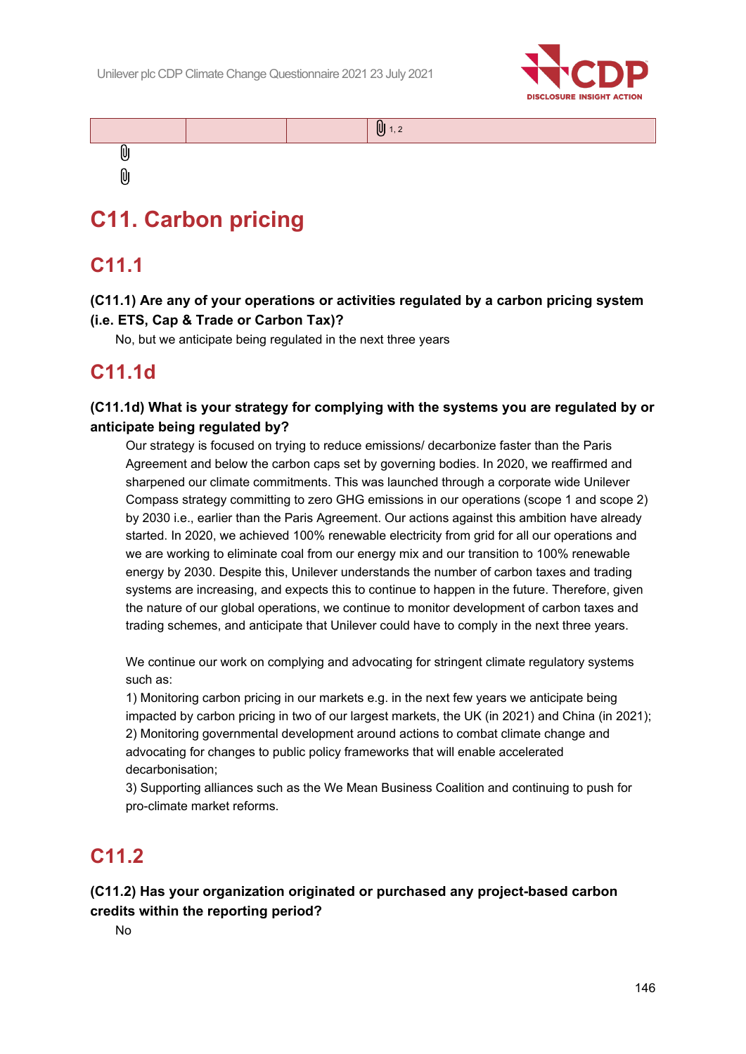| | | | 1, 2 |
|---|---|---|---|

# C11. Carbon pricing

## C11.1

### (C11.1) Are any of your operations or activities regulated by a carbon pricing system (i.e. ETS, Cap & Trade or Carbon Tax)?

No, but we anticipate being regulated in the next three years

## C11.1d

### (C11.1d) What is your strategy for complying with the systems you are regulated by or anticipate being regulated by?

Our strategy is focused on trying to reduce emissions/ decarbonize faster than the Paris Agreement and below the carbon caps set by governing bodies. In 2020, we reaffirmed and sharpened our climate commitments. This was launched through a corporate wide Unilever Compass strategy committing to zero GHG emissions in our operations (scope 1 and scope 2) by 2030 i.e., earlier than the Paris Agreement. Our actions against this ambition have already started. In 2020, we achieved 100% renewable electricity from grid for all our operations and we are working to eliminate coal from our energy mix and our transition to 100% renewable energy by 2030. Despite this, Unilever understands the number of carbon taxes and trading systems are increasing, and expects this to continue to happen in the future. Therefore, given the nature of our global operations, we continue to monitor development of carbon taxes and trading schemes, and anticipate that Unilever could have to comply in the next three years.

We continue our work on complying and advocating for stringent climate regulatory systems such as:

1) Monitoring carbon pricing in our markets e.g. in the next few years we anticipate being impacted by carbon pricing in two of our largest markets, the UK (in 2021) and China (in 2021);
2) Monitoring governmental development around actions to combat climate change and advocating for changes to public policy frameworks that will enable accelerated decarbonisation;
3) Supporting alliances such as the We Mean Business Coalition and continuing to push for pro-climate market reforms.

## C11.2

### (C11.2) Has your organization originated or purchased any project-based carbon credits within the reporting period?

No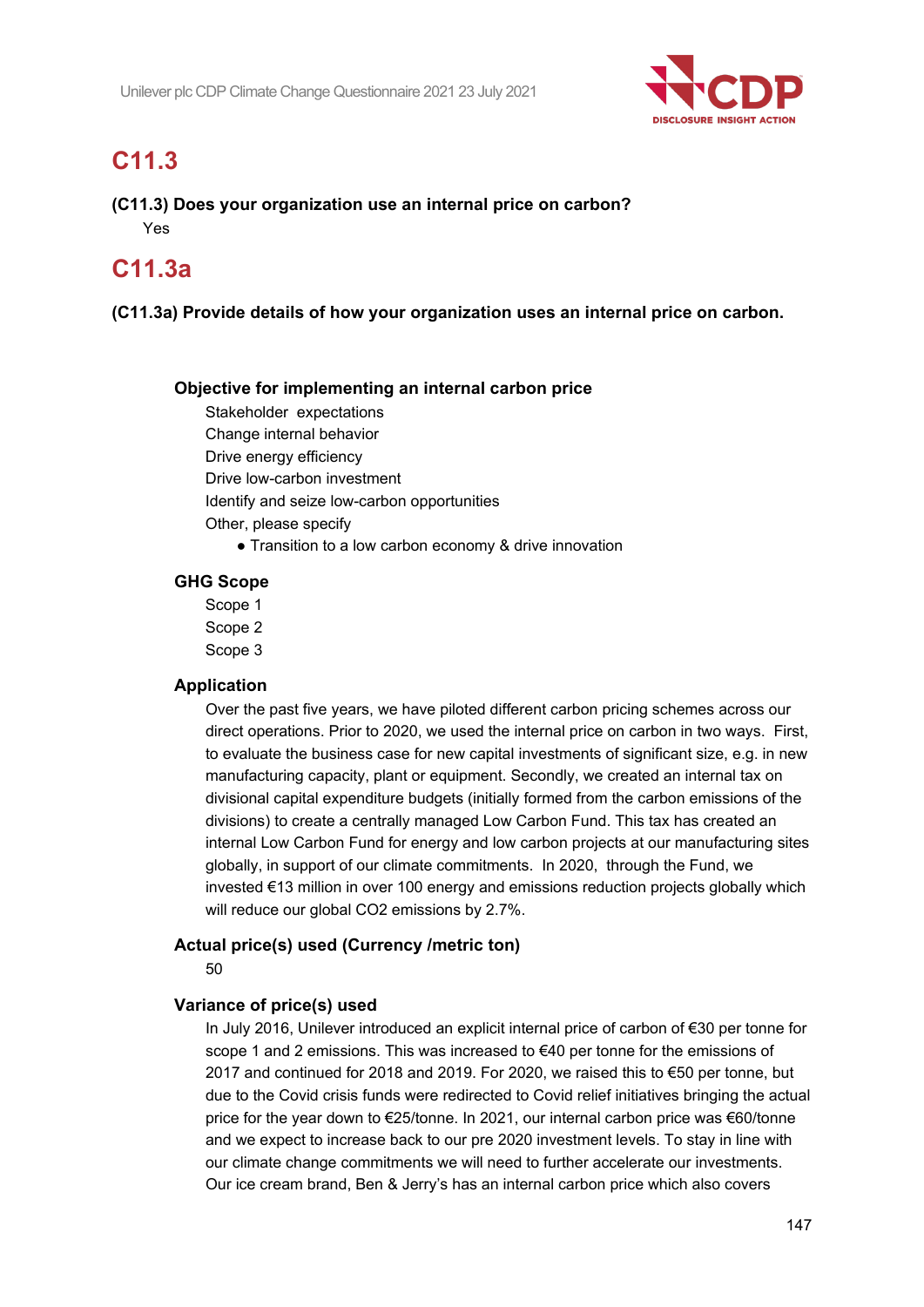## C11.3

**(C11.3) Does your organization use an internal price on carbon?**

Yes

## C11.3a

**(C11.3a) Provide details of how your organization uses an internal price on carbon.**

**Objective for implementing an internal carbon price**

Stakeholder expectations
Change internal behavior
Drive energy efficiency
Drive low-carbon investment
Identify and seize low-carbon opportunities
Other, please specify

- Transition to a low carbon economy & drive innovation

**GHG Scope**

Scope 1
Scope 2
Scope 3

**Application**

Over the past five years, we have piloted different carbon pricing schemes across our direct operations. Prior to 2020, we used the internal price on carbon in two ways. First, to evaluate the business case for new capital investments of significant size, e.g. in new manufacturing capacity, plant or equipment. Secondly, we created an internal tax on divisional capital expenditure budgets (initially formed from the carbon emissions of the divisions) to create a centrally managed Low Carbon Fund. This tax has created an internal Low Carbon Fund for energy and low carbon projects at our manufacturing sites globally, in support of our climate commitments. In 2020, through the Fund, we invested €13 million in over 100 energy and emissions reduction projects globally which will reduce our global $CO_2$ emissions by 2.7%.

**Actual price(s) used (Currency /metric ton)**

50

**Variance of price(s) used**

In July 2016, Unilever introduced an explicit internal price of carbon of €30 per tonne for scope 1 and 2 emissions. This was increased to €40 per tonne for the emissions of 2017 and continued for 2018 and 2019. For 2020, we raised this to €50 per tonne, but due to the Covid crisis funds were redirected to Covid relief initiatives bringing the actual price for the year down to €25/tonne. In 2021, our internal carbon price was €60/tonne and we expect to increase back to our pre 2020 investment levels. To stay in line with our climate change commitments we will need to further accelerate our investments. Our ice cream brand, Ben & Jerry's has an internal carbon price which also covers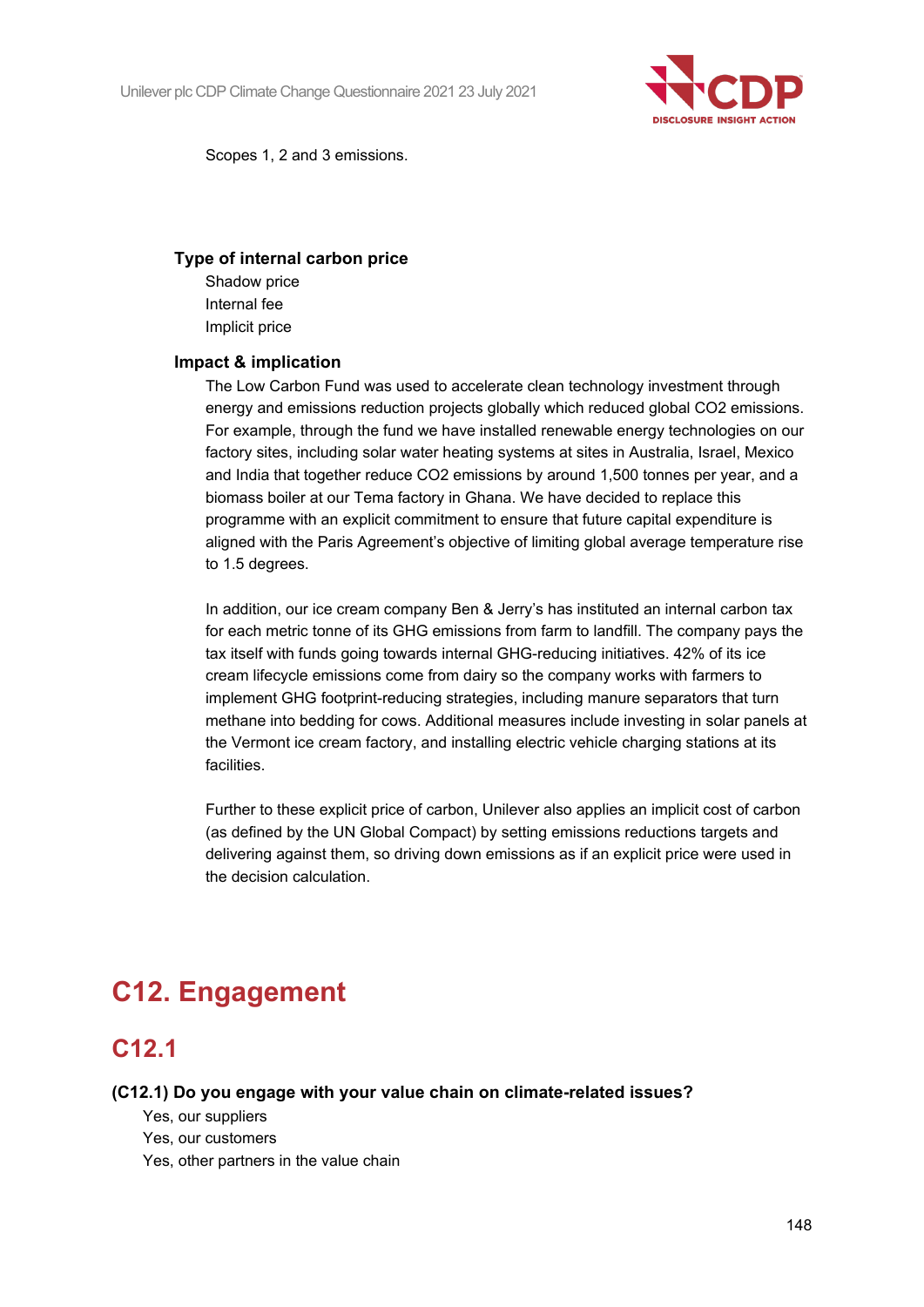Scopes 1, 2 and 3 emissions.

**Type of internal carbon price**

Shadow price
Internal fee
Implicit price

**Impact & implication**

The Low Carbon Fund was used to accelerate clean technology investment through energy and emissions reduction projects globally which reduced global CO2 emissions. For example, through the fund we have installed renewable energy technologies on our factory sites, including solar water heating systems at sites in Australia, Israel, Mexico and India that together reduce CO2 emissions by around 1,500 tonnes per year, and a biomass boiler at our Tema factory in Ghana. We have decided to replace this programme with an explicit commitment to ensure that future capital expenditure is aligned with the Paris Agreement's objective of limiting global average temperature rise to 1.5 degrees.

In addition, our ice cream company Ben & Jerry's has instituted an internal carbon tax for each metric tonne of its GHG emissions from farm to landfill. The company pays the tax itself with funds going towards internal GHG-reducing initiatives. 42% of its ice cream lifecycle emissions come from dairy so the company works with farmers to implement GHG footprint-reducing strategies, including manure separators that turn methane into bedding for cows. Additional measures include investing in solar panels at the Vermont ice cream factory, and installing electric vehicle charging stations at its facilities.

Further to these explicit price of carbon, Unilever also applies an implicit cost of carbon (as defined by the UN Global Compact) by setting emissions reductions targets and delivering against them, so driving down emissions as if an explicit price were used in the decision calculation.

# C12. Engagement

## C12.1

**(C12.1) Do you engage with your value chain on climate-related issues?**

Yes, our suppliers
Yes, our customers
Yes, other partners in the value chain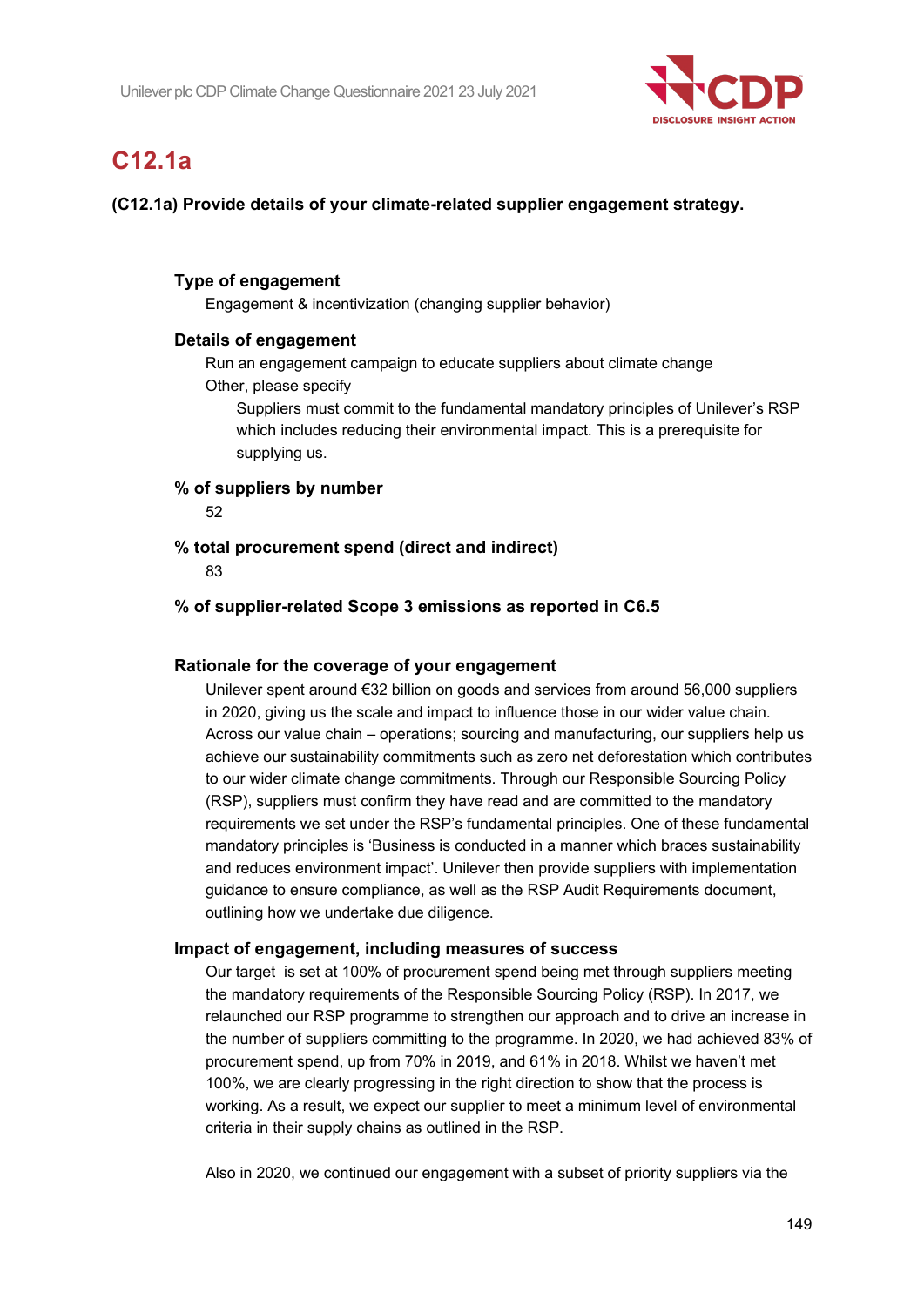## C12.1a

**(C12.1a) Provide details of your climate-related supplier engagement strategy.**

**Type of engagement**

Engagement & incentivization (changing supplier behavior)

**Details of engagement**

Run an engagement campaign to educate suppliers about climate change

Other, please specify

Suppliers must commit to the fundamental mandatory principles of Unilever's RSP which includes reducing their environmental impact. This is a prerequisite for supplying us.

**% of suppliers by number**

52

**% total procurement spend (direct and indirect)**

83

**% of supplier-related Scope 3 emissions as reported in C6.5**

**Rationale for the coverage of your engagement**

Unilever spent around €32 billion on goods and services from around 56,000 suppliers in 2020, giving us the scale and impact to influence those in our wider value chain. Across our value chain – operations; sourcing and manufacturing, our suppliers help us achieve our sustainability commitments such as zero net deforestation which contributes to our wider climate change commitments. Through our Responsible Sourcing Policy (RSP), suppliers must confirm they have read and are committed to the mandatory requirements we set under the RSP's fundamental principles. One of these fundamental mandatory principles is 'Business is conducted in a manner which braces sustainability and reduces environment impact'. Unilever then provide suppliers with implementation guidance to ensure compliance, as well as the RSP Audit Requirements document, outlining how we undertake due diligence.

**Impact of engagement, including measures of success**

Our target is set at 100% of procurement spend being met through suppliers meeting the mandatory requirements of the Responsible Sourcing Policy (RSP). In 2017, we relaunched our RSP programme to strengthen our approach and to drive an increase in the number of suppliers committing to the programme. In 2020, we had achieved 83% of procurement spend, up from 70% in 2019, and 61% in 2018. Whilst we haven't met 100%, we are clearly progressing in the right direction to show that the process is working. As a result, we expect our supplier to meet a minimum level of environmental criteria in their supply chains as outlined in the RSP.

Also in 2020, we continued our engagement with a subset of priority suppliers via the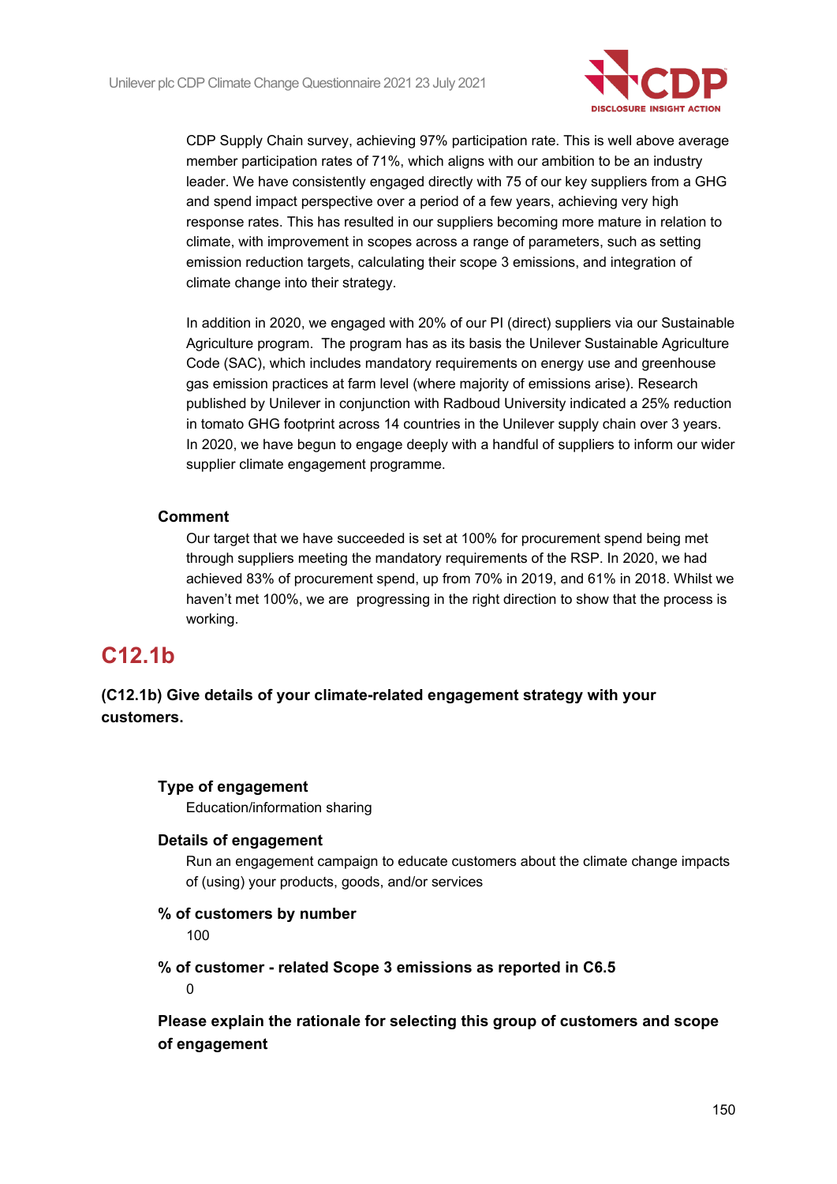CDP Supply Chain survey, achieving 97% participation rate. This is well above average member participation rates of 71%, which aligns with our ambition to be an industry leader. We have consistently engaged directly with 75 of our key suppliers from a GHG and spend impact perspective over a period of a few years, achieving very high response rates. This has resulted in our suppliers becoming more mature in relation to climate, with improvement in scopes across a range of parameters, such as setting emission reduction targets, calculating their scope 3 emissions, and integration of climate change into their strategy.

In addition in 2020, we engaged with 20% of our PI (direct) suppliers via our Sustainable Agriculture program. The program has as its basis the Unilever Sustainable Agriculture Code (SAC), which includes mandatory requirements on energy use and greenhouse gas emission practices at farm level (where majority of emissions arise). Research published by Unilever in conjunction with Radboud University indicated a 25% reduction in tomato GHG footprint across 14 countries in the Unilever supply chain over 3 years. In 2020, we have begun to engage deeply with a handful of suppliers to inform our wider supplier climate engagement programme.

**Comment**

Our target that we have succeeded is set at 100% for procurement spend being met through suppliers meeting the mandatory requirements of the RSP. In 2020, we had achieved 83% of procurement spend, up from 70% in 2019, and 61% in 2018. Whilst we haven't met 100%, we are progressing in the right direction to show that the process is working.

## C12.1b

### (C12.1b) Give details of your climate-related engagement strategy with your customers.

**Type of engagement**

Education/information sharing

**Details of engagement**

Run an engagement campaign to educate customers about the climate change impacts of (using) your products, goods, and/or services

**% of customers by number**

100

**% of customer - related Scope 3 emissions as reported in C6.5**

0

**Please explain the rationale for selecting this group of customers and scope of engagement**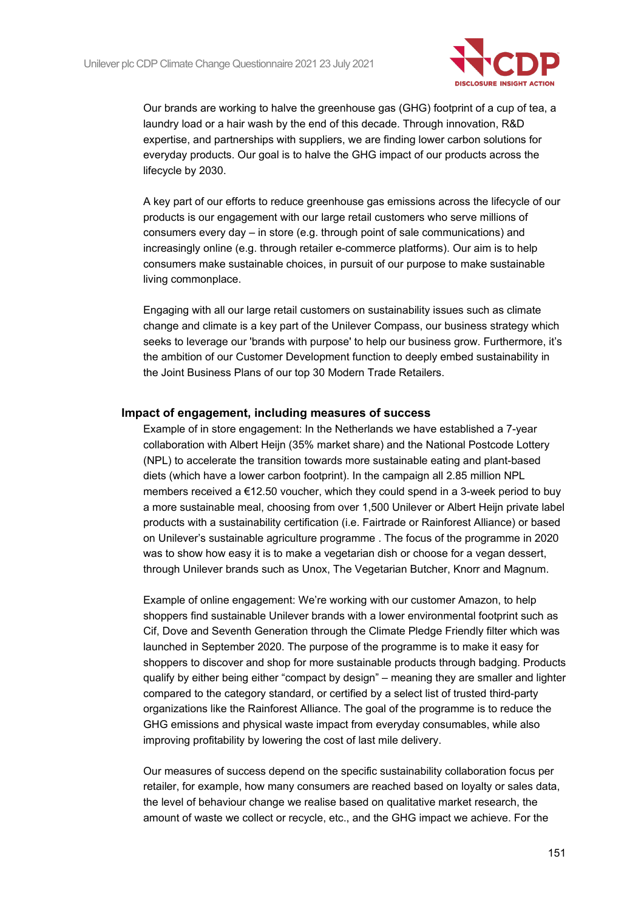Our brands are working to halve the greenhouse gas (GHG) footprint of a cup of tea, a laundry load or a hair wash by the end of this decade. Through innovation, R&D expertise, and partnerships with suppliers, we are finding lower carbon solutions for everyday products. Our goal is to halve the GHG impact of our products across the lifecycle by 2030.

A key part of our efforts to reduce greenhouse gas emissions across the lifecycle of our products is our engagement with our large retail customers who serve millions of consumers every day – in store (e.g. through point of sale communications) and increasingly online (e.g. through retailer e-commerce platforms). Our aim is to help consumers make sustainable choices, in pursuit of our purpose to make sustainable living commonplace.

Engaging with all our large retail customers on sustainability issues such as climate change and climate is a key part of the Unilever Compass, our business strategy which seeks to leverage our 'brands with purpose' to help our business grow. Furthermore, it's the ambition of our Customer Development function to deeply embed sustainability in the Joint Business Plans of our top 30 Modern Trade Retailers.

**Impact of engagement, including measures of success**

Example of in store engagement: In the Netherlands we have established a 7-year collaboration with Albert Heijn (35% market share) and the National Postcode Lottery (NPL) to accelerate the transition towards more sustainable eating and plant-based diets (which have a lower carbon footprint). In the campaign all 2.85 million NPL members received a €12.50 voucher, which they could spend in a 3-week period to buy a more sustainable meal, choosing from over 1,500 Unilever or Albert Heijn private label products with a sustainability certification (i.e. Fairtrade or Rainforest Alliance) or based on Unilever's sustainable agriculture programme . The focus of the programme in 2020 was to show how easy it is to make a vegetarian dish or choose for a vegan dessert, through Unilever brands such as Unox, The Vegetarian Butcher, Knorr and Magnum.

Example of online engagement: We're working with our customer Amazon, to help shoppers find sustainable Unilever brands with a lower environmental footprint such as Cif, Dove and Seventh Generation through the Climate Pledge Friendly filter which was launched in September 2020. The purpose of the programme is to make it easy for shoppers to discover and shop for more sustainable products through badging. Products qualify by either being either "compact by design" – meaning they are smaller and lighter compared to the category standard, or certified by a select list of trusted third-party organizations like the Rainforest Alliance. The goal of the programme is to reduce the GHG emissions and physical waste impact from everyday consumables, while also improving profitability by lowering the cost of last mile delivery.

Our measures of success depend on the specific sustainability collaboration focus per retailer, for example, how many consumers are reached based on loyalty or sales data, the level of behaviour change we realise based on qualitative market research, the amount of waste we collect or recycle, etc., and the GHG impact we achieve. For the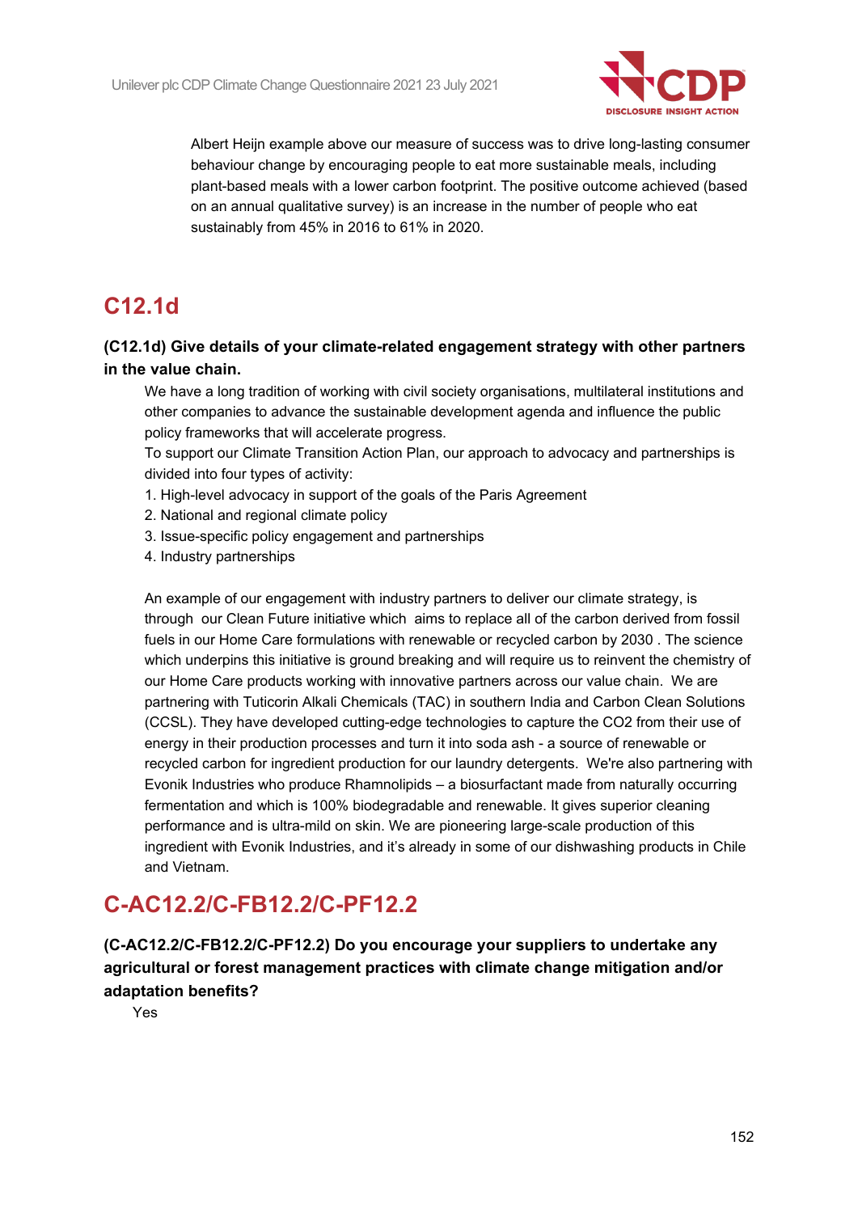Albert Heijn example above our measure of success was to drive long-lasting consumer behaviour change by encouraging people to eat more sustainable meals, including plant-based meals with a lower carbon footprint. The positive outcome achieved (based on an annual qualitative survey) is an increase in the number of people who eat sustainably from 45% in 2016 to 61% in 2020.

## C12.1d

**(C12.1d) Give details of your climate-related engagement strategy with other partners in the value chain.**

We have a long tradition of working with civil society organisations, multilateral institutions and other companies to advance the sustainable development agenda and influence the public policy frameworks that will accelerate progress.

To support our Climate Transition Action Plan, our approach to advocacy and partnerships is divided into four types of activity:

1. High-level advocacy in support of the goals of the Paris Agreement
2. National and regional climate policy
3. Issue-specific policy engagement and partnerships
4. Industry partnerships

An example of our engagement with industry partners to deliver our climate strategy, is through our Clean Future initiative which aims to replace all of the carbon derived from fossil fuels in our Home Care formulations with renewable or recycled carbon by 2030 . The science which underpins this initiative is ground breaking and will require us to reinvent the chemistry of our Home Care products working with innovative partners across our value chain. We are partnering with Tuticorin Alkali Chemicals (TAC) in southern India and Carbon Clean Solutions (CCSL). They have developed cutting-edge technologies to capture the $CO_2$ from their use of energy in their production processes and turn it into soda ash - a source of renewable or recycled carbon for ingredient production for our laundry detergents. We're also partnering with Evonik Industries who produce Rhamnolipids – a biosurfactant made from naturally occurring fermentation and which is 100% biodegradable and renewable. It gives superior cleaning performance and is ultra-mild on skin. We are pioneering large-scale production of this ingredient with Evonik Industries, and it's already in some of our dishwashing products in Chile and Vietnam.

## C-AC12.2/C-FB12.2/C-PF12.2

**(C-AC12.2/C-FB12.2/C-PF12.2) Do you encourage your suppliers to undertake any agricultural or forest management practices with climate change mitigation and/or adaptation benefits?**

Yes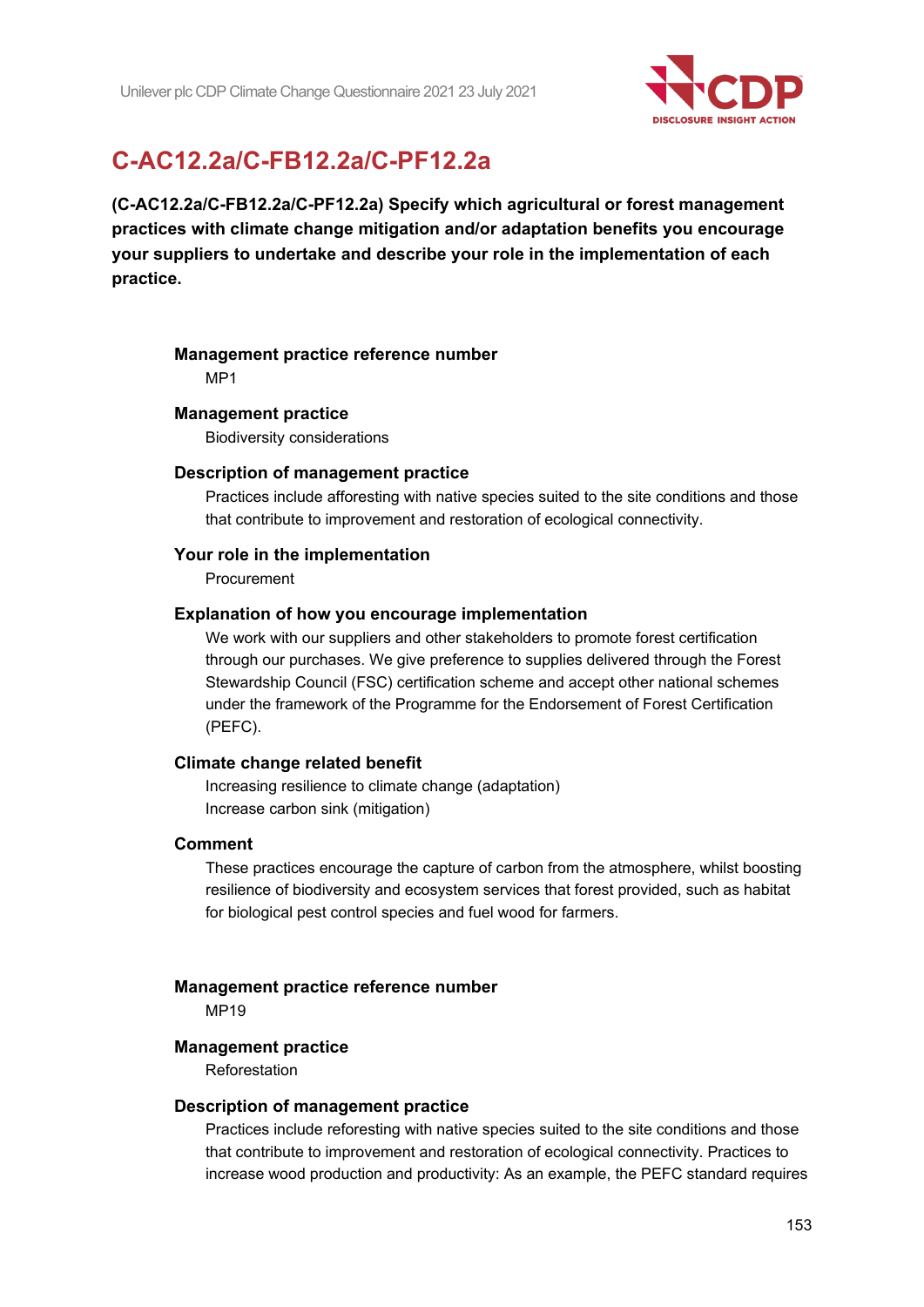# C-AC12.2a/C-FB12.2a/C-PF12.2a

**(C-AC12.2a/C-FB12.2a/C-PF12.2a) Specify which agricultural or forest management practices with climate change mitigation and/or adaptation benefits you encourage your suppliers to undertake and describe your role in the implementation of each practice.**

**Management practice reference number**

MP1

**Management practice**

Biodiversity considerations

**Description of management practice**

Practices include afforesting with native species suited to the site conditions and those that contribute to improvement and restoration of ecological connectivity.

**Your role in the implementation**

Procurement

**Explanation of how you encourage implementation**

We work with our suppliers and other stakeholders to promote forest certification through our purchases. We give preference to supplies delivered through the Forest Stewardship Council (FSC) certification scheme and accept other national schemes under the framework of the Programme for the Endorsement of Forest Certification (PEFC).

**Climate change related benefit**

Increasing resilience to climate change (adaptation)
Increase carbon sink (mitigation)

**Comment**

These practices encourage the capture of carbon from the atmosphere, whilst boosting resilience of biodiversity and ecosystem services that forest provided, such as habitat for biological pest control species and fuel wood for farmers.

**Management practice reference number**

MP19

**Management practice**

Reforestation

**Description of management practice**

Practices include reforesting with native species suited to the site conditions and those that contribute to improvement and restoration of ecological connectivity. Practices to increase wood production and productivity: As an example, the PEFC standard requires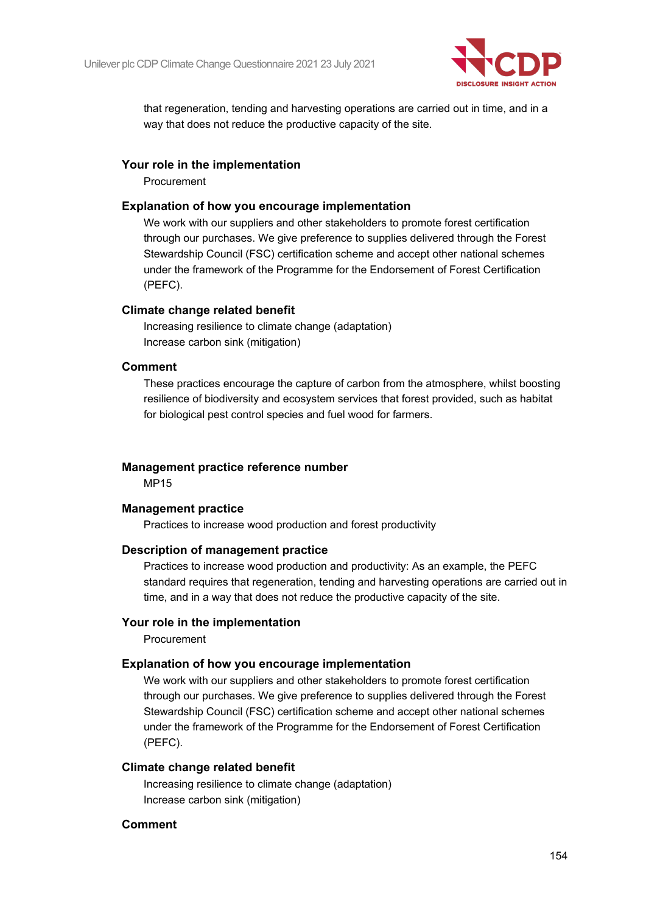that regeneration, tending and harvesting operations are carried out in time, and in a way that does not reduce the productive capacity of the site.

**Your role in the implementation**

Procurement

**Explanation of how you encourage implementation**

We work with our suppliers and other stakeholders to promote forest certification through our purchases. We give preference to supplies delivered through the Forest Stewardship Council (FSC) certification scheme and accept other national schemes under the framework of the Programme for the Endorsement of Forest Certification (PEFC).

**Climate change related benefit**

Increasing resilience to climate change (adaptation)
Increase carbon sink (mitigation)

**Comment**

These practices encourage the capture of carbon from the atmosphere, whilst boosting resilience of biodiversity and ecosystem services that forest provided, such as habitat for biological pest control species and fuel wood for farmers.

**Management practice reference number**

MP15

**Management practice**

Practices to increase wood production and forest productivity

**Description of management practice**

Practices to increase wood production and productivity: As an example, the PEFC standard requires that regeneration, tending and harvesting operations are carried out in time, and in a way that does not reduce the productive capacity of the site.

**Your role in the implementation**

Procurement

**Explanation of how you encourage implementation**

We work with our suppliers and other stakeholders to promote forest certification through our purchases. We give preference to supplies delivered through the Forest Stewardship Council (FSC) certification scheme and accept other national schemes under the framework of the Programme for the Endorsement of Forest Certification (PEFC).

**Climate change related benefit**

Increasing resilience to climate change (adaptation)
Increase carbon sink (mitigation)

**Comment**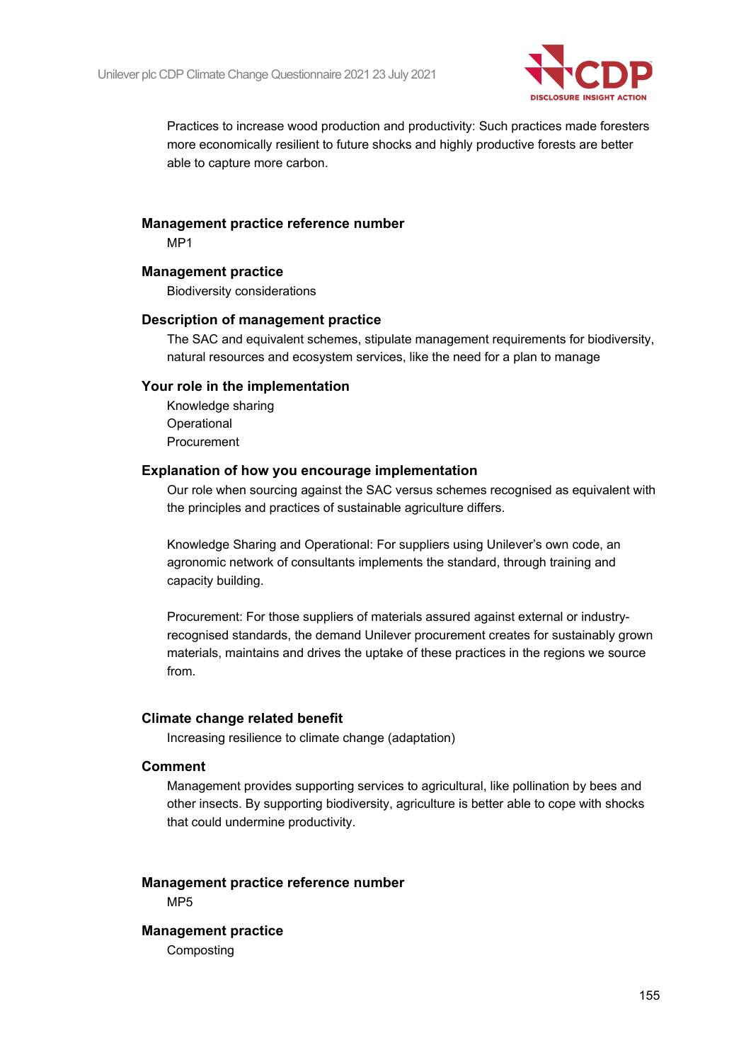Practices to increase wood production and productivity: Such practices made foresters more economically resilient to future shocks and highly productive forests are better able to capture more carbon.

**Management practice reference number**

MP1

**Management practice**

Biodiversity considerations

**Description of management practice**

The SAC and equivalent schemes, stipulate management requirements for biodiversity, natural resources and ecosystem services, like the need for a plan to manage

**Your role in the implementation**

Knowledge sharing
Operational
Procurement

**Explanation of how you encourage implementation**

Our role when sourcing against the SAC versus schemes recognised as equivalent with the principles and practices of sustainable agriculture differs.

Knowledge Sharing and Operational: For suppliers using Unilever's own code, an agronomic network of consultants implements the standard, through training and capacity building.

Procurement: For those suppliers of materials assured against external or industry-recognised standards, the demand Unilever procurement creates for sustainably grown materials, maintains and drives the uptake of these practices in the regions we source from.

**Climate change related benefit**

Increasing resilience to climate change (adaptation)

**Comment**

Management provides supporting services to agricultural, like pollination by bees and other insects. By supporting biodiversity, agriculture is better able to cope with shocks that could undermine productivity.

**Management practice reference number**

MP5

**Management practice**

Composting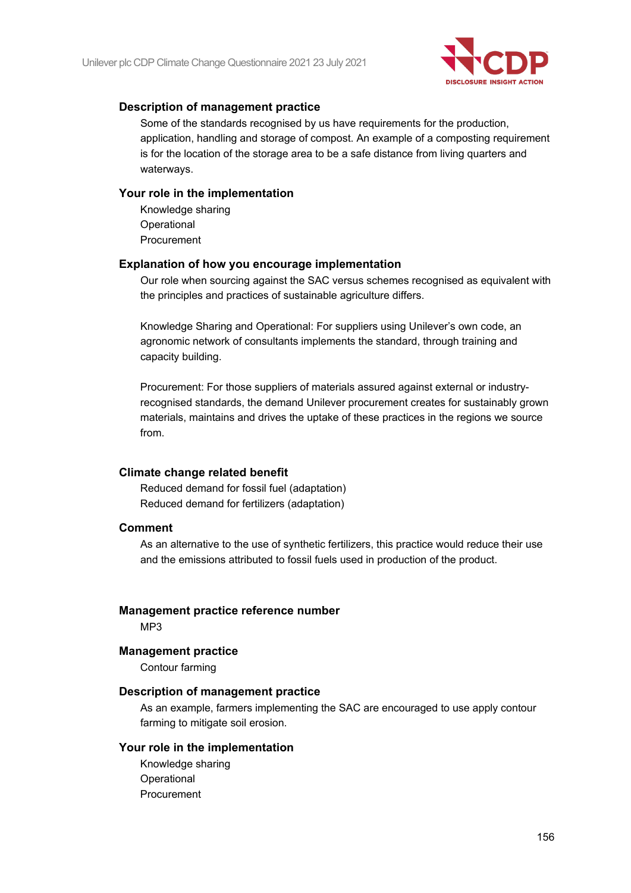### Description of management practice

Some of the standards recognised by us have requirements for the production, application, handling and storage of compost. An example of a composting requirement is for the location of the storage area to be a safe distance from living quarters and waterways.

### Your role in the implementation

Knowledge sharing
Operational
Procurement

### Explanation of how you encourage implementation

Our role when sourcing against the SAC versus schemes recognised as equivalent with the principles and practices of sustainable agriculture differs.

Knowledge Sharing and Operational: For suppliers using Unilever's own code, an agronomic network of consultants implements the standard, through training and capacity building.

Procurement: For those suppliers of materials assured against external or industry-recognised standards, the demand Unilever procurement creates for sustainably grown materials, maintains and drives the uptake of these practices in the regions we source from.

### Climate change related benefit

Reduced demand for fossil fuel (adaptation)
Reduced demand for fertilizers (adaptation)

### Comment

As an alternative to the use of synthetic fertilizers, this practice would reduce their use and the emissions attributed to fossil fuels used in production of the product.

### Management practice reference number

MP3

### Management practice

Contour farming

### Description of management practice

As an example, farmers implementing the SAC are encouraged to use apply contour farming to mitigate soil erosion.

### Your role in the implementation

Knowledge sharing
Operational
Procurement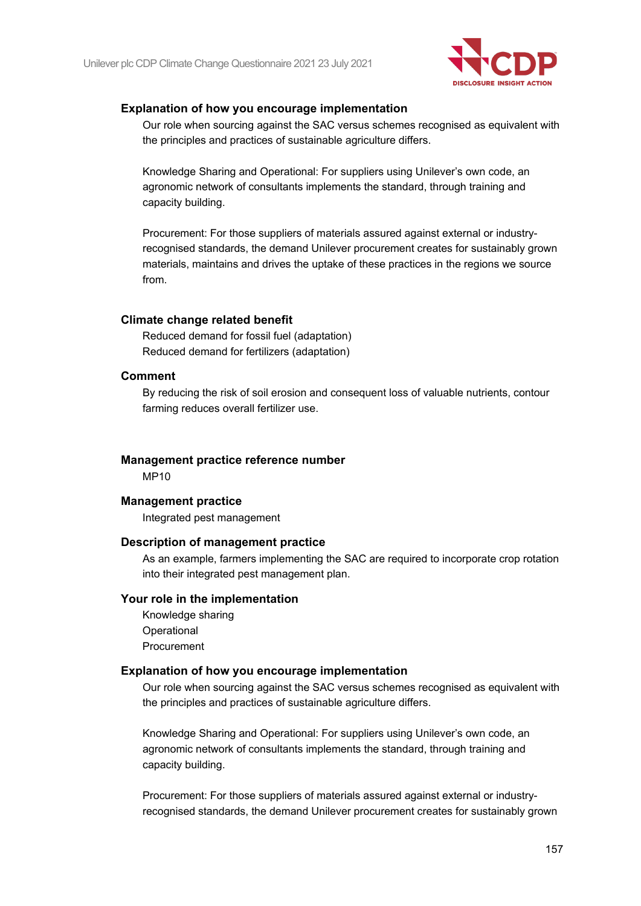#### Explanation of how you encourage implementation

Our role when sourcing against the SAC versus schemes recognised as equivalent with the principles and practices of sustainable agriculture differs.

Knowledge Sharing and Operational: For suppliers using Unilever's own code, an agronomic network of consultants implements the standard, through training and capacity building.

Procurement: For those suppliers of materials assured against external or industry-recognised standards, the demand Unilever procurement creates for sustainably grown materials, maintains and drives the uptake of these practices in the regions we source from.

#### Climate change related benefit

Reduced demand for fossil fuel (adaptation)
Reduced demand for fertilizers (adaptation)

#### Comment

By reducing the risk of soil erosion and consequent loss of valuable nutrients, contour farming reduces overall fertilizer use.

#### Management practice reference number

MP10

#### Management practice

Integrated pest management

#### Description of management practice

As an example, farmers implementing the SAC are required to incorporate crop rotation into their integrated pest management plan.

#### Your role in the implementation

Knowledge sharing
Operational
Procurement

#### Explanation of how you encourage implementation

Our role when sourcing against the SAC versus schemes recognised as equivalent with the principles and practices of sustainable agriculture differs.

Knowledge Sharing and Operational: For suppliers using Unilever's own code, an agronomic network of consultants implements the standard, through training and capacity building.

Procurement: For those suppliers of materials assured against external or industry-recognised standards, the demand Unilever procurement creates for sustainably grown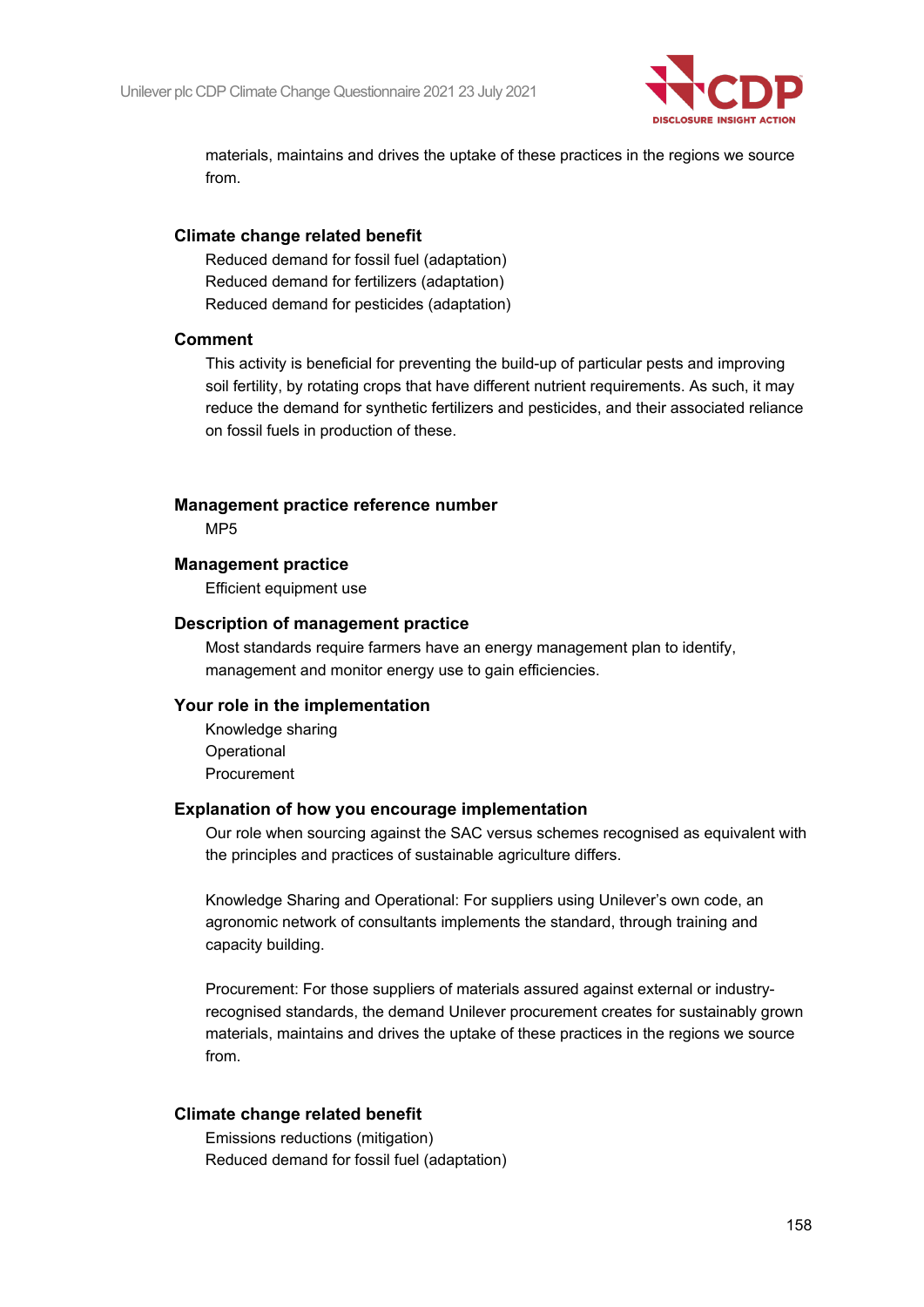materials, maintains and drives the uptake of these practices in the regions we source from.

### Climate change related benefit

Reduced demand for fossil fuel (adaptation)
Reduced demand for fertilizers (adaptation)
Reduced demand for pesticides (adaptation)

### Comment

This activity is beneficial for preventing the build-up of particular pests and improving soil fertility, by rotating crops that have different nutrient requirements. As such, it may reduce the demand for synthetic fertilizers and pesticides, and their associated reliance on fossil fuels in production of these.

### Management practice reference number

MP5

### Management practice

Efficient equipment use

### Description of management practice

Most standards require farmers have an energy management plan to identify, management and monitor energy use to gain efficiencies.

### Your role in the implementation

Knowledge sharing
Operational
Procurement

### Explanation of how you encourage implementation

Our role when sourcing against the SAC versus schemes recognised as equivalent with the principles and practices of sustainable agriculture differs.

Knowledge Sharing and Operational: For suppliers using Unilever's own code, an agronomic network of consultants implements the standard, through training and capacity building.

Procurement: For those suppliers of materials assured against external or industry-recognised standards, the demand Unilever procurement creates for sustainably grown materials, maintains and drives the uptake of these practices in the regions we source from.

### Climate change related benefit

Emissions reductions (mitigation)
Reduced demand for fossil fuel (adaptation)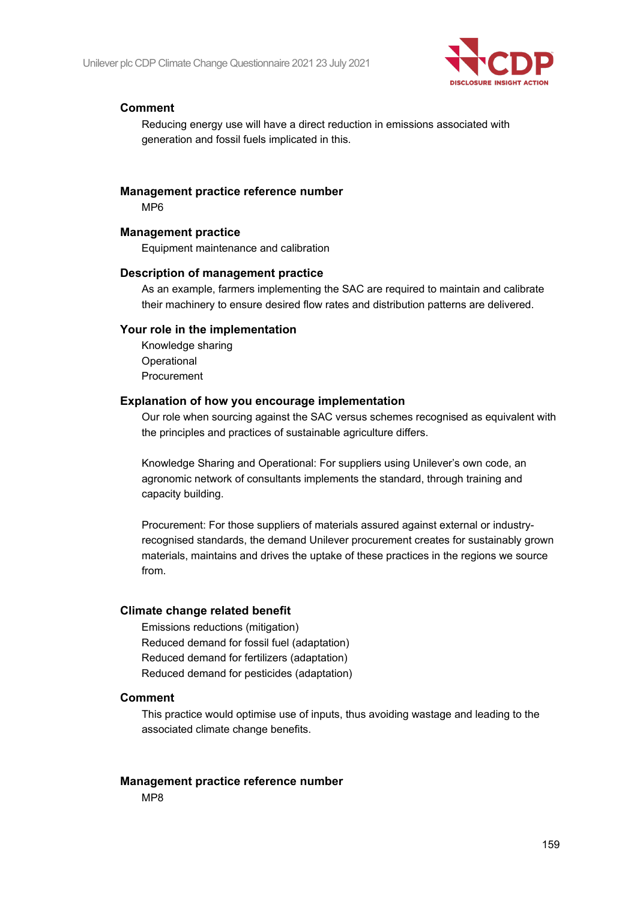#### Comment

Reducing energy use will have a direct reduction in emissions associated with generation and fossil fuels implicated in this.

#### Management practice reference number

MP6

#### Management practice

Equipment maintenance and calibration

#### Description of management practice

As an example, farmers implementing the SAC are required to maintain and calibrate their machinery to ensure desired flow rates and distribution patterns are delivered.

#### Your role in the implementation

Knowledge sharing
Operational
Procurement

#### Explanation of how you encourage implementation

Our role when sourcing against the SAC versus schemes recognised as equivalent with the principles and practices of sustainable agriculture differs.

Knowledge Sharing and Operational: For suppliers using Unilever's own code, an agronomic network of consultants implements the standard, through training and capacity building.

Procurement: For those suppliers of materials assured against external or industry-recognised standards, the demand Unilever procurement creates for sustainably grown materials, maintains and drives the uptake of these practices in the regions we source from.

#### Climate change related benefit

Emissions reductions (mitigation)
Reduced demand for fossil fuel (adaptation)
Reduced demand for fertilizers (adaptation)
Reduced demand for pesticides (adaptation)

#### Comment

This practice would optimise use of inputs, thus avoiding wastage and leading to the associated climate change benefits.

#### Management practice reference number

MP8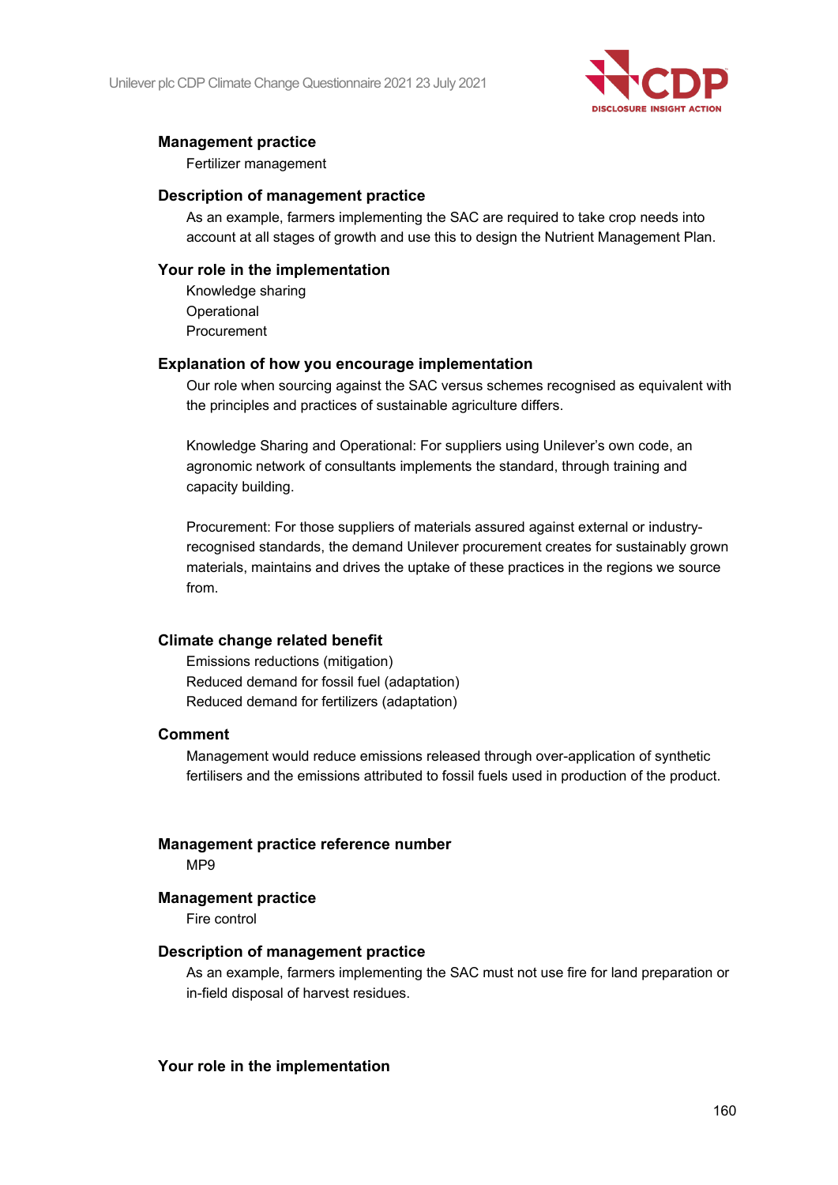**Management practice**

Fertilizer management

**Description of management practice**

As an example, farmers implementing the SAC are required to take crop needs into account at all stages of growth and use this to design the Nutrient Management Plan.

**Your role in the implementation**

Knowledge sharing
Operational
Procurement

**Explanation of how you encourage implementation**

Our role when sourcing against the SAC versus schemes recognised as equivalent with the principles and practices of sustainable agriculture differs.

Knowledge Sharing and Operational: For suppliers using Unilever's own code, an agronomic network of consultants implements the standard, through training and capacity building.

Procurement: For those suppliers of materials assured against external or industry-recognised standards, the demand Unilever procurement creates for sustainably grown materials, maintains and drives the uptake of these practices in the regions we source from.

**Climate change related benefit**

Emissions reductions (mitigation)
Reduced demand for fossil fuel (adaptation)
Reduced demand for fertilizers (adaptation)

**Comment**

Management would reduce emissions released through over-application of synthetic fertilisers and the emissions attributed to fossil fuels used in production of the product.

**Management practice reference number**

MP9

**Management practice**

Fire control

**Description of management practice**

As an example, farmers implementing the SAC must not use fire for land preparation or in-field disposal of harvest residues.

**Your role in the implementation**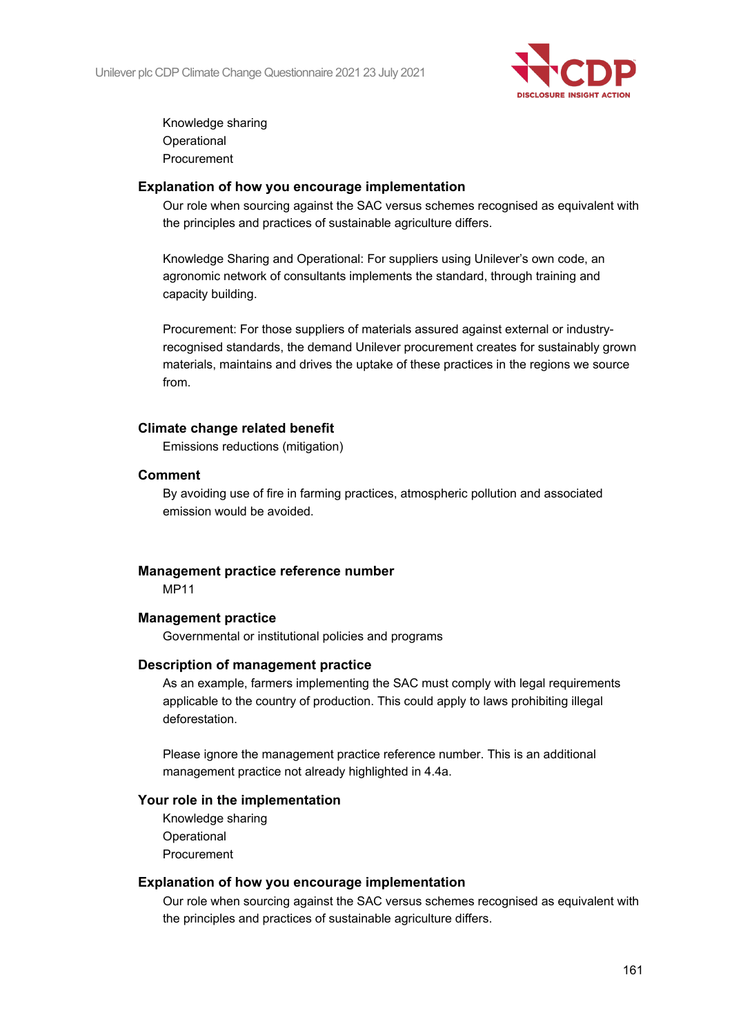Knowledge sharing
Operational
Procurement

#### Explanation of how you encourage implementation

Our role when sourcing against the SAC versus schemes recognised as equivalent with the principles and practices of sustainable agriculture differs.

Knowledge Sharing and Operational: For suppliers using Unilever's own code, an agronomic network of consultants implements the standard, through training and capacity building.

Procurement: For those suppliers of materials assured against external or industry-recognised standards, the demand Unilever procurement creates for sustainably grown materials, maintains and drives the uptake of these practices in the regions we source from.

#### Climate change related benefit

Emissions reductions (mitigation)

#### Comment

By avoiding use of fire in farming practices, atmospheric pollution and associated emission would be avoided.

#### Management practice reference number

MP11

#### Management practice

Governmental or institutional policies and programs

#### Description of management practice

As an example, farmers implementing the SAC must comply with legal requirements applicable to the country of production. This could apply to laws prohibiting illegal deforestation.

Please ignore the management practice reference number. This is an additional management practice not already highlighted in 4.4a.

#### Your role in the implementation

Knowledge sharing
Operational
Procurement

#### Explanation of how you encourage implementation

Our role when sourcing against the SAC versus schemes recognised as equivalent with the principles and practices of sustainable agriculture differs.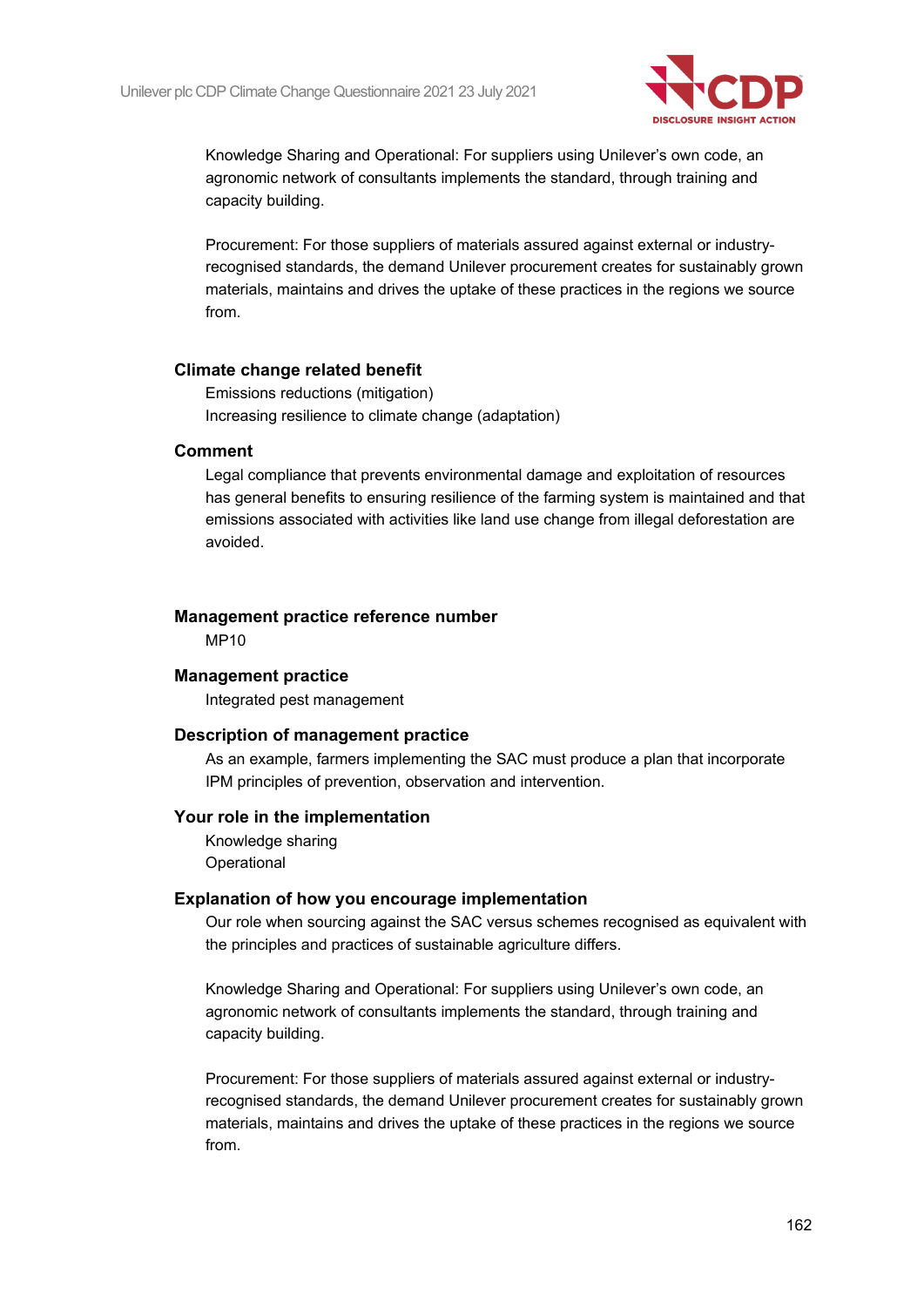Knowledge Sharing and Operational: For suppliers using Unilever's own code, an agronomic network of consultants implements the standard, through training and capacity building.

Procurement: For those suppliers of materials assured against external or industry-recognised standards, the demand Unilever procurement creates for sustainably grown materials, maintains and drives the uptake of these practices in the regions we source from.

**Climate change related benefit**

Emissions reductions (mitigation)
Increasing resilience to climate change (adaptation)

**Comment**

Legal compliance that prevents environmental damage and exploitation of resources has general benefits to ensuring resilience of the farming system is maintained and that emissions associated with activities like land use change from illegal deforestation are avoided.

**Management practice reference number**

MP10

**Management practice**

Integrated pest management

**Description of management practice**

As an example, farmers implementing the SAC must produce a plan that incorporate IPM principles of prevention, observation and intervention.

**Your role in the implementation**

Knowledge sharing
Operational

**Explanation of how you encourage implementation**

Our role when sourcing against the SAC versus schemes recognised as equivalent with the principles and practices of sustainable agriculture differs.

Knowledge Sharing and Operational: For suppliers using Unilever's own code, an agronomic network of consultants implements the standard, through training and capacity building.

Procurement: For those suppliers of materials assured against external or industry-recognised standards, the demand Unilever procurement creates for sustainably grown materials, maintains and drives the uptake of these practices in the regions we source from.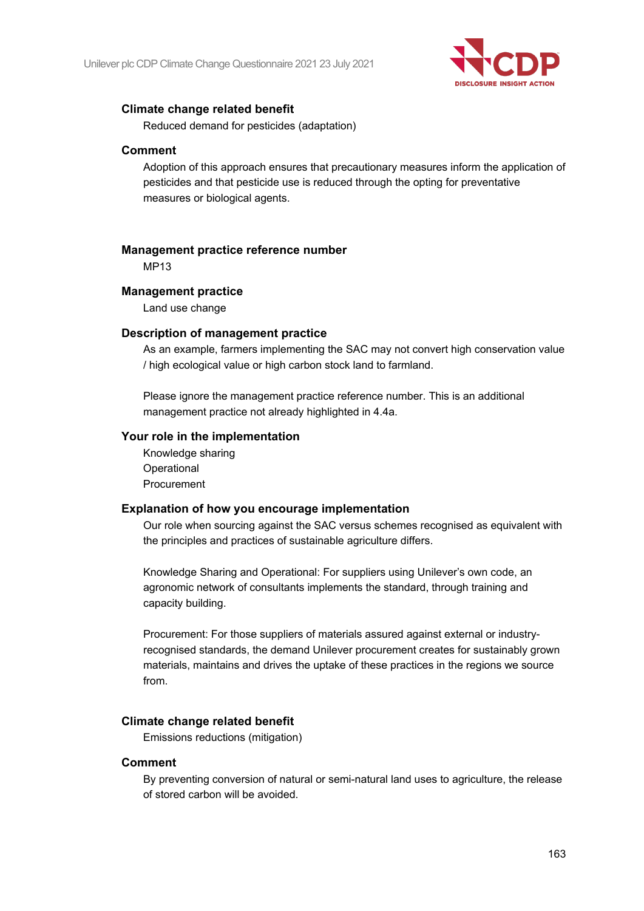#### Climate change related benefit

Reduced demand for pesticides (adaptation)

#### Comment

Adoption of this approach ensures that precautionary measures inform the application of pesticides and that pesticide use is reduced through the opting for preventative measures or biological agents.

#### Management practice reference number

MP13

#### Management practice

Land use change

#### Description of management practice

As an example, farmers implementing the SAC may not convert high conservation value / high ecological value or high carbon stock land to farmland.

Please ignore the management practice reference number. This is an additional management practice not already highlighted in 4.4a.

#### Your role in the implementation

Knowledge sharing
Operational
Procurement

#### Explanation of how you encourage implementation

Our role when sourcing against the SAC versus schemes recognised as equivalent with the principles and practices of sustainable agriculture differs.

Knowledge Sharing and Operational: For suppliers using Unilever's own code, an agronomic network of consultants implements the standard, through training and capacity building.

Procurement: For those suppliers of materials assured against external or industry-recognised standards, the demand Unilever procurement creates for sustainably grown materials, maintains and drives the uptake of these practices in the regions we source from.

#### Climate change related benefit

Emissions reductions (mitigation)

#### Comment

By preventing conversion of natural or semi-natural land uses to agriculture, the release of stored carbon will be avoided.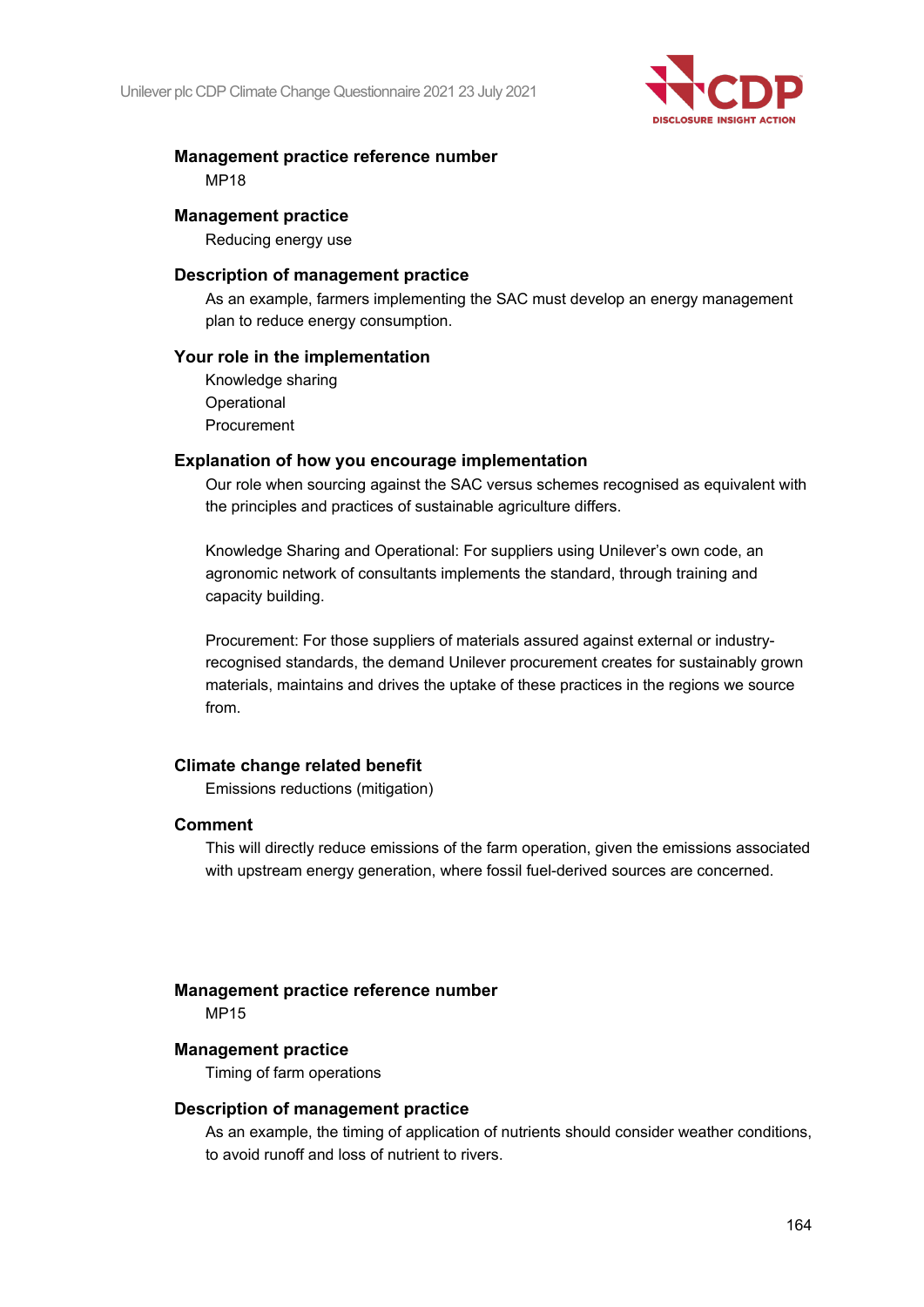**Management practice reference number**

MP18

**Management practice**

Reducing energy use

**Description of management practice**

As an example, farmers implementing the SAC must develop an energy management plan to reduce energy consumption.

**Your role in the implementation**

Knowledge sharing
Operational
Procurement

**Explanation of how you encourage implementation**

Our role when sourcing against the SAC versus schemes recognised as equivalent with the principles and practices of sustainable agriculture differs.

Knowledge Sharing and Operational: For suppliers using Unilever's own code, an agronomic network of consultants implements the standard, through training and capacity building.

Procurement: For those suppliers of materials assured against external or industry-recognised standards, the demand Unilever procurement creates for sustainably grown materials, maintains and drives the uptake of these practices in the regions we source from.

**Climate change related benefit**

Emissions reductions (mitigation)

**Comment**

This will directly reduce emissions of the farm operation, given the emissions associated with upstream energy generation, where fossil fuel-derived sources are concerned.

**Management practice reference number**

MP15

**Management practice**

Timing of farm operations

**Description of management practice**

As an example, the timing of application of nutrients should consider weather conditions, to avoid runoff and loss of nutrient to rivers.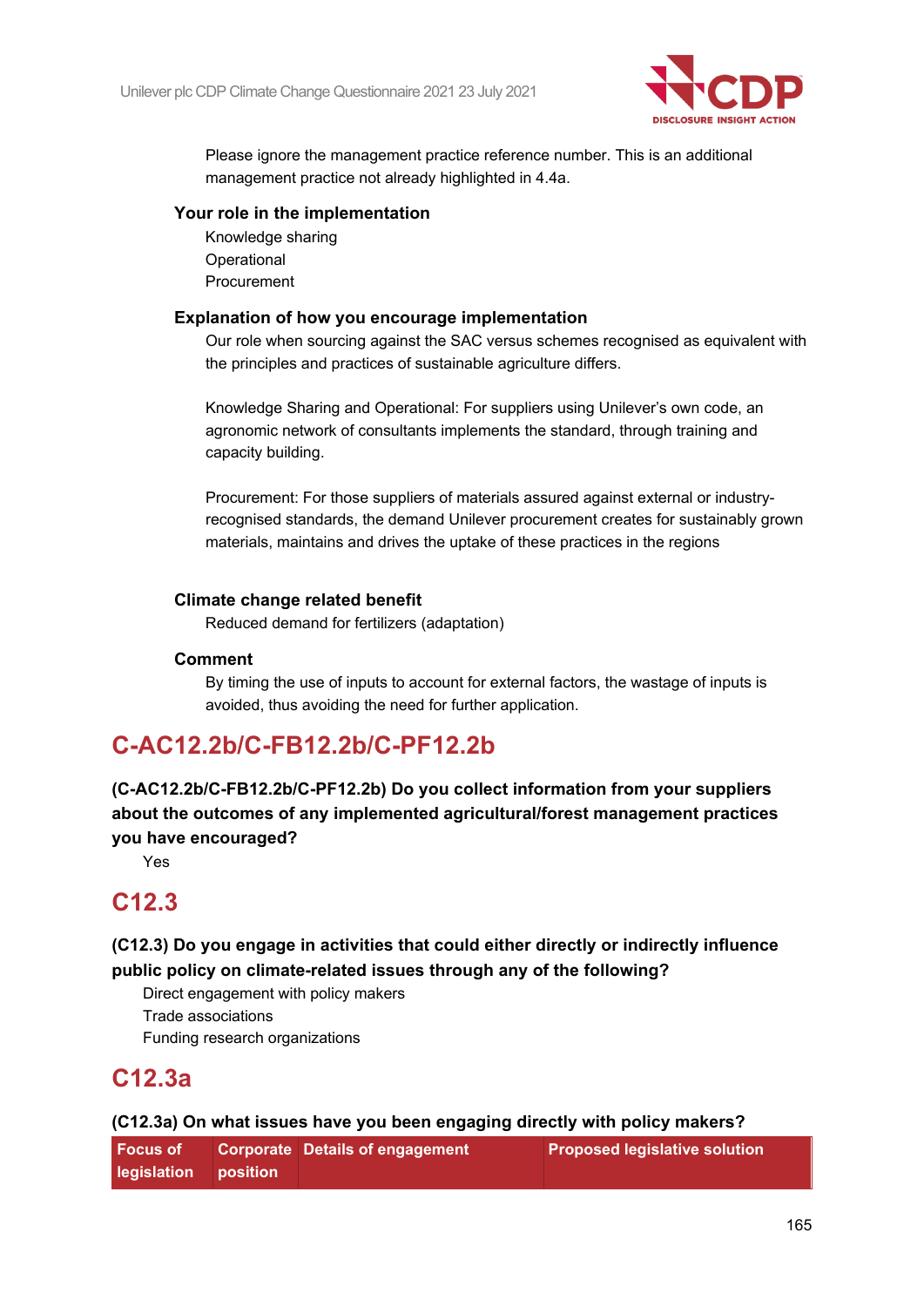Please ignore the management practice reference number. This is an additional management practice not already highlighted in 4.4a.

**Your role in the implementation**

Knowledge sharing
Operational
Procurement

**Explanation of how you encourage implementation**

Our role when sourcing against the SAC versus schemes recognised as equivalent with the principles and practices of sustainable agriculture differs.

Knowledge Sharing and Operational: For suppliers using Unilever's own code, an agronomic network of consultants implements the standard, through training and capacity building.

Procurement: For those suppliers of materials assured against external or industry-recognised standards, the demand Unilever procurement creates for sustainably grown materials, maintains and drives the uptake of these practices in the regions

**Climate change related benefit**

Reduced demand for fertilizers (adaptation)

**Comment**

By timing the use of inputs to account for external factors, the wastage of inputs is avoided, thus avoiding the need for further application.

## C-AC12.2b/C-FB12.2b/C-PF12.2b

**(C-AC12.2b/C-FB12.2b/C-PF12.2b) Do you collect information from your suppliers about the outcomes of any implemented agricultural/forest management practices you have encouraged?**

Yes

## C12.3

**(C12.3) Do you engage in activities that could either directly or indirectly influence public policy on climate-related issues through any of the following?**

Direct engagement with policy makers
Trade associations
Funding research organizations

## C12.3a

**(C12.3a) On what issues have you been engaging directly with policy makers?**

| Focus of legislation | Corporate position | Details of engagement | Proposed legislative solution |
|---|---|---|---|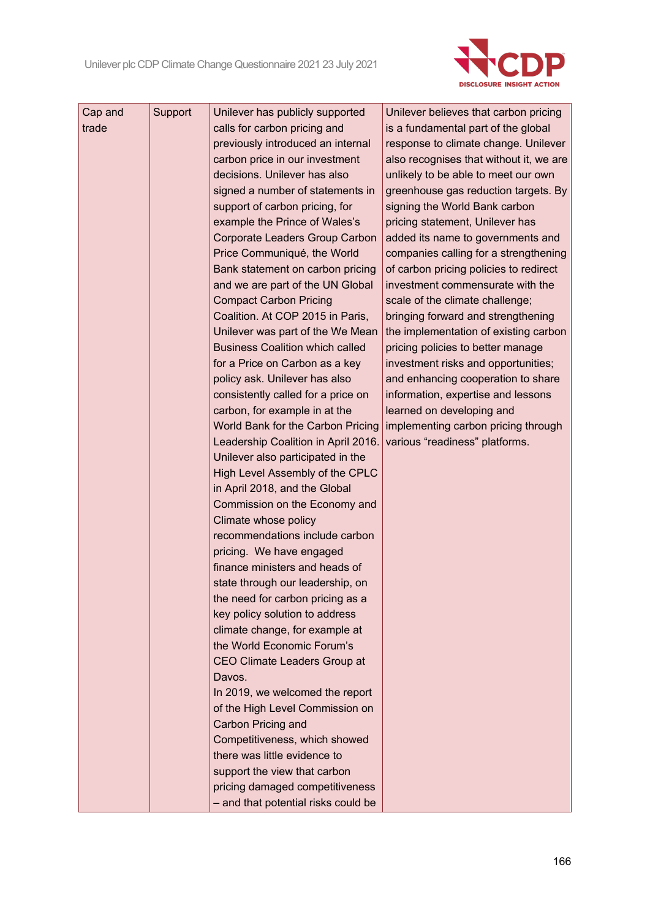| Cap and trade | Support | Unilever has publicly supported calls for carbon pricing and previously introduced an internal carbon price in our investment decisions. Unilever has also signed a number of statements in support of carbon pricing, for example the Prince of Wales's Corporate Leaders Group Carbon Price Communiqué, the World Bank statement on carbon pricing and we are part of the UN Global Compact Carbon Pricing Coalition. At COP 2015 in Paris, Unilever was part of the We Mean Business Coalition which called for a Price on Carbon as a key policy ask. Unilever has also consistently called for a price on carbon, for example in at the World Bank for the Carbon Pricing Leadership Coalition in April 2016. Unilever also participated in the High Level Assembly of the CPLC in April 2018, and the Global Commission on the Economy and Climate whose policy recommendations include carbon pricing. We have engaged finance ministers and heads of state through our leadership, on the need for carbon pricing as a key policy solution to address climate change, for example at the World Economic Forum's CEO Climate Leaders Group at Davos.<br>In 2019, we welcomed the report of the High Level Commission on Carbon Pricing and Competitiveness, which showed there was little evidence to support the view that carbon pricing damaged competitiveness – and that potential risks could be | Unilever believes that carbon pricing is a fundamental part of the global response to climate change. Unilever also recognises that without it, we are unlikely to be able to meet our own greenhouse gas reduction targets. By signing the World Bank carbon pricing statement, Unilever has added its name to governments and companies calling for a strengthening of carbon pricing policies to redirect investment commensurate with the scale of the climate challenge; bringing forward and strengthening the implementation of existing carbon pricing policies to better manage investment risks and opportunities; and enhancing cooperation to share information, expertise and lessons learned on developing and implementing carbon pricing through various "readiness" platforms. |
|---|---|---|---|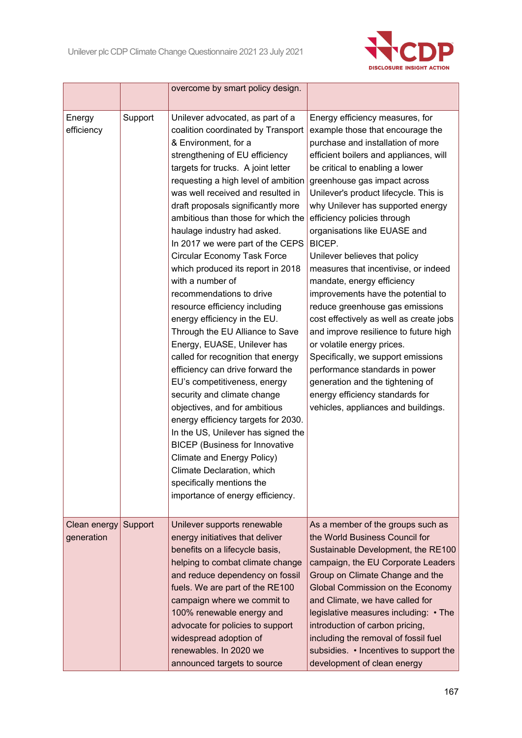| | | | |
|---|---|---|---|
| | | overcome by smart policy design. | |
| Energy efficiency | Support | Unilever advocated, as part of a coalition coordinated by Transport & Environment, for a strengthening of EU efficiency targets for trucks. A joint letter requesting a high level of ambition was well received and resulted in draft proposals significantly more ambitious than those for which the haulage industry had asked.<br>In 2017 we were part of the CEPS Circular Economy Task Force which produced its report in 2018 with a number of recommendations to drive resource efficiency including energy efficiency in the EU.<br>Through the EU Alliance to Save Energy, EUASE, Unilever has called for recognition that energy efficiency can drive forward the EU's competitiveness, energy security and climate change objectives, and for ambitious energy efficiency targets for 2030.<br>In the US, Unilever has signed the BICEP (Business for Innovative Climate and Energy Policy) Climate Declaration, which specifically mentions the importance of energy efficiency. | Energy efficiency measures, for example those that encourage the purchase and installation of more efficient boilers and appliances, will be critical to enabling a lower greenhouse gas impact across Unilever's product lifecycle. This is why Unilever has supported energy efficiency policies through organisations like EUASE and BICEP.<br>Unilever believes that policy measures that incentivise, or indeed mandate, energy efficiency improvements have the potential to reduce greenhouse gas emissions cost effectively as well as create jobs and improve resilience to future high or volatile energy prices.<br>Specifically, we support emissions performance standards in power generation and the tightening of energy efficiency standards for vehicles, appliances and buildings. |
| Clean energy generation | Support | Unilever supports renewable energy initiatives that deliver benefits on a lifecycle basis, helping to combat climate change and reduce dependency on fossil fuels. We are part of the RE100 campaign where we commit to 100% renewable energy and advocate for policies to support widespread adoption of renewables. In 2020 we announced targets to source | As a member of the groups such as the World Business Council for Sustainable Development, the RE100 campaign, the EU Corporate Leaders Group on Climate Change and the Global Commission on the Economy and Climate, we have called for legislative measures including: • The introduction of carbon pricing, including the removal of fossil fuel subsidies. • Incentives to support the development of clean energy |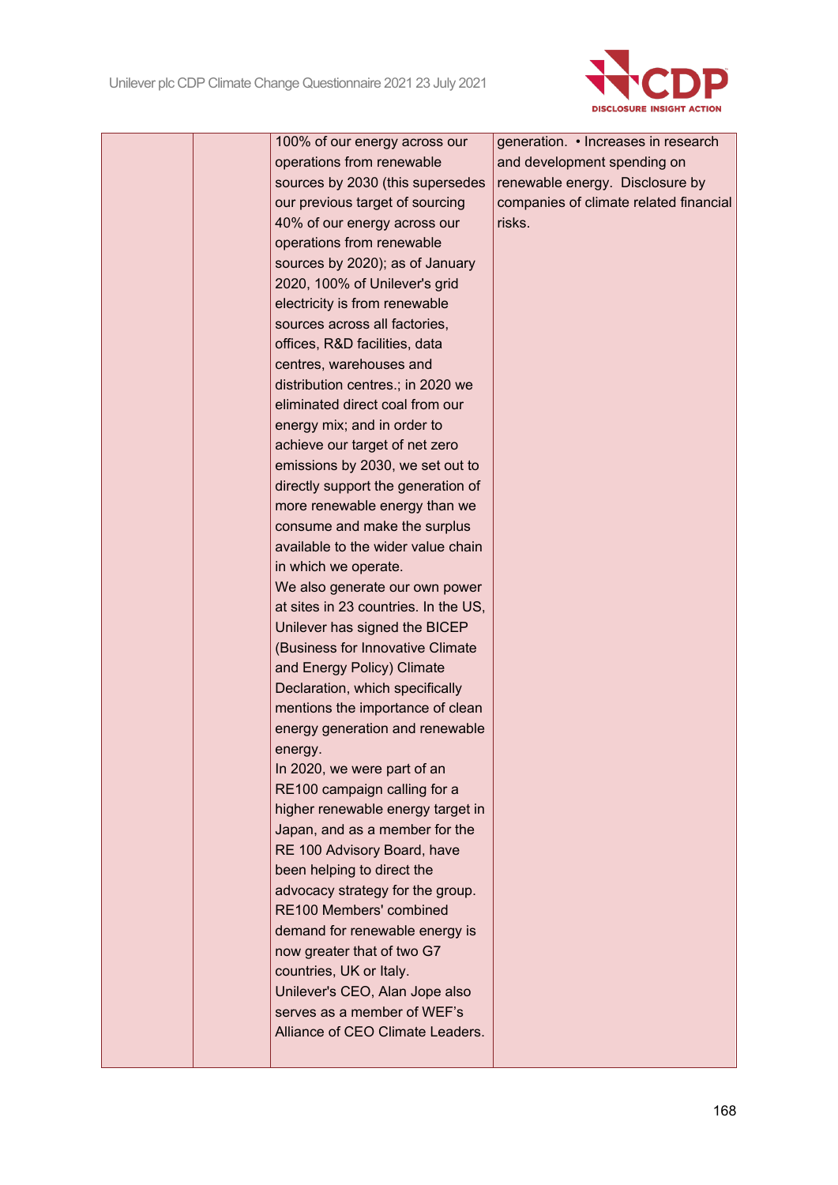| | | | |
|---|---|---|---|
| | | 100% of our energy across our operations from renewable sources by 2030 (this supersedes our previous target of sourcing 40% of our energy across our operations from renewable sources by 2020); as of January 2020, 100% of Unilever's grid electricity is from renewable sources across all factories, offices, R&D facilities, data centres, warehouses and distribution centres.; in 2020 we eliminated direct coal from our energy mix; and in order to achieve our target of net zero emissions by 2030, we set out to directly support the generation of more renewable energy than we consume and make the surplus available to the wider value chain in which we operate.<br>We also generate our own power at sites in 23 countries. In the US, Unilever has signed the BICEP (Business for Innovative Climate and Energy Policy) Climate Declaration, which specifically mentions the importance of clean energy generation and renewable energy.<br>In 2020, we were part of an RE100 campaign calling for a higher renewable energy target in Japan, and as a member for the RE 100 Advisory Board, have been helping to direct the advocacy strategy for the group. RE100 Members' combined demand for renewable energy is now greater that of two G7 countries, UK or Italy.<br>Unilever's CEO, Alan Jope also serves as a member of WEF's Alliance of CEO Climate Leaders. | generation. • Increases in research and development spending on renewable energy. Disclosure by companies of climate related financial risks. |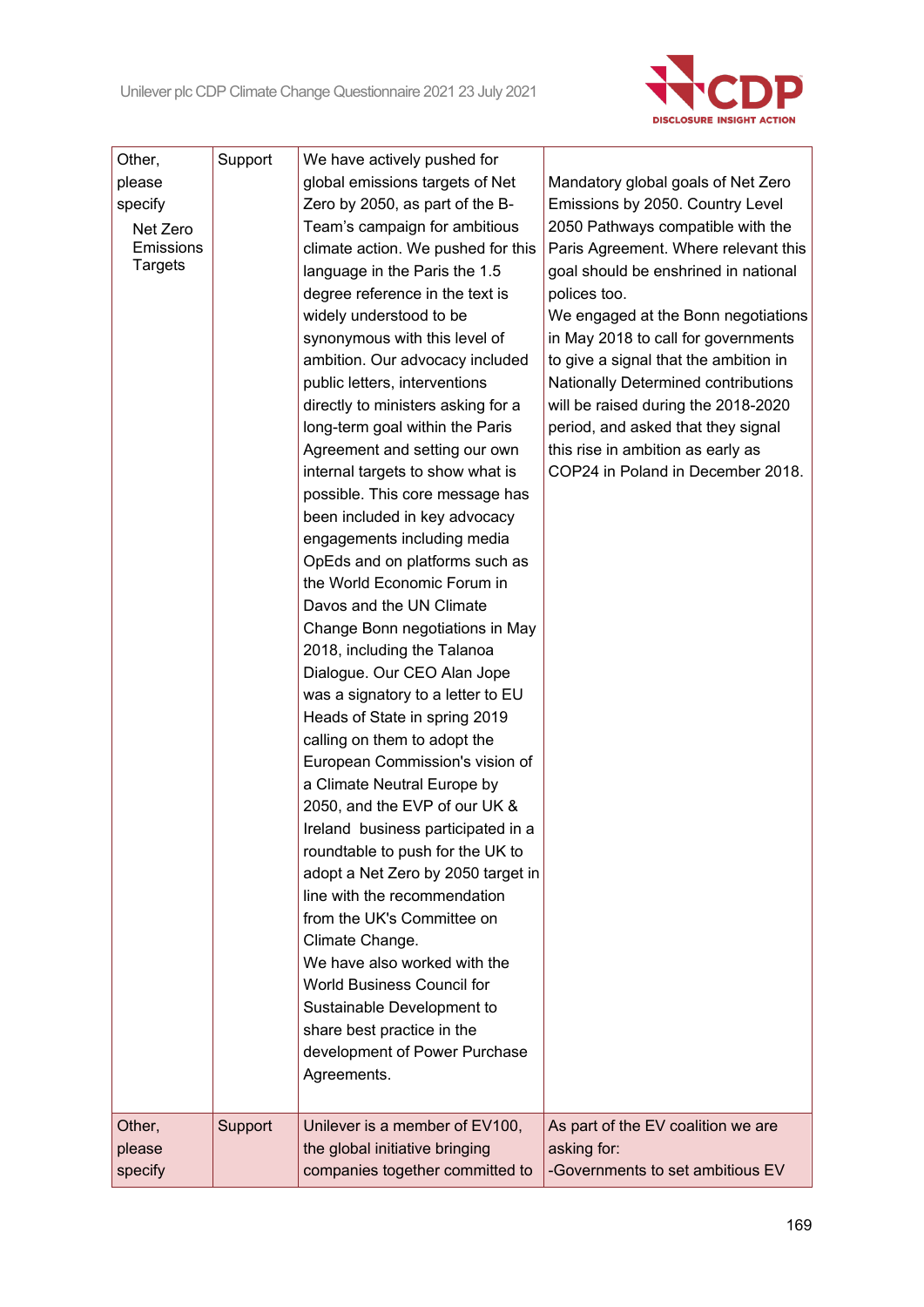| | | | |
|---|---|---|---|
| Other, please specify<br>Net Zero Emissions Targets | Support | We have actively pushed for global emissions targets of Net Zero by 2050, as part of the B-Team's campaign for ambitious climate action. We pushed for this language in the Paris the 1.5 degree reference in the text is widely understood to be synonymous with this level of ambition. Our advocacy included public letters, interventions directly to ministers asking for a long-term goal within the Paris Agreement and setting our own internal targets to show what is possible. This core message has been included in key advocacy engagements including media OpEds and on platforms such as the World Economic Forum in Davos and the UN Climate Change Bonn negotiations in May 2018, including the Talanoa Dialogue. Our CEO Alan Jope was a signatory to a letter to EU Heads of State in spring 2019 calling on them to adopt the European Commission's vision of a Climate Neutral Europe by 2050, and the EVP of our UK & Ireland business participated in a roundtable to push for the UK to adopt a Net Zero by 2050 target in line with the recommendation from the UK's Committee on Climate Change.<br>We have also worked with the World Business Council for Sustainable Development to share best practice in the development of Power Purchase Agreements. | Mandatory global goals of Net Zero Emissions by 2050. Country Level 2050 Pathways compatible with the Paris Agreement. Where relevant this goal should be enshrined in national polices too.<br>We engaged at the Bonn negotiations in May 2018 to call for governments to give a signal that the ambition in Nationally Determined contributions will be raised during the 2018-2020 period, and asked that they signal this rise in ambition as early as COP24 in Poland in December 2018. |
| Other, please specify | Support | Unilever is a member of EV100, the global initiative bringing companies together committed to | As part of the EV coalition we are asking for:<br>-Governments to set ambitious EV |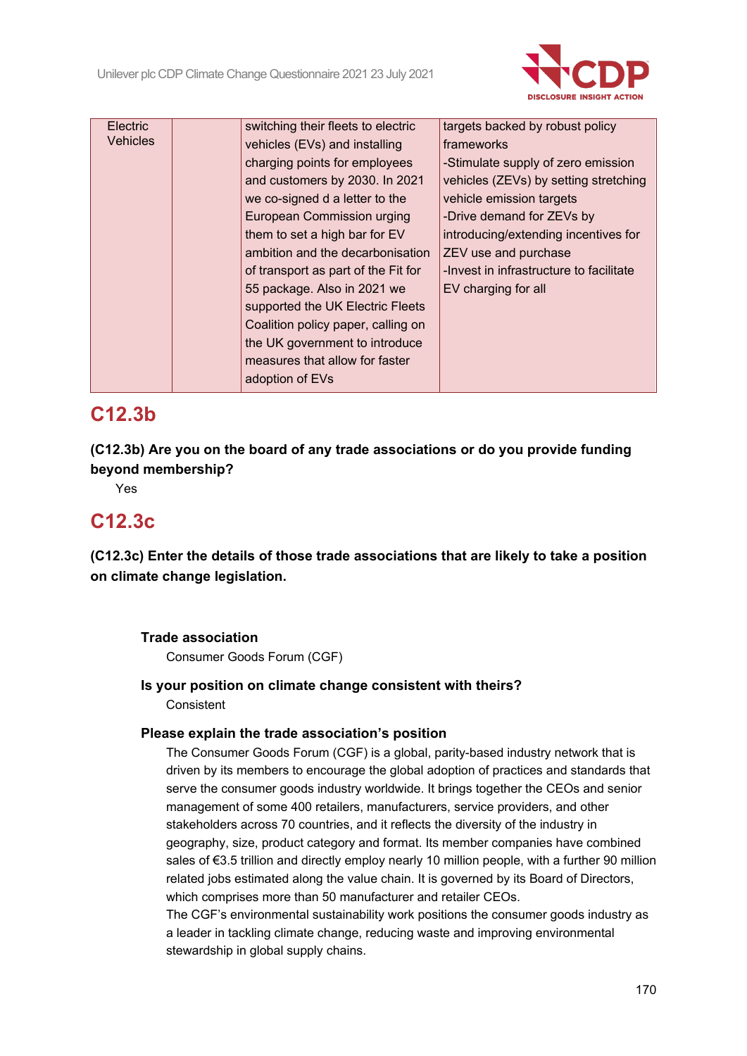| | | | |
|---|---|---|---|
| Electric Vehicles | | switching their fleets to electric vehicles (EVs) and installing charging points for employees and customers by 2030. In 2021 we co-signed d a letter to the European Commission urging them to set a high bar for EV ambition and the decarbonisation of transport as part of the Fit for 55 package. Also in 2021 we supported the UK Electric Fleets Coalition policy paper, calling on the UK government to introduce measures that allow for faster adoption of EVs | targets backed by robust policy frameworks<br>-Stimulate supply of zero emission vehicles (ZEVs) by setting stretching vehicle emission targets<br>-Drive demand for ZEVs by introducing/extending incentives for ZEV use and purchase<br>-Invest in infrastructure to facilitate EV charging for all |

## C12.3b

**(C12.3b) Are you on the board of any trade associations or do you provide funding beyond membership?**

Yes

## C12.3c

**(C12.3c) Enter the details of those trade associations that are likely to take a position on climate change legislation.**

**Trade association**

Consumer Goods Forum (CGF)

**Is your position on climate change consistent with theirs?**

Consistent

**Please explain the trade association's position**

The Consumer Goods Forum (CGF) is a global, parity-based industry network that is driven by its members to encourage the global adoption of practices and standards that serve the consumer goods industry worldwide. It brings together the CEOs and senior management of some 400 retailers, manufacturers, service providers, and other stakeholders across 70 countries, and it reflects the diversity of the industry in geography, size, product category and format. Its member companies have combined sales of €3.5 trillion and directly employ nearly 10 million people, with a further 90 million related jobs estimated along the value chain. It is governed by its Board of Directors, which comprises more than 50 manufacturer and retailer CEOs.

The CGF's environmental sustainability work positions the consumer goods industry as a leader in tackling climate change, reducing waste and improving environmental stewardship in global supply chains.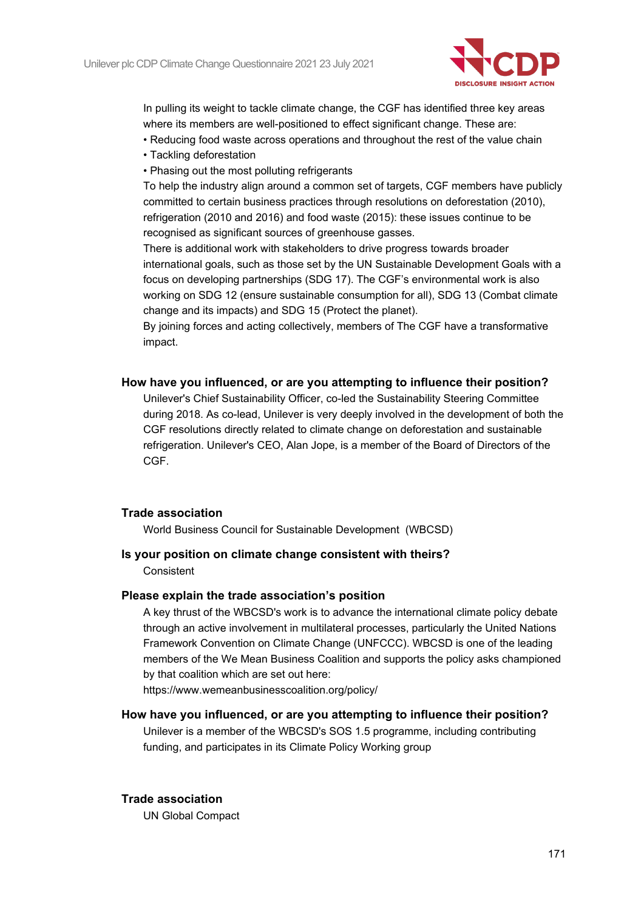In pulling its weight to tackle climate change, the CGF has identified three key areas where its members are well-positioned to effect significant change. These are:

• Reducing food waste across operations and throughout the rest of the value chain

• Tackling deforestation

• Phasing out the most polluting refrigerants

To help the industry align around a common set of targets, CGF members have publicly committed to certain business practices through resolutions on deforestation (2010), refrigeration (2010 and 2016) and food waste (2015): these issues continue to be recognised as significant sources of greenhouse gasses.

There is additional work with stakeholders to drive progress towards broader international goals, such as those set by the UN Sustainable Development Goals with a focus on developing partnerships (SDG 17). The CGF's environmental work is also working on SDG 12 (ensure sustainable consumption for all), SDG 13 (Combat climate change and its impacts) and SDG 15 (Protect the planet).

By joining forces and acting collectively, members of The CGF have a transformative impact.

**How have you influenced, or are you attempting to influence their position?**

Unilever's Chief Sustainability Officer, co-led the Sustainability Steering Committee during 2018. As co-lead, Unilever is very deeply involved in the development of both the CGF resolutions directly related to climate change on deforestation and sustainable refrigeration. Unilever's CEO, Alan Jope, is a member of the Board of Directors of the CGF.

**Trade association**

World Business Council for Sustainable Development (WBCSD)

**Is your position on climate change consistent with theirs?**

Consistent

**Please explain the trade association's position**

A key thrust of the WBCSD's work is to advance the international climate policy debate through an active involvement in multilateral processes, particularly the United Nations Framework Convention on Climate Change (UNFCCC). WBCSD is one of the leading members of the We Mean Business Coalition and supports the policy asks championed by that coalition which are set out here:
https://www.wemeanbusinesscoalition.org/policy/

**How have you influenced, or are you attempting to influence their position?**

Unilever is a member of the WBCSD's SOS 1.5 programme, including contributing funding, and participates in its Climate Policy Working group

**Trade association**

UN Global Compact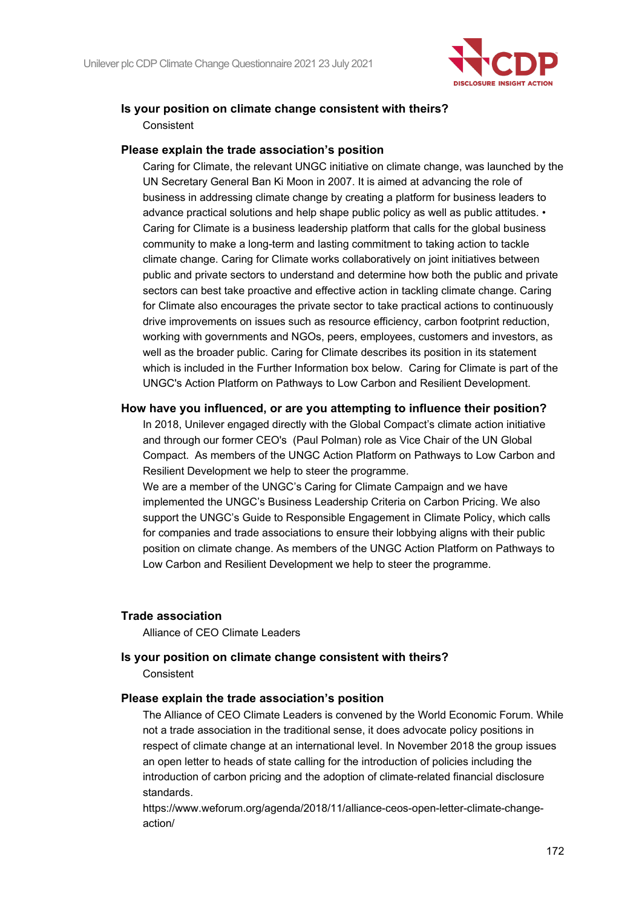**Is your position on climate change consistent with theirs?**

Consistent

**Please explain the trade association's position**

Caring for Climate, the relevant UNGC initiative on climate change, was launched by the UN Secretary General Ban Ki Moon in 2007. It is aimed at advancing the role of business in addressing climate change by creating a platform for business leaders to advance practical solutions and help shape public policy as well as public attitudes. • Caring for Climate is a business leadership platform that calls for the global business community to make a long-term and lasting commitment to taking action to tackle climate change. Caring for Climate works collaboratively on joint initiatives between public and private sectors to understand and determine how both the public and private sectors can best take proactive and effective action in tackling climate change. Caring for Climate also encourages the private sector to take practical actions to continuously drive improvements on issues such as resource efficiency, carbon footprint reduction, working with governments and NGOs, peers, employees, customers and investors, as well as the broader public. Caring for Climate describes its position in its statement which is included in the Further Information box below. Caring for Climate is part of the UNGC's Action Platform on Pathways to Low Carbon and Resilient Development.

**How have you influenced, or are you attempting to influence their position?**

In 2018, Unilever engaged directly with the Global Compact's climate action initiative and through our former CEO's (Paul Polman) role as Vice Chair of the UN Global Compact. As members of the UNGC Action Platform on Pathways to Low Carbon and Resilient Development we help to steer the programme.

We are a member of the UNGC's Caring for Climate Campaign and we have implemented the UNGC's Business Leadership Criteria on Carbon Pricing. We also support the UNGC's Guide to Responsible Engagement in Climate Policy, which calls for companies and trade associations to ensure their lobbying aligns with their public position on climate change. As members of the UNGC Action Platform on Pathways to Low Carbon and Resilient Development we help to steer the programme.

**Trade association**

Alliance of CEO Climate Leaders

**Is your position on climate change consistent with theirs?**

Consistent

**Please explain the trade association's position**

The Alliance of CEO Climate Leaders is convened by the World Economic Forum. While not a trade association in the traditional sense, it does advocate policy positions in respect of climate change at an international level. In November 2018 the group issues an open letter to heads of state calling for the introduction of policies including the introduction of carbon pricing and the adoption of climate-related financial disclosure standards.

https://www.weforum.org/agenda/2018/11/alliance-ceos-open-letter-climate-change-action/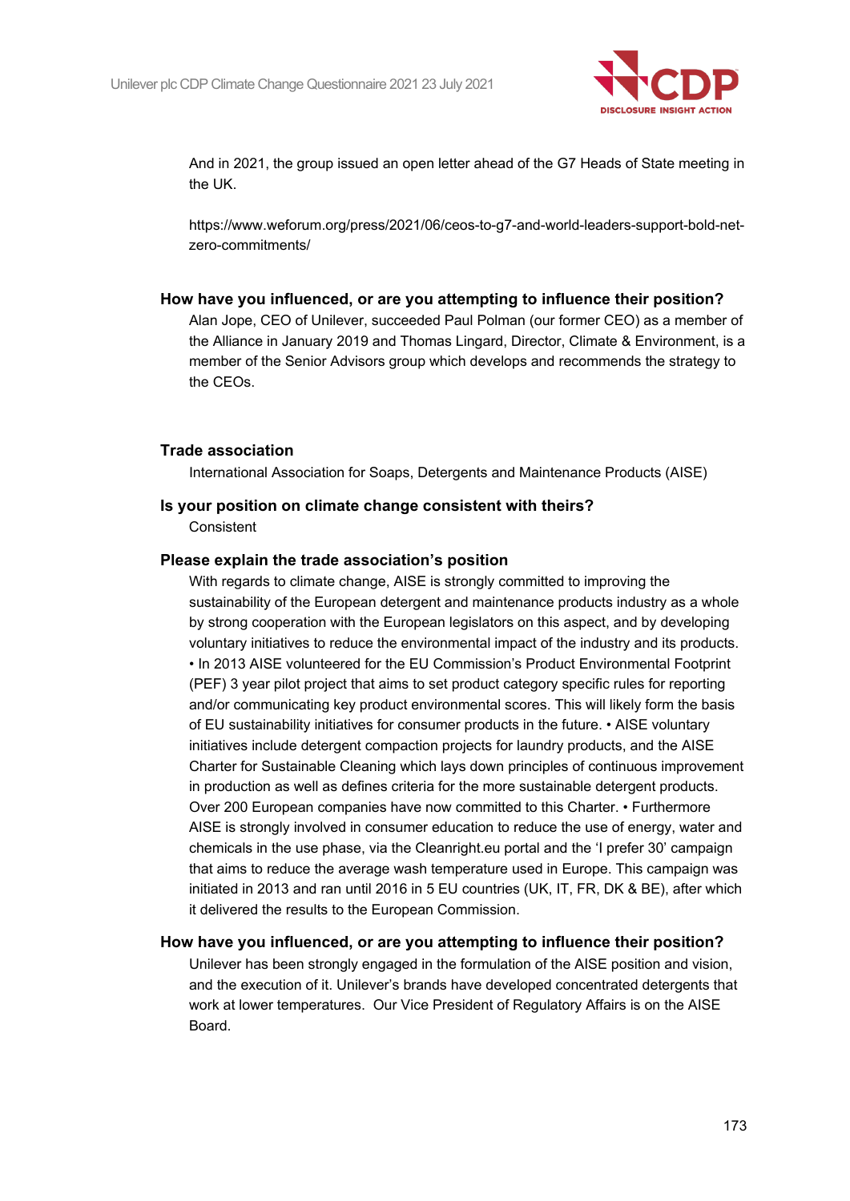And in 2021, the group issued an open letter ahead of the G7 Heads of State meeting in the UK.

https://www.weforum.org/press/2021/06/ceos-to-g7-and-world-leaders-support-bold-net-zero-commitments/

**How have you influenced, or are you attempting to influence their position?**

Alan Jope, CEO of Unilever, succeeded Paul Polman (our former CEO) as a member of the Alliance in January 2019 and Thomas Lingard, Director, Climate & Environment, is a member of the Senior Advisors group which develops and recommends the strategy to the CEOs.

**Trade association**

International Association for Soaps, Detergents and Maintenance Products (AISE)

**Is your position on climate change consistent with theirs?**

Consistent

**Please explain the trade association's position**

With regards to climate change, AISE is strongly committed to improving the sustainability of the European detergent and maintenance products industry as a whole by strong cooperation with the European legislators on this aspect, and by developing voluntary initiatives to reduce the environmental impact of the industry and its products. • In 2013 AISE volunteered for the EU Commission's Product Environmental Footprint (PEF) 3 year pilot project that aims to set product category specific rules for reporting and/or communicating key product environmental scores. This will likely form the basis of EU sustainability initiatives for consumer products in the future. • AISE voluntary initiatives include detergent compaction projects for laundry products, and the AISE Charter for Sustainable Cleaning which lays down principles of continuous improvement in production as well as defines criteria for the more sustainable detergent products. Over 200 European companies have now committed to this Charter. • Furthermore AISE is strongly involved in consumer education to reduce the use of energy, water and chemicals in the use phase, via the Cleanright.eu portal and the 'I prefer 30' campaign that aims to reduce the average wash temperature used in Europe. This campaign was initiated in 2013 and ran until 2016 in 5 EU countries (UK, IT, FR, DK & BE), after which it delivered the results to the European Commission.

**How have you influenced, or are you attempting to influence their position?**

Unilever has been strongly engaged in the formulation of the AISE position and vision, and the execution of it. Unilever's brands have developed concentrated detergents that work at lower temperatures. Our Vice President of Regulatory Affairs is on the AISE Board.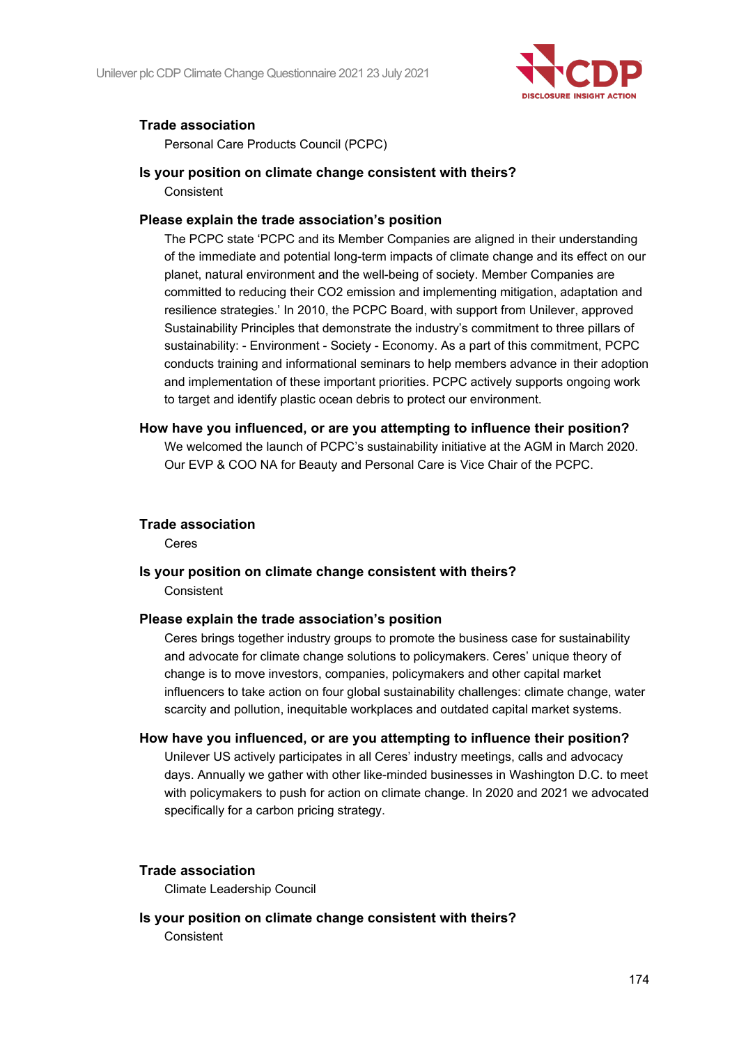**Trade association**

Personal Care Products Council (PCPC)

**Is your position on climate change consistent with theirs?**

Consistent

**Please explain the trade association's position**

The PCPC state 'PCPC and its Member Companies are aligned in their understanding of the immediate and potential long-term impacts of climate change and its effect on our planet, natural environment and the well-being of society. Member Companies are committed to reducing their CO2 emission and implementing mitigation, adaptation and resilience strategies.' In 2010, the PCPC Board, with support from Unilever, approved Sustainability Principles that demonstrate the industry's commitment to three pillars of sustainability: - Environment - Society - Economy. As a part of this commitment, PCPC conducts training and informational seminars to help members advance in their adoption and implementation of these important priorities. PCPC actively supports ongoing work to target and identify plastic ocean debris to protect our environment.

**How have you influenced, or are you attempting to influence their position?**

We welcomed the launch of PCPC's sustainability initiative at the AGM in March 2020. Our EVP & COO NA for Beauty and Personal Care is Vice Chair of the PCPC.

**Trade association**

Ceres

**Is your position on climate change consistent with theirs?**

Consistent

**Please explain the trade association's position**

Ceres brings together industry groups to promote the business case for sustainability and advocate for climate change solutions to policymakers. Ceres' unique theory of change is to move investors, companies, policymakers and other capital market influencers to take action on four global sustainability challenges: climate change, water scarcity and pollution, inequitable workplaces and outdated capital market systems.

**How have you influenced, or are you attempting to influence their position?**

Unilever US actively participates in all Ceres' industry meetings, calls and advocacy days. Annually we gather with other like-minded businesses in Washington D.C. to meet with policymakers to push for action on climate change. In 2020 and 2021 we advocated specifically for a carbon pricing strategy.

**Trade association**

Climate Leadership Council

**Is your position on climate change consistent with theirs?**

Consistent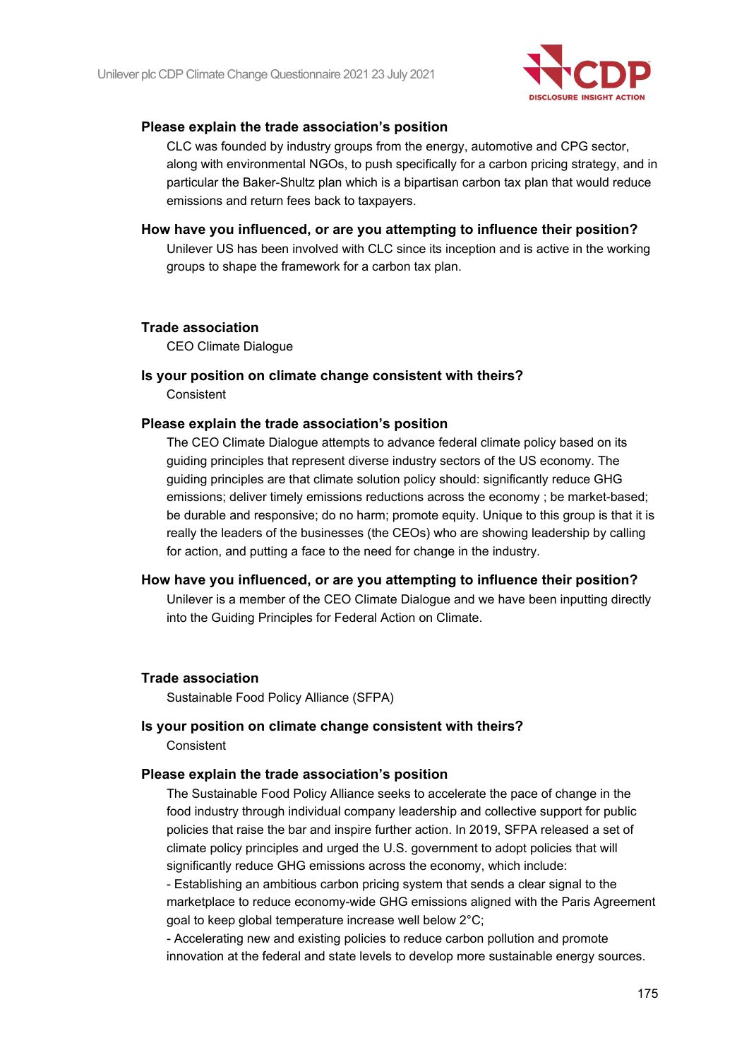**Please explain the trade association's position**

CLC was founded by industry groups from the energy, automotive and CPG sector, along with environmental NGOs, to push specifically for a carbon pricing strategy, and in particular the Baker-Shultz plan which is a bipartisan carbon tax plan that would reduce emissions and return fees back to taxpayers.

**How have you influenced, or are you attempting to influence their position?**

Unilever US has been involved with CLC since its inception and is active in the working groups to shape the framework for a carbon tax plan.

**Trade association**

CEO Climate Dialogue

**Is your position on climate change consistent with theirs?**

Consistent

**Please explain the trade association's position**

The CEO Climate Dialogue attempts to advance federal climate policy based on its guiding principles that represent diverse industry sectors of the US economy. The guiding principles are that climate solution policy should: significantly reduce GHG emissions; deliver timely emissions reductions across the economy ; be market-based; be durable and responsive; do no harm; promote equity. Unique to this group is that it is really the leaders of the businesses (the CEOs) who are showing leadership by calling for action, and putting a face to the need for change in the industry.

**How have you influenced, or are you attempting to influence their position?**

Unilever is a member of the CEO Climate Dialogue and we have been inputting directly into the Guiding Principles for Federal Action on Climate.

**Trade association**

Sustainable Food Policy Alliance (SFPA)

**Is your position on climate change consistent with theirs?**

Consistent

**Please explain the trade association's position**

The Sustainable Food Policy Alliance seeks to accelerate the pace of change in the food industry through individual company leadership and collective support for public policies that raise the bar and inspire further action. In 2019, SFPA released a set of climate policy principles and urged the U.S. government to adopt policies that will significantly reduce GHG emissions across the economy, which include:

- Establishing an ambitious carbon pricing system that sends a clear signal to the marketplace to reduce economy-wide GHG emissions aligned with the Paris Agreement goal to keep global temperature increase well below 2°C;
- Accelerating new and existing policies to reduce carbon pollution and promote innovation at the federal and state levels to develop more sustainable energy sources.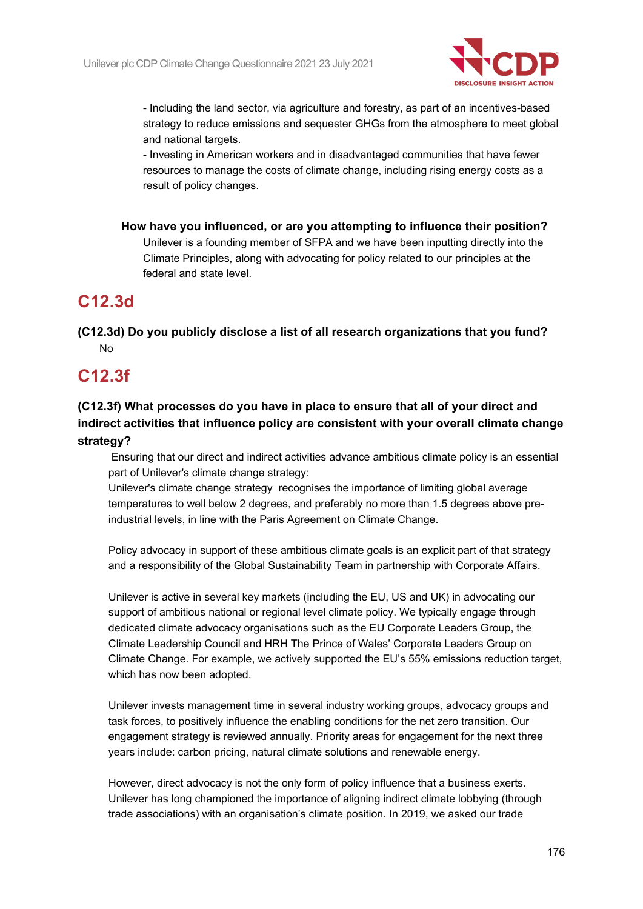- Including the land sector, via agriculture and forestry, as part of an incentives-based strategy to reduce emissions and sequester GHGs from the atmosphere to meet global and national targets.
- Investing in American workers and in disadvantaged communities that have fewer resources to manage the costs of climate change, including rising energy costs as a result of policy changes.

**How have you influenced, or are you attempting to influence their position?**

Unilever is a founding member of SFPA and we have been inputting directly into the Climate Principles, along with advocating for policy related to our principles at the federal and state level.

## C12.3d

**(C12.3d) Do you publicly disclose a list of all research organizations that you fund?**

No

## C12.3f

**(C12.3f) What processes do you have in place to ensure that all of your direct and indirect activities that influence policy are consistent with your overall climate change strategy?**

Ensuring that our direct and indirect activities advance ambitious climate policy is an essential part of Unilever's climate change strategy:
Unilever's climate change strategy recognises the importance of limiting global average temperatures to well below 2 degrees, and preferably no more than 1.5 degrees above pre-industrial levels, in line with the Paris Agreement on Climate Change.

Policy advocacy in support of these ambitious climate goals is an explicit part of that strategy and a responsibility of the Global Sustainability Team in partnership with Corporate Affairs.

Unilever is active in several key markets (including the EU, US and UK) in advocating our support of ambitious national or regional level climate policy. We typically engage through dedicated climate advocacy organisations such as the EU Corporate Leaders Group, the Climate Leadership Council and HRH The Prince of Wales' Corporate Leaders Group on Climate Change. For example, we actively supported the EU's 55% emissions reduction target, which has now been adopted.

Unilever invests management time in several industry working groups, advocacy groups and task forces, to positively influence the enabling conditions for the net zero transition. Our engagement strategy is reviewed annually. Priority areas for engagement for the next three years include: carbon pricing, natural climate solutions and renewable energy.

However, direct advocacy is not the only form of policy influence that a business exerts. Unilever has long championed the importance of aligning indirect climate lobbying (through trade associations) with an organisation's climate position. In 2019, we asked our trade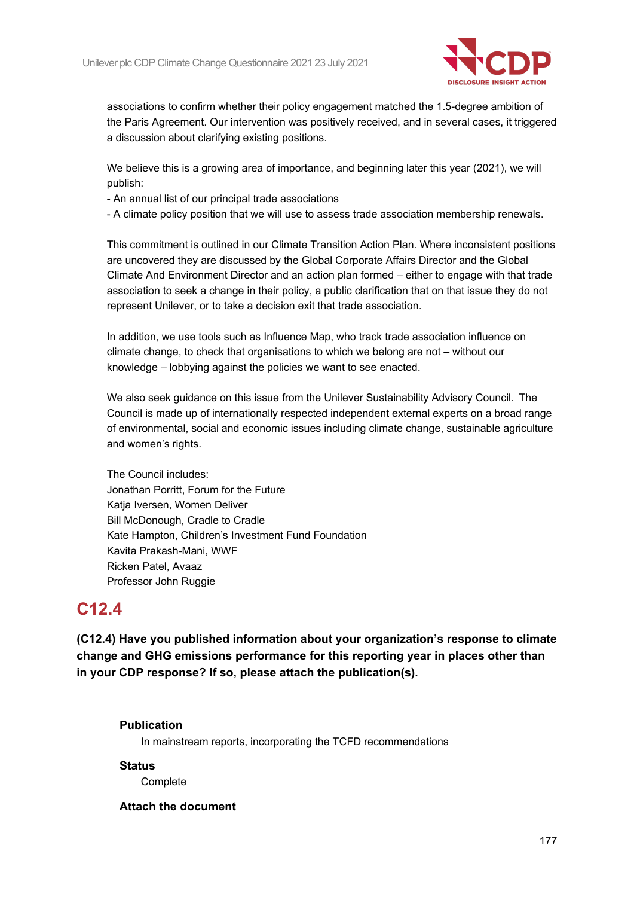associations to confirm whether their policy engagement matched the 1.5-degree ambition of the Paris Agreement. Our intervention was positively received, and in several cases, it triggered a discussion about clarifying existing positions.

We believe this is a growing area of importance, and beginning later this year (2021), we will publish:
- An annual list of our principal trade associations
- A climate policy position that we will use to assess trade association membership renewals.

This commitment is outlined in our Climate Transition Action Plan. Where inconsistent positions are uncovered they are discussed by the Global Corporate Affairs Director and the Global Climate And Environment Director and an action plan formed – either to engage with that trade association to seek a change in their policy, a public clarification that on that issue they do not represent Unilever, or to take a decision exit that trade association.

In addition, we use tools such as Influence Map, who track trade association influence on climate change, to check that organisations to which we belong are not – without our knowledge – lobbying against the policies we want to see enacted.

We also seek guidance on this issue from the Unilever Sustainability Advisory Council. The Council is made up of internationally respected independent external experts on a broad range of environmental, social and economic issues including climate change, sustainable agriculture and women's rights.

The Council includes:
Jonathan Porritt, Forum for the Future
Katja Iversen, Women Deliver
Bill McDonough, Cradle to Cradle
Kate Hampton, Children's Investment Fund Foundation
Kavita Prakash-Mani, WWF
Ricken Patel, Avaaz
Professor John Ruggie

## C12.4

**(C12.4) Have you published information about your organization's response to climate change and GHG emissions performance for this reporting year in places other than in your CDP response? If so, please attach the publication(s).**

**Publication**

In mainstream reports, incorporating the TCFD recommendations

**Status**

Complete

**Attach the document**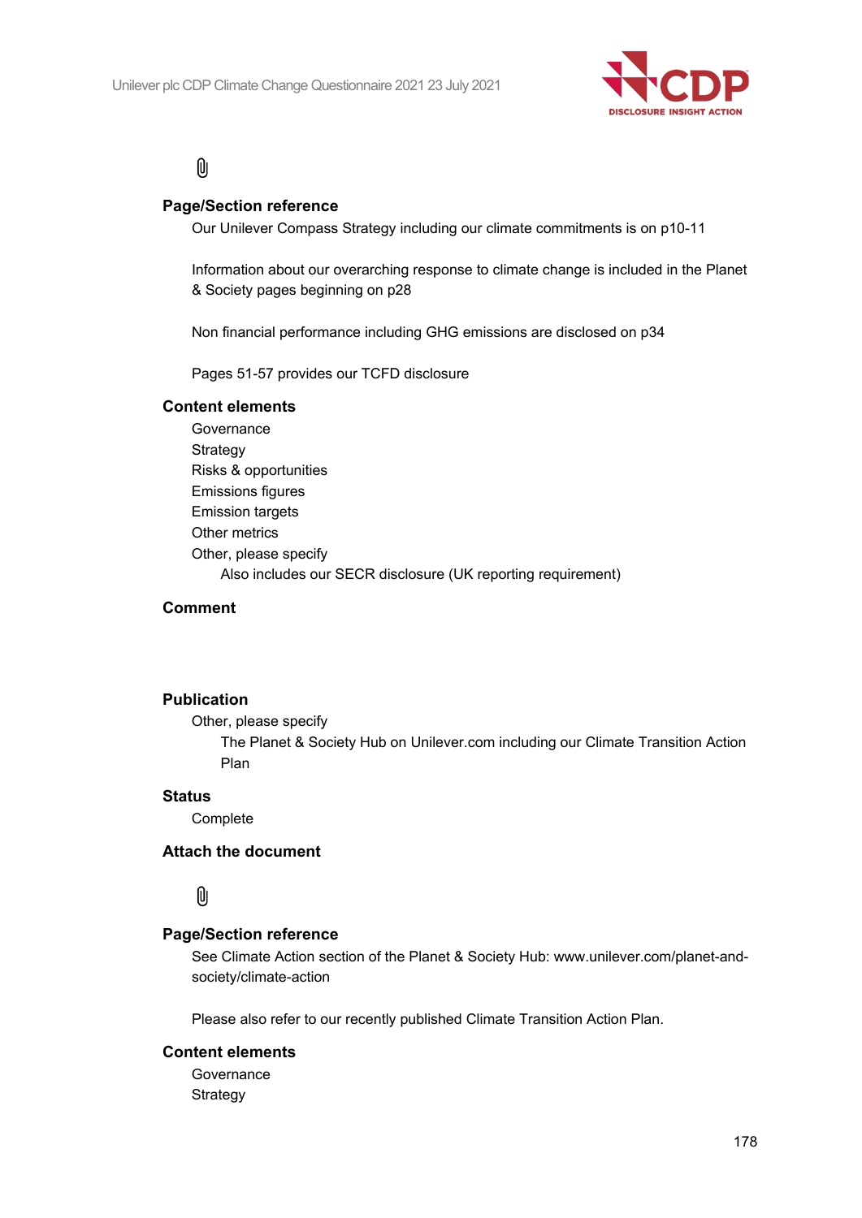📎

**Page/Section reference**

Our Unilever Compass Strategy including our climate commitments is on p10-11

Information about our overarching response to climate change is included in the Planet & Society pages beginning on p28

Non financial performance including GHG emissions are disclosed on p34

Pages 51-57 provides our TCFD disclosure

**Content elements**

Governance
Strategy
Risks & opportunities
Emissions figures
Emission targets
Other metrics
Other, please specify
    Also includes our SECR disclosure (UK reporting requirement)

**Comment**

**Publication**

Other, please specify
    The Planet & Society Hub on Unilever.com including our Climate Transition Action Plan

**Status**

Complete

**Attach the document**

📎

**Page/Section reference**

See Climate Action section of the Planet & Society Hub: www.unilever.com/planet-and-society/climate-action

Please also refer to our recently published Climate Transition Action Plan.

**Content elements**

Governance
Strategy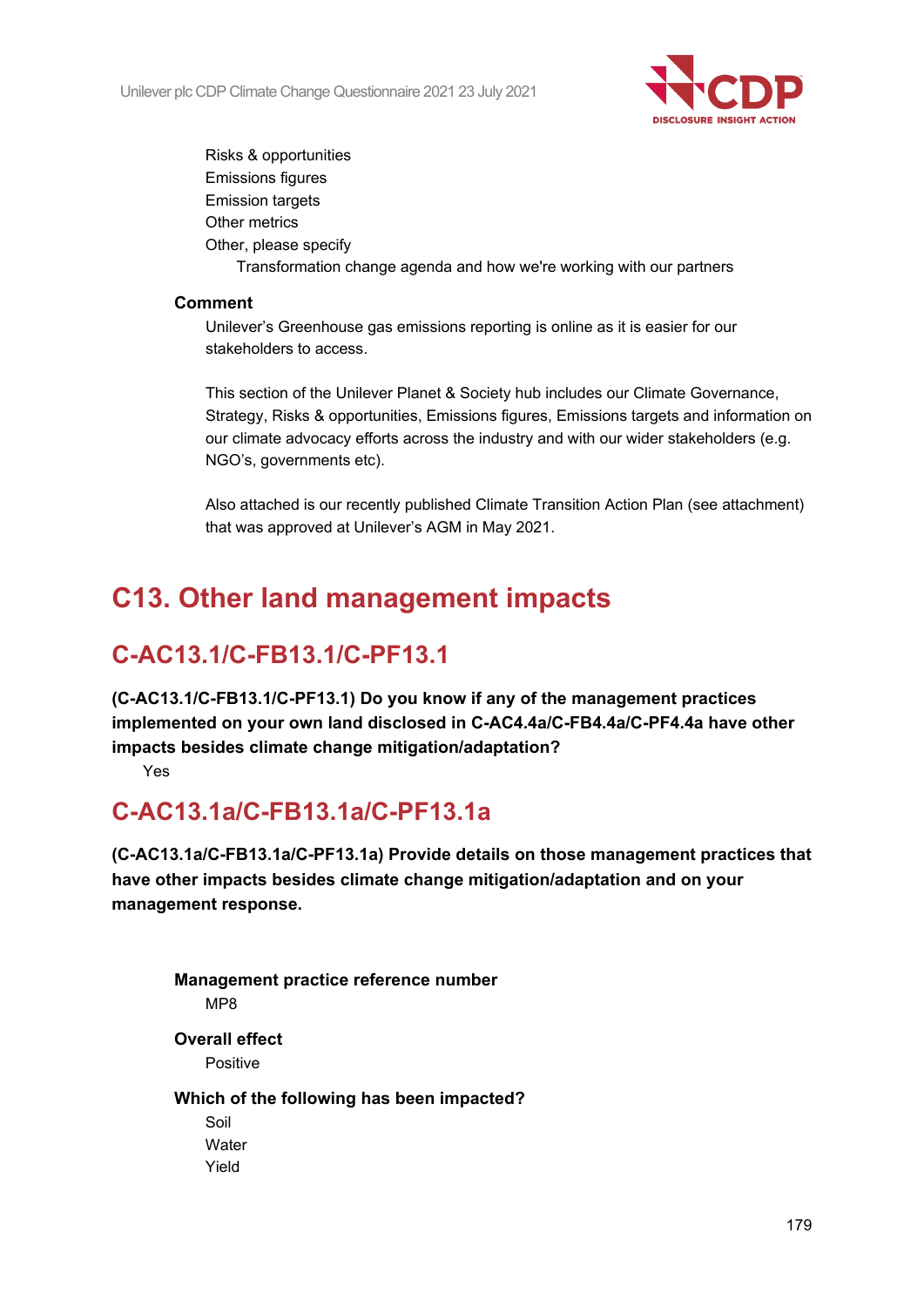Risks & opportunities
Emissions figures
Emission targets
Other metrics
Other, please specify
    Transformation change agenda and how we're working with our partners

**Comment**

Unilever's Greenhouse gas emissions reporting is online as it is easier for our stakeholders to access.

This section of the Unilever Planet & Society hub includes our Climate Governance, Strategy, Risks & opportunities, Emissions figures, Emissions targets and information on our climate advocacy efforts across the industry and with our wider stakeholders (e.g. NGO's, governments etc).

Also attached is our recently published Climate Transition Action Plan (see attachment) that was approved at Unilever's AGM in May 2021.

# C13. Other land management impacts

## C-AC13.1/C-FB13.1/C-PF13.1

**(C-AC13.1/C-FB13.1/C-PF13.1) Do you know if any of the management practices implemented on your own land disclosed in C-AC4.4a/C-FB4.4a/C-PF4.4a have other impacts besides climate change mitigation/adaptation?**

Yes

## C-AC13.1a/C-FB13.1a/C-PF13.1a

**(C-AC13.1a/C-FB13.1a/C-PF13.1a) Provide details on those management practices that have other impacts besides climate change mitigation/adaptation and on your management response.**

**Management practice reference number**

MP8

**Overall effect**

Positive

**Which of the following has been impacted?**

Soil
Water
Yield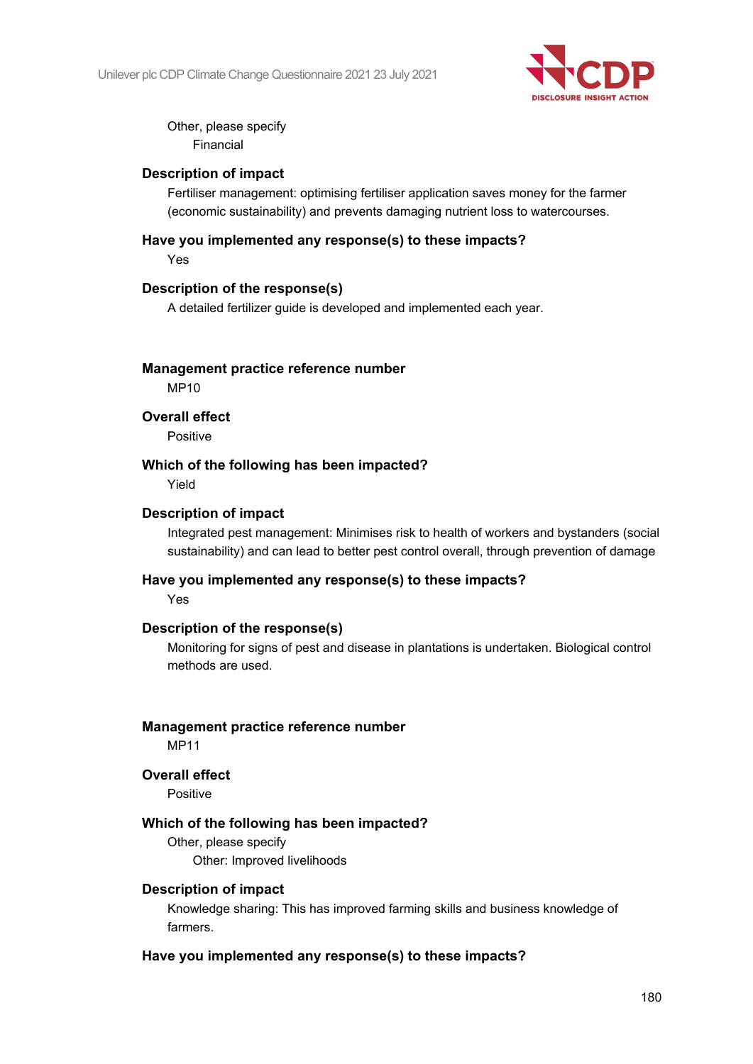Other, please specify

Financial

**Description of impact**

Fertiliser management: optimising fertiliser application saves money for the farmer (economic sustainability) and prevents damaging nutrient loss to watercourses.

**Have you implemented any response(s) to these impacts?**

Yes

**Description of the response(s)**

A detailed fertilizer guide is developed and implemented each year.

**Management practice reference number**

MP10

**Overall effect**

Positive

**Which of the following has been impacted?**

Yield

**Description of impact**

Integrated pest management: Minimises risk to health of workers and bystanders (social sustainability) and can lead to better pest control overall, through prevention of damage

**Have you implemented any response(s) to these impacts?**

Yes

**Description of the response(s)**

Monitoring for signs of pest and disease in plantations is undertaken. Biological control methods are used.

**Management practice reference number**

MP11

**Overall effect**

Positive

**Which of the following has been impacted?**

Other, please specify

Other: Improved livelihoods

**Description of impact**

Knowledge sharing: This has improved farming skills and business knowledge of farmers.

**Have you implemented any response(s) to these impacts?**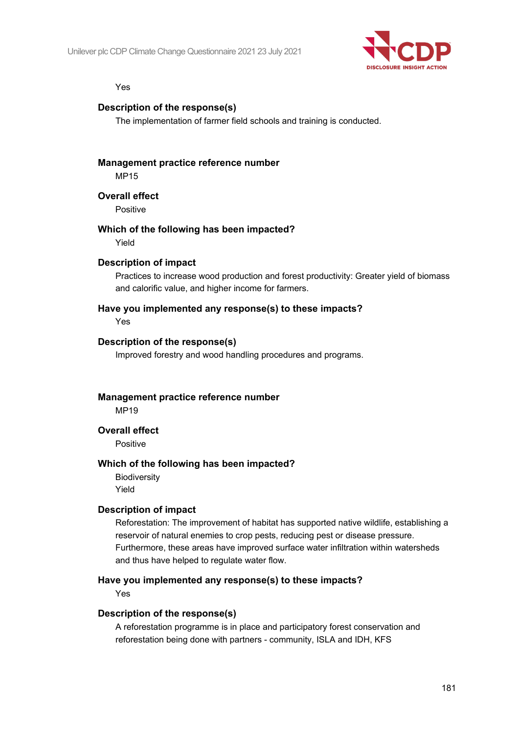Yes

**Description of the response(s)**

The implementation of farmer field schools and training is conducted.

**Management practice reference number**

MP15

**Overall effect**

Positive

**Which of the following has been impacted?**

Yield

**Description of impact**

Practices to increase wood production and forest productivity: Greater yield of biomass and calorific value, and higher income for farmers.

**Have you implemented any response(s) to these impacts?**

Yes

**Description of the response(s)**

Improved forestry and wood handling procedures and programs.

**Management practice reference number**

MP19

**Overall effect**

Positive

**Which of the following has been impacted?**

Biodiversity
Yield

**Description of impact**

Reforestation: The improvement of habitat has supported native wildlife, establishing a reservoir of natural enemies to crop pests, reducing pest or disease pressure. Furthermore, these areas have improved surface water infiltration within watersheds and thus have helped to regulate water flow.

**Have you implemented any response(s) to these impacts?**

Yes

**Description of the response(s)**

A reforestation programme is in place and participatory forest conservation and reforestation being done with partners - community, ISLA and IDH, KFS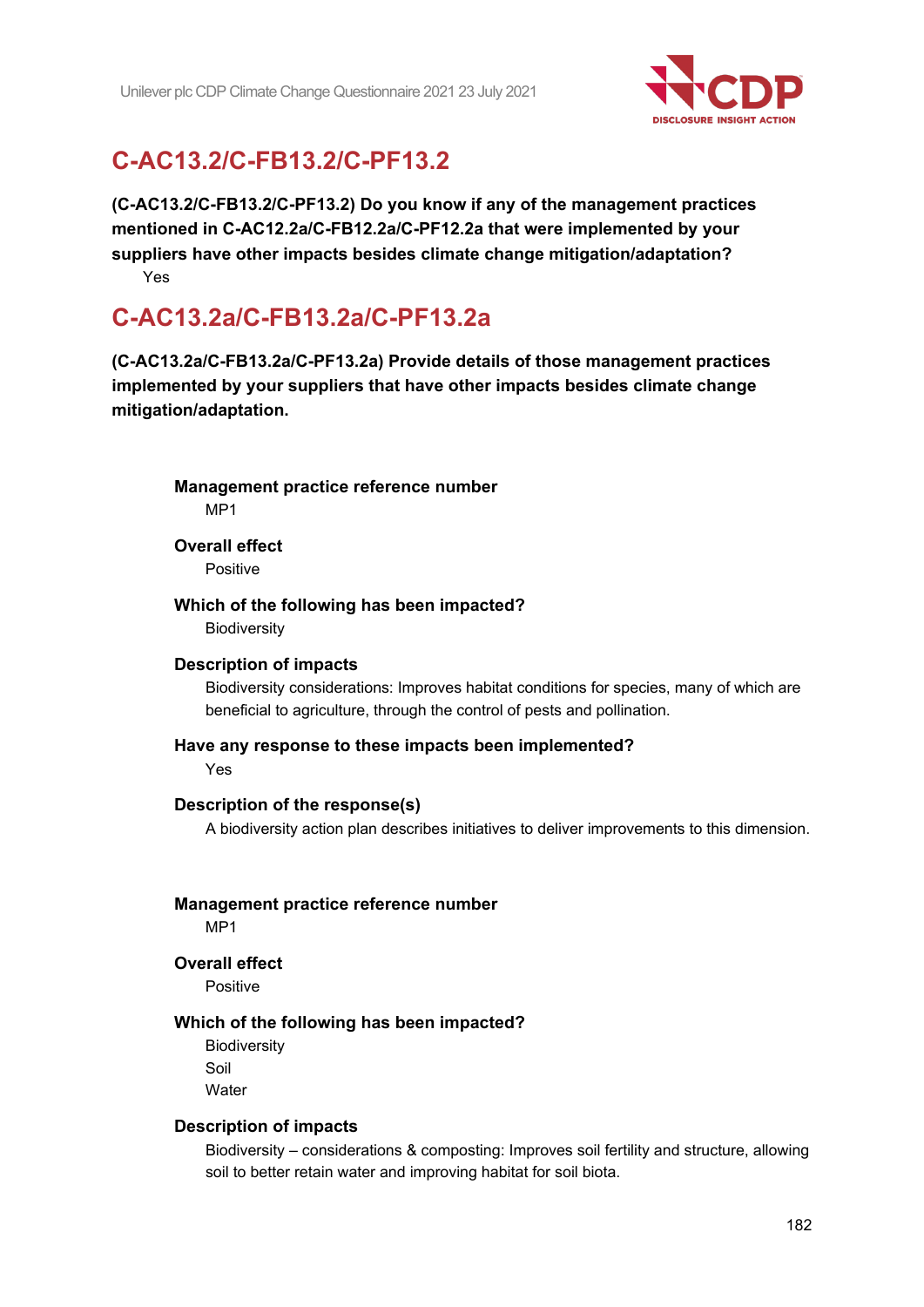## C-AC13.2/C-FB13.2/C-PF13.2

**(C-AC13.2/C-FB13.2/C-PF13.2) Do you know if any of the management practices mentioned in C-AC12.2a/C-FB12.2a/C-PF12.2a that were implemented by your suppliers have other impacts besides climate change mitigation/adaptation?**

Yes

## C-AC13.2a/C-FB13.2a/C-PF13.2a

**(C-AC13.2a/C-FB13.2a/C-PF13.2a) Provide details of those management practices implemented by your suppliers that have other impacts besides climate change mitigation/adaptation.**

**Management practice reference number**

MP1

**Overall effect**

Positive

**Which of the following has been impacted?**

Biodiversity

**Description of impacts**

Biodiversity considerations: Improves habitat conditions for species, many of which are beneficial to agriculture, through the control of pests and pollination.

**Have any response to these impacts been implemented?**

Yes

**Description of the response(s)**

A biodiversity action plan describes initiatives to deliver improvements to this dimension.

**Management practice reference number**

MP1

**Overall effect**

Positive

**Which of the following has been impacted?**

Biodiversity
Soil
Water

**Description of impacts**

Biodiversity – considerations & composting: Improves soil fertility and structure, allowing soil to better retain water and improving habitat for soil biota.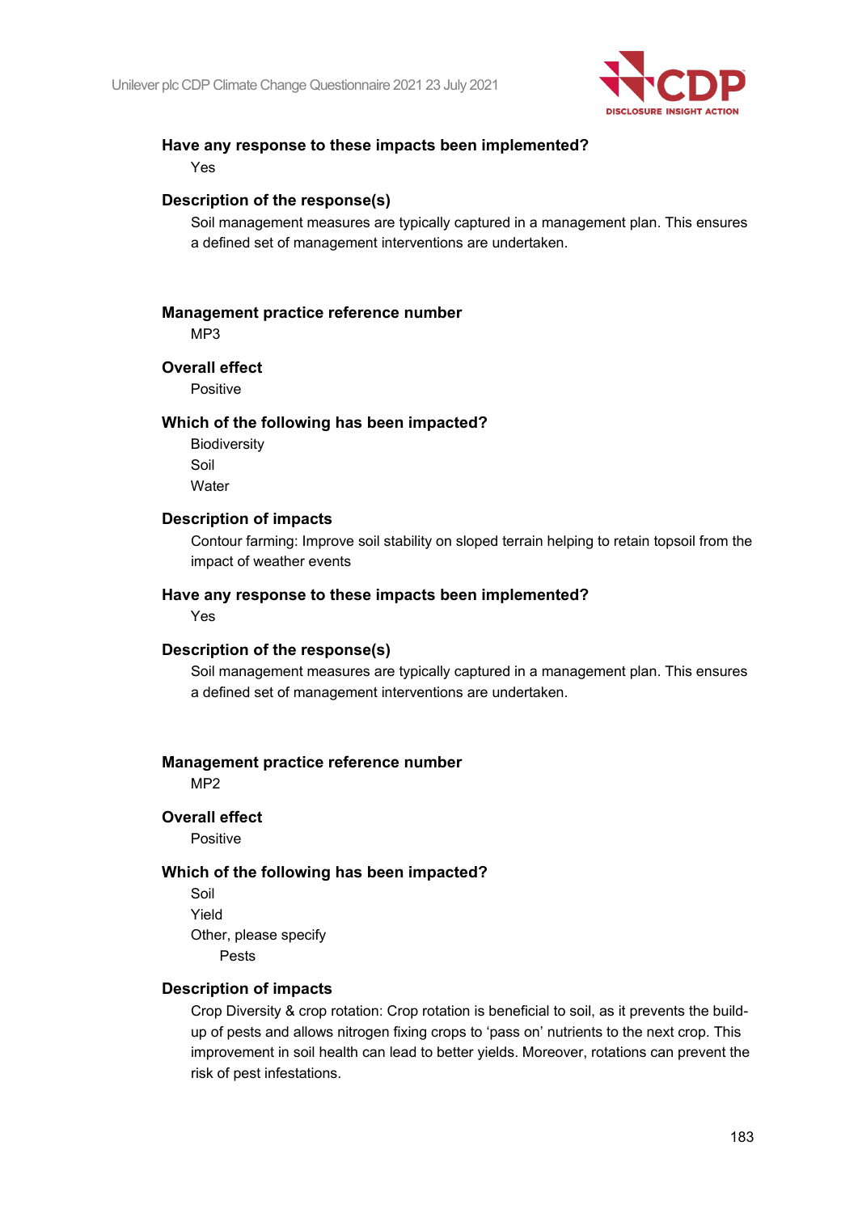**Have any response to these impacts been implemented?**

Yes

**Description of the response(s)**

Soil management measures are typically captured in a management plan. This ensures a defined set of management interventions are undertaken.

**Management practice reference number**

MP3

**Overall effect**

Positive

**Which of the following has been impacted?**

Biodiversity
Soil
Water

**Description of impacts**

Contour farming: Improve soil stability on sloped terrain helping to retain topsoil from the impact of weather events

**Have any response to these impacts been implemented?**

Yes

**Description of the response(s)**

Soil management measures are typically captured in a management plan. This ensures a defined set of management interventions are undertaken.

**Management practice reference number**

MP2

**Overall effect**

Positive

**Which of the following has been impacted?**

Soil
Yield
Other, please specify
Pests

**Description of impacts**

Crop Diversity & crop rotation: Crop rotation is beneficial to soil, as it prevents the build-up of pests and allows nitrogen fixing crops to 'pass on' nutrients to the next crop. This improvement in soil health can lead to better yields. Moreover, rotations can prevent the risk of pest infestations.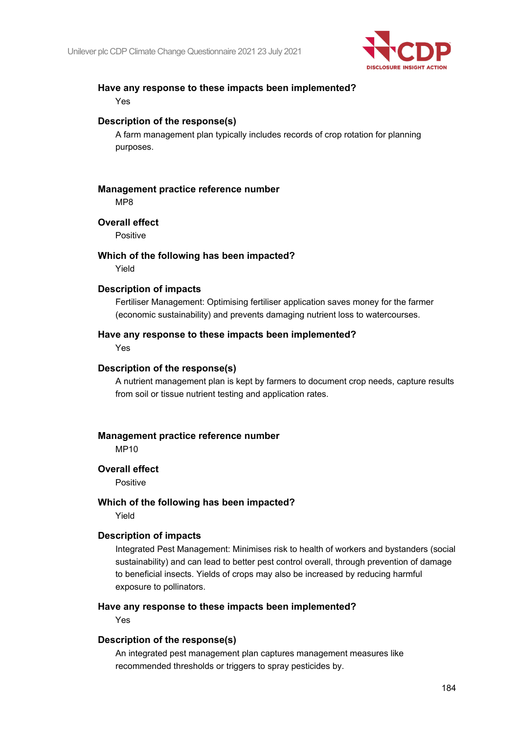**Have any response to these impacts been implemented?**

Yes

**Description of the response(s)**

A farm management plan typically includes records of crop rotation for planning purposes.

**Management practice reference number**

MP8

**Overall effect**

Positive

**Which of the following has been impacted?**

Yield

**Description of impacts**

Fertiliser Management: Optimising fertiliser application saves money for the farmer (economic sustainability) and prevents damaging nutrient loss to watercourses.

**Have any response to these impacts been implemented?**

Yes

**Description of the response(s)**

A nutrient management plan is kept by farmers to document crop needs, capture results from soil or tissue nutrient testing and application rates.

**Management practice reference number**

MP10

**Overall effect**

Positive

**Which of the following has been impacted?**

Yield

**Description of impacts**

Integrated Pest Management: Minimises risk to health of workers and bystanders (social sustainability) and can lead to better pest control overall, through prevention of damage to beneficial insects. Yields of crops may also be increased by reducing harmful exposure to pollinators.

**Have any response to these impacts been implemented?**

Yes

**Description of the response(s)**

An integrated pest management plan captures management measures like recommended thresholds or triggers to spray pesticides by.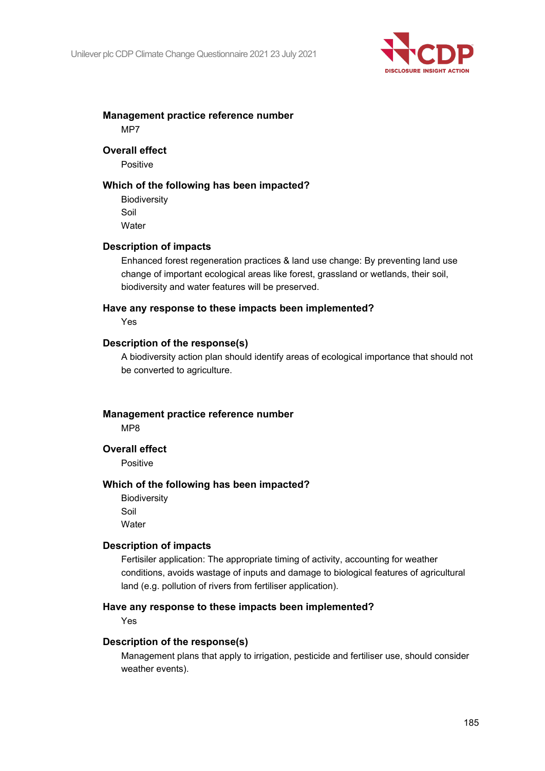**Management practice reference number**

MP7

**Overall effect**

Positive

**Which of the following has been impacted?**

Biodiversity
Soil
Water

**Description of impacts**

Enhanced forest regeneration practices & land use change: By preventing land use change of important ecological areas like forest, grassland or wetlands, their soil, biodiversity and water features will be preserved.

**Have any response to these impacts been implemented?**

Yes

**Description of the response(s)**

A biodiversity action plan should identify areas of ecological importance that should not be converted to agriculture.

**Management practice reference number**

MP8

**Overall effect**

Positive

**Which of the following has been impacted?**

Biodiversity
Soil
Water

**Description of impacts**

Fertisiler application: The appropriate timing of activity, accounting for weather conditions, avoids wastage of inputs and damage to biological features of agricultural land (e.g. pollution of rivers from fertiliser application).

**Have any response to these impacts been implemented?**

Yes

**Description of the response(s)**

Management plans that apply to irrigation, pesticide and fertiliser use, should consider weather events).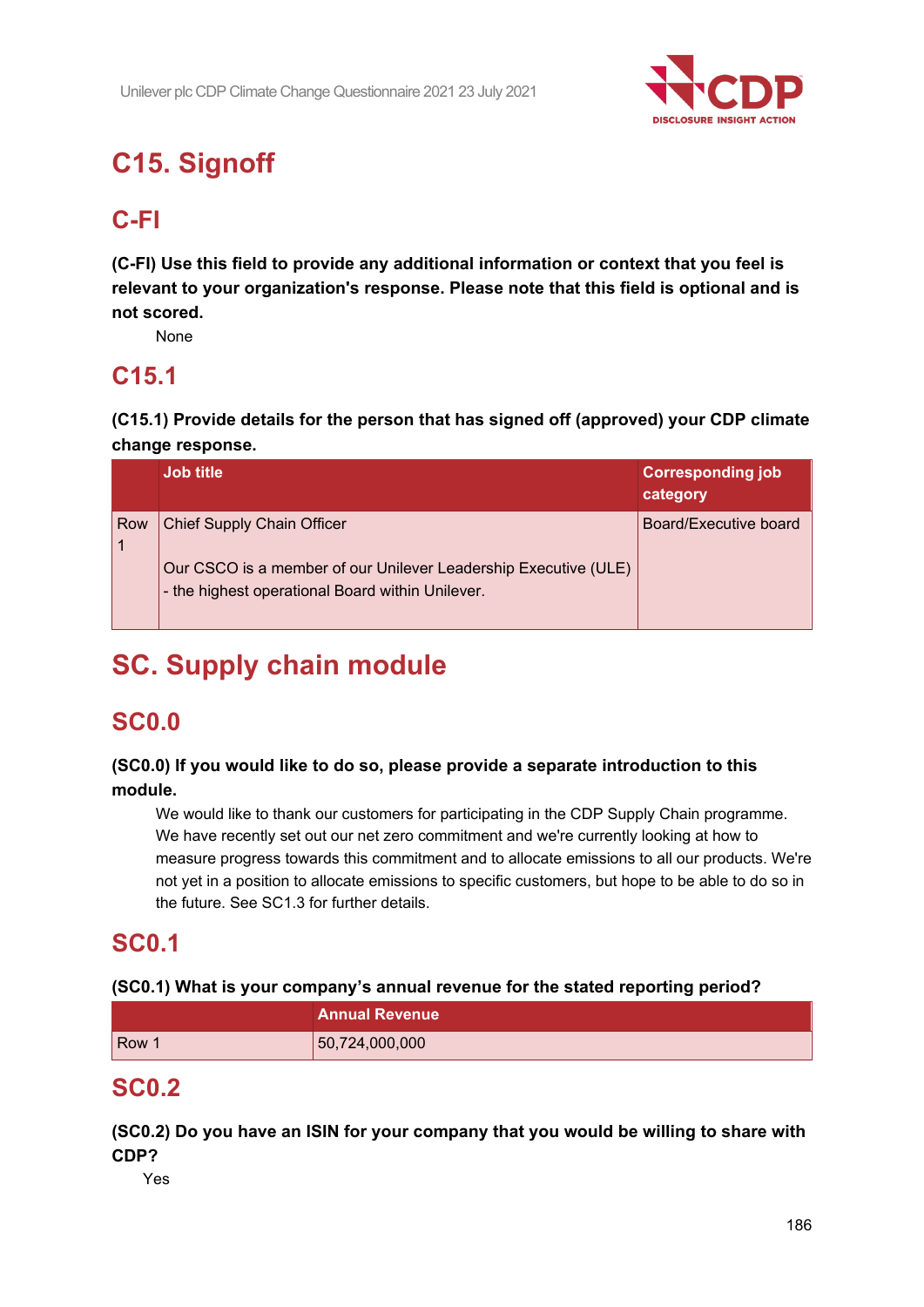# C15. Signoff

## C-FI

**(C-FI) Use this field to provide any additional information or context that you feel is relevant to your organization's response. Please note that this field is optional and is not scored.**

None

## C15.1

**(C15.1) Provide details for the person that has signed off (approved) your CDP climate change response.**

| | Job title | Corresponding job category |
|---|---|---|
| Row 1 | Chief Supply Chain Officer<br><br>Our CSCO is a member of our Unilever Leadership Executive (ULE) - the highest operational Board within Unilever. | Board/Executive board |

# SC. Supply chain module

## SC0.0

**(SC0.0) If you would like to do so, please provide a separate introduction to this module.**

We would like to thank our customers for participating in the CDP Supply Chain programme. We have recently set out our net zero commitment and we're currently looking at how to measure progress towards this commitment and to allocate emissions to all our products. We're not yet in a position to allocate emissions to specific customers, but hope to be able to do so in the future. See SC1.3 for further details.

## SC0.1

**(SC0.1) What is your company's annual revenue for the stated reporting period?**

| | Annual Revenue |
|---|---|
| Row 1 | 50,724,000,000 |

## SC0.2

**(SC0.2) Do you have an ISIN for your company that you would be willing to share with CDP?**

Yes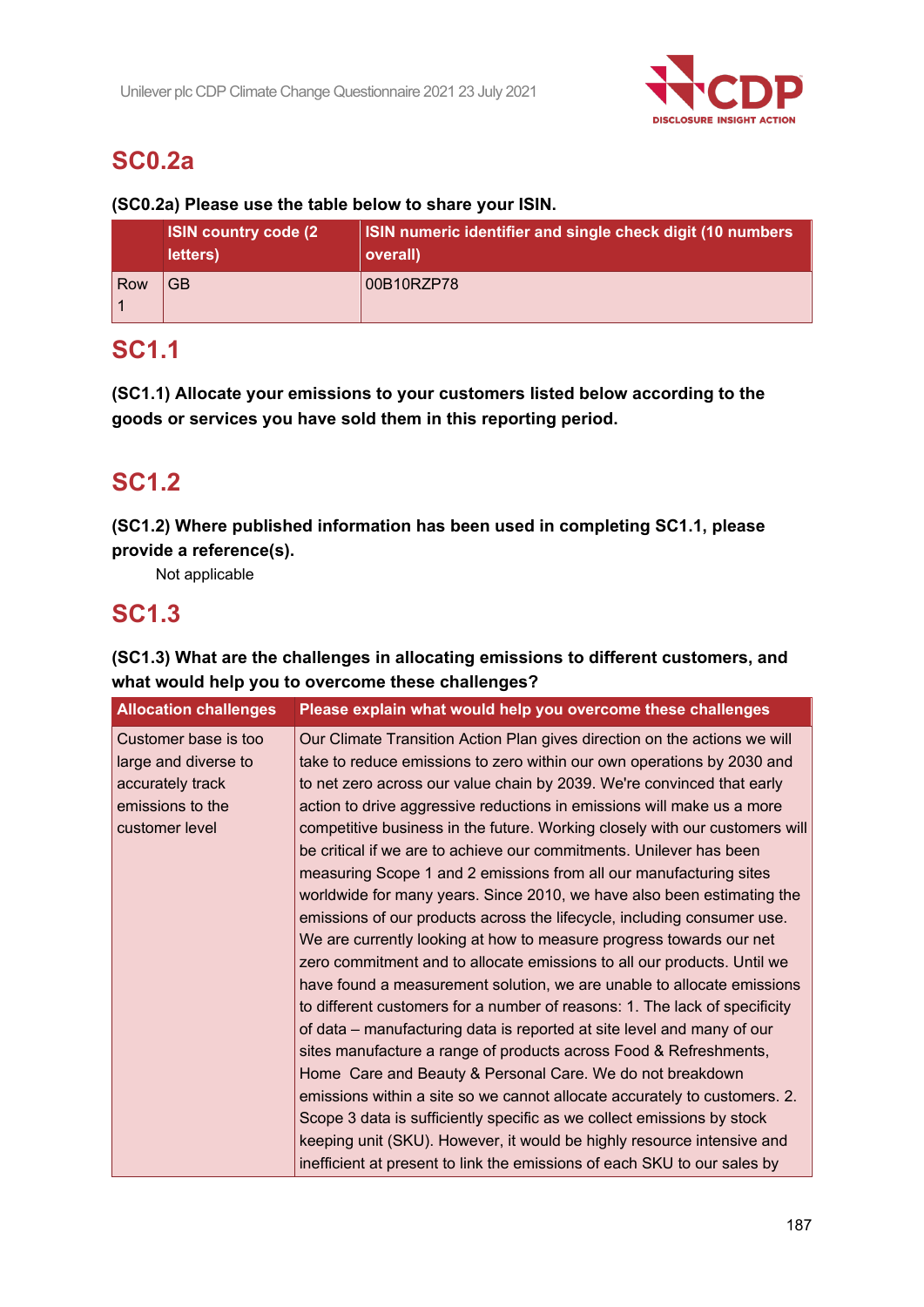## SC0.2a

**(SC0.2a) Please use the table below to share your ISIN.**

| | ISIN country code (2 letters) | ISIN numeric identifier and single check digit (10 numbers overall) |
|---|---|---|
| Row 1 | GB | 00B10RZP78 |

## SC1.1

**(SC1.1) Allocate your emissions to your customers listed below according to the goods or services you have sold them in this reporting period.**

## SC1.2

**(SC1.2) Where published information has been used in completing SC1.1, please provide a reference(s).**

Not applicable

## SC1.3

**(SC1.3) What are the challenges in allocating emissions to different customers, and what would help you to overcome these challenges?**

| Allocation challenges | Please explain what would help you overcome these challenges |
|---|---|
| Customer base is too large and diverse to accurately track emissions to the customer level | Our Climate Transition Action Plan gives direction on the actions we will take to reduce emissions to zero within our own operations by 2030 and to net zero across our value chain by 2039. We're convinced that early action to drive aggressive reductions in emissions will make us a more competitive business in the future. Working closely with our customers will be critical if we are to achieve our commitments. Unilever has been measuring Scope 1 and 2 emissions from all our manufacturing sites worldwide for many years. Since 2010, we have also been estimating the emissions of our products across the lifecycle, including consumer use. We are currently looking at how to measure progress towards our net zero commitment and to allocate emissions to all our products. Until we have found a measurement solution, we are unable to allocate emissions to different customers for a number of reasons: 1. The lack of specificity of data – manufacturing data is reported at site level and many of our sites manufacture a range of products across Food & Refreshments, Home Care and Beauty & Personal Care. We do not breakdown emissions within a site so we cannot allocate accurately to customers. 2. Scope 3 data is sufficiently specific as we collect emissions by stock keeping unit (SKU). However, it would be highly resource intensive and inefficient at present to link the emissions of each SKU to our sales by |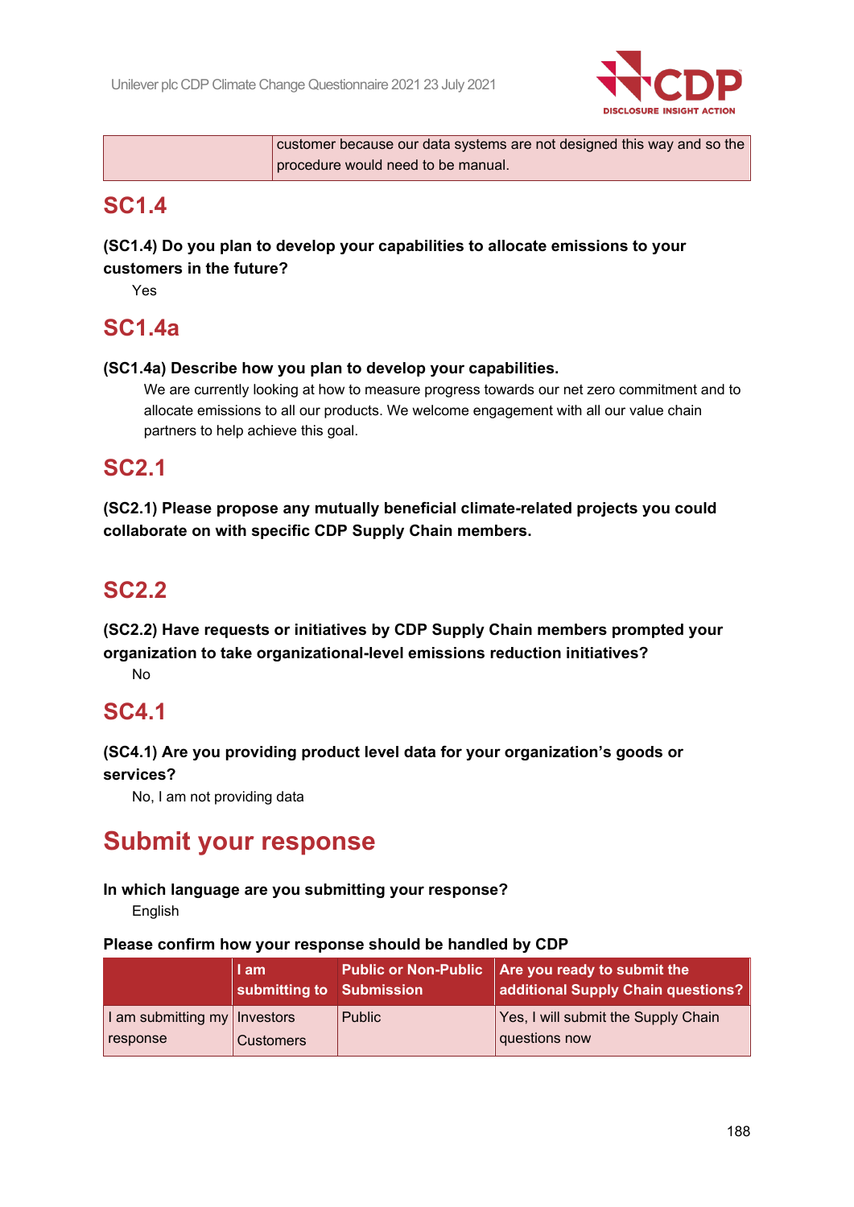| | |
|---|---|
| | customer because our data systems are not designed this way and so the procedure would need to be manual. |

## SC1.4

**(SC1.4) Do you plan to develop your capabilities to allocate emissions to your customers in the future?**

Yes

## SC1.4a

**(SC1.4a) Describe how you plan to develop your capabilities.**

We are currently looking at how to measure progress towards our net zero commitment and to allocate emissions to all our products. We welcome engagement with all our value chain partners to help achieve this goal.

## SC2.1

**(SC2.1) Please propose any mutually beneficial climate-related projects you could collaborate on with specific CDP Supply Chain members.**

## SC2.2

**(SC2.2) Have requests or initiatives by CDP Supply Chain members prompted your organization to take organizational-level emissions reduction initiatives?**

No

## SC4.1

**(SC4.1) Are you providing product level data for your organization's goods or services?**

No, I am not providing data

# Submit your response

**In which language are you submitting your response?**

English

**Please confirm how your response should be handled by CDP**

| | I am submitting to | Public or Non-Public Submission | Are you ready to submit the additional Supply Chain questions? |
|---|---|---|---|
| I am submitting my response | Investors<br>Customers | Public | Yes, I will submit the Supply Chain questions now |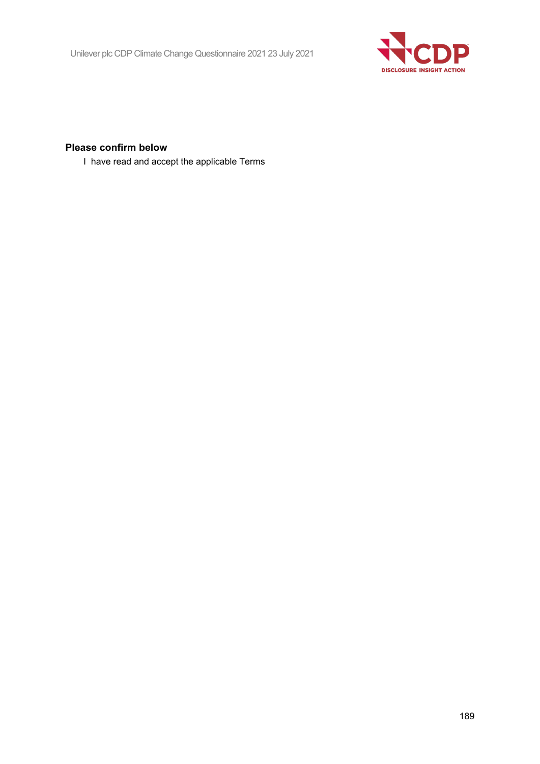**Please confirm below**

I have read and accept the applicable Terms